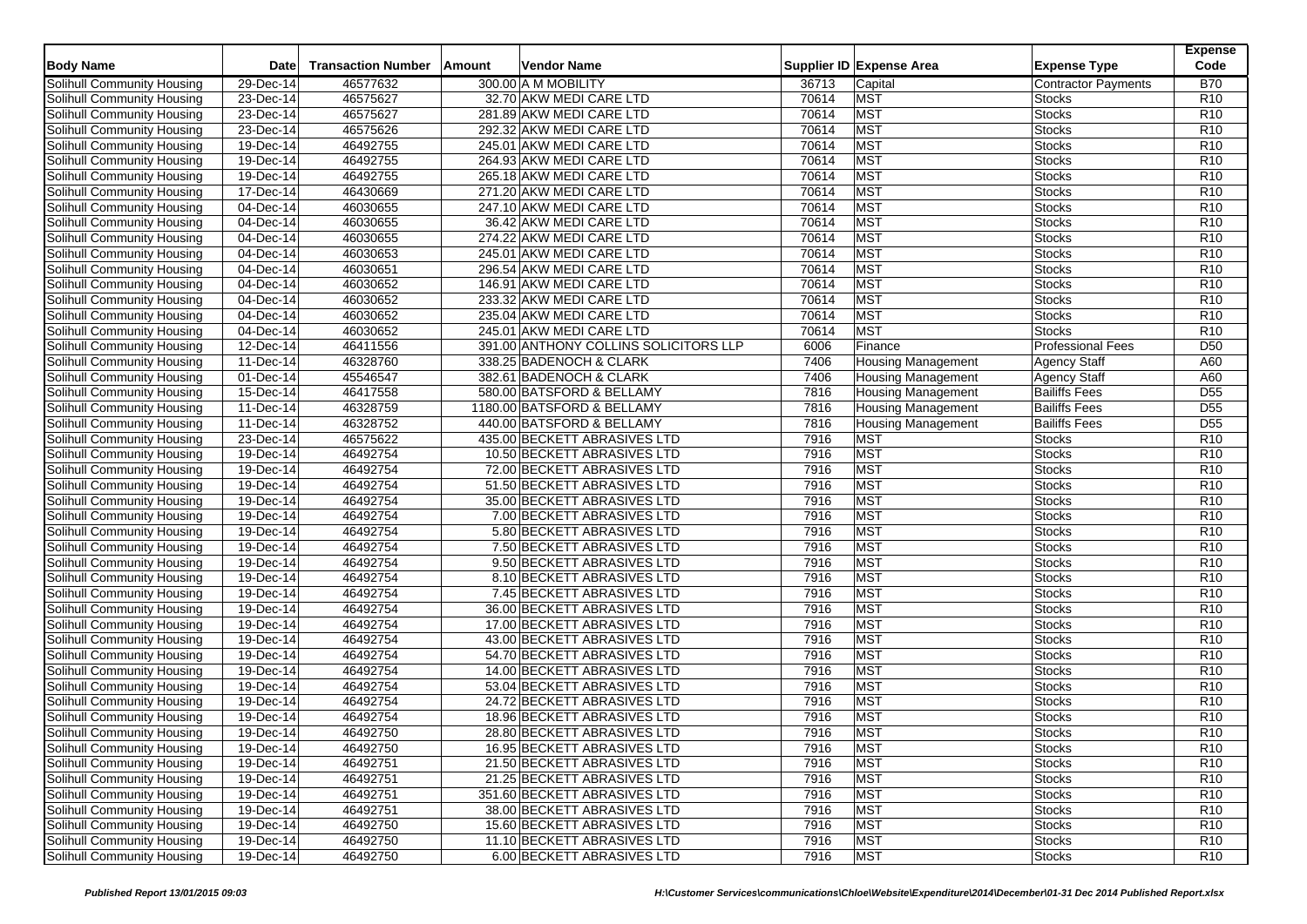| Body Name | Date | Transaction Number | Amount | Vendor Name | Supplier ID | Expense Area | Expense Type | Expense Code |
|---|---|---|---|---|---|---|---|---|
| Solihull Community Housing | 29-Dec-14 | 46577632 | 300.00 | A M MOBILITY | 36713 | Capital | Contractor Payments | B70 |
| Solihull Community Housing | 23-Dec-14 | 46575627 | 32.70 | AKW MEDI CARE LTD | 70614 | MST | Stocks | R10 |
| Solihull Community Housing | 23-Dec-14 | 46575627 | 281.89 | AKW MEDI CARE LTD | 70614 | MST | Stocks | R10 |
| Solihull Community Housing | 23-Dec-14 | 46575626 | 292.32 | AKW MEDI CARE LTD | 70614 | MST | Stocks | R10 |
| Solihull Community Housing | 19-Dec-14 | 46492755 | 245.01 | AKW MEDI CARE LTD | 70614 | MST | Stocks | R10 |
| Solihull Community Housing | 19-Dec-14 | 46492755 | 264.93 | AKW MEDI CARE LTD | 70614 | MST | Stocks | R10 |
| Solihull Community Housing | 19-Dec-14 | 46492755 | 265.18 | AKW MEDI CARE LTD | 70614 | MST | Stocks | R10 |
| Solihull Community Housing | 17-Dec-14 | 46430669 | 271.20 | AKW MEDI CARE LTD | 70614 | MST | Stocks | R10 |
| Solihull Community Housing | 04-Dec-14 | 46030655 | 247.10 | AKW MEDI CARE LTD | 70614 | MST | Stocks | R10 |
| Solihull Community Housing | 04-Dec-14 | 46030655 | 36.42 | AKW MEDI CARE LTD | 70614 | MST | Stocks | R10 |
| Solihull Community Housing | 04-Dec-14 | 46030655 | 274.22 | AKW MEDI CARE LTD | 70614 | MST | Stocks | R10 |
| Solihull Community Housing | 04-Dec-14 | 46030653 | 245.01 | AKW MEDI CARE LTD | 70614 | MST | Stocks | R10 |
| Solihull Community Housing | 04-Dec-14 | 46030651 | 296.54 | AKW MEDI CARE LTD | 70614 | MST | Stocks | R10 |
| Solihull Community Housing | 04-Dec-14 | 46030652 | 146.91 | AKW MEDI CARE LTD | 70614 | MST | Stocks | R10 |
| Solihull Community Housing | 04-Dec-14 | 46030652 | 233.32 | AKW MEDI CARE LTD | 70614 | MST | Stocks | R10 |
| Solihull Community Housing | 04-Dec-14 | 46030652 | 235.04 | AKW MEDI CARE LTD | 70614 | MST | Stocks | R10 |
| Solihull Community Housing | 04-Dec-14 | 46030652 | 245.01 | AKW MEDI CARE LTD | 70614 | MST | Stocks | R10 |
| Solihull Community Housing | 12-Dec-14 | 46411556 | 391.00 | ANTHONY COLLINS SOLICITORS LLP | 6006 | Finance | Professional Fees | D50 |
| Solihull Community Housing | 11-Dec-14 | 46328760 | 338.25 | BADENOCH & CLARK | 7406 | Housing Management | Agency Staff | A60 |
| Solihull Community Housing | 01-Dec-14 | 45546547 | 382.61 | BADENOCH & CLARK | 7406 | Housing Management | Agency Staff | A60 |
| Solihull Community Housing | 15-Dec-14 | 46417558 | 580.00 | BATSFORD & BELLAMY | 7816 | Housing Management | Bailiffs Fees | D55 |
| Solihull Community Housing | 11-Dec-14 | 46328759 | 1180.00 | BATSFORD & BELLAMY | 7816 | Housing Management | Bailiffs Fees | D55 |
| Solihull Community Housing | 11-Dec-14 | 46328752 | 440.00 | BATSFORD & BELLAMY | 7816 | Housing Management | Bailiffs Fees | D55 |
| Solihull Community Housing | 23-Dec-14 | 46575622 | 435.00 | BECKETT ABRASIVES LTD | 7916 | MST | Stocks | R10 |
| Solihull Community Housing | 19-Dec-14 | 46492754 | 10.50 | BECKETT ABRASIVES LTD | 7916 | MST | Stocks | R10 |
| Solihull Community Housing | 19-Dec-14 | 46492754 | 72.00 | BECKETT ABRASIVES LTD | 7916 | MST | Stocks | R10 |
| Solihull Community Housing | 19-Dec-14 | 46492754 | 51.50 | BECKETT ABRASIVES LTD | 7916 | MST | Stocks | R10 |
| Solihull Community Housing | 19-Dec-14 | 46492754 | 35.00 | BECKETT ABRASIVES LTD | 7916 | MST | Stocks | R10 |
| Solihull Community Housing | 19-Dec-14 | 46492754 | 7.00 | BECKETT ABRASIVES LTD | 7916 | MST | Stocks | R10 |
| Solihull Community Housing | 19-Dec-14 | 46492754 | 5.80 | BECKETT ABRASIVES LTD | 7916 | MST | Stocks | R10 |
| Solihull Community Housing | 19-Dec-14 | 46492754 | 7.50 | BECKETT ABRASIVES LTD | 7916 | MST | Stocks | R10 |
| Solihull Community Housing | 19-Dec-14 | 46492754 | 9.50 | BECKETT ABRASIVES LTD | 7916 | MST | Stocks | R10 |
| Solihull Community Housing | 19-Dec-14 | 46492754 | 8.10 | BECKETT ABRASIVES LTD | 7916 | MST | Stocks | R10 |
| Solihull Community Housing | 19-Dec-14 | 46492754 | 7.45 | BECKETT ABRASIVES LTD | 7916 | MST | Stocks | R10 |
| Solihull Community Housing | 19-Dec-14 | 46492754 | 36.00 | BECKETT ABRASIVES LTD | 7916 | MST | Stocks | R10 |
| Solihull Community Housing | 19-Dec-14 | 46492754 | 17.00 | BECKETT ABRASIVES LTD | 7916 | MST | Stocks | R10 |
| Solihull Community Housing | 19-Dec-14 | 46492754 | 43.00 | BECKETT ABRASIVES LTD | 7916 | MST | Stocks | R10 |
| Solihull Community Housing | 19-Dec-14 | 46492754 | 54.70 | BECKETT ABRASIVES LTD | 7916 | MST | Stocks | R10 |
| Solihull Community Housing | 19-Dec-14 | 46492754 | 14.00 | BECKETT ABRASIVES LTD | 7916 | MST | Stocks | R10 |
| Solihull Community Housing | 19-Dec-14 | 46492754 | 53.04 | BECKETT ABRASIVES LTD | 7916 | MST | Stocks | R10 |
| Solihull Community Housing | 19-Dec-14 | 46492754 | 24.72 | BECKETT ABRASIVES LTD | 7916 | MST | Stocks | R10 |
| Solihull Community Housing | 19-Dec-14 | 46492754 | 18.96 | BECKETT ABRASIVES LTD | 7916 | MST | Stocks | R10 |
| Solihull Community Housing | 19-Dec-14 | 46492750 | 28.80 | BECKETT ABRASIVES LTD | 7916 | MST | Stocks | R10 |
| Solihull Community Housing | 19-Dec-14 | 46492750 | 16.95 | BECKETT ABRASIVES LTD | 7916 | MST | Stocks | R10 |
| Solihull Community Housing | 19-Dec-14 | 46492751 | 21.50 | BECKETT ABRASIVES LTD | 7916 | MST | Stocks | R10 |
| Solihull Community Housing | 19-Dec-14 | 46492751 | 21.25 | BECKETT ABRASIVES LTD | 7916 | MST | Stocks | R10 |
| Solihull Community Housing | 19-Dec-14 | 46492751 | 351.60 | BECKETT ABRASIVES LTD | 7916 | MST | Stocks | R10 |
| Solihull Community Housing | 19-Dec-14 | 46492751 | 38.00 | BECKETT ABRASIVES LTD | 7916 | MST | Stocks | R10 |
| Solihull Community Housing | 19-Dec-14 | 46492750 | 15.60 | BECKETT ABRASIVES LTD | 7916 | MST | Stocks | R10 |
| Solihull Community Housing | 19-Dec-14 | 46492750 | 11.10 | BECKETT ABRASIVES LTD | 7916 | MST | Stocks | R10 |
| Solihull Community Housing | 19-Dec-14 | 46492750 | 6.00 | BECKETT ABRASIVES LTD | 7916 | MST | Stocks | R10 |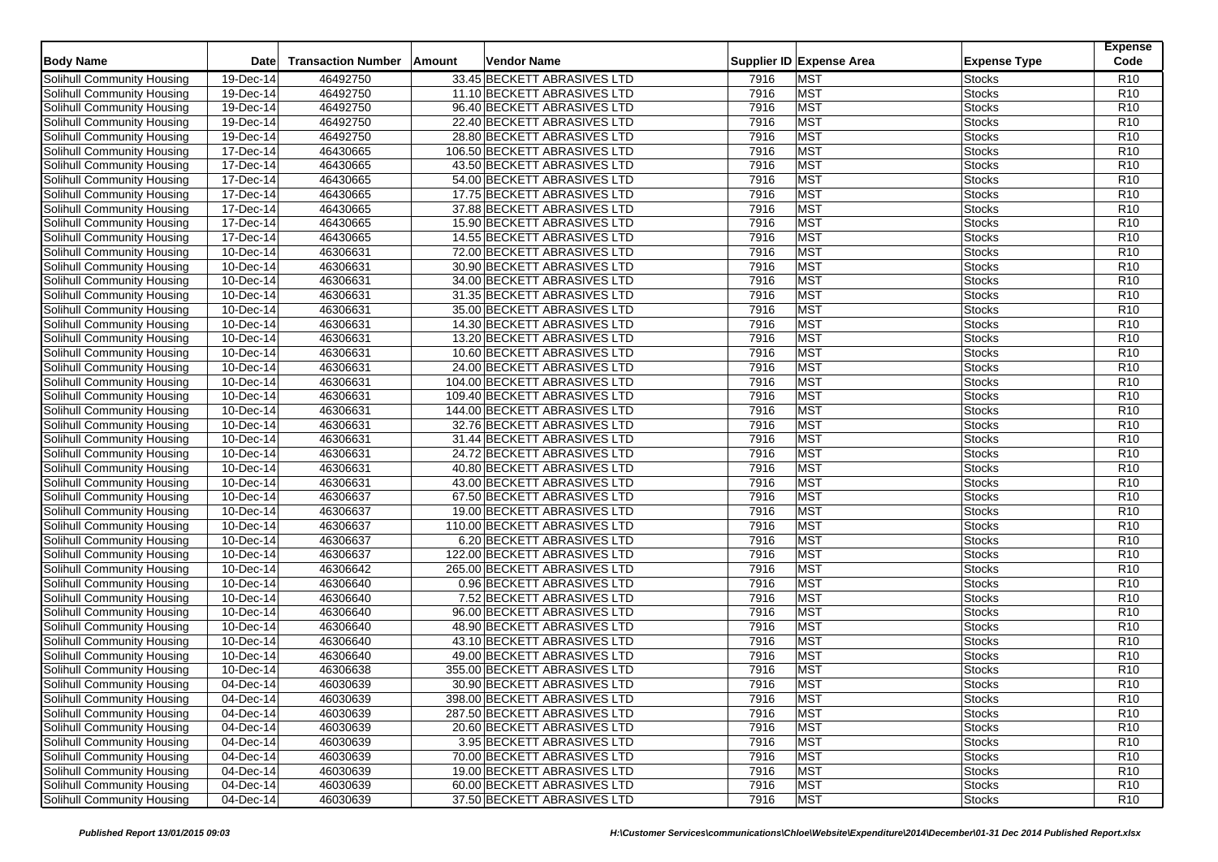| Body Name | Date | Transaction Number | Amount | Vendor Name | Supplier ID | Expense Area | Expense Type | Expense Code |
|---|---|---|---|---|---|---|---|---|
| Solihull Community Housing | 19-Dec-14 | 46492750 | 33.45 | BECKETT ABRASIVES LTD | 7916 | MST | Stocks | R10 |
| Solihull Community Housing | 19-Dec-14 | 46492750 | 11.10 | BECKETT ABRASIVES LTD | 7916 | MST | Stocks | R10 |
| Solihull Community Housing | 19-Dec-14 | 46492750 | 96.40 | BECKETT ABRASIVES LTD | 7916 | MST | Stocks | R10 |
| Solihull Community Housing | 19-Dec-14 | 46492750 | 22.40 | BECKETT ABRASIVES LTD | 7916 | MST | Stocks | R10 |
| Solihull Community Housing | 19-Dec-14 | 46492750 | 28.80 | BECKETT ABRASIVES LTD | 7916 | MST | Stocks | R10 |
| Solihull Community Housing | 17-Dec-14 | 46430665 | 106.50 | BECKETT ABRASIVES LTD | 7916 | MST | Stocks | R10 |
| Solihull Community Housing | 17-Dec-14 | 46430665 | 43.50 | BECKETT ABRASIVES LTD | 7916 | MST | Stocks | R10 |
| Solihull Community Housing | 17-Dec-14 | 46430665 | 54.00 | BECKETT ABRASIVES LTD | 7916 | MST | Stocks | R10 |
| Solihull Community Housing | 17-Dec-14 | 46430665 | 17.75 | BECKETT ABRASIVES LTD | 7916 | MST | Stocks | R10 |
| Solihull Community Housing | 17-Dec-14 | 46430665 | 37.88 | BECKETT ABRASIVES LTD | 7916 | MST | Stocks | R10 |
| Solihull Community Housing | 17-Dec-14 | 46430665 | 15.90 | BECKETT ABRASIVES LTD | 7916 | MST | Stocks | R10 |
| Solihull Community Housing | 17-Dec-14 | 46430665 | 14.55 | BECKETT ABRASIVES LTD | 7916 | MST | Stocks | R10 |
| Solihull Community Housing | 10-Dec-14 | 46306631 | 72.00 | BECKETT ABRASIVES LTD | 7916 | MST | Stocks | R10 |
| Solihull Community Housing | 10-Dec-14 | 46306631 | 30.90 | BECKETT ABRASIVES LTD | 7916 | MST | Stocks | R10 |
| Solihull Community Housing | 10-Dec-14 | 46306631 | 34.00 | BECKETT ABRASIVES LTD | 7916 | MST | Stocks | R10 |
| Solihull Community Housing | 10-Dec-14 | 46306631 | 31.35 | BECKETT ABRASIVES LTD | 7916 | MST | Stocks | R10 |
| Solihull Community Housing | 10-Dec-14 | 46306631 | 35.00 | BECKETT ABRASIVES LTD | 7916 | MST | Stocks | R10 |
| Solihull Community Housing | 10-Dec-14 | 46306631 | 14.30 | BECKETT ABRASIVES LTD | 7916 | MST | Stocks | R10 |
| Solihull Community Housing | 10-Dec-14 | 46306631 | 13.20 | BECKETT ABRASIVES LTD | 7916 | MST | Stocks | R10 |
| Solihull Community Housing | 10-Dec-14 | 46306631 | 10.60 | BECKETT ABRASIVES LTD | 7916 | MST | Stocks | R10 |
| Solihull Community Housing | 10-Dec-14 | 46306631 | 24.00 | BECKETT ABRASIVES LTD | 7916 | MST | Stocks | R10 |
| Solihull Community Housing | 10-Dec-14 | 46306631 | 104.00 | BECKETT ABRASIVES LTD | 7916 | MST | Stocks | R10 |
| Solihull Community Housing | 10-Dec-14 | 46306631 | 109.40 | BECKETT ABRASIVES LTD | 7916 | MST | Stocks | R10 |
| Solihull Community Housing | 10-Dec-14 | 46306631 | 144.00 | BECKETT ABRASIVES LTD | 7916 | MST | Stocks | R10 |
| Solihull Community Housing | 10-Dec-14 | 46306631 | 32.76 | BECKETT ABRASIVES LTD | 7916 | MST | Stocks | R10 |
| Solihull Community Housing | 10-Dec-14 | 46306631 | 31.44 | BECKETT ABRASIVES LTD | 7916 | MST | Stocks | R10 |
| Solihull Community Housing | 10-Dec-14 | 46306631 | 24.72 | BECKETT ABRASIVES LTD | 7916 | MST | Stocks | R10 |
| Solihull Community Housing | 10-Dec-14 | 46306631 | 40.80 | BECKETT ABRASIVES LTD | 7916 | MST | Stocks | R10 |
| Solihull Community Housing | 10-Dec-14 | 46306631 | 43.00 | BECKETT ABRASIVES LTD | 7916 | MST | Stocks | R10 |
| Solihull Community Housing | 10-Dec-14 | 46306637 | 67.50 | BECKETT ABRASIVES LTD | 7916 | MST | Stocks | R10 |
| Solihull Community Housing | 10-Dec-14 | 46306637 | 19.00 | BECKETT ABRASIVES LTD | 7916 | MST | Stocks | R10 |
| Solihull Community Housing | 10-Dec-14 | 46306637 | 110.00 | BECKETT ABRASIVES LTD | 7916 | MST | Stocks | R10 |
| Solihull Community Housing | 10-Dec-14 | 46306637 | 6.20 | BECKETT ABRASIVES LTD | 7916 | MST | Stocks | R10 |
| Solihull Community Housing | 10-Dec-14 | 46306637 | 122.00 | BECKETT ABRASIVES LTD | 7916 | MST | Stocks | R10 |
| Solihull Community Housing | 10-Dec-14 | 46306642 | 265.00 | BECKETT ABRASIVES LTD | 7916 | MST | Stocks | R10 |
| Solihull Community Housing | 10-Dec-14 | 46306640 | 0.96 | BECKETT ABRASIVES LTD | 7916 | MST | Stocks | R10 |
| Solihull Community Housing | 10-Dec-14 | 46306640 | 7.52 | BECKETT ABRASIVES LTD | 7916 | MST | Stocks | R10 |
| Solihull Community Housing | 10-Dec-14 | 46306640 | 96.00 | BECKETT ABRASIVES LTD | 7916 | MST | Stocks | R10 |
| Solihull Community Housing | 10-Dec-14 | 46306640 | 48.90 | BECKETT ABRASIVES LTD | 7916 | MST | Stocks | R10 |
| Solihull Community Housing | 10-Dec-14 | 46306640 | 43.10 | BECKETT ABRASIVES LTD | 7916 | MST | Stocks | R10 |
| Solihull Community Housing | 10-Dec-14 | 46306640 | 49.00 | BECKETT ABRASIVES LTD | 7916 | MST | Stocks | R10 |
| Solihull Community Housing | 10-Dec-14 | 46306638 | 355.00 | BECKETT ABRASIVES LTD | 7916 | MST | Stocks | R10 |
| Solihull Community Housing | 04-Dec-14 | 46030639 | 30.90 | BECKETT ABRASIVES LTD | 7916 | MST | Stocks | R10 |
| Solihull Community Housing | 04-Dec-14 | 46030639 | 398.00 | BECKETT ABRASIVES LTD | 7916 | MST | Stocks | R10 |
| Solihull Community Housing | 04-Dec-14 | 46030639 | 287.50 | BECKETT ABRASIVES LTD | 7916 | MST | Stocks | R10 |
| Solihull Community Housing | 04-Dec-14 | 46030639 | 20.60 | BECKETT ABRASIVES LTD | 7916 | MST | Stocks | R10 |
| Solihull Community Housing | 04-Dec-14 | 46030639 | 3.95 | BECKETT ABRASIVES LTD | 7916 | MST | Stocks | R10 |
| Solihull Community Housing | 04-Dec-14 | 46030639 | 70.00 | BECKETT ABRASIVES LTD | 7916 | MST | Stocks | R10 |
| Solihull Community Housing | 04-Dec-14 | 46030639 | 19.00 | BECKETT ABRASIVES LTD | 7916 | MST | Stocks | R10 |
| Solihull Community Housing | 04-Dec-14 | 46030639 | 60.00 | BECKETT ABRASIVES LTD | 7916 | MST | Stocks | R10 |
| Solihull Community Housing | 04-Dec-14 | 46030639 | 37.50 | BECKETT ABRASIVES LTD | 7916 | MST | Stocks | R10 |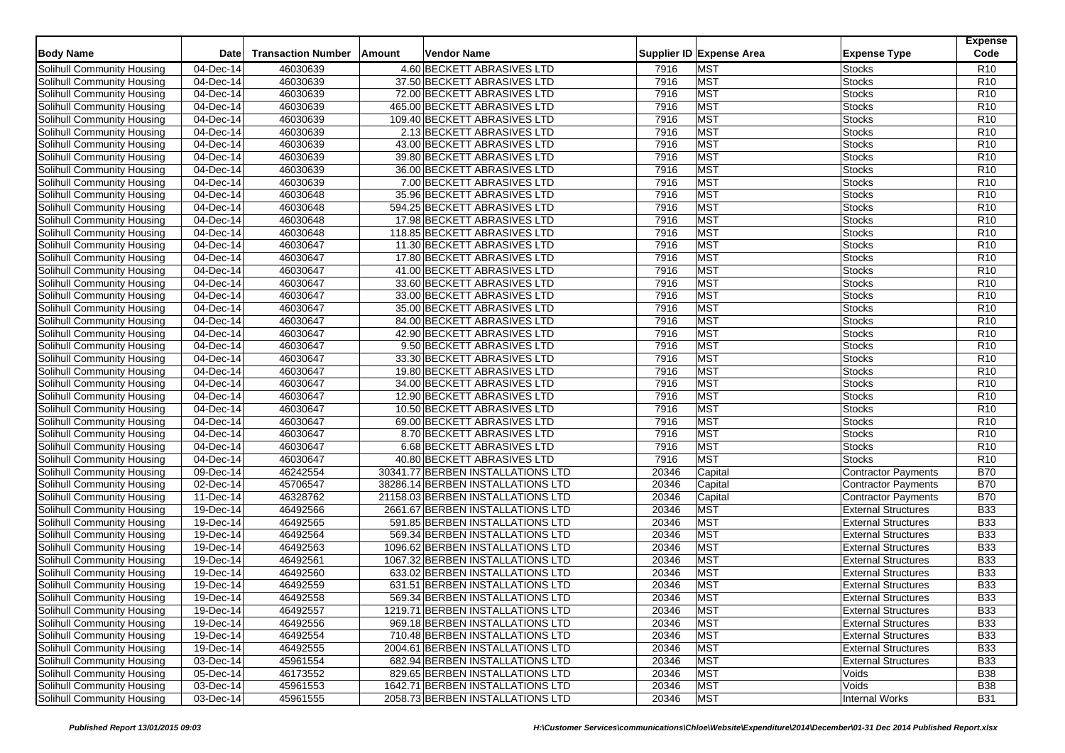| Body Name | Date | Transaction Number | Amount | Vendor Name | Supplier ID | Expense Area | Expense Type | Expense Code |
|---|---|---|---|---|---|---|---|---|
| Solihull Community Housing | 04-Dec-14 | 46030639 | 4.60 | BECKETT ABRASIVES LTD | 7916 | MST | Stocks | R10 |
| Solihull Community Housing | 04-Dec-14 | 46030639 | 37.50 | BECKETT ABRASIVES LTD | 7916 | MST | Stocks | R10 |
| Solihull Community Housing | 04-Dec-14 | 46030639 | 72.00 | BECKETT ABRASIVES LTD | 7916 | MST | Stocks | R10 |
| Solihull Community Housing | 04-Dec-14 | 46030639 | 465.00 | BECKETT ABRASIVES LTD | 7916 | MST | Stocks | R10 |
| Solihull Community Housing | 04-Dec-14 | 46030639 | 109.40 | BECKETT ABRASIVES LTD | 7916 | MST | Stocks | R10 |
| Solihull Community Housing | 04-Dec-14 | 46030639 | 2.13 | BECKETT ABRASIVES LTD | 7916 | MST | Stocks | R10 |
| Solihull Community Housing | 04-Dec-14 | 46030639 | 43.00 | BECKETT ABRASIVES LTD | 7916 | MST | Stocks | R10 |
| Solihull Community Housing | 04-Dec-14 | 46030639 | 39.80 | BECKETT ABRASIVES LTD | 7916 | MST | Stocks | R10 |
| Solihull Community Housing | 04-Dec-14 | 46030639 | 36.00 | BECKETT ABRASIVES LTD | 7916 | MST | Stocks | R10 |
| Solihull Community Housing | 04-Dec-14 | 46030639 | 7.00 | BECKETT ABRASIVES LTD | 7916 | MST | Stocks | R10 |
| Solihull Community Housing | 04-Dec-14 | 46030648 | 35.96 | BECKETT ABRASIVES LTD | 7916 | MST | Stocks | R10 |
| Solihull Community Housing | 04-Dec-14 | 46030648 | 594.25 | BECKETT ABRASIVES LTD | 7916 | MST | Stocks | R10 |
| Solihull Community Housing | 04-Dec-14 | 46030648 | 17.98 | BECKETT ABRASIVES LTD | 7916 | MST | Stocks | R10 |
| Solihull Community Housing | 04-Dec-14 | 46030648 | 118.85 | BECKETT ABRASIVES LTD | 7916 | MST | Stocks | R10 |
| Solihull Community Housing | 04-Dec-14 | 46030647 | 11.30 | BECKETT ABRASIVES LTD | 7916 | MST | Stocks | R10 |
| Solihull Community Housing | 04-Dec-14 | 46030647 | 17.80 | BECKETT ABRASIVES LTD | 7916 | MST | Stocks | R10 |
| Solihull Community Housing | 04-Dec-14 | 46030647 | 41.00 | BECKETT ABRASIVES LTD | 7916 | MST | Stocks | R10 |
| Solihull Community Housing | 04-Dec-14 | 46030647 | 33.60 | BECKETT ABRASIVES LTD | 7916 | MST | Stocks | R10 |
| Solihull Community Housing | 04-Dec-14 | 46030647 | 33.00 | BECKETT ABRASIVES LTD | 7916 | MST | Stocks | R10 |
| Solihull Community Housing | 04-Dec-14 | 46030647 | 35.00 | BECKETT ABRASIVES LTD | 7916 | MST | Stocks | R10 |
| Solihull Community Housing | 04-Dec-14 | 46030647 | 84.00 | BECKETT ABRASIVES LTD | 7916 | MST | Stocks | R10 |
| Solihull Community Housing | 04-Dec-14 | 46030647 | 42.90 | BECKETT ABRASIVES LTD | 7916 | MST | Stocks | R10 |
| Solihull Community Housing | 04-Dec-14 | 46030647 | 9.50 | BECKETT ABRASIVES LTD | 7916 | MST | Stocks | R10 |
| Solihull Community Housing | 04-Dec-14 | 46030647 | 33.30 | BECKETT ABRASIVES LTD | 7916 | MST | Stocks | R10 |
| Solihull Community Housing | 04-Dec-14 | 46030647 | 19.80 | BECKETT ABRASIVES LTD | 7916 | MST | Stocks | R10 |
| Solihull Community Housing | 04-Dec-14 | 46030647 | 34.00 | BECKETT ABRASIVES LTD | 7916 | MST | Stocks | R10 |
| Solihull Community Housing | 04-Dec-14 | 46030647 | 12.90 | BECKETT ABRASIVES LTD | 7916 | MST | Stocks | R10 |
| Solihull Community Housing | 04-Dec-14 | 46030647 | 10.50 | BECKETT ABRASIVES LTD | 7916 | MST | Stocks | R10 |
| Solihull Community Housing | 04-Dec-14 | 46030647 | 69.00 | BECKETT ABRASIVES LTD | 7916 | MST | Stocks | R10 |
| Solihull Community Housing | 04-Dec-14 | 46030647 | 8.70 | BECKETT ABRASIVES LTD | 7916 | MST | Stocks | R10 |
| Solihull Community Housing | 04-Dec-14 | 46030647 | 6.68 | BECKETT ABRASIVES LTD | 7916 | MST | Stocks | R10 |
| Solihull Community Housing | 04-Dec-14 | 46030647 | 40.80 | BECKETT ABRASIVES LTD | 7916 | MST | Stocks | R10 |
| Solihull Community Housing | 09-Dec-14 | 46242554 | 30341.77 | BERBEN INSTALLATIONS LTD | 20346 | Capital | Contractor Payments | B70 |
| Solihull Community Housing | 02-Dec-14 | 45706547 | 38286.14 | BERBEN INSTALLATIONS LTD | 20346 | Capital | Contractor Payments | B70 |
| Solihull Community Housing | 11-Dec-14 | 46328762 | 21158.03 | BERBEN INSTALLATIONS LTD | 20346 | Capital | Contractor Payments | B70 |
| Solihull Community Housing | 19-Dec-14 | 46492566 | 2661.67 | BERBEN INSTALLATIONS LTD | 20346 | MST | External Structures | B33 |
| Solihull Community Housing | 19-Dec-14 | 46492565 | 591.85 | BERBEN INSTALLATIONS LTD | 20346 | MST | External Structures | B33 |
| Solihull Community Housing | 19-Dec-14 | 46492564 | 569.34 | BERBEN INSTALLATIONS LTD | 20346 | MST | External Structures | B33 |
| Solihull Community Housing | 19-Dec-14 | 46492563 | 1096.62 | BERBEN INSTALLATIONS LTD | 20346 | MST | External Structures | B33 |
| Solihull Community Housing | 19-Dec-14 | 46492561 | 1067.32 | BERBEN INSTALLATIONS LTD | 20346 | MST | External Structures | B33 |
| Solihull Community Housing | 19-Dec-14 | 46492560 | 633.02 | BERBEN INSTALLATIONS LTD | 20346 | MST | External Structures | B33 |
| Solihull Community Housing | 19-Dec-14 | 46492559 | 631.51 | BERBEN INSTALLATIONS LTD | 20346 | MST | External Structures | B33 |
| Solihull Community Housing | 19-Dec-14 | 46492558 | 569.34 | BERBEN INSTALLATIONS LTD | 20346 | MST | External Structures | B33 |
| Solihull Community Housing | 19-Dec-14 | 46492557 | 1219.71 | BERBEN INSTALLATIONS LTD | 20346 | MST | External Structures | B33 |
| Solihull Community Housing | 19-Dec-14 | 46492556 | 969.18 | BERBEN INSTALLATIONS LTD | 20346 | MST | External Structures | B33 |
| Solihull Community Housing | 19-Dec-14 | 46492554 | 710.48 | BERBEN INSTALLATIONS LTD | 20346 | MST | External Structures | B33 |
| Solihull Community Housing | 19-Dec-14 | 46492555 | 2004.61 | BERBEN INSTALLATIONS LTD | 20346 | MST | External Structures | B33 |
| Solihull Community Housing | 03-Dec-14 | 45961554 | 682.94 | BERBEN INSTALLATIONS LTD | 20346 | MST | External Structures | B33 |
| Solihull Community Housing | 05-Dec-14 | 46173552 | 829.65 | BERBEN INSTALLATIONS LTD | 20346 | MST | Voids | B38 |
| Solihull Community Housing | 03-Dec-14 | 45961553 | 1642.71 | BERBEN INSTALLATIONS LTD | 20346 | MST | Voids | B38 |
| Solihull Community Housing | 03-Dec-14 | 45961555 | 2058.73 | BERBEN INSTALLATIONS LTD | 20346 | MST | Internal Works | B31 |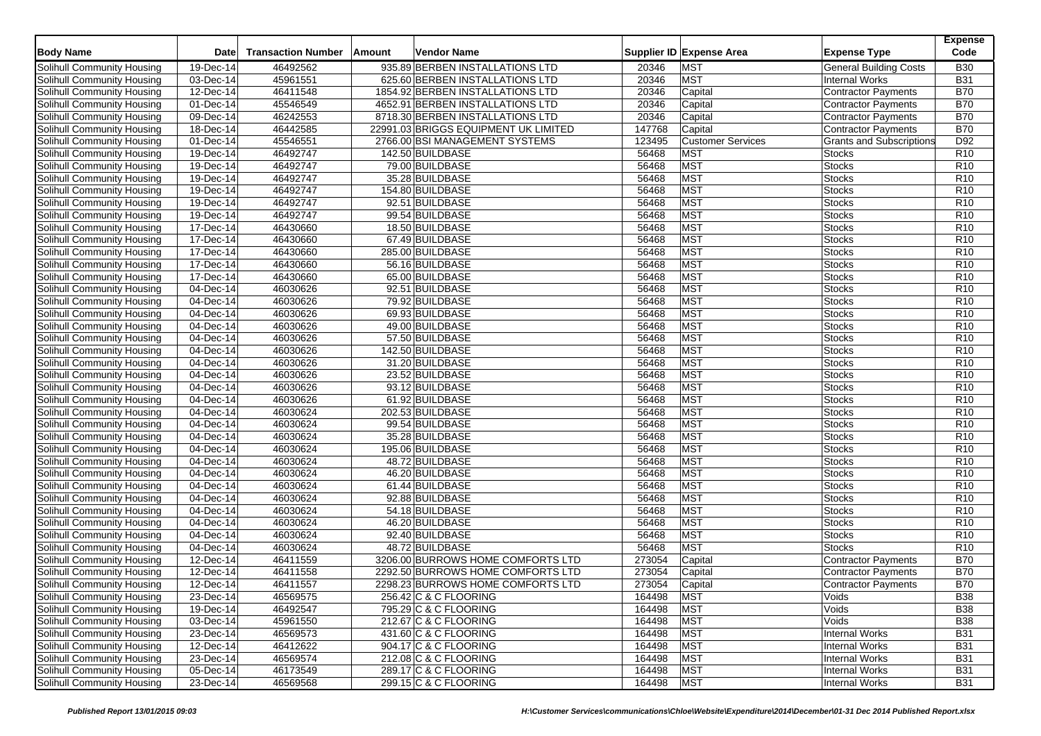| Body Name | Date | Transaction Number | Amount | Vendor Name | Supplier ID | Expense Area | Expense Type | Expense Code |
|---|---|---|---|---|---|---|---|---|
| Solihull Community Housing | 19-Dec-14 | 46492562 | 935.89 | BERBEN INSTALLATIONS LTD | 20346 | MST | General Building Costs | B30 |
| Solihull Community Housing | 03-Dec-14 | 45961551 | 625.60 | BERBEN INSTALLATIONS LTD | 20346 | MST | Internal Works | B31 |
| Solihull Community Housing | 12-Dec-14 | 46411548 | 1854.92 | BERBEN INSTALLATIONS LTD | 20346 | Capital | Contractor Payments | B70 |
| Solihull Community Housing | 01-Dec-14 | 45546549 | 4652.91 | BERBEN INSTALLATIONS LTD | 20346 | Capital | Contractor Payments | B70 |
| Solihull Community Housing | 09-Dec-14 | 46242553 | 8718.30 | BERBEN INSTALLATIONS LTD | 20346 | Capital | Contractor Payments | B70 |
| Solihull Community Housing | 18-Dec-14 | 46442585 | 22991.03 | BRIGGS EQUIPMENT UK LIMITED | 147768 | Capital | Contractor Payments | B70 |
| Solihull Community Housing | 01-Dec-14 | 45546551 | 2766.00 | BSI MANAGEMENT SYSTEMS | 123495 | Customer Services | Grants and Subscriptions | D92 |
| Solihull Community Housing | 19-Dec-14 | 46492747 | 142.50 | BUILDBASE | 56468 | MST | Stocks | R10 |
| Solihull Community Housing | 19-Dec-14 | 46492747 | 79.00 | BUILDBASE | 56468 | MST | Stocks | R10 |
| Solihull Community Housing | 19-Dec-14 | 46492747 | 35.28 | BUILDBASE | 56468 | MST | Stocks | R10 |
| Solihull Community Housing | 19-Dec-14 | 46492747 | 154.80 | BUILDBASE | 56468 | MST | Stocks | R10 |
| Solihull Community Housing | 19-Dec-14 | 46492747 | 92.51 | BUILDBASE | 56468 | MST | Stocks | R10 |
| Solihull Community Housing | 19-Dec-14 | 46492747 | 99.54 | BUILDBASE | 56468 | MST | Stocks | R10 |
| Solihull Community Housing | 17-Dec-14 | 46430660 | 18.50 | BUILDBASE | 56468 | MST | Stocks | R10 |
| Solihull Community Housing | 17-Dec-14 | 46430660 | 67.49 | BUILDBASE | 56468 | MST | Stocks | R10 |
| Solihull Community Housing | 17-Dec-14 | 46430660 | 285.00 | BUILDBASE | 56468 | MST | Stocks | R10 |
| Solihull Community Housing | 17-Dec-14 | 46430660 | 56.16 | BUILDBASE | 56468 | MST | Stocks | R10 |
| Solihull Community Housing | 17-Dec-14 | 46430660 | 65.00 | BUILDBASE | 56468 | MST | Stocks | R10 |
| Solihull Community Housing | 04-Dec-14 | 46030626 | 92.51 | BUILDBASE | 56468 | MST | Stocks | R10 |
| Solihull Community Housing | 04-Dec-14 | 46030626 | 79.92 | BUILDBASE | 56468 | MST | Stocks | R10 |
| Solihull Community Housing | 04-Dec-14 | 46030626 | 69.93 | BUILDBASE | 56468 | MST | Stocks | R10 |
| Solihull Community Housing | 04-Dec-14 | 46030626 | 49.00 | BUILDBASE | 56468 | MST | Stocks | R10 |
| Solihull Community Housing | 04-Dec-14 | 46030626 | 57.50 | BUILDBASE | 56468 | MST | Stocks | R10 |
| Solihull Community Housing | 04-Dec-14 | 46030626 | 142.50 | BUILDBASE | 56468 | MST | Stocks | R10 |
| Solihull Community Housing | 04-Dec-14 | 46030626 | 31.20 | BUILDBASE | 56468 | MST | Stocks | R10 |
| Solihull Community Housing | 04-Dec-14 | 46030626 | 23.52 | BUILDBASE | 56468 | MST | Stocks | R10 |
| Solihull Community Housing | 04-Dec-14 | 46030626 | 93.12 | BUILDBASE | 56468 | MST | Stocks | R10 |
| Solihull Community Housing | 04-Dec-14 | 46030626 | 61.92 | BUILDBASE | 56468 | MST | Stocks | R10 |
| Solihull Community Housing | 04-Dec-14 | 46030624 | 202.53 | BUILDBASE | 56468 | MST | Stocks | R10 |
| Solihull Community Housing | 04-Dec-14 | 46030624 | 99.54 | BUILDBASE | 56468 | MST | Stocks | R10 |
| Solihull Community Housing | 04-Dec-14 | 46030624 | 35.28 | BUILDBASE | 56468 | MST | Stocks | R10 |
| Solihull Community Housing | 04-Dec-14 | 46030624 | 195.06 | BUILDBASE | 56468 | MST | Stocks | R10 |
| Solihull Community Housing | 04-Dec-14 | 46030624 | 48.72 | BUILDBASE | 56468 | MST | Stocks | R10 |
| Solihull Community Housing | 04-Dec-14 | 46030624 | 46.20 | BUILDBASE | 56468 | MST | Stocks | R10 |
| Solihull Community Housing | 04-Dec-14 | 46030624 | 61.44 | BUILDBASE | 56468 | MST | Stocks | R10 |
| Solihull Community Housing | 04-Dec-14 | 46030624 | 92.88 | BUILDBASE | 56468 | MST | Stocks | R10 |
| Solihull Community Housing | 04-Dec-14 | 46030624 | 54.18 | BUILDBASE | 56468 | MST | Stocks | R10 |
| Solihull Community Housing | 04-Dec-14 | 46030624 | 46.20 | BUILDBASE | 56468 | MST | Stocks | R10 |
| Solihull Community Housing | 04-Dec-14 | 46030624 | 92.40 | BUILDBASE | 56468 | MST | Stocks | R10 |
| Solihull Community Housing | 04-Dec-14 | 46030624 | 48.72 | BUILDBASE | 56468 | MST | Stocks | R10 |
| Solihull Community Housing | 12-Dec-14 | 46411559 | 3206.00 | BURROWS HOME COMFORTS LTD | 273054 | Capital | Contractor Payments | B70 |
| Solihull Community Housing | 12-Dec-14 | 46411558 | 2292.50 | BURROWS HOME COMFORTS LTD | 273054 | Capital | Contractor Payments | B70 |
| Solihull Community Housing | 12-Dec-14 | 46411557 | 2298.23 | BURROWS HOME COMFORTS LTD | 273054 | Capital | Contractor Payments | B70 |
| Solihull Community Housing | 23-Dec-14 | 46569575 | 256.42 | C & C FLOORING | 164498 | MST | Voids | B38 |
| Solihull Community Housing | 19-Dec-14 | 46492547 | 795.29 | C & C FLOORING | 164498 | MST | Voids | B38 |
| Solihull Community Housing | 03-Dec-14 | 45961550 | 212.67 | C & C FLOORING | 164498 | MST | Voids | B38 |
| Solihull Community Housing | 23-Dec-14 | 46569573 | 431.60 | C & C FLOORING | 164498 | MST | Internal Works | B31 |
| Solihull Community Housing | 12-Dec-14 | 46412622 | 904.17 | C & C FLOORING | 164498 | MST | Internal Works | B31 |
| Solihull Community Housing | 23-Dec-14 | 46569574 | 212.08 | C & C FLOORING | 164498 | MST | Internal Works | B31 |
| Solihull Community Housing | 05-Dec-14 | 46173549 | 289.17 | C & C FLOORING | 164498 | MST | Internal Works | B31 |
| Solihull Community Housing | 23-Dec-14 | 46569568 | 299.15 | C & C FLOORING | 164498 | MST | Internal Works | B31 |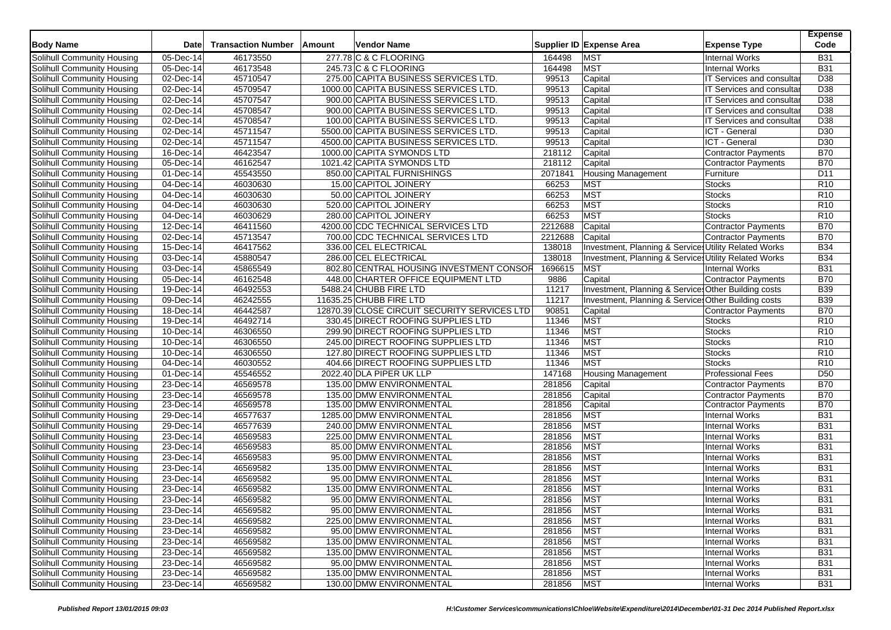| Body Name | Date | Transaction Number | Amount | Vendor Name | Supplier ID | Expense Area | Expense Type | Expense Code |
|---|---|---|---|---|---|---|---|---|
| Solihull Community Housing | 05-Dec-14 | 46173550 | 277.78 | C & C FLOORING | 164498 | MST | Internal Works | B31 |
| Solihull Community Housing | 05-Dec-14 | 46173548 | 245.73 | C & C FLOORING | 164498 | MST | Internal Works | B31 |
| Solihull Community Housing | 02-Dec-14 | 45710547 | 275.00 | CAPITA BUSINESS SERVICES LTD. | 99513 | Capital | IT Services and consultar | D38 |
| Solihull Community Housing | 02-Dec-14 | 45709547 | 1000.00 | CAPITA BUSINESS SERVICES LTD. | 99513 | Capital | IT Services and consultar | D38 |
| Solihull Community Housing | 02-Dec-14 | 45707547 | 900.00 | CAPITA BUSINESS SERVICES LTD. | 99513 | Capital | IT Services and consultar | D38 |
| Solihull Community Housing | 02-Dec-14 | 45708547 | 900.00 | CAPITA BUSINESS SERVICES LTD. | 99513 | Capital | IT Services and consultar | D38 |
| Solihull Community Housing | 02-Dec-14 | 45708547 | 100.00 | CAPITA BUSINESS SERVICES LTD. | 99513 | Capital | IT Services and consultar | D38 |
| Solihull Community Housing | 02-Dec-14 | 45711547 | 5500.00 | CAPITA BUSINESS SERVICES LTD. | 99513 | Capital | ICT - General | D30 |
| Solihull Community Housing | 02-Dec-14 | 45711547 | 4500.00 | CAPITA BUSINESS SERVICES LTD. | 99513 | Capital | ICT - General | D30 |
| Solihull Community Housing | 16-Dec-14 | 46423547 | 1000.00 | CAPITA SYMONDS LTD | 218112 | Capital | Contractor Payments | B70 |
| Solihull Community Housing | 05-Dec-14 | 46162547 | 1021.42 | CAPITA SYMONDS LTD | 218112 | Capital | Contractor Payments | B70 |
| Solihull Community Housing | 01-Dec-14 | 45543550 | 850.00 | CAPITAL FURNISHINGS | 2071841 | Housing Management | Furniture | D11 |
| Solihull Community Housing | 04-Dec-14 | 46030630 | 15.00 | CAPITOL JOINERY | 66253 | MST | Stocks | R10 |
| Solihull Community Housing | 04-Dec-14 | 46030630 | 50.00 | CAPITOL JOINERY | 66253 | MST | Stocks | R10 |
| Solihull Community Housing | 04-Dec-14 | 46030630 | 520.00 | CAPITOL JOINERY | 66253 | MST | Stocks | R10 |
| Solihull Community Housing | 04-Dec-14 | 46030629 | 280.00 | CAPITOL JOINERY | 66253 | MST | Stocks | R10 |
| Solihull Community Housing | 12-Dec-14 | 46411560 | 4200.00 | CDC TECHNICAL SERVICES LTD | 2212688 | Capital | Contractor Payments | B70 |
| Solihull Community Housing | 02-Dec-14 | 45713547 | 700.00 | CDC TECHNICAL SERVICES LTD | 2212688 | Capital | Contractor Payments | B70 |
| Solihull Community Housing | 15-Dec-14 | 46417562 | 336.00 | CEL ELECTRICAL | 138018 | Investment, Planning & Services | Utility Related Works | B34 |
| Solihull Community Housing | 03-Dec-14 | 45880547 | 286.00 | CEL ELECTRICAL | 138018 | Investment, Planning & Services | Utility Related Works | B34 |
| Solihull Community Housing | 03-Dec-14 | 45865549 | 802.80 | CENTRAL HOUSING INVESTMENT CONSOR | 1696615 | MST | Internal Works | B31 |
| Solihull Community Housing | 05-Dec-14 | 46162548 | 448.00 | CHARTER OFFICE EQUIPMENT LTD | 9886 | Capital | Contractor Payments | B70 |
| Solihull Community Housing | 19-Dec-14 | 46492553 | 5488.24 | CHUBB FIRE LTD | 11217 | Investment, Planning & Services | Other Building costs | B39 |
| Solihull Community Housing | 09-Dec-14 | 46242555 | 11635.25 | CHUBB FIRE LTD | 11217 | Investment, Planning & Services | Other Building costs | B39 |
| Solihull Community Housing | 18-Dec-14 | 46442587 | 12870.39 | CLOSE CIRCUIT SECURITY SERVICES LTD | 90851 | Capital | Contractor Payments | B70 |
| Solihull Community Housing | 19-Dec-14 | 46492714 | 330.45 | DIRECT ROOFING SUPPLIES LTD | 11346 | MST | Stocks | R10 |
| Solihull Community Housing | 10-Dec-14 | 46306550 | 299.90 | DIRECT ROOFING SUPPLIES LTD | 11346 | MST | Stocks | R10 |
| Solihull Community Housing | 10-Dec-14 | 46306550 | 245.00 | DIRECT ROOFING SUPPLIES LTD | 11346 | MST | Stocks | R10 |
| Solihull Community Housing | 10-Dec-14 | 46306550 | 127.80 | DIRECT ROOFING SUPPLIES LTD | 11346 | MST | Stocks | R10 |
| Solihull Community Housing | 04-Dec-14 | 46030552 | 404.66 | DIRECT ROOFING SUPPLIES LTD | 11346 | MST | Stocks | R10 |
| Solihull Community Housing | 01-Dec-14 | 45546552 | 2022.40 | DLA PIPER UK LLP | 147168 | Housing Management | Professional Fees | D50 |
| Solihull Community Housing | 23-Dec-14 | 46569578 | 135.00 | DMW ENVIRONMENTAL | 281856 | Capital | Contractor Payments | B70 |
| Solihull Community Housing | 23-Dec-14 | 46569578 | 135.00 | DMW ENVIRONMENTAL | 281856 | Capital | Contractor Payments | B70 |
| Solihull Community Housing | 23-Dec-14 | 46569578 | 135.00 | DMW ENVIRONMENTAL | 281856 | Capital | Contractor Payments | B70 |
| Solihull Community Housing | 29-Dec-14 | 46577637 | 1285.00 | DMW ENVIRONMENTAL | 281856 | MST | Internal Works | B31 |
| Solihull Community Housing | 29-Dec-14 | 46577639 | 240.00 | DMW ENVIRONMENTAL | 281856 | MST | Internal Works | B31 |
| Solihull Community Housing | 23-Dec-14 | 46569583 | 225.00 | DMW ENVIRONMENTAL | 281856 | MST | Internal Works | B31 |
| Solihull Community Housing | 23-Dec-14 | 46569583 | 85.00 | DMW ENVIRONMENTAL | 281856 | MST | Internal Works | B31 |
| Solihull Community Housing | 23-Dec-14 | 46569583 | 95.00 | DMW ENVIRONMENTAL | 281856 | MST | Internal Works | B31 |
| Solihull Community Housing | 23-Dec-14 | 46569582 | 135.00 | DMW ENVIRONMENTAL | 281856 | MST | Internal Works | B31 |
| Solihull Community Housing | 23-Dec-14 | 46569582 | 95.00 | DMW ENVIRONMENTAL | 281856 | MST | Internal Works | B31 |
| Solihull Community Housing | 23-Dec-14 | 46569582 | 135.00 | DMW ENVIRONMENTAL | 281856 | MST | Internal Works | B31 |
| Solihull Community Housing | 23-Dec-14 | 46569582 | 95.00 | DMW ENVIRONMENTAL | 281856 | MST | Internal Works | B31 |
| Solihull Community Housing | 23-Dec-14 | 46569582 | 95.00 | DMW ENVIRONMENTAL | 281856 | MST | Internal Works | B31 |
| Solihull Community Housing | 23-Dec-14 | 46569582 | 225.00 | DMW ENVIRONMENTAL | 281856 | MST | Internal Works | B31 |
| Solihull Community Housing | 23-Dec-14 | 46569582 | 95.00 | DMW ENVIRONMENTAL | 281856 | MST | Internal Works | B31 |
| Solihull Community Housing | 23-Dec-14 | 46569582 | 135.00 | DMW ENVIRONMENTAL | 281856 | MST | Internal Works | B31 |
| Solihull Community Housing | 23-Dec-14 | 46569582 | 135.00 | DMW ENVIRONMENTAL | 281856 | MST | Internal Works | B31 |
| Solihull Community Housing | 23-Dec-14 | 46569582 | 95.00 | DMW ENVIRONMENTAL | 281856 | MST | Internal Works | B31 |
| Solihull Community Housing | 23-Dec-14 | 46569582 | 135.00 | DMW ENVIRONMENTAL | 281856 | MST | Internal Works | B31 |
| Solihull Community Housing | 23-Dec-14 | 46569582 | 130.00 | DMW ENVIRONMENTAL | 281856 | MST | Internal Works | B31 |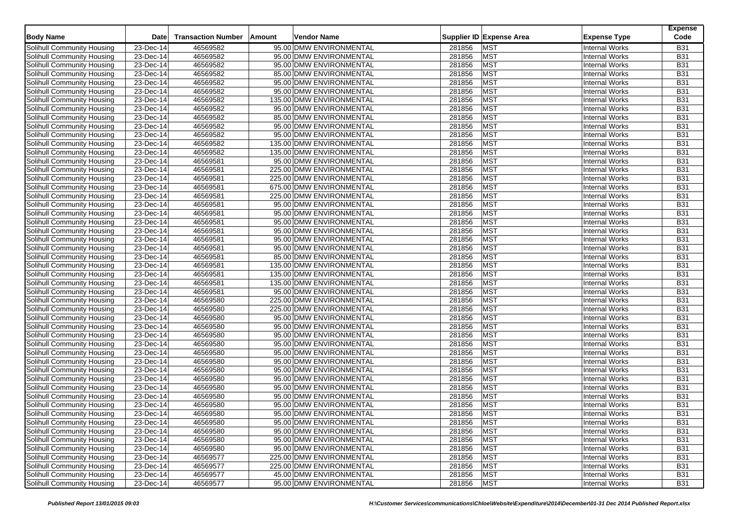| Body Name | Date | Transaction Number | Amount | Vendor Name | Supplier ID | Expense Area | Expense Type | Expense Code |
|---|---|---|---|---|---|---|---|---|
| Solihull Community Housing | 23-Dec-14 | 46569582 | 95.00 | DMW ENVIRONMENTAL | 281856 | MST | Internal Works | B31 |
| Solihull Community Housing | 23-Dec-14 | 46569582 | 95.00 | DMW ENVIRONMENTAL | 281856 | MST | Internal Works | B31 |
| Solihull Community Housing | 23-Dec-14 | 46569582 | 95.00 | DMW ENVIRONMENTAL | 281856 | MST | Internal Works | B31 |
| Solihull Community Housing | 23-Dec-14 | 46569582 | 85.00 | DMW ENVIRONMENTAL | 281856 | MST | Internal Works | B31 |
| Solihull Community Housing | 23-Dec-14 | 46569582 | 95.00 | DMW ENVIRONMENTAL | 281856 | MST | Internal Works | B31 |
| Solihull Community Housing | 23-Dec-14 | 46569582 | 95.00 | DMW ENVIRONMENTAL | 281856 | MST | Internal Works | B31 |
| Solihull Community Housing | 23-Dec-14 | 46569582 | 135.00 | DMW ENVIRONMENTAL | 281856 | MST | Internal Works | B31 |
| Solihull Community Housing | 23-Dec-14 | 46569582 | 95.00 | DMW ENVIRONMENTAL | 281856 | MST | Internal Works | B31 |
| Solihull Community Housing | 23-Dec-14 | 46569582 | 85.00 | DMW ENVIRONMENTAL | 281856 | MST | Internal Works | B31 |
| Solihull Community Housing | 23-Dec-14 | 46569582 | 95.00 | DMW ENVIRONMENTAL | 281856 | MST | Internal Works | B31 |
| Solihull Community Housing | 23-Dec-14 | 46569582 | 95.00 | DMW ENVIRONMENTAL | 281856 | MST | Internal Works | B31 |
| Solihull Community Housing | 23-Dec-14 | 46569582 | 135.00 | DMW ENVIRONMENTAL | 281856 | MST | Internal Works | B31 |
| Solihull Community Housing | 23-Dec-14 | 46569582 | 135.00 | DMW ENVIRONMENTAL | 281856 | MST | Internal Works | B31 |
| Solihull Community Housing | 23-Dec-14 | 46569581 | 95.00 | DMW ENVIRONMENTAL | 281856 | MST | Internal Works | B31 |
| Solihull Community Housing | 23-Dec-14 | 46569581 | 225.00 | DMW ENVIRONMENTAL | 281856 | MST | Internal Works | B31 |
| Solihull Community Housing | 23-Dec-14 | 46569581 | 225.00 | DMW ENVIRONMENTAL | 281856 | MST | Internal Works | B31 |
| Solihull Community Housing | 23-Dec-14 | 46569581 | 675.00 | DMW ENVIRONMENTAL | 281856 | MST | Internal Works | B31 |
| Solihull Community Housing | 23-Dec-14 | 46569581 | 225.00 | DMW ENVIRONMENTAL | 281856 | MST | Internal Works | B31 |
| Solihull Community Housing | 23-Dec-14 | 46569581 | 95.00 | DMW ENVIRONMENTAL | 281856 | MST | Internal Works | B31 |
| Solihull Community Housing | 23-Dec-14 | 46569581 | 95.00 | DMW ENVIRONMENTAL | 281856 | MST | Internal Works | B31 |
| Solihull Community Housing | 23-Dec-14 | 46569581 | 95.00 | DMW ENVIRONMENTAL | 281856 | MST | Internal Works | B31 |
| Solihull Community Housing | 23-Dec-14 | 46569581 | 95.00 | DMW ENVIRONMENTAL | 281856 | MST | Internal Works | B31 |
| Solihull Community Housing | 23-Dec-14 | 46569581 | 95.00 | DMW ENVIRONMENTAL | 281856 | MST | Internal Works | B31 |
| Solihull Community Housing | 23-Dec-14 | 46569581 | 95.00 | DMW ENVIRONMENTAL | 281856 | MST | Internal Works | B31 |
| Solihull Community Housing | 23-Dec-14 | 46569581 | 85.00 | DMW ENVIRONMENTAL | 281856 | MST | Internal Works | B31 |
| Solihull Community Housing | 23-Dec-14 | 46569581 | 135.00 | DMW ENVIRONMENTAL | 281856 | MST | Internal Works | B31 |
| Solihull Community Housing | 23-Dec-14 | 46569581 | 135.00 | DMW ENVIRONMENTAL | 281856 | MST | Internal Works | B31 |
| Solihull Community Housing | 23-Dec-14 | 46569581 | 135.00 | DMW ENVIRONMENTAL | 281856 | MST | Internal Works | B31 |
| Solihull Community Housing | 23-Dec-14 | 46569581 | 95.00 | DMW ENVIRONMENTAL | 281856 | MST | Internal Works | B31 |
| Solihull Community Housing | 23-Dec-14 | 46569580 | 225.00 | DMW ENVIRONMENTAL | 281856 | MST | Internal Works | B31 |
| Solihull Community Housing | 23-Dec-14 | 46569580 | 225.00 | DMW ENVIRONMENTAL | 281856 | MST | Internal Works | B31 |
| Solihull Community Housing | 23-Dec-14 | 46569580 | 95.00 | DMW ENVIRONMENTAL | 281856 | MST | Internal Works | B31 |
| Solihull Community Housing | 23-Dec-14 | 46569580 | 95.00 | DMW ENVIRONMENTAL | 281856 | MST | Internal Works | B31 |
| Solihull Community Housing | 23-Dec-14 | 46569580 | 95.00 | DMW ENVIRONMENTAL | 281856 | MST | Internal Works | B31 |
| Solihull Community Housing | 23-Dec-14 | 46569580 | 95.00 | DMW ENVIRONMENTAL | 281856 | MST | Internal Works | B31 |
| Solihull Community Housing | 23-Dec-14 | 46569580 | 95.00 | DMW ENVIRONMENTAL | 281856 | MST | Internal Works | B31 |
| Solihull Community Housing | 23-Dec-14 | 46569580 | 95.00 | DMW ENVIRONMENTAL | 281856 | MST | Internal Works | B31 |
| Solihull Community Housing | 23-Dec-14 | 46569580 | 95.00 | DMW ENVIRONMENTAL | 281856 | MST | Internal Works | B31 |
| Solihull Community Housing | 23-Dec-14 | 46569580 | 95.00 | DMW ENVIRONMENTAL | 281856 | MST | Internal Works | B31 |
| Solihull Community Housing | 23-Dec-14 | 46569580 | 95.00 | DMW ENVIRONMENTAL | 281856 | MST | Internal Works | B31 |
| Solihull Community Housing | 23-Dec-14 | 46569580 | 95.00 | DMW ENVIRONMENTAL | 281856 | MST | Internal Works | B31 |
| Solihull Community Housing | 23-Dec-14 | 46569580 | 95.00 | DMW ENVIRONMENTAL | 281856 | MST | Internal Works | B31 |
| Solihull Community Housing | 23-Dec-14 | 46569580 | 95.00 | DMW ENVIRONMENTAL | 281856 | MST | Internal Works | B31 |
| Solihull Community Housing | 23-Dec-14 | 46569580 | 95.00 | DMW ENVIRONMENTAL | 281856 | MST | Internal Works | B31 |
| Solihull Community Housing | 23-Dec-14 | 46569580 | 95.00 | DMW ENVIRONMENTAL | 281856 | MST | Internal Works | B31 |
| Solihull Community Housing | 23-Dec-14 | 46569580 | 95.00 | DMW ENVIRONMENTAL | 281856 | MST | Internal Works | B31 |
| Solihull Community Housing | 23-Dec-14 | 46569580 | 95.00 | DMW ENVIRONMENTAL | 281856 | MST | Internal Works | B31 |
| Solihull Community Housing | 23-Dec-14 | 46569577 | 225.00 | DMW ENVIRONMENTAL | 281856 | MST | Internal Works | B31 |
| Solihull Community Housing | 23-Dec-14 | 46569577 | 225.00 | DMW ENVIRONMENTAL | 281856 | MST | Internal Works | B31 |
| Solihull Community Housing | 23-Dec-14 | 46569577 | 45.00 | DMW ENVIRONMENTAL | 281856 | MST | Internal Works | B31 |
| Solihull Community Housing | 23-Dec-14 | 46569577 | 95.00 | DMW ENVIRONMENTAL | 281856 | MST | Internal Works | B31 |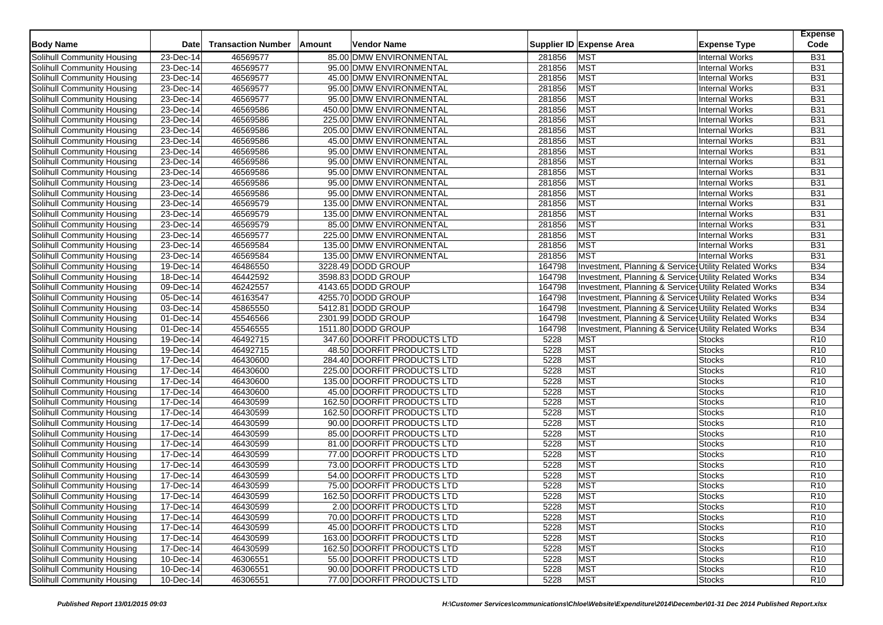| Body Name | Date | Transaction Number | Amount | Vendor Name | Supplier ID | Expense Area | Expense Type | Expense Code |
|---|---|---|---|---|---|---|---|---|
| Solihull Community Housing | 23-Dec-14 | 46569577 | 85.00 | DMW ENVIRONMENTAL | 281856 | MST | Internal Works | B31 |
| Solihull Community Housing | 23-Dec-14 | 46569577 | 95.00 | DMW ENVIRONMENTAL | 281856 | MST | Internal Works | B31 |
| Solihull Community Housing | 23-Dec-14 | 46569577 | 45.00 | DMW ENVIRONMENTAL | 281856 | MST | Internal Works | B31 |
| Solihull Community Housing | 23-Dec-14 | 46569577 | 95.00 | DMW ENVIRONMENTAL | 281856 | MST | Internal Works | B31 |
| Solihull Community Housing | 23-Dec-14 | 46569577 | 95.00 | DMW ENVIRONMENTAL | 281856 | MST | Internal Works | B31 |
| Solihull Community Housing | 23-Dec-14 | 46569586 | 450.00 | DMW ENVIRONMENTAL | 281856 | MST | Internal Works | B31 |
| Solihull Community Housing | 23-Dec-14 | 46569586 | 225.00 | DMW ENVIRONMENTAL | 281856 | MST | Internal Works | B31 |
| Solihull Community Housing | 23-Dec-14 | 46569586 | 205.00 | DMW ENVIRONMENTAL | 281856 | MST | Internal Works | B31 |
| Solihull Community Housing | 23-Dec-14 | 46569586 | 45.00 | DMW ENVIRONMENTAL | 281856 | MST | Internal Works | B31 |
| Solihull Community Housing | 23-Dec-14 | 46569586 | 95.00 | DMW ENVIRONMENTAL | 281856 | MST | Internal Works | B31 |
| Solihull Community Housing | 23-Dec-14 | 46569586 | 95.00 | DMW ENVIRONMENTAL | 281856 | MST | Internal Works | B31 |
| Solihull Community Housing | 23-Dec-14 | 46569586 | 95.00 | DMW ENVIRONMENTAL | 281856 | MST | Internal Works | B31 |
| Solihull Community Housing | 23-Dec-14 | 46569586 | 95.00 | DMW ENVIRONMENTAL | 281856 | MST | Internal Works | B31 |
| Solihull Community Housing | 23-Dec-14 | 46569586 | 95.00 | DMW ENVIRONMENTAL | 281856 | MST | Internal Works | B31 |
| Solihull Community Housing | 23-Dec-14 | 46569579 | 135.00 | DMW ENVIRONMENTAL | 281856 | MST | Internal Works | B31 |
| Solihull Community Housing | 23-Dec-14 | 46569579 | 135.00 | DMW ENVIRONMENTAL | 281856 | MST | Internal Works | B31 |
| Solihull Community Housing | 23-Dec-14 | 46569579 | 85.00 | DMW ENVIRONMENTAL | 281856 | MST | Internal Works | B31 |
| Solihull Community Housing | 23-Dec-14 | 46569577 | 225.00 | DMW ENVIRONMENTAL | 281856 | MST | Internal Works | B31 |
| Solihull Community Housing | 23-Dec-14 | 46569584 | 135.00 | DMW ENVIRONMENTAL | 281856 | MST | Internal Works | B31 |
| Solihull Community Housing | 23-Dec-14 | 46569584 | 135.00 | DMW ENVIRONMENTAL | 281856 | MST | Internal Works | B31 |
| Solihull Community Housing | 19-Dec-14 | 46486550 | 3228.49 | DODD GROUP | 164798 | Investment, Planning & Services | Utility Related Works | B34 |
| Solihull Community Housing | 18-Dec-14 | 46442592 | 3598.83 | DODD GROUP | 164798 | Investment, Planning & Services | Utility Related Works | B34 |
| Solihull Community Housing | 09-Dec-14 | 46242557 | 4143.65 | DODD GROUP | 164798 | Investment, Planning & Services | Utility Related Works | B34 |
| Solihull Community Housing | 05-Dec-14 | 46163547 | 4255.70 | DODD GROUP | 164798 | Investment, Planning & Services | Utility Related Works | B34 |
| Solihull Community Housing | 03-Dec-14 | 45865550 | 5412.81 | DODD GROUP | 164798 | Investment, Planning & Services | Utility Related Works | B34 |
| Solihull Community Housing | 01-Dec-14 | 45546566 | 2301.99 | DODD GROUP | 164798 | Investment, Planning & Services | Utility Related Works | B34 |
| Solihull Community Housing | 01-Dec-14 | 45546555 | 1511.80 | DODD GROUP | 164798 | Investment, Planning & Services | Utility Related Works | B34 |
| Solihull Community Housing | 19-Dec-14 | 46492715 | 347.60 | DOORFIT PRODUCTS LTD | 5228 | MST | Stocks | R10 |
| Solihull Community Housing | 19-Dec-14 | 46492715 | 48.50 | DOORFIT PRODUCTS LTD | 5228 | MST | Stocks | R10 |
| Solihull Community Housing | 17-Dec-14 | 46430600 | 284.40 | DOORFIT PRODUCTS LTD | 5228 | MST | Stocks | R10 |
| Solihull Community Housing | 17-Dec-14 | 46430600 | 225.00 | DOORFIT PRODUCTS LTD | 5228 | MST | Stocks | R10 |
| Solihull Community Housing | 17-Dec-14 | 46430600 | 135.00 | DOORFIT PRODUCTS LTD | 5228 | MST | Stocks | R10 |
| Solihull Community Housing | 17-Dec-14 | 46430600 | 45.00 | DOORFIT PRODUCTS LTD | 5228 | MST | Stocks | R10 |
| Solihull Community Housing | 17-Dec-14 | 46430599 | 162.50 | DOORFIT PRODUCTS LTD | 5228 | MST | Stocks | R10 |
| Solihull Community Housing | 17-Dec-14 | 46430599 | 162.50 | DOORFIT PRODUCTS LTD | 5228 | MST | Stocks | R10 |
| Solihull Community Housing | 17-Dec-14 | 46430599 | 90.00 | DOORFIT PRODUCTS LTD | 5228 | MST | Stocks | R10 |
| Solihull Community Housing | 17-Dec-14 | 46430599 | 85.00 | DOORFIT PRODUCTS LTD | 5228 | MST | Stocks | R10 |
| Solihull Community Housing | 17-Dec-14 | 46430599 | 81.00 | DOORFIT PRODUCTS LTD | 5228 | MST | Stocks | R10 |
| Solihull Community Housing | 17-Dec-14 | 46430599 | 77.00 | DOORFIT PRODUCTS LTD | 5228 | MST | Stocks | R10 |
| Solihull Community Housing | 17-Dec-14 | 46430599 | 73.00 | DOORFIT PRODUCTS LTD | 5228 | MST | Stocks | R10 |
| Solihull Community Housing | 17-Dec-14 | 46430599 | 54.00 | DOORFIT PRODUCTS LTD | 5228 | MST | Stocks | R10 |
| Solihull Community Housing | 17-Dec-14 | 46430599 | 75.00 | DOORFIT PRODUCTS LTD | 5228 | MST | Stocks | R10 |
| Solihull Community Housing | 17-Dec-14 | 46430599 | 162.50 | DOORFIT PRODUCTS LTD | 5228 | MST | Stocks | R10 |
| Solihull Community Housing | 17-Dec-14 | 46430599 | 2.00 | DOORFIT PRODUCTS LTD | 5228 | MST | Stocks | R10 |
| Solihull Community Housing | 17-Dec-14 | 46430599 | 70.00 | DOORFIT PRODUCTS LTD | 5228 | MST | Stocks | R10 |
| Solihull Community Housing | 17-Dec-14 | 46430599 | 45.00 | DOORFIT PRODUCTS LTD | 5228 | MST | Stocks | R10 |
| Solihull Community Housing | 17-Dec-14 | 46430599 | 163.00 | DOORFIT PRODUCTS LTD | 5228 | MST | Stocks | R10 |
| Solihull Community Housing | 17-Dec-14 | 46430599 | 162.50 | DOORFIT PRODUCTS LTD | 5228 | MST | Stocks | R10 |
| Solihull Community Housing | 10-Dec-14 | 46306551 | 55.00 | DOORFIT PRODUCTS LTD | 5228 | MST | Stocks | R10 |
| Solihull Community Housing | 10-Dec-14 | 46306551 | 90.00 | DOORFIT PRODUCTS LTD | 5228 | MST | Stocks | R10 |
| Solihull Community Housing | 10-Dec-14 | 46306551 | 77.00 | DOORFIT PRODUCTS LTD | 5228 | MST | Stocks | R10 |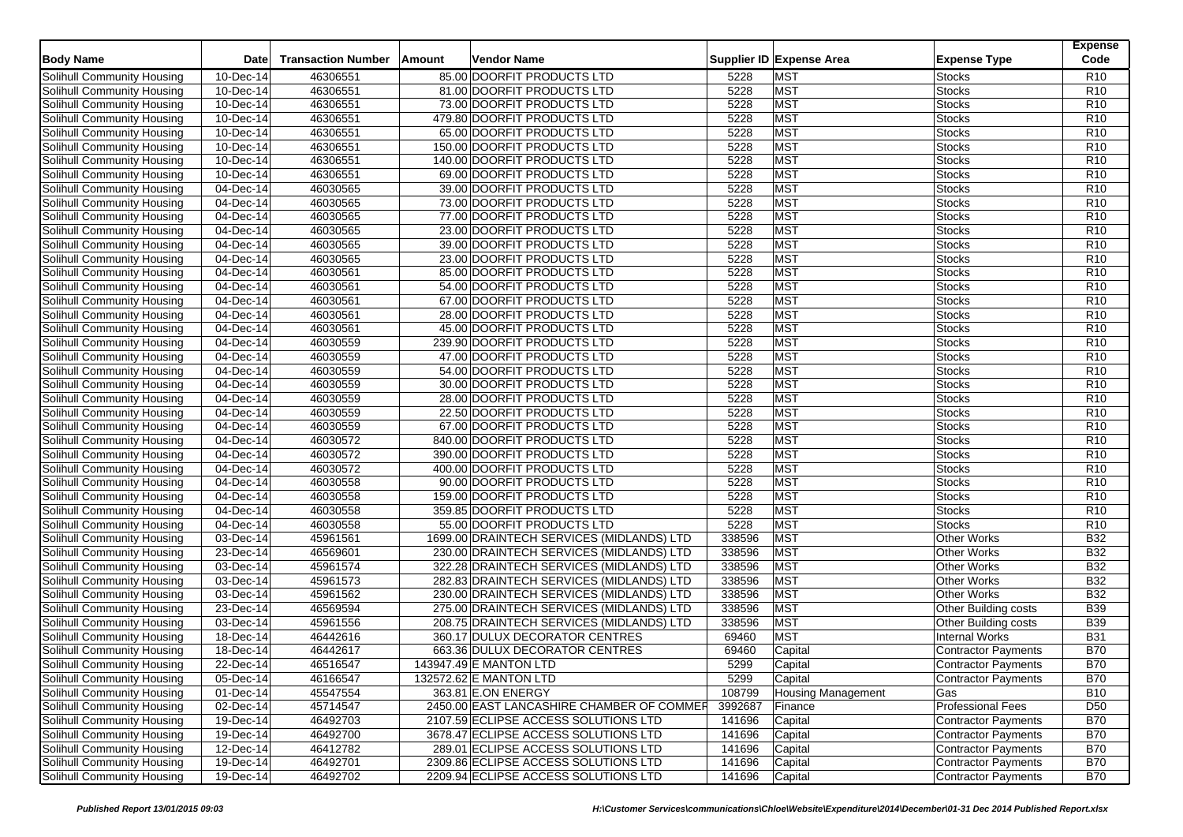| Body Name | Date | Transaction Number | Amount | Vendor Name | Supplier ID | Expense Area | Expense Type | Expense Code |
|---|---|---|---|---|---|---|---|---|
| Solihull Community Housing | 10-Dec-14 | 46306551 | 85.00 | DOORFIT PRODUCTS LTD | 5228 | MST | Stocks | R10 |
| Solihull Community Housing | 10-Dec-14 | 46306551 | 81.00 | DOORFIT PRODUCTS LTD | 5228 | MST | Stocks | R10 |
| Solihull Community Housing | 10-Dec-14 | 46306551 | 73.00 | DOORFIT PRODUCTS LTD | 5228 | MST | Stocks | R10 |
| Solihull Community Housing | 10-Dec-14 | 46306551 | 479.80 | DOORFIT PRODUCTS LTD | 5228 | MST | Stocks | R10 |
| Solihull Community Housing | 10-Dec-14 | 46306551 | 65.00 | DOORFIT PRODUCTS LTD | 5228 | MST | Stocks | R10 |
| Solihull Community Housing | 10-Dec-14 | 46306551 | 150.00 | DOORFIT PRODUCTS LTD | 5228 | MST | Stocks | R10 |
| Solihull Community Housing | 10-Dec-14 | 46306551 | 140.00 | DOORFIT PRODUCTS LTD | 5228 | MST | Stocks | R10 |
| Solihull Community Housing | 10-Dec-14 | 46306551 | 69.00 | DOORFIT PRODUCTS LTD | 5228 | MST | Stocks | R10 |
| Solihull Community Housing | 04-Dec-14 | 46030565 | 39.00 | DOORFIT PRODUCTS LTD | 5228 | MST | Stocks | R10 |
| Solihull Community Housing | 04-Dec-14 | 46030565 | 73.00 | DOORFIT PRODUCTS LTD | 5228 | MST | Stocks | R10 |
| Solihull Community Housing | 04-Dec-14 | 46030565 | 77.00 | DOORFIT PRODUCTS LTD | 5228 | MST | Stocks | R10 |
| Solihull Community Housing | 04-Dec-14 | 46030565 | 23.00 | DOORFIT PRODUCTS LTD | 5228 | MST | Stocks | R10 |
| Solihull Community Housing | 04-Dec-14 | 46030565 | 39.00 | DOORFIT PRODUCTS LTD | 5228 | MST | Stocks | R10 |
| Solihull Community Housing | 04-Dec-14 | 46030565 | 23.00 | DOORFIT PRODUCTS LTD | 5228 | MST | Stocks | R10 |
| Solihull Community Housing | 04-Dec-14 | 46030561 | 85.00 | DOORFIT PRODUCTS LTD | 5228 | MST | Stocks | R10 |
| Solihull Community Housing | 04-Dec-14 | 46030561 | 54.00 | DOORFIT PRODUCTS LTD | 5228 | MST | Stocks | R10 |
| Solihull Community Housing | 04-Dec-14 | 46030561 | 67.00 | DOORFIT PRODUCTS LTD | 5228 | MST | Stocks | R10 |
| Solihull Community Housing | 04-Dec-14 | 46030561 | 28.00 | DOORFIT PRODUCTS LTD | 5228 | MST | Stocks | R10 |
| Solihull Community Housing | 04-Dec-14 | 46030561 | 45.00 | DOORFIT PRODUCTS LTD | 5228 | MST | Stocks | R10 |
| Solihull Community Housing | 04-Dec-14 | 46030559 | 239.90 | DOORFIT PRODUCTS LTD | 5228 | MST | Stocks | R10 |
| Solihull Community Housing | 04-Dec-14 | 46030559 | 47.00 | DOORFIT PRODUCTS LTD | 5228 | MST | Stocks | R10 |
| Solihull Community Housing | 04-Dec-14 | 46030559 | 54.00 | DOORFIT PRODUCTS LTD | 5228 | MST | Stocks | R10 |
| Solihull Community Housing | 04-Dec-14 | 46030559 | 30.00 | DOORFIT PRODUCTS LTD | 5228 | MST | Stocks | R10 |
| Solihull Community Housing | 04-Dec-14 | 46030559 | 28.00 | DOORFIT PRODUCTS LTD | 5228 | MST | Stocks | R10 |
| Solihull Community Housing | 04-Dec-14 | 46030559 | 22.50 | DOORFIT PRODUCTS LTD | 5228 | MST | Stocks | R10 |
| Solihull Community Housing | 04-Dec-14 | 46030559 | 67.00 | DOORFIT PRODUCTS LTD | 5228 | MST | Stocks | R10 |
| Solihull Community Housing | 04-Dec-14 | 46030572 | 840.00 | DOORFIT PRODUCTS LTD | 5228 | MST | Stocks | R10 |
| Solihull Community Housing | 04-Dec-14 | 46030572 | 390.00 | DOORFIT PRODUCTS LTD | 5228 | MST | Stocks | R10 |
| Solihull Community Housing | 04-Dec-14 | 46030572 | 400.00 | DOORFIT PRODUCTS LTD | 5228 | MST | Stocks | R10 |
| Solihull Community Housing | 04-Dec-14 | 46030558 | 90.00 | DOORFIT PRODUCTS LTD | 5228 | MST | Stocks | R10 |
| Solihull Community Housing | 04-Dec-14 | 46030558 | 159.00 | DOORFIT PRODUCTS LTD | 5228 | MST | Stocks | R10 |
| Solihull Community Housing | 04-Dec-14 | 46030558 | 359.85 | DOORFIT PRODUCTS LTD | 5228 | MST | Stocks | R10 |
| Solihull Community Housing | 04-Dec-14 | 46030558 | 55.00 | DOORFIT PRODUCTS LTD | 5228 | MST | Stocks | R10 |
| Solihull Community Housing | 03-Dec-14 | 45961561 | 1699.00 | DRAINTECH SERVICES (MIDLANDS) LTD | 338596 | MST | Other Works | B32 |
| Solihull Community Housing | 23-Dec-14 | 46569601 | 230.00 | DRAINTECH SERVICES (MIDLANDS) LTD | 338596 | MST | Other Works | B32 |
| Solihull Community Housing | 03-Dec-14 | 45961574 | 322.28 | DRAINTECH SERVICES (MIDLANDS) LTD | 338596 | MST | Other Works | B32 |
| Solihull Community Housing | 03-Dec-14 | 45961573 | 282.83 | DRAINTECH SERVICES (MIDLANDS) LTD | 338596 | MST | Other Works | B32 |
| Solihull Community Housing | 03-Dec-14 | 45961562 | 230.00 | DRAINTECH SERVICES (MIDLANDS) LTD | 338596 | MST | Other Works | B32 |
| Solihull Community Housing | 23-Dec-14 | 46569594 | 275.00 | DRAINTECH SERVICES (MIDLANDS) LTD | 338596 | MST | Other Building costs | B39 |
| Solihull Community Housing | 03-Dec-14 | 45961556 | 208.75 | DRAINTECH SERVICES (MIDLANDS) LTD | 338596 | MST | Other Building costs | B39 |
| Solihull Community Housing | 18-Dec-14 | 46442616 | 360.17 | DULUX DECORATOR CENTRES | 69460 | MST | Internal Works | B31 |
| Solihull Community Housing | 18-Dec-14 | 46442617 | 663.36 | DULUX DECORATOR CENTRES | 69460 | Capital | Contractor Payments | B70 |
| Solihull Community Housing | 22-Dec-14 | 46516547 | 143947.49 | E MANTON LTD | 5299 | Capital | Contractor Payments | B70 |
| Solihull Community Housing | 05-Dec-14 | 46166547 | 132572.62 | E MANTON LTD | 5299 | Capital | Contractor Payments | B70 |
| Solihull Community Housing | 01-Dec-14 | 45547554 | 363.81 | E.ON ENERGY | 108799 | Housing Management | Gas | B10 |
| Solihull Community Housing | 02-Dec-14 | 45714547 | 2450.00 | EAST LANCASHIRE CHAMBER OF COMMER | 3992687 | Finance | Professional Fees | D50 |
| Solihull Community Housing | 19-Dec-14 | 46492703 | 2107.59 | ECLIPSE ACCESS SOLUTIONS LTD | 141696 | Capital | Contractor Payments | B70 |
| Solihull Community Housing | 19-Dec-14 | 46492700 | 3678.47 | ECLIPSE ACCESS SOLUTIONS LTD | 141696 | Capital | Contractor Payments | B70 |
| Solihull Community Housing | 12-Dec-14 | 46412782 | 289.01 | ECLIPSE ACCESS SOLUTIONS LTD | 141696 | Capital | Contractor Payments | B70 |
| Solihull Community Housing | 19-Dec-14 | 46492701 | 2309.86 | ECLIPSE ACCESS SOLUTIONS LTD | 141696 | Capital | Contractor Payments | B70 |
| Solihull Community Housing | 19-Dec-14 | 46492702 | 2209.94 | ECLIPSE ACCESS SOLUTIONS LTD | 141696 | Capital | Contractor Payments | B70 |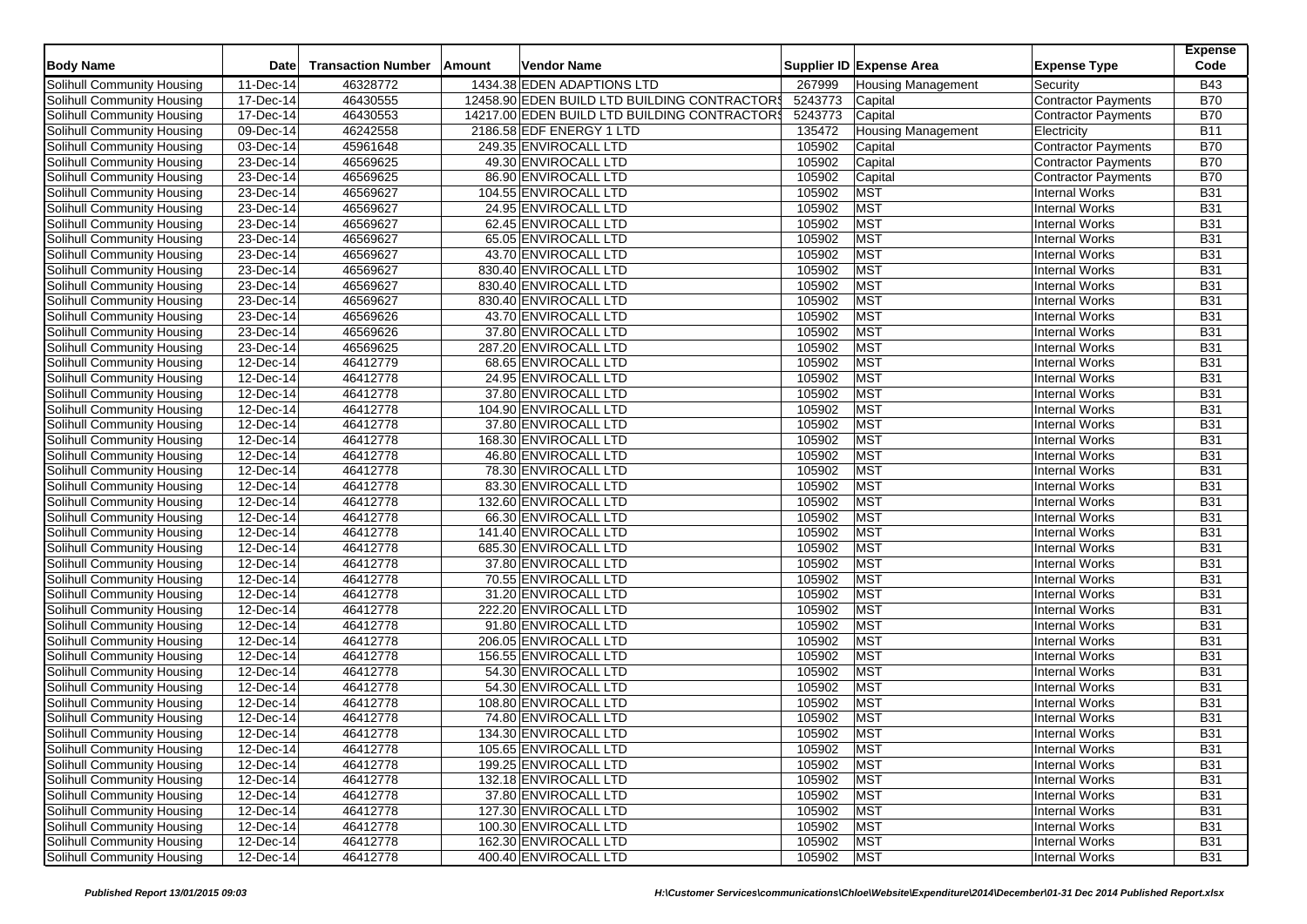| Body Name | Date | Transaction Number | Amount | Vendor Name | Supplier ID | Expense Area | Expense Type | Expense Code |
|---|---|---|---|---|---|---|---|---|
| Solihull Community Housing | 11-Dec-14 | 46328772 | 1434.38 | EDEN ADAPTIONS LTD | 267999 | Housing Management | Security | B43 |
| Solihull Community Housing | 17-Dec-14 | 46430555 | 12458.90 | EDEN BUILD LTD BUILDING CONTRACTORS | 5243773 | Capital | Contractor Payments | B70 |
| Solihull Community Housing | 17-Dec-14 | 46430553 | 14217.00 | EDEN BUILD LTD BUILDING CONTRACTORS | 5243773 | Capital | Contractor Payments | B70 |
| Solihull Community Housing | 09-Dec-14 | 46242558 | 2186.58 | EDF ENERGY 1 LTD | 135472 | Housing Management | Electricity | B11 |
| Solihull Community Housing | 03-Dec-14 | 45961648 | 249.35 | ENVIROCALL LTD | 105902 | Capital | Contractor Payments | B70 |
| Solihull Community Housing | 23-Dec-14 | 46569625 | 49.30 | ENVIROCALL LTD | 105902 | Capital | Contractor Payments | B70 |
| Solihull Community Housing | 23-Dec-14 | 46569625 | 86.90 | ENVIROCALL LTD | 105902 | Capital | Contractor Payments | B70 |
| Solihull Community Housing | 23-Dec-14 | 46569627 | 104.55 | ENVIROCALL LTD | 105902 | MST | Internal Works | B31 |
| Solihull Community Housing | 23-Dec-14 | 46569627 | 24.95 | ENVIROCALL LTD | 105902 | MST | Internal Works | B31 |
| Solihull Community Housing | 23-Dec-14 | 46569627 | 62.45 | ENVIROCALL LTD | 105902 | MST | Internal Works | B31 |
| Solihull Community Housing | 23-Dec-14 | 46569627 | 65.05 | ENVIROCALL LTD | 105902 | MST | Internal Works | B31 |
| Solihull Community Housing | 23-Dec-14 | 46569627 | 43.70 | ENVIROCALL LTD | 105902 | MST | Internal Works | B31 |
| Solihull Community Housing | 23-Dec-14 | 46569627 | 830.40 | ENVIROCALL LTD | 105902 | MST | Internal Works | B31 |
| Solihull Community Housing | 23-Dec-14 | 46569627 | 830.40 | ENVIROCALL LTD | 105902 | MST | Internal Works | B31 |
| Solihull Community Housing | 23-Dec-14 | 46569627 | 830.40 | ENVIROCALL LTD | 105902 | MST | Internal Works | B31 |
| Solihull Community Housing | 23-Dec-14 | 46569626 | 43.70 | ENVIROCALL LTD | 105902 | MST | Internal Works | B31 |
| Solihull Community Housing | 23-Dec-14 | 46569626 | 37.80 | ENVIROCALL LTD | 105902 | MST | Internal Works | B31 |
| Solihull Community Housing | 23-Dec-14 | 46569625 | 287.20 | ENVIROCALL LTD | 105902 | MST | Internal Works | B31 |
| Solihull Community Housing | 12-Dec-14 | 46412779 | 68.65 | ENVIROCALL LTD | 105902 | MST | Internal Works | B31 |
| Solihull Community Housing | 12-Dec-14 | 46412778 | 24.95 | ENVIROCALL LTD | 105902 | MST | Internal Works | B31 |
| Solihull Community Housing | 12-Dec-14 | 46412778 | 37.80 | ENVIROCALL LTD | 105902 | MST | Internal Works | B31 |
| Solihull Community Housing | 12-Dec-14 | 46412778 | 104.90 | ENVIROCALL LTD | 105902 | MST | Internal Works | B31 |
| Solihull Community Housing | 12-Dec-14 | 46412778 | 37.80 | ENVIROCALL LTD | 105902 | MST | Internal Works | B31 |
| Solihull Community Housing | 12-Dec-14 | 46412778 | 168.30 | ENVIROCALL LTD | 105902 | MST | Internal Works | B31 |
| Solihull Community Housing | 12-Dec-14 | 46412778 | 46.80 | ENVIROCALL LTD | 105902 | MST | Internal Works | B31 |
| Solihull Community Housing | 12-Dec-14 | 46412778 | 78.30 | ENVIROCALL LTD | 105902 | MST | Internal Works | B31 |
| Solihull Community Housing | 12-Dec-14 | 46412778 | 83.30 | ENVIROCALL LTD | 105902 | MST | Internal Works | B31 |
| Solihull Community Housing | 12-Dec-14 | 46412778 | 132.60 | ENVIROCALL LTD | 105902 | MST | Internal Works | B31 |
| Solihull Community Housing | 12-Dec-14 | 46412778 | 66.30 | ENVIROCALL LTD | 105902 | MST | Internal Works | B31 |
| Solihull Community Housing | 12-Dec-14 | 46412778 | 141.40 | ENVIROCALL LTD | 105902 | MST | Internal Works | B31 |
| Solihull Community Housing | 12-Dec-14 | 46412778 | 685.30 | ENVIROCALL LTD | 105902 | MST | Internal Works | B31 |
| Solihull Community Housing | 12-Dec-14 | 46412778 | 37.80 | ENVIROCALL LTD | 105902 | MST | Internal Works | B31 |
| Solihull Community Housing | 12-Dec-14 | 46412778 | 70.55 | ENVIROCALL LTD | 105902 | MST | Internal Works | B31 |
| Solihull Community Housing | 12-Dec-14 | 46412778 | 31.20 | ENVIROCALL LTD | 105902 | MST | Internal Works | B31 |
| Solihull Community Housing | 12-Dec-14 | 46412778 | 222.20 | ENVIROCALL LTD | 105902 | MST | Internal Works | B31 |
| Solihull Community Housing | 12-Dec-14 | 46412778 | 91.80 | ENVIROCALL LTD | 105902 | MST | Internal Works | B31 |
| Solihull Community Housing | 12-Dec-14 | 46412778 | 206.05 | ENVIROCALL LTD | 105902 | MST | Internal Works | B31 |
| Solihull Community Housing | 12-Dec-14 | 46412778 | 156.55 | ENVIROCALL LTD | 105902 | MST | Internal Works | B31 |
| Solihull Community Housing | 12-Dec-14 | 46412778 | 54.30 | ENVIROCALL LTD | 105902 | MST | Internal Works | B31 |
| Solihull Community Housing | 12-Dec-14 | 46412778 | 54.30 | ENVIROCALL LTD | 105902 | MST | Internal Works | B31 |
| Solihull Community Housing | 12-Dec-14 | 46412778 | 108.80 | ENVIROCALL LTD | 105902 | MST | Internal Works | B31 |
| Solihull Community Housing | 12-Dec-14 | 46412778 | 74.80 | ENVIROCALL LTD | 105902 | MST | Internal Works | B31 |
| Solihull Community Housing | 12-Dec-14 | 46412778 | 134.30 | ENVIROCALL LTD | 105902 | MST | Internal Works | B31 |
| Solihull Community Housing | 12-Dec-14 | 46412778 | 105.65 | ENVIROCALL LTD | 105902 | MST | Internal Works | B31 |
| Solihull Community Housing | 12-Dec-14 | 46412778 | 199.25 | ENVIROCALL LTD | 105902 | MST | Internal Works | B31 |
| Solihull Community Housing | 12-Dec-14 | 46412778 | 132.18 | ENVIROCALL LTD | 105902 | MST | Internal Works | B31 |
| Solihull Community Housing | 12-Dec-14 | 46412778 | 37.80 | ENVIROCALL LTD | 105902 | MST | Internal Works | B31 |
| Solihull Community Housing | 12-Dec-14 | 46412778 | 127.30 | ENVIROCALL LTD | 105902 | MST | Internal Works | B31 |
| Solihull Community Housing | 12-Dec-14 | 46412778 | 100.30 | ENVIROCALL LTD | 105902 | MST | Internal Works | B31 |
| Solihull Community Housing | 12-Dec-14 | 46412778 | 162.30 | ENVIROCALL LTD | 105902 | MST | Internal Works | B31 |
| Solihull Community Housing | 12-Dec-14 | 46412778 | 400.40 | ENVIROCALL LTD | 105902 | MST | Internal Works | B31 |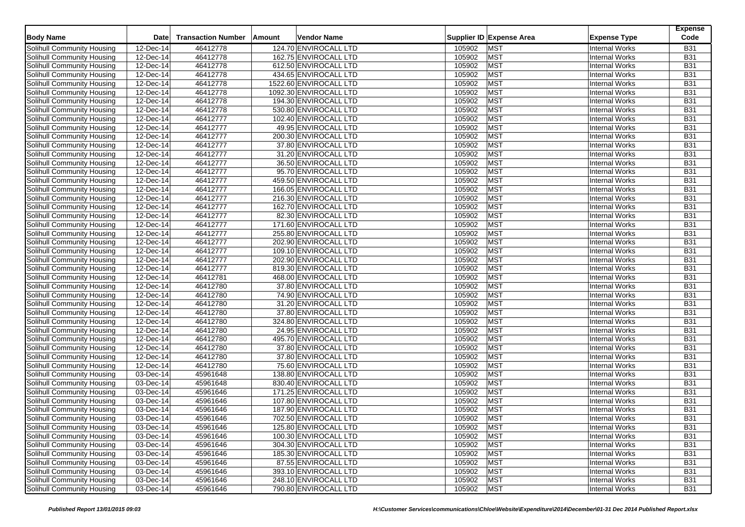| Body Name | Date | Transaction Number | Amount | Vendor Name | Supplier ID | Expense Area | Expense Type | Expense Code |
|---|---|---|---|---|---|---|---|---|
| Solihull Community Housing | 12-Dec-14 | 46412778 | 124.70 | ENVIROCALL LTD | 105902 | MST | Internal Works | B31 |
| Solihull Community Housing | 12-Dec-14 | 46412778 | 162.75 | ENVIROCALL LTD | 105902 | MST | Internal Works | B31 |
| Solihull Community Housing | 12-Dec-14 | 46412778 | 612.50 | ENVIROCALL LTD | 105902 | MST | Internal Works | B31 |
| Solihull Community Housing | 12-Dec-14 | 46412778 | 434.65 | ENVIROCALL LTD | 105902 | MST | Internal Works | B31 |
| Solihull Community Housing | 12-Dec-14 | 46412778 | 1522.60 | ENVIROCALL LTD | 105902 | MST | Internal Works | B31 |
| Solihull Community Housing | 12-Dec-14 | 46412778 | 1092.30 | ENVIROCALL LTD | 105902 | MST | Internal Works | B31 |
| Solihull Community Housing | 12-Dec-14 | 46412778 | 194.30 | ENVIROCALL LTD | 105902 | MST | Internal Works | B31 |
| Solihull Community Housing | 12-Dec-14 | 46412778 | 530.80 | ENVIROCALL LTD | 105902 | MST | Internal Works | B31 |
| Solihull Community Housing | 12-Dec-14 | 46412777 | 102.40 | ENVIROCALL LTD | 105902 | MST | Internal Works | B31 |
| Solihull Community Housing | 12-Dec-14 | 46412777 | 49.95 | ENVIROCALL LTD | 105902 | MST | Internal Works | B31 |
| Solihull Community Housing | 12-Dec-14 | 46412777 | 200.30 | ENVIROCALL LTD | 105902 | MST | Internal Works | B31 |
| Solihull Community Housing | 12-Dec-14 | 46412777 | 37.80 | ENVIROCALL LTD | 105902 | MST | Internal Works | B31 |
| Solihull Community Housing | 12-Dec-14 | 46412777 | 31.20 | ENVIROCALL LTD | 105902 | MST | Internal Works | B31 |
| Solihull Community Housing | 12-Dec-14 | 46412777 | 36.50 | ENVIROCALL LTD | 105902 | MST | Internal Works | B31 |
| Solihull Community Housing | 12-Dec-14 | 46412777 | 95.70 | ENVIROCALL LTD | 105902 | MST | Internal Works | B31 |
| Solihull Community Housing | 12-Dec-14 | 46412777 | 459.50 | ENVIROCALL LTD | 105902 | MST | Internal Works | B31 |
| Solihull Community Housing | 12-Dec-14 | 46412777 | 166.05 | ENVIROCALL LTD | 105902 | MST | Internal Works | B31 |
| Solihull Community Housing | 12-Dec-14 | 46412777 | 216.30 | ENVIROCALL LTD | 105902 | MST | Internal Works | B31 |
| Solihull Community Housing | 12-Dec-14 | 46412777 | 162.70 | ENVIROCALL LTD | 105902 | MST | Internal Works | B31 |
| Solihull Community Housing | 12-Dec-14 | 46412777 | 82.30 | ENVIROCALL LTD | 105902 | MST | Internal Works | B31 |
| Solihull Community Housing | 12-Dec-14 | 46412777 | 171.60 | ENVIROCALL LTD | 105902 | MST | Internal Works | B31 |
| Solihull Community Housing | 12-Dec-14 | 46412777 | 255.80 | ENVIROCALL LTD | 105902 | MST | Internal Works | B31 |
| Solihull Community Housing | 12-Dec-14 | 46412777 | 202.90 | ENVIROCALL LTD | 105902 | MST | Internal Works | B31 |
| Solihull Community Housing | 12-Dec-14 | 46412777 | 109.10 | ENVIROCALL LTD | 105902 | MST | Internal Works | B31 |
| Solihull Community Housing | 12-Dec-14 | 46412777 | 202.90 | ENVIROCALL LTD | 105902 | MST | Internal Works | B31 |
| Solihull Community Housing | 12-Dec-14 | 46412777 | 819.30 | ENVIROCALL LTD | 105902 | MST | Internal Works | B31 |
| Solihull Community Housing | 12-Dec-14 | 46412781 | 468.00 | ENVIROCALL LTD | 105902 | MST | Internal Works | B31 |
| Solihull Community Housing | 12-Dec-14 | 46412780 | 37.80 | ENVIROCALL LTD | 105902 | MST | Internal Works | B31 |
| Solihull Community Housing | 12-Dec-14 | 46412780 | 74.90 | ENVIROCALL LTD | 105902 | MST | Internal Works | B31 |
| Solihull Community Housing | 12-Dec-14 | 46412780 | 31.20 | ENVIROCALL LTD | 105902 | MST | Internal Works | B31 |
| Solihull Community Housing | 12-Dec-14 | 46412780 | 37.80 | ENVIROCALL LTD | 105902 | MST | Internal Works | B31 |
| Solihull Community Housing | 12-Dec-14 | 46412780 | 324.80 | ENVIROCALL LTD | 105902 | MST | Internal Works | B31 |
| Solihull Community Housing | 12-Dec-14 | 46412780 | 24.95 | ENVIROCALL LTD | 105902 | MST | Internal Works | B31 |
| Solihull Community Housing | 12-Dec-14 | 46412780 | 495.70 | ENVIROCALL LTD | 105902 | MST | Internal Works | B31 |
| Solihull Community Housing | 12-Dec-14 | 46412780 | 37.80 | ENVIROCALL LTD | 105902 | MST | Internal Works | B31 |
| Solihull Community Housing | 12-Dec-14 | 46412780 | 37.80 | ENVIROCALL LTD | 105902 | MST | Internal Works | B31 |
| Solihull Community Housing | 12-Dec-14 | 46412780 | 75.60 | ENVIROCALL LTD | 105902 | MST | Internal Works | B31 |
| Solihull Community Housing | 03-Dec-14 | 45961648 | 138.80 | ENVIROCALL LTD | 105902 | MST | Internal Works | B31 |
| Solihull Community Housing | 03-Dec-14 | 45961648 | 830.40 | ENVIROCALL LTD | 105902 | MST | Internal Works | B31 |
| Solihull Community Housing | 03-Dec-14 | 45961646 | 171.25 | ENVIROCALL LTD | 105902 | MST | Internal Works | B31 |
| Solihull Community Housing | 03-Dec-14 | 45961646 | 107.80 | ENVIROCALL LTD | 105902 | MST | Internal Works | B31 |
| Solihull Community Housing | 03-Dec-14 | 45961646 | 187.90 | ENVIROCALL LTD | 105902 | MST | Internal Works | B31 |
| Solihull Community Housing | 03-Dec-14 | 45961646 | 702.50 | ENVIROCALL LTD | 105902 | MST | Internal Works | B31 |
| Solihull Community Housing | 03-Dec-14 | 45961646 | 125.80 | ENVIROCALL LTD | 105902 | MST | Internal Works | B31 |
| Solihull Community Housing | 03-Dec-14 | 45961646 | 100.30 | ENVIROCALL LTD | 105902 | MST | Internal Works | B31 |
| Solihull Community Housing | 03-Dec-14 | 45961646 | 304.30 | ENVIROCALL LTD | 105902 | MST | Internal Works | B31 |
| Solihull Community Housing | 03-Dec-14 | 45961646 | 185.30 | ENVIROCALL LTD | 105902 | MST | Internal Works | B31 |
| Solihull Community Housing | 03-Dec-14 | 45961646 | 87.55 | ENVIROCALL LTD | 105902 | MST | Internal Works | B31 |
| Solihull Community Housing | 03-Dec-14 | 45961646 | 393.10 | ENVIROCALL LTD | 105902 | MST | Internal Works | B31 |
| Solihull Community Housing | 03-Dec-14 | 45961646 | 248.10 | ENVIROCALL LTD | 105902 | MST | Internal Works | B31 |
| Solihull Community Housing | 03-Dec-14 | 45961646 | 790.80 | ENVIROCALL LTD | 105902 | MST | Internal Works | B31 |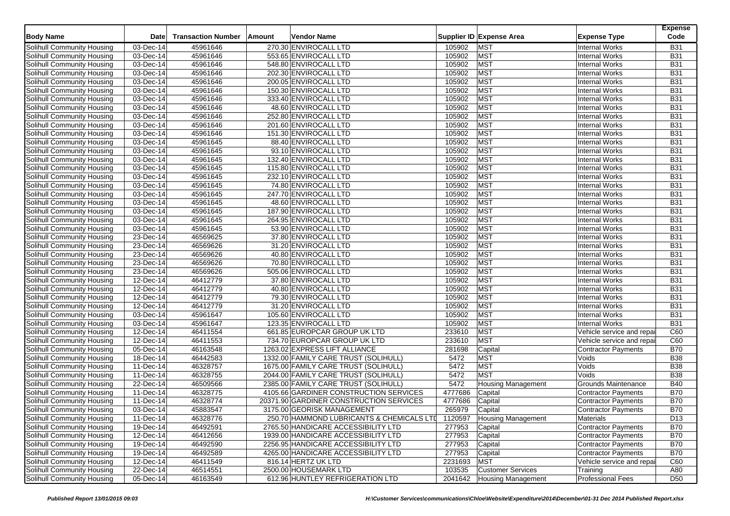| Body Name | Date | Transaction Number | Amount | Vendor Name | Supplier ID | Expense Area | Expense Type | Expense Code |
|---|---|---|---|---|---|---|---|---|
| Solihull Community Housing | 03-Dec-14 | 45961646 | 270.30 | ENVIROCALL LTD | 105902 | MST | Internal Works | B31 |
| Solihull Community Housing | 03-Dec-14 | 45961646 | 553.65 | ENVIROCALL LTD | 105902 | MST | Internal Works | B31 |
| Solihull Community Housing | 03-Dec-14 | 45961646 | 548.80 | ENVIROCALL LTD | 105902 | MST | Internal Works | B31 |
| Solihull Community Housing | 03-Dec-14 | 45961646 | 202.30 | ENVIROCALL LTD | 105902 | MST | Internal Works | B31 |
| Solihull Community Housing | 03-Dec-14 | 45961646 | 200.05 | ENVIROCALL LTD | 105902 | MST | Internal Works | B31 |
| Solihull Community Housing | 03-Dec-14 | 45961646 | 150.30 | ENVIROCALL LTD | 105902 | MST | Internal Works | B31 |
| Solihull Community Housing | 03-Dec-14 | 45961646 | 333.40 | ENVIROCALL LTD | 105902 | MST | Internal Works | B31 |
| Solihull Community Housing | 03-Dec-14 | 45961646 | 48.60 | ENVIROCALL LTD | 105902 | MST | Internal Works | B31 |
| Solihull Community Housing | 03-Dec-14 | 45961646 | 252.80 | ENVIROCALL LTD | 105902 | MST | Internal Works | B31 |
| Solihull Community Housing | 03-Dec-14 | 45961646 | 201.60 | ENVIROCALL LTD | 105902 | MST | Internal Works | B31 |
| Solihull Community Housing | 03-Dec-14 | 45961646 | 151.30 | ENVIROCALL LTD | 105902 | MST | Internal Works | B31 |
| Solihull Community Housing | 03-Dec-14 | 45961645 | 88.40 | ENVIROCALL LTD | 105902 | MST | Internal Works | B31 |
| Solihull Community Housing | 03-Dec-14 | 45961645 | 93.10 | ENVIROCALL LTD | 105902 | MST | Internal Works | B31 |
| Solihull Community Housing | 03-Dec-14 | 45961645 | 132.40 | ENVIROCALL LTD | 105902 | MST | Internal Works | B31 |
| Solihull Community Housing | 03-Dec-14 | 45961645 | 115.80 | ENVIROCALL LTD | 105902 | MST | Internal Works | B31 |
| Solihull Community Housing | 03-Dec-14 | 45961645 | 232.10 | ENVIROCALL LTD | 105902 | MST | Internal Works | B31 |
| Solihull Community Housing | 03-Dec-14 | 45961645 | 74.80 | ENVIROCALL LTD | 105902 | MST | Internal Works | B31 |
| Solihull Community Housing | 03-Dec-14 | 45961645 | 247.70 | ENVIROCALL LTD | 105902 | MST | Internal Works | B31 |
| Solihull Community Housing | 03-Dec-14 | 45961645 | 48.60 | ENVIROCALL LTD | 105902 | MST | Internal Works | B31 |
| Solihull Community Housing | 03-Dec-14 | 45961645 | 187.90 | ENVIROCALL LTD | 105902 | MST | Internal Works | B31 |
| Solihull Community Housing | 03-Dec-14 | 45961645 | 264.95 | ENVIROCALL LTD | 105902 | MST | Internal Works | B31 |
| Solihull Community Housing | 03-Dec-14 | 45961645 | 53.90 | ENVIROCALL LTD | 105902 | MST | Internal Works | B31 |
| Solihull Community Housing | 23-Dec-14 | 46569625 | 37.80 | ENVIROCALL LTD | 105902 | MST | Internal Works | B31 |
| Solihull Community Housing | 23-Dec-14 | 46569626 | 31.20 | ENVIROCALL LTD | 105902 | MST | Internal Works | B31 |
| Solihull Community Housing | 23-Dec-14 | 46569626 | 40.80 | ENVIROCALL LTD | 105902 | MST | Internal Works | B31 |
| Solihull Community Housing | 23-Dec-14 | 46569626 | 70.80 | ENVIROCALL LTD | 105902 | MST | Internal Works | B31 |
| Solihull Community Housing | 23-Dec-14 | 46569626 | 505.06 | ENVIROCALL LTD | 105902 | MST | Internal Works | B31 |
| Solihull Community Housing | 12-Dec-14 | 46412779 | 37.80 | ENVIROCALL LTD | 105902 | MST | Internal Works | B31 |
| Solihull Community Housing | 12-Dec-14 | 46412779 | 40.80 | ENVIROCALL LTD | 105902 | MST | Internal Works | B31 |
| Solihull Community Housing | 12-Dec-14 | 46412779 | 79.30 | ENVIROCALL LTD | 105902 | MST | Internal Works | B31 |
| Solihull Community Housing | 12-Dec-14 | 46412779 | 31.20 | ENVIROCALL LTD | 105902 | MST | Internal Works | B31 |
| Solihull Community Housing | 03-Dec-14 | 45961647 | 105.60 | ENVIROCALL LTD | 105902 | MST | Internal Works | B31 |
| Solihull Community Housing | 03-Dec-14 | 45961647 | 123.35 | ENVIROCALL LTD | 105902 | MST | Internal Works | B31 |
| Solihull Community Housing | 12-Dec-14 | 46411554 | 661.85 | EUROPCAR GROUP UK LTD | 233610 | MST | Vehicle service and repai | C60 |
| Solihull Community Housing | 12-Dec-14 | 46411553 | 734.70 | EUROPCAR GROUP UK LTD | 233610 | MST | Vehicle service and repai | C60 |
| Solihull Community Housing | 05-Dec-14 | 46163548 | 1263.02 | EXPRESS LIFT ALLIANCE | 281698 | Capital | Contractor Payments | B70 |
| Solihull Community Housing | 18-Dec-14 | 46442583 | 1332.00 | FAMILY CARE TRUST (SOLIHULL) | 5472 | MST | Voids | B38 |
| Solihull Community Housing | 11-Dec-14 | 46328757 | 1675.00 | FAMILY CARE TRUST (SOLIHULL) | 5472 | MST | Voids | B38 |
| Solihull Community Housing | 11-Dec-14 | 46328755 | 2044.00 | FAMILY CARE TRUST (SOLIHULL) | 5472 | MST | Voids | B38 |
| Solihull Community Housing | 22-Dec-14 | 46509566 | 2385.00 | FAMILY CARE TRUST (SOLIHULL) | 5472 | Housing Management | Grounds Maintenance | B40 |
| Solihull Community Housing | 11-Dec-14 | 46328775 | 4105.66 | GARDINER CONSTRUCTION SERVICES | 4777686 | Capital | Contractor Payments | B70 |
| Solihull Community Housing | 11-Dec-14 | 46328774 | 20371.90 | GARDINER CONSTRUCTION SERVICES | 4777686 | Capital | Contractor Payments | B70 |
| Solihull Community Housing | 03-Dec-14 | 45883547 | 3175.00 | GEORISK MANAGEMENT | 265979 | Capital | Contractor Payments | B70 |
| Solihull Community Housing | 11-Dec-14 | 46328776 | 250.70 | HAMMOND LUBRICANTS & CHEMICALS LTD | 1120597 | Housing Management | Materials | D13 |
| Solihull Community Housing | 19-Dec-14 | 46492591 | 2765.50 | HANDICARE ACCESSIBILITY LTD | 277953 | Capital | Contractor Payments | B70 |
| Solihull Community Housing | 12-Dec-14 | 46412656 | 1939.00 | HANDICARE ACCESSIBILITY LTD | 277953 | Capital | Contractor Payments | B70 |
| Solihull Community Housing | 19-Dec-14 | 46492590 | 2256.95 | HANDICARE ACCESSIBILITY LTD | 277953 | Capital | Contractor Payments | B70 |
| Solihull Community Housing | 19-Dec-14 | 46492589 | 4265.00 | HANDICARE ACCESSIBILITY LTD | 277953 | Capital | Contractor Payments | B70 |
| Solihull Community Housing | 12-Dec-14 | 46411549 | 816.14 | HERTZ UK LTD | 2231693 | MST | Vehicle service and repai | C60 |
| Solihull Community Housing | 22-Dec-14 | 46514551 | 2500.00 | HOUSEMARK LTD | 103535 | Customer Services | Training | A80 |
| Solihull Community Housing | 05-Dec-14 | 46163549 | 612.96 | HUNTLEY REFRIGERATION LTD | 2041642 | Housing Management | Professional Fees | D50 |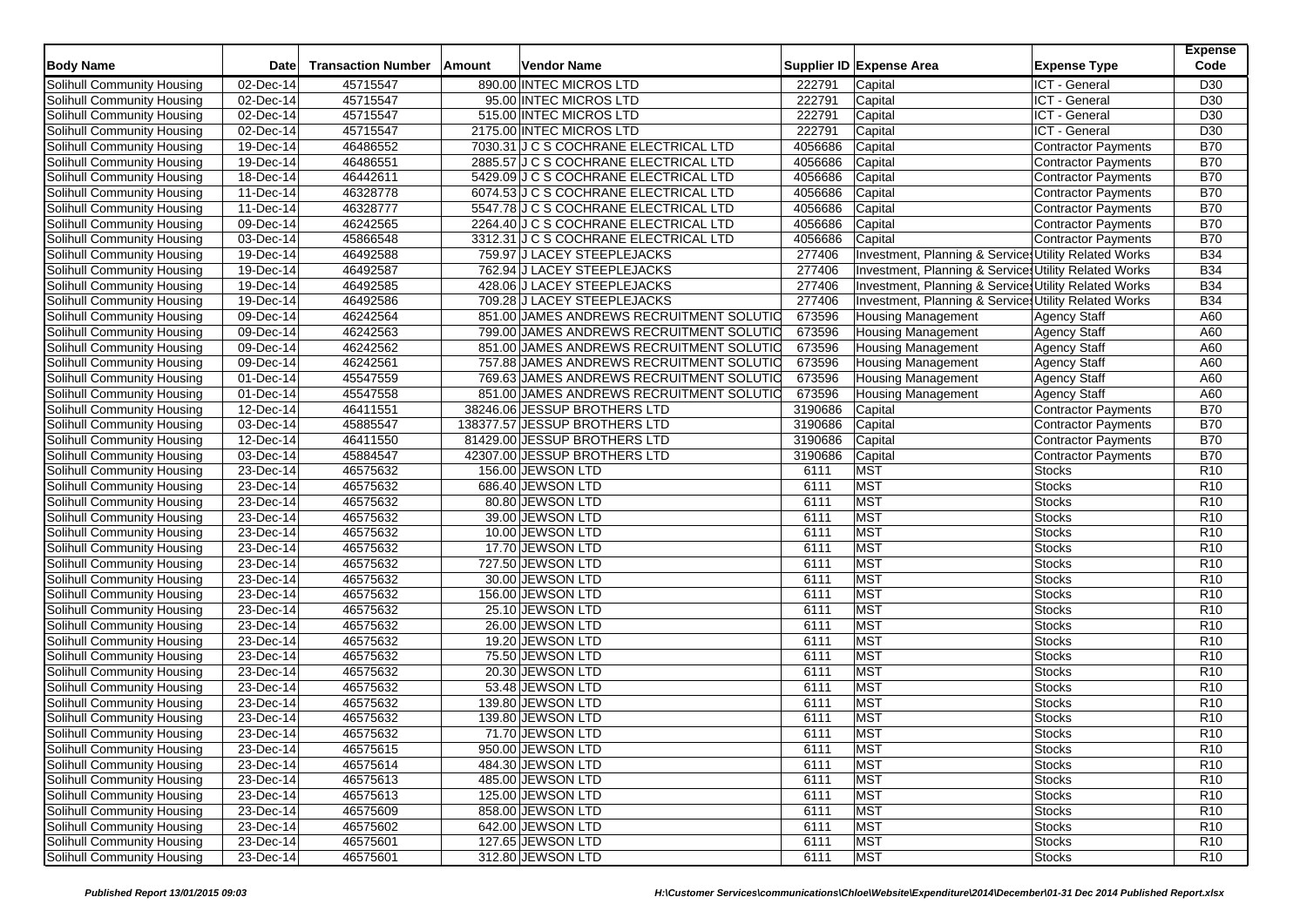| Body Name | Date | Transaction Number | Amount | Vendor Name | Supplier ID | Expense Area | Expense Type | Expense Code |
|---|---|---|---|---|---|---|---|---|
| Solihull Community Housing | 02-Dec-14 | 45715547 | 890.00 | INTEC MICROS LTD | 222791 | Capital | ICT - General | D30 |
| Solihull Community Housing | 02-Dec-14 | 45715547 | 95.00 | INTEC MICROS LTD | 222791 | Capital | ICT - General | D30 |
| Solihull Community Housing | 02-Dec-14 | 45715547 | 515.00 | INTEC MICROS LTD | 222791 | Capital | ICT - General | D30 |
| Solihull Community Housing | 02-Dec-14 | 45715547 | 2175.00 | INTEC MICROS LTD | 222791 | Capital | ICT - General | D30 |
| Solihull Community Housing | 19-Dec-14 | 46486552 | 7030.31 | J C S COCHRANE ELECTRICAL LTD | 4056686 | Capital | Contractor Payments | B70 |
| Solihull Community Housing | 19-Dec-14 | 46486551 | 2885.57 | J C S COCHRANE ELECTRICAL LTD | 4056686 | Capital | Contractor Payments | B70 |
| Solihull Community Housing | 18-Dec-14 | 46442611 | 5429.09 | J C S COCHRANE ELECTRICAL LTD | 4056686 | Capital | Contractor Payments | B70 |
| Solihull Community Housing | 11-Dec-14 | 46328778 | 6074.53 | J C S COCHRANE ELECTRICAL LTD | 4056686 | Capital | Contractor Payments | B70 |
| Solihull Community Housing | 11-Dec-14 | 46328777 | 5547.78 | J C S COCHRANE ELECTRICAL LTD | 4056686 | Capital | Contractor Payments | B70 |
| Solihull Community Housing | 09-Dec-14 | 46242565 | 2264.40 | J C S COCHRANE ELECTRICAL LTD | 4056686 | Capital | Contractor Payments | B70 |
| Solihull Community Housing | 03-Dec-14 | 45866548 | 3312.31 | J C S COCHRANE ELECTRICAL LTD | 4056686 | Capital | Contractor Payments | B70 |
| Solihull Community Housing | 19-Dec-14 | 46492588 | 759.97 | J LACEY STEEPLEJACKS | 277406 | Investment, Planning & Services | Utility Related Works | B34 |
| Solihull Community Housing | 19-Dec-14 | 46492587 | 762.94 | J LACEY STEEPLEJACKS | 277406 | Investment, Planning & Services | Utility Related Works | B34 |
| Solihull Community Housing | 19-Dec-14 | 46492585 | 428.06 | J LACEY STEEPLEJACKS | 277406 | Investment, Planning & Services | Utility Related Works | B34 |
| Solihull Community Housing | 19-Dec-14 | 46492586 | 709.28 | J LACEY STEEPLEJACKS | 277406 | Investment, Planning & Services | Utility Related Works | B34 |
| Solihull Community Housing | 09-Dec-14 | 46242564 | 851.00 | JAMES ANDREWS RECRUITMENT SOLUTIO | 673596 | Housing Management | Agency Staff | A60 |
| Solihull Community Housing | 09-Dec-14 | 46242563 | 799.00 | JAMES ANDREWS RECRUITMENT SOLUTIO | 673596 | Housing Management | Agency Staff | A60 |
| Solihull Community Housing | 09-Dec-14 | 46242562 | 851.00 | JAMES ANDREWS RECRUITMENT SOLUTIO | 673596 | Housing Management | Agency Staff | A60 |
| Solihull Community Housing | 09-Dec-14 | 46242561 | 757.88 | JAMES ANDREWS RECRUITMENT SOLUTIO | 673596 | Housing Management | Agency Staff | A60 |
| Solihull Community Housing | 01-Dec-14 | 45547559 | 769.63 | JAMES ANDREWS RECRUITMENT SOLUTIO | 673596 | Housing Management | Agency Staff | A60 |
| Solihull Community Housing | 01-Dec-14 | 45547558 | 851.00 | JAMES ANDREWS RECRUITMENT SOLUTIO | 673596 | Housing Management | Agency Staff | A60 |
| Solihull Community Housing | 12-Dec-14 | 46411551 | 38246.06 | JESSUP BROTHERS LTD | 3190686 | Capital | Contractor Payments | B70 |
| Solihull Community Housing | 03-Dec-14 | 45885547 | 138377.57 | JESSUP BROTHERS LTD | 3190686 | Capital | Contractor Payments | B70 |
| Solihull Community Housing | 12-Dec-14 | 46411550 | 81429.00 | JESSUP BROTHERS LTD | 3190686 | Capital | Contractor Payments | B70 |
| Solihull Community Housing | 03-Dec-14 | 45884547 | 42307.00 | JESSUP BROTHERS LTD | 3190686 | Capital | Contractor Payments | B70 |
| Solihull Community Housing | 23-Dec-14 | 46575632 | 156.00 | JEWSON LTD | 6111 | MST | Stocks | R10 |
| Solihull Community Housing | 23-Dec-14 | 46575632 | 686.40 | JEWSON LTD | 6111 | MST | Stocks | R10 |
| Solihull Community Housing | 23-Dec-14 | 46575632 | 80.80 | JEWSON LTD | 6111 | MST | Stocks | R10 |
| Solihull Community Housing | 23-Dec-14 | 46575632 | 39.00 | JEWSON LTD | 6111 | MST | Stocks | R10 |
| Solihull Community Housing | 23-Dec-14 | 46575632 | 10.00 | JEWSON LTD | 6111 | MST | Stocks | R10 |
| Solihull Community Housing | 23-Dec-14 | 46575632 | 17.70 | JEWSON LTD | 6111 | MST | Stocks | R10 |
| Solihull Community Housing | 23-Dec-14 | 46575632 | 727.50 | JEWSON LTD | 6111 | MST | Stocks | R10 |
| Solihull Community Housing | 23-Dec-14 | 46575632 | 30.00 | JEWSON LTD | 6111 | MST | Stocks | R10 |
| Solihull Community Housing | 23-Dec-14 | 46575632 | 156.00 | JEWSON LTD | 6111 | MST | Stocks | R10 |
| Solihull Community Housing | 23-Dec-14 | 46575632 | 25.10 | JEWSON LTD | 6111 | MST | Stocks | R10 |
| Solihull Community Housing | 23-Dec-14 | 46575632 | 26.00 | JEWSON LTD | 6111 | MST | Stocks | R10 |
| Solihull Community Housing | 23-Dec-14 | 46575632 | 19.20 | JEWSON LTD | 6111 | MST | Stocks | R10 |
| Solihull Community Housing | 23-Dec-14 | 46575632 | 75.50 | JEWSON LTD | 6111 | MST | Stocks | R10 |
| Solihull Community Housing | 23-Dec-14 | 46575632 | 20.30 | JEWSON LTD | 6111 | MST | Stocks | R10 |
| Solihull Community Housing | 23-Dec-14 | 46575632 | 53.48 | JEWSON LTD | 6111 | MST | Stocks | R10 |
| Solihull Community Housing | 23-Dec-14 | 46575632 | 139.80 | JEWSON LTD | 6111 | MST | Stocks | R10 |
| Solihull Community Housing | 23-Dec-14 | 46575632 | 139.80 | JEWSON LTD | 6111 | MST | Stocks | R10 |
| Solihull Community Housing | 23-Dec-14 | 46575632 | 71.70 | JEWSON LTD | 6111 | MST | Stocks | R10 |
| Solihull Community Housing | 23-Dec-14 | 46575615 | 950.00 | JEWSON LTD | 6111 | MST | Stocks | R10 |
| Solihull Community Housing | 23-Dec-14 | 46575614 | 484.30 | JEWSON LTD | 6111 | MST | Stocks | R10 |
| Solihull Community Housing | 23-Dec-14 | 46575613 | 485.00 | JEWSON LTD | 6111 | MST | Stocks | R10 |
| Solihull Community Housing | 23-Dec-14 | 46575613 | 125.00 | JEWSON LTD | 6111 | MST | Stocks | R10 |
| Solihull Community Housing | 23-Dec-14 | 46575609 | 858.00 | JEWSON LTD | 6111 | MST | Stocks | R10 |
| Solihull Community Housing | 23-Dec-14 | 46575602 | 642.00 | JEWSON LTD | 6111 | MST | Stocks | R10 |
| Solihull Community Housing | 23-Dec-14 | 46575601 | 127.65 | JEWSON LTD | 6111 | MST | Stocks | R10 |
| Solihull Community Housing | 23-Dec-14 | 46575601 | 312.80 | JEWSON LTD | 6111 | MST | Stocks | R10 |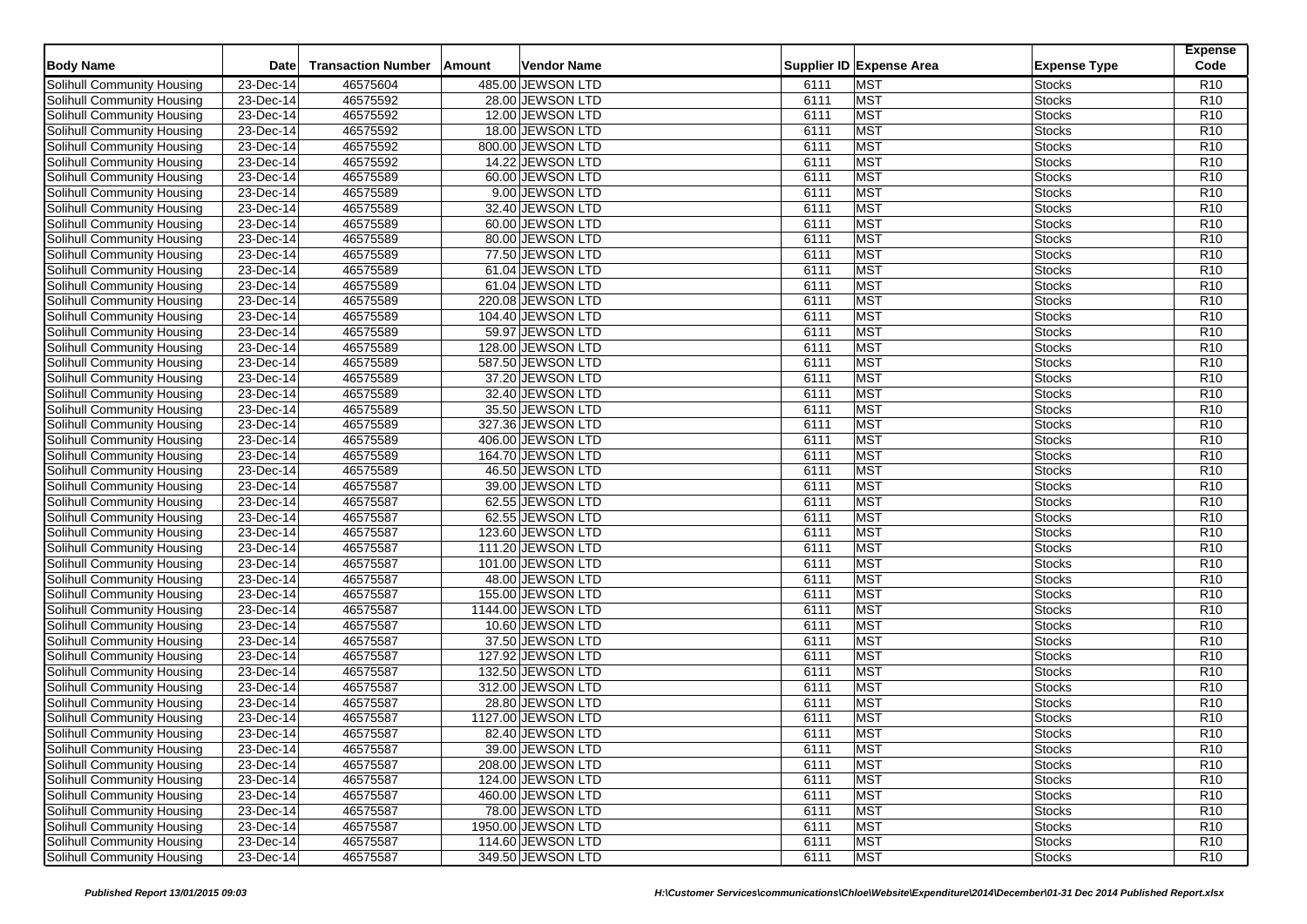| Body Name | Date | Transaction Number | Amount | Vendor Name | Supplier ID | Expense Area | Expense Type | Expense Code |
|---|---|---|---|---|---|---|---|---|
| Solihull Community Housing | 23-Dec-14 | 46575604 | 485.00 | JEWSON LTD | 6111 | MST | Stocks | R10 |
| Solihull Community Housing | 23-Dec-14 | 46575592 | 28.00 | JEWSON LTD | 6111 | MST | Stocks | R10 |
| Solihull Community Housing | 23-Dec-14 | 46575592 | 12.00 | JEWSON LTD | 6111 | MST | Stocks | R10 |
| Solihull Community Housing | 23-Dec-14 | 46575592 | 18.00 | JEWSON LTD | 6111 | MST | Stocks | R10 |
| Solihull Community Housing | 23-Dec-14 | 46575592 | 800.00 | JEWSON LTD | 6111 | MST | Stocks | R10 |
| Solihull Community Housing | 23-Dec-14 | 46575592 | 14.22 | JEWSON LTD | 6111 | MST | Stocks | R10 |
| Solihull Community Housing | 23-Dec-14 | 46575589 | 60.00 | JEWSON LTD | 6111 | MST | Stocks | R10 |
| Solihull Community Housing | 23-Dec-14 | 46575589 | 9.00 | JEWSON LTD | 6111 | MST | Stocks | R10 |
| Solihull Community Housing | 23-Dec-14 | 46575589 | 32.40 | JEWSON LTD | 6111 | MST | Stocks | R10 |
| Solihull Community Housing | 23-Dec-14 | 46575589 | 60.00 | JEWSON LTD | 6111 | MST | Stocks | R10 |
| Solihull Community Housing | 23-Dec-14 | 46575589 | 80.00 | JEWSON LTD | 6111 | MST | Stocks | R10 |
| Solihull Community Housing | 23-Dec-14 | 46575589 | 77.50 | JEWSON LTD | 6111 | MST | Stocks | R10 |
| Solihull Community Housing | 23-Dec-14 | 46575589 | 61.04 | JEWSON LTD | 6111 | MST | Stocks | R10 |
| Solihull Community Housing | 23-Dec-14 | 46575589 | 61.04 | JEWSON LTD | 6111 | MST | Stocks | R10 |
| Solihull Community Housing | 23-Dec-14 | 46575589 | 220.08 | JEWSON LTD | 6111 | MST | Stocks | R10 |
| Solihull Community Housing | 23-Dec-14 | 46575589 | 104.40 | JEWSON LTD | 6111 | MST | Stocks | R10 |
| Solihull Community Housing | 23-Dec-14 | 46575589 | 59.97 | JEWSON LTD | 6111 | MST | Stocks | R10 |
| Solihull Community Housing | 23-Dec-14 | 46575589 | 128.00 | JEWSON LTD | 6111 | MST | Stocks | R10 |
| Solihull Community Housing | 23-Dec-14 | 46575589 | 587.50 | JEWSON LTD | 6111 | MST | Stocks | R10 |
| Solihull Community Housing | 23-Dec-14 | 46575589 | 37.20 | JEWSON LTD | 6111 | MST | Stocks | R10 |
| Solihull Community Housing | 23-Dec-14 | 46575589 | 32.40 | JEWSON LTD | 6111 | MST | Stocks | R10 |
| Solihull Community Housing | 23-Dec-14 | 46575589 | 35.50 | JEWSON LTD | 6111 | MST | Stocks | R10 |
| Solihull Community Housing | 23-Dec-14 | 46575589 | 327.36 | JEWSON LTD | 6111 | MST | Stocks | R10 |
| Solihull Community Housing | 23-Dec-14 | 46575589 | 406.00 | JEWSON LTD | 6111 | MST | Stocks | R10 |
| Solihull Community Housing | 23-Dec-14 | 46575589 | 164.70 | JEWSON LTD | 6111 | MST | Stocks | R10 |
| Solihull Community Housing | 23-Dec-14 | 46575589 | 46.50 | JEWSON LTD | 6111 | MST | Stocks | R10 |
| Solihull Community Housing | 23-Dec-14 | 46575587 | 39.00 | JEWSON LTD | 6111 | MST | Stocks | R10 |
| Solihull Community Housing | 23-Dec-14 | 46575587 | 62.55 | JEWSON LTD | 6111 | MST | Stocks | R10 |
| Solihull Community Housing | 23-Dec-14 | 46575587 | 62.55 | JEWSON LTD | 6111 | MST | Stocks | R10 |
| Solihull Community Housing | 23-Dec-14 | 46575587 | 123.60 | JEWSON LTD | 6111 | MST | Stocks | R10 |
| Solihull Community Housing | 23-Dec-14 | 46575587 | 111.20 | JEWSON LTD | 6111 | MST | Stocks | R10 |
| Solihull Community Housing | 23-Dec-14 | 46575587 | 101.00 | JEWSON LTD | 6111 | MST | Stocks | R10 |
| Solihull Community Housing | 23-Dec-14 | 46575587 | 48.00 | JEWSON LTD | 6111 | MST | Stocks | R10 |
| Solihull Community Housing | 23-Dec-14 | 46575587 | 155.00 | JEWSON LTD | 6111 | MST | Stocks | R10 |
| Solihull Community Housing | 23-Dec-14 | 46575587 | 1144.00 | JEWSON LTD | 6111 | MST | Stocks | R10 |
| Solihull Community Housing | 23-Dec-14 | 46575587 | 10.60 | JEWSON LTD | 6111 | MST | Stocks | R10 |
| Solihull Community Housing | 23-Dec-14 | 46575587 | 37.50 | JEWSON LTD | 6111 | MST | Stocks | R10 |
| Solihull Community Housing | 23-Dec-14 | 46575587 | 127.92 | JEWSON LTD | 6111 | MST | Stocks | R10 |
| Solihull Community Housing | 23-Dec-14 | 46575587 | 132.50 | JEWSON LTD | 6111 | MST | Stocks | R10 |
| Solihull Community Housing | 23-Dec-14 | 46575587 | 312.00 | JEWSON LTD | 6111 | MST | Stocks | R10 |
| Solihull Community Housing | 23-Dec-14 | 46575587 | 28.80 | JEWSON LTD | 6111 | MST | Stocks | R10 |
| Solihull Community Housing | 23-Dec-14 | 46575587 | 1127.00 | JEWSON LTD | 6111 | MST | Stocks | R10 |
| Solihull Community Housing | 23-Dec-14 | 46575587 | 82.40 | JEWSON LTD | 6111 | MST | Stocks | R10 |
| Solihull Community Housing | 23-Dec-14 | 46575587 | 39.00 | JEWSON LTD | 6111 | MST | Stocks | R10 |
| Solihull Community Housing | 23-Dec-14 | 46575587 | 208.00 | JEWSON LTD | 6111 | MST | Stocks | R10 |
| Solihull Community Housing | 23-Dec-14 | 46575587 | 124.00 | JEWSON LTD | 6111 | MST | Stocks | R10 |
| Solihull Community Housing | 23-Dec-14 | 46575587 | 460.00 | JEWSON LTD | 6111 | MST | Stocks | R10 |
| Solihull Community Housing | 23-Dec-14 | 46575587 | 78.00 | JEWSON LTD | 6111 | MST | Stocks | R10 |
| Solihull Community Housing | 23-Dec-14 | 46575587 | 1950.00 | JEWSON LTD | 6111 | MST | Stocks | R10 |
| Solihull Community Housing | 23-Dec-14 | 46575587 | 114.60 | JEWSON LTD | 6111 | MST | Stocks | R10 |
| Solihull Community Housing | 23-Dec-14 | 46575587 | 349.50 | JEWSON LTD | 6111 | MST | Stocks | R10 |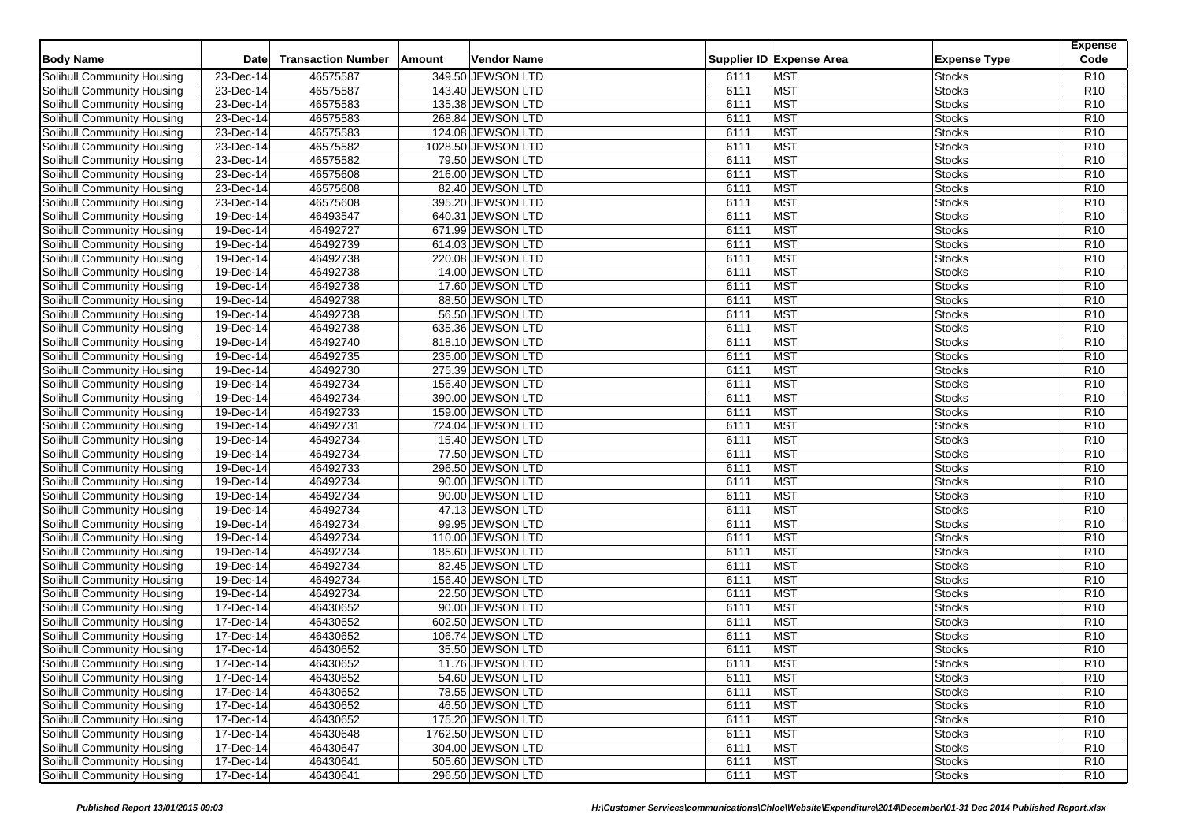| Body Name | Date | Transaction Number | Amount | Vendor Name | Supplier ID | Expense Area | Expense Type | Expense Code |
|---|---|---|---|---|---|---|---|---|
| Solihull Community Housing | 23-Dec-14 | 46575587 | 349.50 | JEWSON LTD | 6111 | MST | Stocks | R10 |
| Solihull Community Housing | 23-Dec-14 | 46575587 | 143.40 | JEWSON LTD | 6111 | MST | Stocks | R10 |
| Solihull Community Housing | 23-Dec-14 | 46575583 | 135.38 | JEWSON LTD | 6111 | MST | Stocks | R10 |
| Solihull Community Housing | 23-Dec-14 | 46575583 | 268.84 | JEWSON LTD | 6111 | MST | Stocks | R10 |
| Solihull Community Housing | 23-Dec-14 | 46575583 | 124.08 | JEWSON LTD | 6111 | MST | Stocks | R10 |
| Solihull Community Housing | 23-Dec-14 | 46575582 | 1028.50 | JEWSON LTD | 6111 | MST | Stocks | R10 |
| Solihull Community Housing | 23-Dec-14 | 46575582 | 79.50 | JEWSON LTD | 6111 | MST | Stocks | R10 |
| Solihull Community Housing | 23-Dec-14 | 46575608 | 216.00 | JEWSON LTD | 6111 | MST | Stocks | R10 |
| Solihull Community Housing | 23-Dec-14 | 46575608 | 82.40 | JEWSON LTD | 6111 | MST | Stocks | R10 |
| Solihull Community Housing | 23-Dec-14 | 46575608 | 395.20 | JEWSON LTD | 6111 | MST | Stocks | R10 |
| Solihull Community Housing | 19-Dec-14 | 46493547 | 640.31 | JEWSON LTD | 6111 | MST | Stocks | R10 |
| Solihull Community Housing | 19-Dec-14 | 46492727 | 671.99 | JEWSON LTD | 6111 | MST | Stocks | R10 |
| Solihull Community Housing | 19-Dec-14 | 46492739 | 614.03 | JEWSON LTD | 6111 | MST | Stocks | R10 |
| Solihull Community Housing | 19-Dec-14 | 46492738 | 220.08 | JEWSON LTD | 6111 | MST | Stocks | R10 |
| Solihull Community Housing | 19-Dec-14 | 46492738 | 14.00 | JEWSON LTD | 6111 | MST | Stocks | R10 |
| Solihull Community Housing | 19-Dec-14 | 46492738 | 17.60 | JEWSON LTD | 6111 | MST | Stocks | R10 |
| Solihull Community Housing | 19-Dec-14 | 46492738 | 88.50 | JEWSON LTD | 6111 | MST | Stocks | R10 |
| Solihull Community Housing | 19-Dec-14 | 46492738 | 56.50 | JEWSON LTD | 6111 | MST | Stocks | R10 |
| Solihull Community Housing | 19-Dec-14 | 46492738 | 635.36 | JEWSON LTD | 6111 | MST | Stocks | R10 |
| Solihull Community Housing | 19-Dec-14 | 46492740 | 818.10 | JEWSON LTD | 6111 | MST | Stocks | R10 |
| Solihull Community Housing | 19-Dec-14 | 46492735 | 235.00 | JEWSON LTD | 6111 | MST | Stocks | R10 |
| Solihull Community Housing | 19-Dec-14 | 46492730 | 275.39 | JEWSON LTD | 6111 | MST | Stocks | R10 |
| Solihull Community Housing | 19-Dec-14 | 46492734 | 156.40 | JEWSON LTD | 6111 | MST | Stocks | R10 |
| Solihull Community Housing | 19-Dec-14 | 46492734 | 390.00 | JEWSON LTD | 6111 | MST | Stocks | R10 |
| Solihull Community Housing | 19-Dec-14 | 46492733 | 159.00 | JEWSON LTD | 6111 | MST | Stocks | R10 |
| Solihull Community Housing | 19-Dec-14 | 46492731 | 724.04 | JEWSON LTD | 6111 | MST | Stocks | R10 |
| Solihull Community Housing | 19-Dec-14 | 46492734 | 15.40 | JEWSON LTD | 6111 | MST | Stocks | R10 |
| Solihull Community Housing | 19-Dec-14 | 46492734 | 77.50 | JEWSON LTD | 6111 | MST | Stocks | R10 |
| Solihull Community Housing | 19-Dec-14 | 46492733 | 296.50 | JEWSON LTD | 6111 | MST | Stocks | R10 |
| Solihull Community Housing | 19-Dec-14 | 46492734 | 90.00 | JEWSON LTD | 6111 | MST | Stocks | R10 |
| Solihull Community Housing | 19-Dec-14 | 46492734 | 90.00 | JEWSON LTD | 6111 | MST | Stocks | R10 |
| Solihull Community Housing | 19-Dec-14 | 46492734 | 47.13 | JEWSON LTD | 6111 | MST | Stocks | R10 |
| Solihull Community Housing | 19-Dec-14 | 46492734 | 99.95 | JEWSON LTD | 6111 | MST | Stocks | R10 |
| Solihull Community Housing | 19-Dec-14 | 46492734 | 110.00 | JEWSON LTD | 6111 | MST | Stocks | R10 |
| Solihull Community Housing | 19-Dec-14 | 46492734 | 185.60 | JEWSON LTD | 6111 | MST | Stocks | R10 |
| Solihull Community Housing | 19-Dec-14 | 46492734 | 82.45 | JEWSON LTD | 6111 | MST | Stocks | R10 |
| Solihull Community Housing | 19-Dec-14 | 46492734 | 156.40 | JEWSON LTD | 6111 | MST | Stocks | R10 |
| Solihull Community Housing | 19-Dec-14 | 46492734 | 22.50 | JEWSON LTD | 6111 | MST | Stocks | R10 |
| Solihull Community Housing | 17-Dec-14 | 46430652 | 90.00 | JEWSON LTD | 6111 | MST | Stocks | R10 |
| Solihull Community Housing | 17-Dec-14 | 46430652 | 602.50 | JEWSON LTD | 6111 | MST | Stocks | R10 |
| Solihull Community Housing | 17-Dec-14 | 46430652 | 106.74 | JEWSON LTD | 6111 | MST | Stocks | R10 |
| Solihull Community Housing | 17-Dec-14 | 46430652 | 35.50 | JEWSON LTD | 6111 | MST | Stocks | R10 |
| Solihull Community Housing | 17-Dec-14 | 46430652 | 11.76 | JEWSON LTD | 6111 | MST | Stocks | R10 |
| Solihull Community Housing | 17-Dec-14 | 46430652 | 54.60 | JEWSON LTD | 6111 | MST | Stocks | R10 |
| Solihull Community Housing | 17-Dec-14 | 46430652 | 78.55 | JEWSON LTD | 6111 | MST | Stocks | R10 |
| Solihull Community Housing | 17-Dec-14 | 46430652 | 46.50 | JEWSON LTD | 6111 | MST | Stocks | R10 |
| Solihull Community Housing | 17-Dec-14 | 46430652 | 175.20 | JEWSON LTD | 6111 | MST | Stocks | R10 |
| Solihull Community Housing | 17-Dec-14 | 46430648 | 1762.50 | JEWSON LTD | 6111 | MST | Stocks | R10 |
| Solihull Community Housing | 17-Dec-14 | 46430647 | 304.00 | JEWSON LTD | 6111 | MST | Stocks | R10 |
| Solihull Community Housing | 17-Dec-14 | 46430641 | 505.60 | JEWSON LTD | 6111 | MST | Stocks | R10 |
| Solihull Community Housing | 17-Dec-14 | 46430641 | 296.50 | JEWSON LTD | 6111 | MST | Stocks | R10 |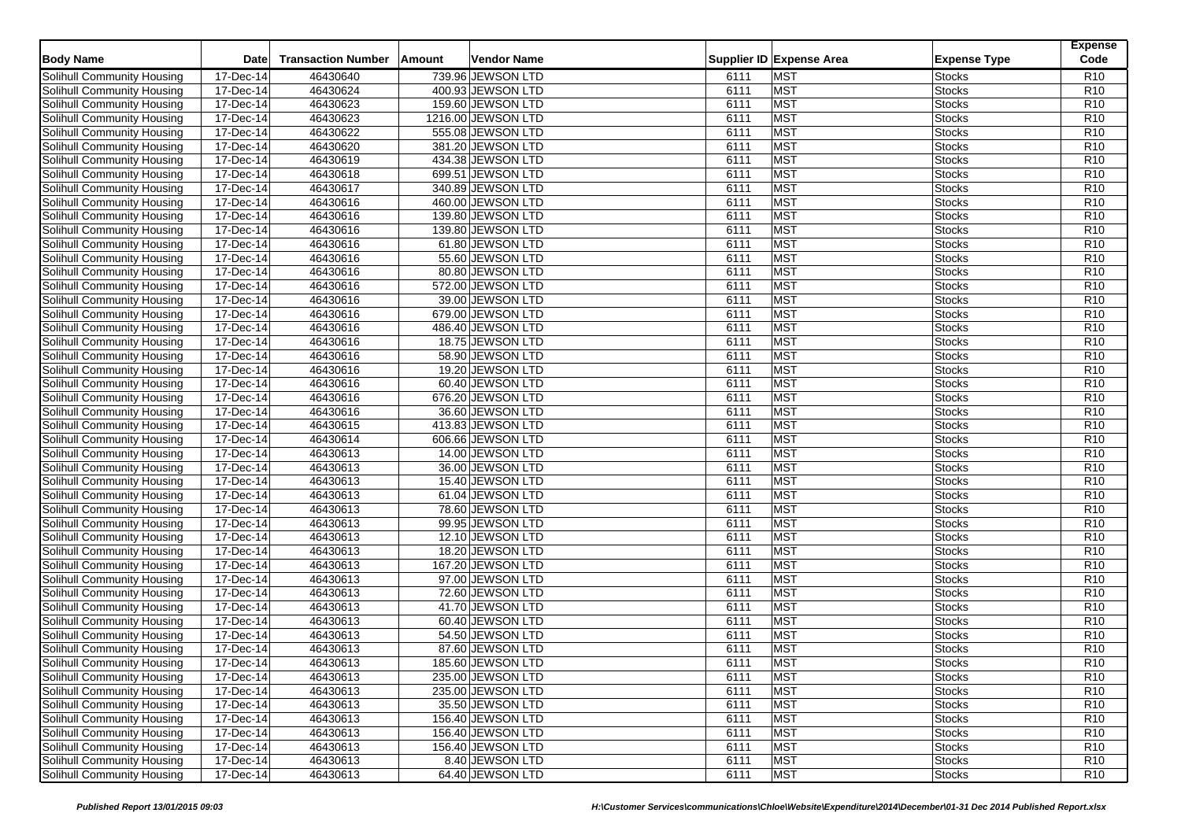| Body Name | Date | Transaction Number | Amount | Vendor Name | Supplier ID | Expense Area | Expense Type | Expense Code |
|---|---|---|---|---|---|---|---|---|
| Solihull Community Housing | 17-Dec-14 | 46430640 | 739.96 | JEWSON LTD | 6111 | MST | Stocks | R10 |
| Solihull Community Housing | 17-Dec-14 | 46430624 | 400.93 | JEWSON LTD | 6111 | MST | Stocks | R10 |
| Solihull Community Housing | 17-Dec-14 | 46430623 | 159.60 | JEWSON LTD | 6111 | MST | Stocks | R10 |
| Solihull Community Housing | 17-Dec-14 | 46430623 | 1216.00 | JEWSON LTD | 6111 | MST | Stocks | R10 |
| Solihull Community Housing | 17-Dec-14 | 46430622 | 555.08 | JEWSON LTD | 6111 | MST | Stocks | R10 |
| Solihull Community Housing | 17-Dec-14 | 46430620 | 381.20 | JEWSON LTD | 6111 | MST | Stocks | R10 |
| Solihull Community Housing | 17-Dec-14 | 46430619 | 434.38 | JEWSON LTD | 6111 | MST | Stocks | R10 |
| Solihull Community Housing | 17-Dec-14 | 46430618 | 699.51 | JEWSON LTD | 6111 | MST | Stocks | R10 |
| Solihull Community Housing | 17-Dec-14 | 46430617 | 340.89 | JEWSON LTD | 6111 | MST | Stocks | R10 |
| Solihull Community Housing | 17-Dec-14 | 46430616 | 460.00 | JEWSON LTD | 6111 | MST | Stocks | R10 |
| Solihull Community Housing | 17-Dec-14 | 46430616 | 139.80 | JEWSON LTD | 6111 | MST | Stocks | R10 |
| Solihull Community Housing | 17-Dec-14 | 46430616 | 139.80 | JEWSON LTD | 6111 | MST | Stocks | R10 |
| Solihull Community Housing | 17-Dec-14 | 46430616 | 61.80 | JEWSON LTD | 6111 | MST | Stocks | R10 |
| Solihull Community Housing | 17-Dec-14 | 46430616 | 55.60 | JEWSON LTD | 6111 | MST | Stocks | R10 |
| Solihull Community Housing | 17-Dec-14 | 46430616 | 80.80 | JEWSON LTD | 6111 | MST | Stocks | R10 |
| Solihull Community Housing | 17-Dec-14 | 46430616 | 572.00 | JEWSON LTD | 6111 | MST | Stocks | R10 |
| Solihull Community Housing | 17-Dec-14 | 46430616 | 39.00 | JEWSON LTD | 6111 | MST | Stocks | R10 |
| Solihull Community Housing | 17-Dec-14 | 46430616 | 679.00 | JEWSON LTD | 6111 | MST | Stocks | R10 |
| Solihull Community Housing | 17-Dec-14 | 46430616 | 486.40 | JEWSON LTD | 6111 | MST | Stocks | R10 |
| Solihull Community Housing | 17-Dec-14 | 46430616 | 18.75 | JEWSON LTD | 6111 | MST | Stocks | R10 |
| Solihull Community Housing | 17-Dec-14 | 46430616 | 58.90 | JEWSON LTD | 6111 | MST | Stocks | R10 |
| Solihull Community Housing | 17-Dec-14 | 46430616 | 19.20 | JEWSON LTD | 6111 | MST | Stocks | R10 |
| Solihull Community Housing | 17-Dec-14 | 46430616 | 60.40 | JEWSON LTD | 6111 | MST | Stocks | R10 |
| Solihull Community Housing | 17-Dec-14 | 46430616 | 676.20 | JEWSON LTD | 6111 | MST | Stocks | R10 |
| Solihull Community Housing | 17-Dec-14 | 46430616 | 36.60 | JEWSON LTD | 6111 | MST | Stocks | R10 |
| Solihull Community Housing | 17-Dec-14 | 46430615 | 413.83 | JEWSON LTD | 6111 | MST | Stocks | R10 |
| Solihull Community Housing | 17-Dec-14 | 46430614 | 606.66 | JEWSON LTD | 6111 | MST | Stocks | R10 |
| Solihull Community Housing | 17-Dec-14 | 46430613 | 14.00 | JEWSON LTD | 6111 | MST | Stocks | R10 |
| Solihull Community Housing | 17-Dec-14 | 46430613 | 36.00 | JEWSON LTD | 6111 | MST | Stocks | R10 |
| Solihull Community Housing | 17-Dec-14 | 46430613 | 15.40 | JEWSON LTD | 6111 | MST | Stocks | R10 |
| Solihull Community Housing | 17-Dec-14 | 46430613 | 61.04 | JEWSON LTD | 6111 | MST | Stocks | R10 |
| Solihull Community Housing | 17-Dec-14 | 46430613 | 78.60 | JEWSON LTD | 6111 | MST | Stocks | R10 |
| Solihull Community Housing | 17-Dec-14 | 46430613 | 99.95 | JEWSON LTD | 6111 | MST | Stocks | R10 |
| Solihull Community Housing | 17-Dec-14 | 46430613 | 12.10 | JEWSON LTD | 6111 | MST | Stocks | R10 |
| Solihull Community Housing | 17-Dec-14 | 46430613 | 18.20 | JEWSON LTD | 6111 | MST | Stocks | R10 |
| Solihull Community Housing | 17-Dec-14 | 46430613 | 167.20 | JEWSON LTD | 6111 | MST | Stocks | R10 |
| Solihull Community Housing | 17-Dec-14 | 46430613 | 97.00 | JEWSON LTD | 6111 | MST | Stocks | R10 |
| Solihull Community Housing | 17-Dec-14 | 46430613 | 72.60 | JEWSON LTD | 6111 | MST | Stocks | R10 |
| Solihull Community Housing | 17-Dec-14 | 46430613 | 41.70 | JEWSON LTD | 6111 | MST | Stocks | R10 |
| Solihull Community Housing | 17-Dec-14 | 46430613 | 60.40 | JEWSON LTD | 6111 | MST | Stocks | R10 |
| Solihull Community Housing | 17-Dec-14 | 46430613 | 54.50 | JEWSON LTD | 6111 | MST | Stocks | R10 |
| Solihull Community Housing | 17-Dec-14 | 46430613 | 87.60 | JEWSON LTD | 6111 | MST | Stocks | R10 |
| Solihull Community Housing | 17-Dec-14 | 46430613 | 185.60 | JEWSON LTD | 6111 | MST | Stocks | R10 |
| Solihull Community Housing | 17-Dec-14 | 46430613 | 235.00 | JEWSON LTD | 6111 | MST | Stocks | R10 |
| Solihull Community Housing | 17-Dec-14 | 46430613 | 235.00 | JEWSON LTD | 6111 | MST | Stocks | R10 |
| Solihull Community Housing | 17-Dec-14 | 46430613 | 35.50 | JEWSON LTD | 6111 | MST | Stocks | R10 |
| Solihull Community Housing | 17-Dec-14 | 46430613 | 156.40 | JEWSON LTD | 6111 | MST | Stocks | R10 |
| Solihull Community Housing | 17-Dec-14 | 46430613 | 156.40 | JEWSON LTD | 6111 | MST | Stocks | R10 |
| Solihull Community Housing | 17-Dec-14 | 46430613 | 156.40 | JEWSON LTD | 6111 | MST | Stocks | R10 |
| Solihull Community Housing | 17-Dec-14 | 46430613 | 8.40 | JEWSON LTD | 6111 | MST | Stocks | R10 |
| Solihull Community Housing | 17-Dec-14 | 46430613 | 64.40 | JEWSON LTD | 6111 | MST | Stocks | R10 |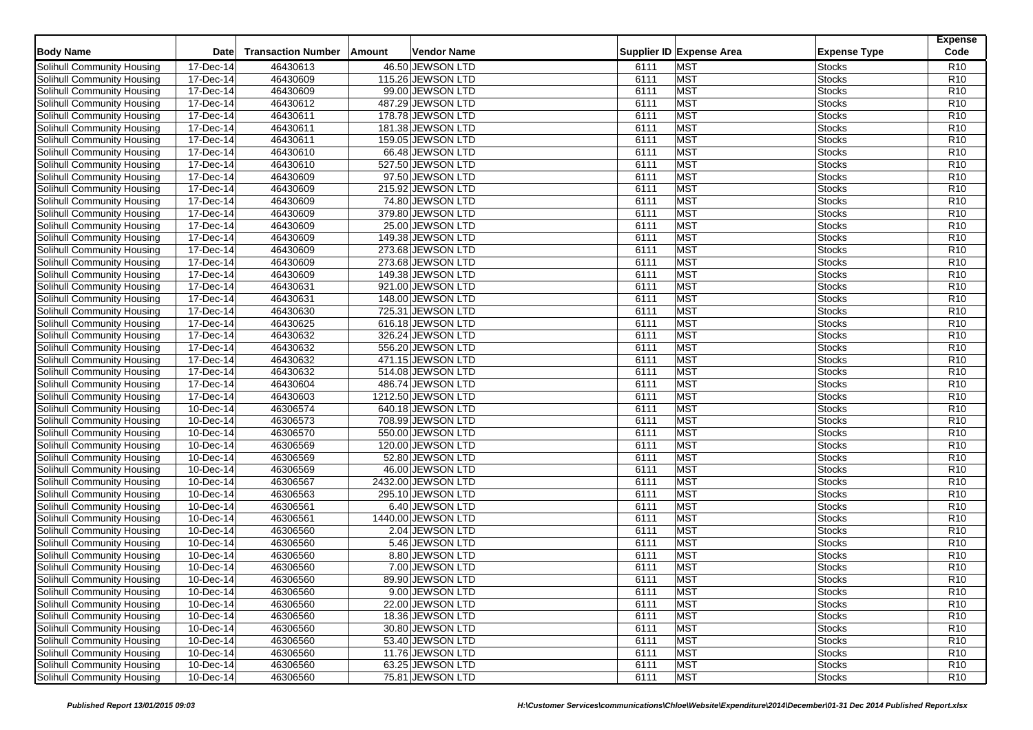| Body Name | Date | Transaction Number | Amount | Vendor Name | Supplier ID | Expense Area | Expense Type | Expense Code |
|---|---|---|---|---|---|---|---|---|
| Solihull Community Housing | 17-Dec-14 | 46430613 | 46.50 | JEWSON LTD | 6111 | MST | Stocks | R10 |
| Solihull Community Housing | 17-Dec-14 | 46430609 | 115.26 | JEWSON LTD | 6111 | MST | Stocks | R10 |
| Solihull Community Housing | 17-Dec-14 | 46430609 | 99.00 | JEWSON LTD | 6111 | MST | Stocks | R10 |
| Solihull Community Housing | 17-Dec-14 | 46430612 | 487.29 | JEWSON LTD | 6111 | MST | Stocks | R10 |
| Solihull Community Housing | 17-Dec-14 | 46430611 | 178.78 | JEWSON LTD | 6111 | MST | Stocks | R10 |
| Solihull Community Housing | 17-Dec-14 | 46430611 | 181.38 | JEWSON LTD | 6111 | MST | Stocks | R10 |
| Solihull Community Housing | 17-Dec-14 | 46430611 | 159.05 | JEWSON LTD | 6111 | MST | Stocks | R10 |
| Solihull Community Housing | 17-Dec-14 | 46430610 | 66.48 | JEWSON LTD | 6111 | MST | Stocks | R10 |
| Solihull Community Housing | 17-Dec-14 | 46430610 | 527.50 | JEWSON LTD | 6111 | MST | Stocks | R10 |
| Solihull Community Housing | 17-Dec-14 | 46430609 | 97.50 | JEWSON LTD | 6111 | MST | Stocks | R10 |
| Solihull Community Housing | 17-Dec-14 | 46430609 | 215.92 | JEWSON LTD | 6111 | MST | Stocks | R10 |
| Solihull Community Housing | 17-Dec-14 | 46430609 | 74.80 | JEWSON LTD | 6111 | MST | Stocks | R10 |
| Solihull Community Housing | 17-Dec-14 | 46430609 | 379.80 | JEWSON LTD | 6111 | MST | Stocks | R10 |
| Solihull Community Housing | 17-Dec-14 | 46430609 | 25.00 | JEWSON LTD | 6111 | MST | Stocks | R10 |
| Solihull Community Housing | 17-Dec-14 | 46430609 | 149.38 | JEWSON LTD | 6111 | MST | Stocks | R10 |
| Solihull Community Housing | 17-Dec-14 | 46430609 | 273.68 | JEWSON LTD | 6111 | MST | Stocks | R10 |
| Solihull Community Housing | 17-Dec-14 | 46430609 | 273.68 | JEWSON LTD | 6111 | MST | Stocks | R10 |
| Solihull Community Housing | 17-Dec-14 | 46430609 | 149.38 | JEWSON LTD | 6111 | MST | Stocks | R10 |
| Solihull Community Housing | 17-Dec-14 | 46430631 | 921.00 | JEWSON LTD | 6111 | MST | Stocks | R10 |
| Solihull Community Housing | 17-Dec-14 | 46430631 | 148.00 | JEWSON LTD | 6111 | MST | Stocks | R10 |
| Solihull Community Housing | 17-Dec-14 | 46430630 | 725.31 | JEWSON LTD | 6111 | MST | Stocks | R10 |
| Solihull Community Housing | 17-Dec-14 | 46430625 | 616.18 | JEWSON LTD | 6111 | MST | Stocks | R10 |
| Solihull Community Housing | 17-Dec-14 | 46430632 | 326.24 | JEWSON LTD | 6111 | MST | Stocks | R10 |
| Solihull Community Housing | 17-Dec-14 | 46430632 | 556.20 | JEWSON LTD | 6111 | MST | Stocks | R10 |
| Solihull Community Housing | 17-Dec-14 | 46430632 | 471.15 | JEWSON LTD | 6111 | MST | Stocks | R10 |
| Solihull Community Housing | 17-Dec-14 | 46430632 | 514.08 | JEWSON LTD | 6111 | MST | Stocks | R10 |
| Solihull Community Housing | 17-Dec-14 | 46430604 | 486.74 | JEWSON LTD | 6111 | MST | Stocks | R10 |
| Solihull Community Housing | 17-Dec-14 | 46430603 | 1212.50 | JEWSON LTD | 6111 | MST | Stocks | R10 |
| Solihull Community Housing | 10-Dec-14 | 46306574 | 640.18 | JEWSON LTD | 6111 | MST | Stocks | R10 |
| Solihull Community Housing | 10-Dec-14 | 46306573 | 708.99 | JEWSON LTD | 6111 | MST | Stocks | R10 |
| Solihull Community Housing | 10-Dec-14 | 46306570 | 550.00 | JEWSON LTD | 6111 | MST | Stocks | R10 |
| Solihull Community Housing | 10-Dec-14 | 46306569 | 120.00 | JEWSON LTD | 6111 | MST | Stocks | R10 |
| Solihull Community Housing | 10-Dec-14 | 46306569 | 52.80 | JEWSON LTD | 6111 | MST | Stocks | R10 |
| Solihull Community Housing | 10-Dec-14 | 46306569 | 46.00 | JEWSON LTD | 6111 | MST | Stocks | R10 |
| Solihull Community Housing | 10-Dec-14 | 46306567 | 2432.00 | JEWSON LTD | 6111 | MST | Stocks | R10 |
| Solihull Community Housing | 10-Dec-14 | 46306563 | 295.10 | JEWSON LTD | 6111 | MST | Stocks | R10 |
| Solihull Community Housing | 10-Dec-14 | 46306561 | 6.40 | JEWSON LTD | 6111 | MST | Stocks | R10 |
| Solihull Community Housing | 10-Dec-14 | 46306561 | 1440.00 | JEWSON LTD | 6111 | MST | Stocks | R10 |
| Solihull Community Housing | 10-Dec-14 | 46306560 | 2.04 | JEWSON LTD | 6111 | MST | Stocks | R10 |
| Solihull Community Housing | 10-Dec-14 | 46306560 | 5.46 | JEWSON LTD | 6111 | MST | Stocks | R10 |
| Solihull Community Housing | 10-Dec-14 | 46306560 | 8.80 | JEWSON LTD | 6111 | MST | Stocks | R10 |
| Solihull Community Housing | 10-Dec-14 | 46306560 | 7.00 | JEWSON LTD | 6111 | MST | Stocks | R10 |
| Solihull Community Housing | 10-Dec-14 | 46306560 | 89.90 | JEWSON LTD | 6111 | MST | Stocks | R10 |
| Solihull Community Housing | 10-Dec-14 | 46306560 | 9.00 | JEWSON LTD | 6111 | MST | Stocks | R10 |
| Solihull Community Housing | 10-Dec-14 | 46306560 | 22.00 | JEWSON LTD | 6111 | MST | Stocks | R10 |
| Solihull Community Housing | 10-Dec-14 | 46306560 | 18.36 | JEWSON LTD | 6111 | MST | Stocks | R10 |
| Solihull Community Housing | 10-Dec-14 | 46306560 | 30.80 | JEWSON LTD | 6111 | MST | Stocks | R10 |
| Solihull Community Housing | 10-Dec-14 | 46306560 | 53.40 | JEWSON LTD | 6111 | MST | Stocks | R10 |
| Solihull Community Housing | 10-Dec-14 | 46306560 | 11.76 | JEWSON LTD | 6111 | MST | Stocks | R10 |
| Solihull Community Housing | 10-Dec-14 | 46306560 | 63.25 | JEWSON LTD | 6111 | MST | Stocks | R10 |
| Solihull Community Housing | 10-Dec-14 | 46306560 | 75.81 | JEWSON LTD | 6111 | MST | Stocks | R10 |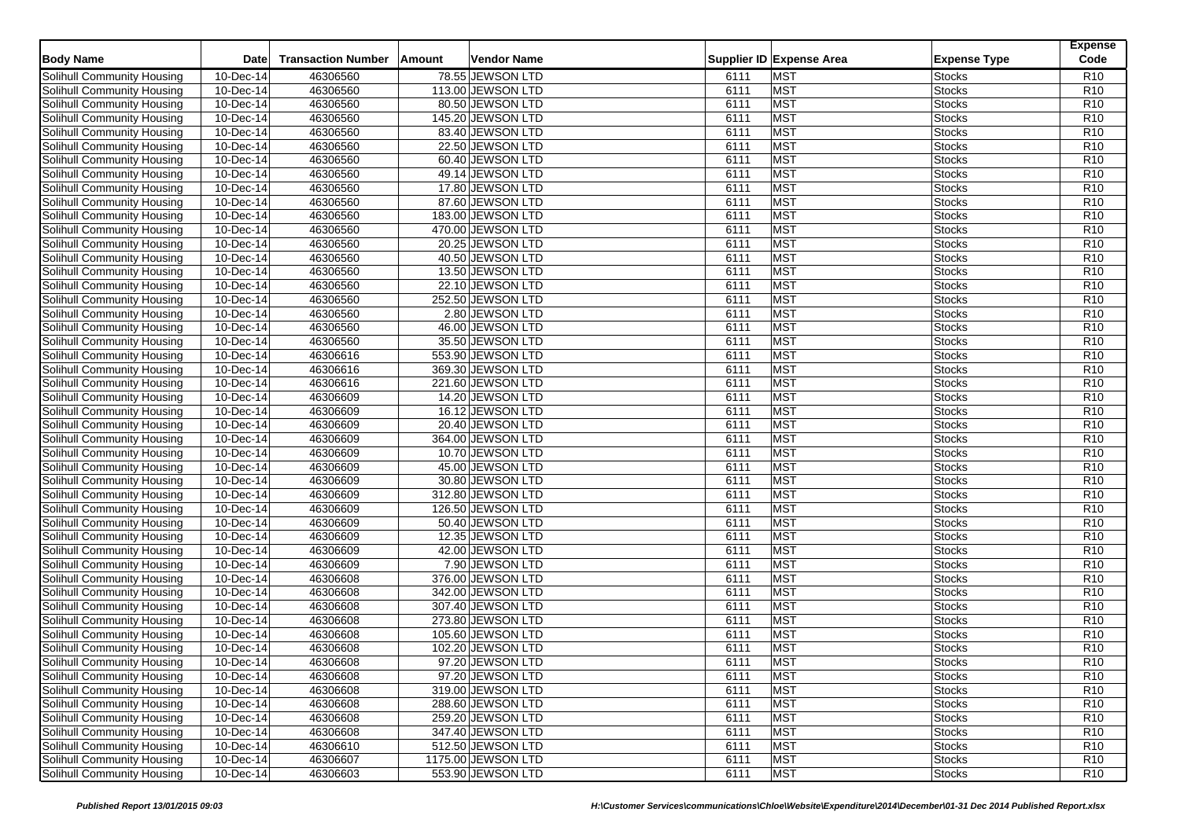| Body Name | Date | Transaction Number | Amount | Vendor Name | Supplier ID | Expense Area | Expense Type | Expense Code |
|---|---|---|---|---|---|---|---|---|
| Solihull Community Housing | 10-Dec-14 | 46306560 | 78.55 | JEWSON LTD | 6111 | MST | Stocks | R10 |
| Solihull Community Housing | 10-Dec-14 | 46306560 | 113.00 | JEWSON LTD | 6111 | MST | Stocks | R10 |
| Solihull Community Housing | 10-Dec-14 | 46306560 | 80.50 | JEWSON LTD | 6111 | MST | Stocks | R10 |
| Solihull Community Housing | 10-Dec-14 | 46306560 | 145.20 | JEWSON LTD | 6111 | MST | Stocks | R10 |
| Solihull Community Housing | 10-Dec-14 | 46306560 | 83.40 | JEWSON LTD | 6111 | MST | Stocks | R10 |
| Solihull Community Housing | 10-Dec-14 | 46306560 | 22.50 | JEWSON LTD | 6111 | MST | Stocks | R10 |
| Solihull Community Housing | 10-Dec-14 | 46306560 | 60.40 | JEWSON LTD | 6111 | MST | Stocks | R10 |
| Solihull Community Housing | 10-Dec-14 | 46306560 | 49.14 | JEWSON LTD | 6111 | MST | Stocks | R10 |
| Solihull Community Housing | 10-Dec-14 | 46306560 | 17.80 | JEWSON LTD | 6111 | MST | Stocks | R10 |
| Solihull Community Housing | 10-Dec-14 | 46306560 | 87.60 | JEWSON LTD | 6111 | MST | Stocks | R10 |
| Solihull Community Housing | 10-Dec-14 | 46306560 | 183.00 | JEWSON LTD | 6111 | MST | Stocks | R10 |
| Solihull Community Housing | 10-Dec-14 | 46306560 | 470.00 | JEWSON LTD | 6111 | MST | Stocks | R10 |
| Solihull Community Housing | 10-Dec-14 | 46306560 | 20.25 | JEWSON LTD | 6111 | MST | Stocks | R10 |
| Solihull Community Housing | 10-Dec-14 | 46306560 | 40.50 | JEWSON LTD | 6111 | MST | Stocks | R10 |
| Solihull Community Housing | 10-Dec-14 | 46306560 | 13.50 | JEWSON LTD | 6111 | MST | Stocks | R10 |
| Solihull Community Housing | 10-Dec-14 | 46306560 | 22.10 | JEWSON LTD | 6111 | MST | Stocks | R10 |
| Solihull Community Housing | 10-Dec-14 | 46306560 | 252.50 | JEWSON LTD | 6111 | MST | Stocks | R10 |
| Solihull Community Housing | 10-Dec-14 | 46306560 | 2.80 | JEWSON LTD | 6111 | MST | Stocks | R10 |
| Solihull Community Housing | 10-Dec-14 | 46306560 | 46.00 | JEWSON LTD | 6111 | MST | Stocks | R10 |
| Solihull Community Housing | 10-Dec-14 | 46306560 | 35.50 | JEWSON LTD | 6111 | MST | Stocks | R10 |
| Solihull Community Housing | 10-Dec-14 | 46306616 | 553.90 | JEWSON LTD | 6111 | MST | Stocks | R10 |
| Solihull Community Housing | 10-Dec-14 | 46306616 | 369.30 | JEWSON LTD | 6111 | MST | Stocks | R10 |
| Solihull Community Housing | 10-Dec-14 | 46306616 | 221.60 | JEWSON LTD | 6111 | MST | Stocks | R10 |
| Solihull Community Housing | 10-Dec-14 | 46306609 | 14.20 | JEWSON LTD | 6111 | MST | Stocks | R10 |
| Solihull Community Housing | 10-Dec-14 | 46306609 | 16.12 | JEWSON LTD | 6111 | MST | Stocks | R10 |
| Solihull Community Housing | 10-Dec-14 | 46306609 | 20.40 | JEWSON LTD | 6111 | MST | Stocks | R10 |
| Solihull Community Housing | 10-Dec-14 | 46306609 | 364.00 | JEWSON LTD | 6111 | MST | Stocks | R10 |
| Solihull Community Housing | 10-Dec-14 | 46306609 | 10.70 | JEWSON LTD | 6111 | MST | Stocks | R10 |
| Solihull Community Housing | 10-Dec-14 | 46306609 | 45.00 | JEWSON LTD | 6111 | MST | Stocks | R10 |
| Solihull Community Housing | 10-Dec-14 | 46306609 | 30.80 | JEWSON LTD | 6111 | MST | Stocks | R10 |
| Solihull Community Housing | 10-Dec-14 | 46306609 | 312.80 | JEWSON LTD | 6111 | MST | Stocks | R10 |
| Solihull Community Housing | 10-Dec-14 | 46306609 | 126.50 | JEWSON LTD | 6111 | MST | Stocks | R10 |
| Solihull Community Housing | 10-Dec-14 | 46306609 | 50.40 | JEWSON LTD | 6111 | MST | Stocks | R10 |
| Solihull Community Housing | 10-Dec-14 | 46306609 | 12.35 | JEWSON LTD | 6111 | MST | Stocks | R10 |
| Solihull Community Housing | 10-Dec-14 | 46306609 | 42.00 | JEWSON LTD | 6111 | MST | Stocks | R10 |
| Solihull Community Housing | 10-Dec-14 | 46306609 | 7.90 | JEWSON LTD | 6111 | MST | Stocks | R10 |
| Solihull Community Housing | 10-Dec-14 | 46306608 | 376.00 | JEWSON LTD | 6111 | MST | Stocks | R10 |
| Solihull Community Housing | 10-Dec-14 | 46306608 | 342.00 | JEWSON LTD | 6111 | MST | Stocks | R10 |
| Solihull Community Housing | 10-Dec-14 | 46306608 | 307.40 | JEWSON LTD | 6111 | MST | Stocks | R10 |
| Solihull Community Housing | 10-Dec-14 | 46306608 | 273.80 | JEWSON LTD | 6111 | MST | Stocks | R10 |
| Solihull Community Housing | 10-Dec-14 | 46306608 | 105.60 | JEWSON LTD | 6111 | MST | Stocks | R10 |
| Solihull Community Housing | 10-Dec-14 | 46306608 | 102.20 | JEWSON LTD | 6111 | MST | Stocks | R10 |
| Solihull Community Housing | 10-Dec-14 | 46306608 | 97.20 | JEWSON LTD | 6111 | MST | Stocks | R10 |
| Solihull Community Housing | 10-Dec-14 | 46306608 | 97.20 | JEWSON LTD | 6111 | MST | Stocks | R10 |
| Solihull Community Housing | 10-Dec-14 | 46306608 | 319.00 | JEWSON LTD | 6111 | MST | Stocks | R10 |
| Solihull Community Housing | 10-Dec-14 | 46306608 | 288.60 | JEWSON LTD | 6111 | MST | Stocks | R10 |
| Solihull Community Housing | 10-Dec-14 | 46306608 | 259.20 | JEWSON LTD | 6111 | MST | Stocks | R10 |
| Solihull Community Housing | 10-Dec-14 | 46306608 | 347.40 | JEWSON LTD | 6111 | MST | Stocks | R10 |
| Solihull Community Housing | 10-Dec-14 | 46306610 | 512.50 | JEWSON LTD | 6111 | MST | Stocks | R10 |
| Solihull Community Housing | 10-Dec-14 | 46306607 | 1175.00 | JEWSON LTD | 6111 | MST | Stocks | R10 |
| Solihull Community Housing | 10-Dec-14 | 46306603 | 553.90 | JEWSON LTD | 6111 | MST | Stocks | R10 |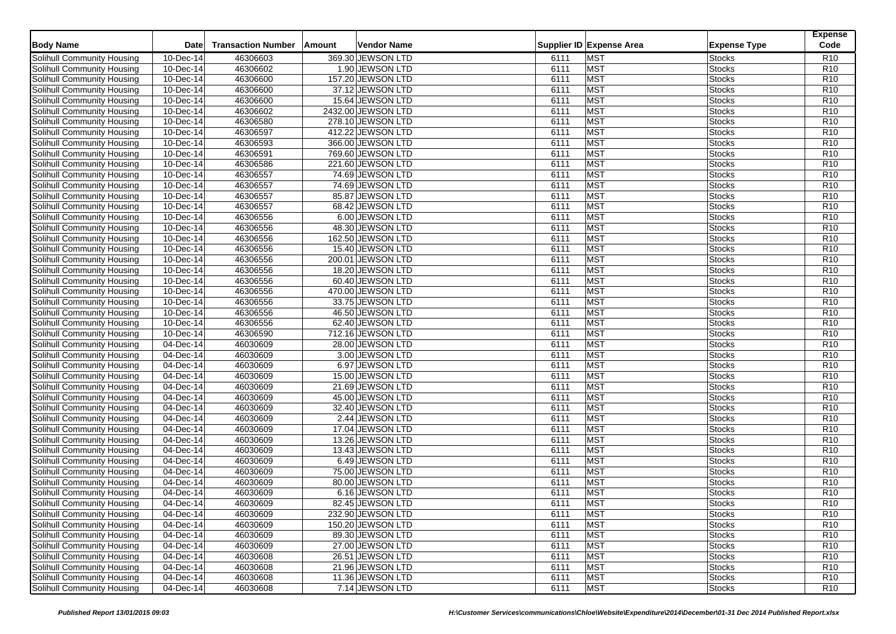| Body Name | Date | Transaction Number | Amount | Vendor Name | Supplier ID | Expense Area | Expense Type | Expense Code |
|---|---|---|---|---|---|---|---|---|
| Solihull Community Housing | 10-Dec-14 | 46306603 | 369.30 | JEWSON LTD | 6111 | MST | Stocks | R10 |
| Solihull Community Housing | 10-Dec-14 | 46306602 | 1.90 | JEWSON LTD | 6111 | MST | Stocks | R10 |
| Solihull Community Housing | 10-Dec-14 | 46306600 | 157.20 | JEWSON LTD | 6111 | MST | Stocks | R10 |
| Solihull Community Housing | 10-Dec-14 | 46306600 | 37.12 | JEWSON LTD | 6111 | MST | Stocks | R10 |
| Solihull Community Housing | 10-Dec-14 | 46306600 | 15.64 | JEWSON LTD | 6111 | MST | Stocks | R10 |
| Solihull Community Housing | 10-Dec-14 | 46306602 | 2432.00 | JEWSON LTD | 6111 | MST | Stocks | R10 |
| Solihull Community Housing | 10-Dec-14 | 46306580 | 278.10 | JEWSON LTD | 6111 | MST | Stocks | R10 |
| Solihull Community Housing | 10-Dec-14 | 46306597 | 412.22 | JEWSON LTD | 6111 | MST | Stocks | R10 |
| Solihull Community Housing | 10-Dec-14 | 46306593 | 366.00 | JEWSON LTD | 6111 | MST | Stocks | R10 |
| Solihull Community Housing | 10-Dec-14 | 46306591 | 769.60 | JEWSON LTD | 6111 | MST | Stocks | R10 |
| Solihull Community Housing | 10-Dec-14 | 46306586 | 221.60 | JEWSON LTD | 6111 | MST | Stocks | R10 |
| Solihull Community Housing | 10-Dec-14 | 46306557 | 74.69 | JEWSON LTD | 6111 | MST | Stocks | R10 |
| Solihull Community Housing | 10-Dec-14 | 46306557 | 74.69 | JEWSON LTD | 6111 | MST | Stocks | R10 |
| Solihull Community Housing | 10-Dec-14 | 46306557 | 85.87 | JEWSON LTD | 6111 | MST | Stocks | R10 |
| Solihull Community Housing | 10-Dec-14 | 46306557 | 68.42 | JEWSON LTD | 6111 | MST | Stocks | R10 |
| Solihull Community Housing | 10-Dec-14 | 46306556 | 6.00 | JEWSON LTD | 6111 | MST | Stocks | R10 |
| Solihull Community Housing | 10-Dec-14 | 46306556 | 48.30 | JEWSON LTD | 6111 | MST | Stocks | R10 |
| Solihull Community Housing | 10-Dec-14 | 46306556 | 162.50 | JEWSON LTD | 6111 | MST | Stocks | R10 |
| Solihull Community Housing | 10-Dec-14 | 46306556 | 15.40 | JEWSON LTD | 6111 | MST | Stocks | R10 |
| Solihull Community Housing | 10-Dec-14 | 46306556 | 200.01 | JEWSON LTD | 6111 | MST | Stocks | R10 |
| Solihull Community Housing | 10-Dec-14 | 46306556 | 18.20 | JEWSON LTD | 6111 | MST | Stocks | R10 |
| Solihull Community Housing | 10-Dec-14 | 46306556 | 60.40 | JEWSON LTD | 6111 | MST | Stocks | R10 |
| Solihull Community Housing | 10-Dec-14 | 46306556 | 470.00 | JEWSON LTD | 6111 | MST | Stocks | R10 |
| Solihull Community Housing | 10-Dec-14 | 46306556 | 33.75 | JEWSON LTD | 6111 | MST | Stocks | R10 |
| Solihull Community Housing | 10-Dec-14 | 46306556 | 46.50 | JEWSON LTD | 6111 | MST | Stocks | R10 |
| Solihull Community Housing | 10-Dec-14 | 46306556 | 62.40 | JEWSON LTD | 6111 | MST | Stocks | R10 |
| Solihull Community Housing | 10-Dec-14 | 46306590 | 712.16 | JEWSON LTD | 6111 | MST | Stocks | R10 |
| Solihull Community Housing | 04-Dec-14 | 46030609 | 28.00 | JEWSON LTD | 6111 | MST | Stocks | R10 |
| Solihull Community Housing | 04-Dec-14 | 46030609 | 3.00 | JEWSON LTD | 6111 | MST | Stocks | R10 |
| Solihull Community Housing | 04-Dec-14 | 46030609 | 6.97 | JEWSON LTD | 6111 | MST | Stocks | R10 |
| Solihull Community Housing | 04-Dec-14 | 46030609 | 15.00 | JEWSON LTD | 6111 | MST | Stocks | R10 |
| Solihull Community Housing | 04-Dec-14 | 46030609 | 21.69 | JEWSON LTD | 6111 | MST | Stocks | R10 |
| Solihull Community Housing | 04-Dec-14 | 46030609 | 45.00 | JEWSON LTD | 6111 | MST | Stocks | R10 |
| Solihull Community Housing | 04-Dec-14 | 46030609 | 32.40 | JEWSON LTD | 6111 | MST | Stocks | R10 |
| Solihull Community Housing | 04-Dec-14 | 46030609 | 2.44 | JEWSON LTD | 6111 | MST | Stocks | R10 |
| Solihull Community Housing | 04-Dec-14 | 46030609 | 17.04 | JEWSON LTD | 6111 | MST | Stocks | R10 |
| Solihull Community Housing | 04-Dec-14 | 46030609 | 13.26 | JEWSON LTD | 6111 | MST | Stocks | R10 |
| Solihull Community Housing | 04-Dec-14 | 46030609 | 13.43 | JEWSON LTD | 6111 | MST | Stocks | R10 |
| Solihull Community Housing | 04-Dec-14 | 46030609 | 6.49 | JEWSON LTD | 6111 | MST | Stocks | R10 |
| Solihull Community Housing | 04-Dec-14 | 46030609 | 75.00 | JEWSON LTD | 6111 | MST | Stocks | R10 |
| Solihull Community Housing | 04-Dec-14 | 46030609 | 80.00 | JEWSON LTD | 6111 | MST | Stocks | R10 |
| Solihull Community Housing | 04-Dec-14 | 46030609 | 6.16 | JEWSON LTD | 6111 | MST | Stocks | R10 |
| Solihull Community Housing | 04-Dec-14 | 46030609 | 82.45 | JEWSON LTD | 6111 | MST | Stocks | R10 |
| Solihull Community Housing | 04-Dec-14 | 46030609 | 232.90 | JEWSON LTD | 6111 | MST | Stocks | R10 |
| Solihull Community Housing | 04-Dec-14 | 46030609 | 150.20 | JEWSON LTD | 6111 | MST | Stocks | R10 |
| Solihull Community Housing | 04-Dec-14 | 46030609 | 89.30 | JEWSON LTD | 6111 | MST | Stocks | R10 |
| Solihull Community Housing | 04-Dec-14 | 46030609 | 27.00 | JEWSON LTD | 6111 | MST | Stocks | R10 |
| Solihull Community Housing | 04-Dec-14 | 46030608 | 26.51 | JEWSON LTD | 6111 | MST | Stocks | R10 |
| Solihull Community Housing | 04-Dec-14 | 46030608 | 21.96 | JEWSON LTD | 6111 | MST | Stocks | R10 |
| Solihull Community Housing | 04-Dec-14 | 46030608 | 11.36 | JEWSON LTD | 6111 | MST | Stocks | R10 |
| Solihull Community Housing | 04-Dec-14 | 46030608 | 7.14 | JEWSON LTD | 6111 | MST | Stocks | R10 |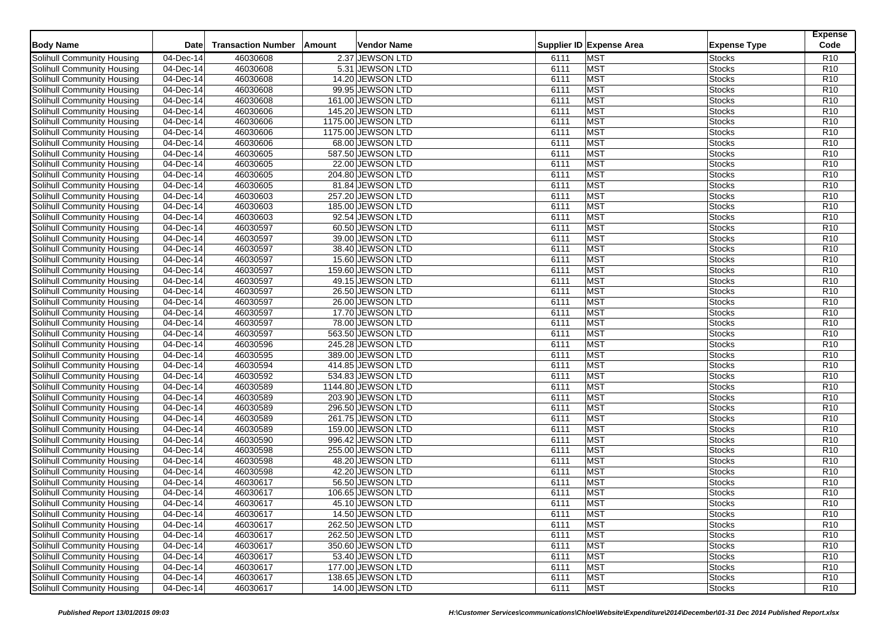| Body Name | Date | Transaction Number | Amount | Vendor Name | Supplier ID | Expense Area | Expense Type | Expense Code |
|---|---|---|---|---|---|---|---|---|
| Solihull Community Housing | 04-Dec-14 | 46030608 | 2.37 | JEWSON LTD | 6111 | MST | Stocks | R10 |
| Solihull Community Housing | 04-Dec-14 | 46030608 | 5.31 | JEWSON LTD | 6111 | MST | Stocks | R10 |
| Solihull Community Housing | 04-Dec-14 | 46030608 | 14.20 | JEWSON LTD | 6111 | MST | Stocks | R10 |
| Solihull Community Housing | 04-Dec-14 | 46030608 | 99.95 | JEWSON LTD | 6111 | MST | Stocks | R10 |
| Solihull Community Housing | 04-Dec-14 | 46030608 | 161.00 | JEWSON LTD | 6111 | MST | Stocks | R10 |
| Solihull Community Housing | 04-Dec-14 | 46030606 | 145.20 | JEWSON LTD | 6111 | MST | Stocks | R10 |
| Solihull Community Housing | 04-Dec-14 | 46030606 | 1175.00 | JEWSON LTD | 6111 | MST | Stocks | R10 |
| Solihull Community Housing | 04-Dec-14 | 46030606 | 1175.00 | JEWSON LTD | 6111 | MST | Stocks | R10 |
| Solihull Community Housing | 04-Dec-14 | 46030606 | 68.00 | JEWSON LTD | 6111 | MST | Stocks | R10 |
| Solihull Community Housing | 04-Dec-14 | 46030605 | 587.50 | JEWSON LTD | 6111 | MST | Stocks | R10 |
| Solihull Community Housing | 04-Dec-14 | 46030605 | 22.00 | JEWSON LTD | 6111 | MST | Stocks | R10 |
| Solihull Community Housing | 04-Dec-14 | 46030605 | 204.80 | JEWSON LTD | 6111 | MST | Stocks | R10 |
| Solihull Community Housing | 04-Dec-14 | 46030605 | 81.84 | JEWSON LTD | 6111 | MST | Stocks | R10 |
| Solihull Community Housing | 04-Dec-14 | 46030603 | 257.20 | JEWSON LTD | 6111 | MST | Stocks | R10 |
| Solihull Community Housing | 04-Dec-14 | 46030603 | 185.00 | JEWSON LTD | 6111 | MST | Stocks | R10 |
| Solihull Community Housing | 04-Dec-14 | 46030603 | 92.54 | JEWSON LTD | 6111 | MST | Stocks | R10 |
| Solihull Community Housing | 04-Dec-14 | 46030597 | 60.50 | JEWSON LTD | 6111 | MST | Stocks | R10 |
| Solihull Community Housing | 04-Dec-14 | 46030597 | 39.00 | JEWSON LTD | 6111 | MST | Stocks | R10 |
| Solihull Community Housing | 04-Dec-14 | 46030597 | 38.40 | JEWSON LTD | 6111 | MST | Stocks | R10 |
| Solihull Community Housing | 04-Dec-14 | 46030597 | 15.60 | JEWSON LTD | 6111 | MST | Stocks | R10 |
| Solihull Community Housing | 04-Dec-14 | 46030597 | 159.60 | JEWSON LTD | 6111 | MST | Stocks | R10 |
| Solihull Community Housing | 04-Dec-14 | 46030597 | 49.15 | JEWSON LTD | 6111 | MST | Stocks | R10 |
| Solihull Community Housing | 04-Dec-14 | 46030597 | 26.50 | JEWSON LTD | 6111 | MST | Stocks | R10 |
| Solihull Community Housing | 04-Dec-14 | 46030597 | 26.00 | JEWSON LTD | 6111 | MST | Stocks | R10 |
| Solihull Community Housing | 04-Dec-14 | 46030597 | 17.70 | JEWSON LTD | 6111 | MST | Stocks | R10 |
| Solihull Community Housing | 04-Dec-14 | 46030597 | 78.00 | JEWSON LTD | 6111 | MST | Stocks | R10 |
| Solihull Community Housing | 04-Dec-14 | 46030597 | 563.50 | JEWSON LTD | 6111 | MST | Stocks | R10 |
| Solihull Community Housing | 04-Dec-14 | 46030596 | 245.28 | JEWSON LTD | 6111 | MST | Stocks | R10 |
| Solihull Community Housing | 04-Dec-14 | 46030595 | 389.00 | JEWSON LTD | 6111 | MST | Stocks | R10 |
| Solihull Community Housing | 04-Dec-14 | 46030594 | 414.85 | JEWSON LTD | 6111 | MST | Stocks | R10 |
| Solihull Community Housing | 04-Dec-14 | 46030592 | 534.83 | JEWSON LTD | 6111 | MST | Stocks | R10 |
| Solihull Community Housing | 04-Dec-14 | 46030589 | 1144.80 | JEWSON LTD | 6111 | MST | Stocks | R10 |
| Solihull Community Housing | 04-Dec-14 | 46030589 | 203.90 | JEWSON LTD | 6111 | MST | Stocks | R10 |
| Solihull Community Housing | 04-Dec-14 | 46030589 | 296.50 | JEWSON LTD | 6111 | MST | Stocks | R10 |
| Solihull Community Housing | 04-Dec-14 | 46030589 | 261.75 | JEWSON LTD | 6111 | MST | Stocks | R10 |
| Solihull Community Housing | 04-Dec-14 | 46030589 | 159.00 | JEWSON LTD | 6111 | MST | Stocks | R10 |
| Solihull Community Housing | 04-Dec-14 | 46030590 | 996.42 | JEWSON LTD | 6111 | MST | Stocks | R10 |
| Solihull Community Housing | 04-Dec-14 | 46030598 | 255.00 | JEWSON LTD | 6111 | MST | Stocks | R10 |
| Solihull Community Housing | 04-Dec-14 | 46030598 | 48.20 | JEWSON LTD | 6111 | MST | Stocks | R10 |
| Solihull Community Housing | 04-Dec-14 | 46030598 | 42.20 | JEWSON LTD | 6111 | MST | Stocks | R10 |
| Solihull Community Housing | 04-Dec-14 | 46030617 | 56.50 | JEWSON LTD | 6111 | MST | Stocks | R10 |
| Solihull Community Housing | 04-Dec-14 | 46030617 | 106.65 | JEWSON LTD | 6111 | MST | Stocks | R10 |
| Solihull Community Housing | 04-Dec-14 | 46030617 | 45.10 | JEWSON LTD | 6111 | MST | Stocks | R10 |
| Solihull Community Housing | 04-Dec-14 | 46030617 | 14.50 | JEWSON LTD | 6111 | MST | Stocks | R10 |
| Solihull Community Housing | 04-Dec-14 | 46030617 | 262.50 | JEWSON LTD | 6111 | MST | Stocks | R10 |
| Solihull Community Housing | 04-Dec-14 | 46030617 | 262.50 | JEWSON LTD | 6111 | MST | Stocks | R10 |
| Solihull Community Housing | 04-Dec-14 | 46030617 | 350.60 | JEWSON LTD | 6111 | MST | Stocks | R10 |
| Solihull Community Housing | 04-Dec-14 | 46030617 | 53.40 | JEWSON LTD | 6111 | MST | Stocks | R10 |
| Solihull Community Housing | 04-Dec-14 | 46030617 | 177.00 | JEWSON LTD | 6111 | MST | Stocks | R10 |
| Solihull Community Housing | 04-Dec-14 | 46030617 | 138.65 | JEWSON LTD | 6111 | MST | Stocks | R10 |
| Solihull Community Housing | 04-Dec-14 | 46030617 | 14.00 | JEWSON LTD | 6111 | MST | Stocks | R10 |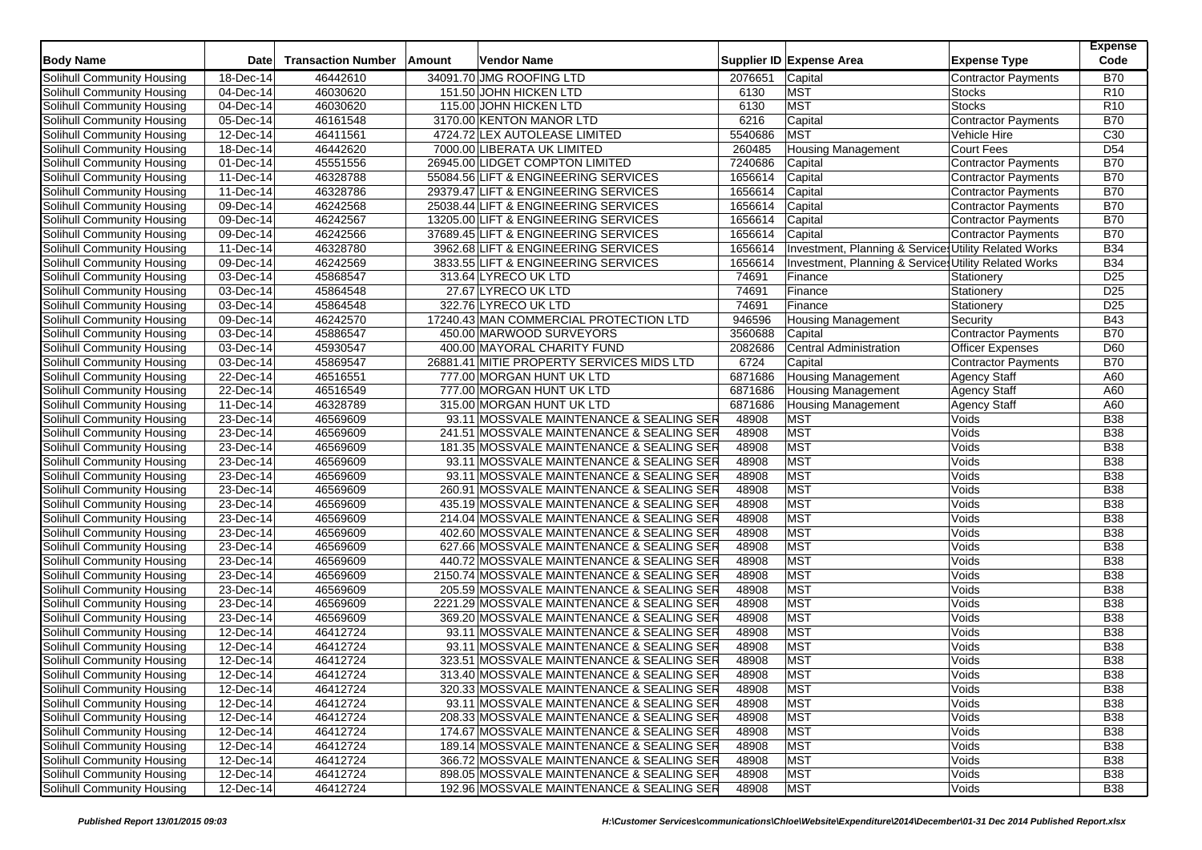| Body Name | Date | Transaction Number | Amount | Vendor Name | Supplier ID | Expense Area | Expense Type | Expense Code |
|---|---|---|---|---|---|---|---|---|
| Solihull Community Housing | 18-Dec-14 | 46442610 | 34091.70 | JMG ROOFING LTD | 2076651 | Capital | Contractor Payments | B70 |
| Solihull Community Housing | 04-Dec-14 | 46030620 | 151.50 | JOHN HICKEN LTD | 6130 | MST | Stocks | R10 |
| Solihull Community Housing | 04-Dec-14 | 46030620 | 115.00 | JOHN HICKEN LTD | 6130 | MST | Stocks | R10 |
| Solihull Community Housing | 05-Dec-14 | 46161548 | 3170.00 | KENTON MANOR LTD | 6216 | Capital | Contractor Payments | B70 |
| Solihull Community Housing | 12-Dec-14 | 46411561 | 4724.72 | LEX AUTOLEASE LIMITED | 5540686 | MST | Vehicle Hire | C30 |
| Solihull Community Housing | 18-Dec-14 | 46442620 | 7000.00 | LIBERATA UK LIMITED | 260485 | Housing Management | Court Fees | D54 |
| Solihull Community Housing | 01-Dec-14 | 45551556 | 26945.00 | LIDGET COMPTON LIMITED | 7240686 | Capital | Contractor Payments | B70 |
| Solihull Community Housing | 11-Dec-14 | 46328788 | 55084.56 | LIFT & ENGINEERING SERVICES | 1656614 | Capital | Contractor Payments | B70 |
| Solihull Community Housing | 11-Dec-14 | 46328786 | 29379.47 | LIFT & ENGINEERING SERVICES | 1656614 | Capital | Contractor Payments | B70 |
| Solihull Community Housing | 09-Dec-14 | 46242568 | 25038.44 | LIFT & ENGINEERING SERVICES | 1656614 | Capital | Contractor Payments | B70 |
| Solihull Community Housing | 09-Dec-14 | 46242567 | 13205.00 | LIFT & ENGINEERING SERVICES | 1656614 | Capital | Contractor Payments | B70 |
| Solihull Community Housing | 09-Dec-14 | 46242566 | 37689.45 | LIFT & ENGINEERING SERVICES | 1656614 | Capital | Contractor Payments | B70 |
| Solihull Community Housing | 11-Dec-14 | 46328780 | 3962.68 | LIFT & ENGINEERING SERVICES | 1656614 | Investment, Planning & Services | Utility Related Works | B34 |
| Solihull Community Housing | 09-Dec-14 | 46242569 | 3833.55 | LIFT & ENGINEERING SERVICES | 1656614 | Investment, Planning & Services | Utility Related Works | B34 |
| Solihull Community Housing | 03-Dec-14 | 45868547 | 313.64 | LYRECO UK LTD | 74691 | Finance | Stationery | D25 |
| Solihull Community Housing | 03-Dec-14 | 45864548 | 27.67 | LYRECO UK LTD | 74691 | Finance | Stationery | D25 |
| Solihull Community Housing | 03-Dec-14 | 45864548 | 322.76 | LYRECO UK LTD | 74691 | Finance | Stationery | D25 |
| Solihull Community Housing | 09-Dec-14 | 46242570 | 17240.43 | MAN COMMERCIAL PROTECTION LTD | 946596 | Housing Management | Security | B43 |
| Solihull Community Housing | 03-Dec-14 | 45886547 | 450.00 | MARWOOD SURVEYORS | 3560688 | Capital | Contractor Payments | B70 |
| Solihull Community Housing | 03-Dec-14 | 45930547 | 400.00 | MAYORAL CHARITY FUND | 2082686 | Central Administration | Officer Expenses | D60 |
| Solihull Community Housing | 03-Dec-14 | 45869547 | 26881.41 | MITIE PROPERTY SERVICES MIDS LTD | 6724 | Capital | Contractor Payments | B70 |
| Solihull Community Housing | 22-Dec-14 | 46516551 | 777.00 | MORGAN HUNT UK LTD | 6871686 | Housing Management | Agency Staff | A60 |
| Solihull Community Housing | 22-Dec-14 | 46516549 | 777.00 | MORGAN HUNT UK LTD | 6871686 | Housing Management | Agency Staff | A60 |
| Solihull Community Housing | 11-Dec-14 | 46328789 | 315.00 | MORGAN HUNT UK LTD | 6871686 | Housing Management | Agency Staff | A60 |
| Solihull Community Housing | 23-Dec-14 | 46569609 | 93.11 | MOSSVALE MAINTENANCE & SEALING SER | 48908 | MST | Voids | B38 |
| Solihull Community Housing | 23-Dec-14 | 46569609 | 241.51 | MOSSVALE MAINTENANCE & SEALING SER | 48908 | MST | Voids | B38 |
| Solihull Community Housing | 23-Dec-14 | 46569609 | 181.35 | MOSSVALE MAINTENANCE & SEALING SER | 48908 | MST | Voids | B38 |
| Solihull Community Housing | 23-Dec-14 | 46569609 | 93.11 | MOSSVALE MAINTENANCE & SEALING SER | 48908 | MST | Voids | B38 |
| Solihull Community Housing | 23-Dec-14 | 46569609 | 93.11 | MOSSVALE MAINTENANCE & SEALING SER | 48908 | MST | Voids | B38 |
| Solihull Community Housing | 23-Dec-14 | 46569609 | 260.91 | MOSSVALE MAINTENANCE & SEALING SER | 48908 | MST | Voids | B38 |
| Solihull Community Housing | 23-Dec-14 | 46569609 | 435.19 | MOSSVALE MAINTENANCE & SEALING SER | 48908 | MST | Voids | B38 |
| Solihull Community Housing | 23-Dec-14 | 46569609 | 214.04 | MOSSVALE MAINTENANCE & SEALING SER | 48908 | MST | Voids | B38 |
| Solihull Community Housing | 23-Dec-14 | 46569609 | 402.60 | MOSSVALE MAINTENANCE & SEALING SER | 48908 | MST | Voids | B38 |
| Solihull Community Housing | 23-Dec-14 | 46569609 | 627.66 | MOSSVALE MAINTENANCE & SEALING SER | 48908 | MST | Voids | B38 |
| Solihull Community Housing | 23-Dec-14 | 46569609 | 440.72 | MOSSVALE MAINTENANCE & SEALING SER | 48908 | MST | Voids | B38 |
| Solihull Community Housing | 23-Dec-14 | 46569609 | 2150.74 | MOSSVALE MAINTENANCE & SEALING SER | 48908 | MST | Voids | B38 |
| Solihull Community Housing | 23-Dec-14 | 46569609 | 205.59 | MOSSVALE MAINTENANCE & SEALING SER | 48908 | MST | Voids | B38 |
| Solihull Community Housing | 23-Dec-14 | 46569609 | 2221.29 | MOSSVALE MAINTENANCE & SEALING SER | 48908 | MST | Voids | B38 |
| Solihull Community Housing | 23-Dec-14 | 46569609 | 369.20 | MOSSVALE MAINTENANCE & SEALING SER | 48908 | MST | Voids | B38 |
| Solihull Community Housing | 12-Dec-14 | 46412724 | 93.11 | MOSSVALE MAINTENANCE & SEALING SER | 48908 | MST | Voids | B38 |
| Solihull Community Housing | 12-Dec-14 | 46412724 | 93.11 | MOSSVALE MAINTENANCE & SEALING SER | 48908 | MST | Voids | B38 |
| Solihull Community Housing | 12-Dec-14 | 46412724 | 323.51 | MOSSVALE MAINTENANCE & SEALING SER | 48908 | MST | Voids | B38 |
| Solihull Community Housing | 12-Dec-14 | 46412724 | 313.40 | MOSSVALE MAINTENANCE & SEALING SER | 48908 | MST | Voids | B38 |
| Solihull Community Housing | 12-Dec-14 | 46412724 | 320.33 | MOSSVALE MAINTENANCE & SEALING SER | 48908 | MST | Voids | B38 |
| Solihull Community Housing | 12-Dec-14 | 46412724 | 93.11 | MOSSVALE MAINTENANCE & SEALING SER | 48908 | MST | Voids | B38 |
| Solihull Community Housing | 12-Dec-14 | 46412724 | 208.33 | MOSSVALE MAINTENANCE & SEALING SER | 48908 | MST | Voids | B38 |
| Solihull Community Housing | 12-Dec-14 | 46412724 | 174.67 | MOSSVALE MAINTENANCE & SEALING SER | 48908 | MST | Voids | B38 |
| Solihull Community Housing | 12-Dec-14 | 46412724 | 189.14 | MOSSVALE MAINTENANCE & SEALING SER | 48908 | MST | Voids | B38 |
| Solihull Community Housing | 12-Dec-14 | 46412724 | 366.72 | MOSSVALE MAINTENANCE & SEALING SER | 48908 | MST | Voids | B38 |
| Solihull Community Housing | 12-Dec-14 | 46412724 | 898.05 | MOSSVALE MAINTENANCE & SEALING SER | 48908 | MST | Voids | B38 |
| Solihull Community Housing | 12-Dec-14 | 46412724 | 192.96 | MOSSVALE MAINTENANCE & SEALING SER | 48908 | MST | Voids | B38 |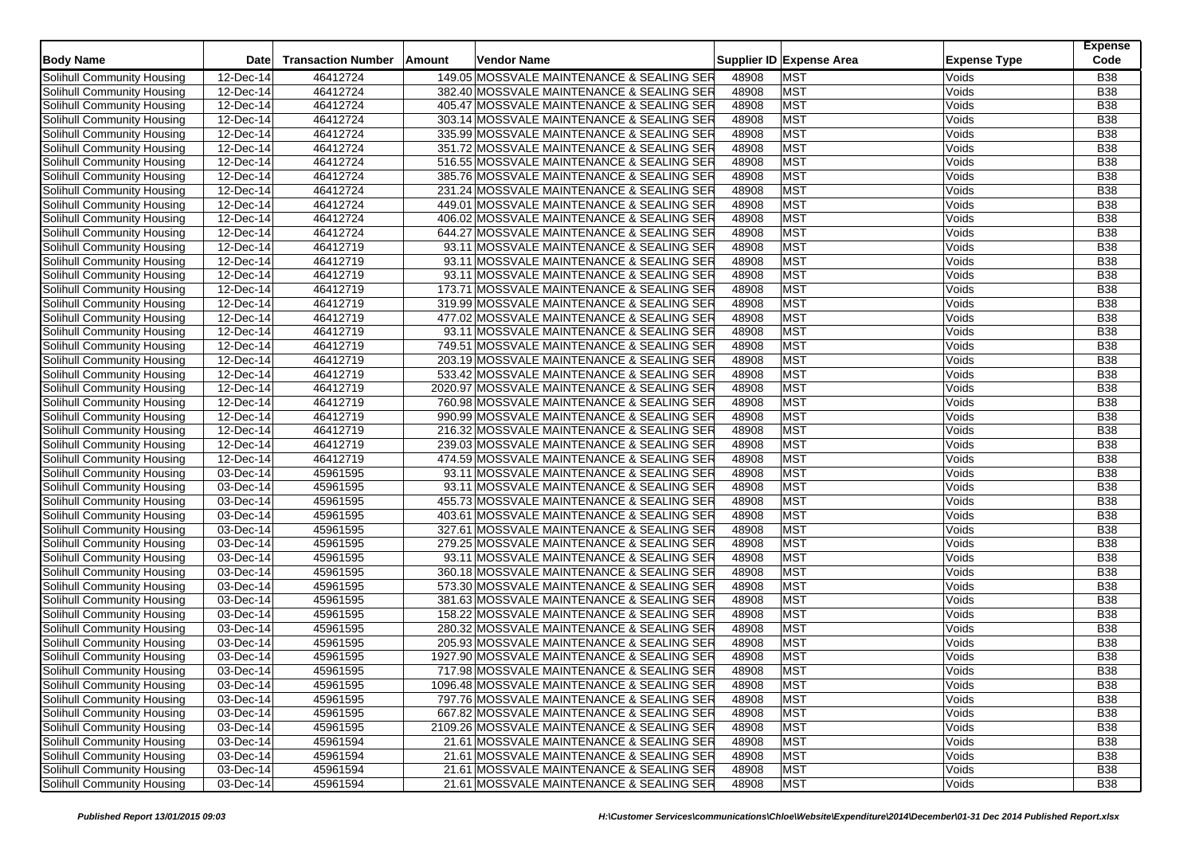| Body Name | Date | Transaction Number | Amount | Vendor Name | Supplier ID | Expense Area | Expense Type | Expense Code |
|---|---|---|---|---|---|---|---|---|
| Solihull Community Housing | 12-Dec-14 | 46412724 | 149.05 | MOSSVALE MAINTENANCE & SEALING SER | 48908 | MST | Voids | B38 |
| Solihull Community Housing | 12-Dec-14 | 46412724 | 382.40 | MOSSVALE MAINTENANCE & SEALING SER | 48908 | MST | Voids | B38 |
| Solihull Community Housing | 12-Dec-14 | 46412724 | 405.47 | MOSSVALE MAINTENANCE & SEALING SER | 48908 | MST | Voids | B38 |
| Solihull Community Housing | 12-Dec-14 | 46412724 | 303.14 | MOSSVALE MAINTENANCE & SEALING SER | 48908 | MST | Voids | B38 |
| Solihull Community Housing | 12-Dec-14 | 46412724 | 335.99 | MOSSVALE MAINTENANCE & SEALING SER | 48908 | MST | Voids | B38 |
| Solihull Community Housing | 12-Dec-14 | 46412724 | 351.72 | MOSSVALE MAINTENANCE & SEALING SER | 48908 | MST | Voids | B38 |
| Solihull Community Housing | 12-Dec-14 | 46412724 | 516.55 | MOSSVALE MAINTENANCE & SEALING SER | 48908 | MST | Voids | B38 |
| Solihull Community Housing | 12-Dec-14 | 46412724 | 385.76 | MOSSVALE MAINTENANCE & SEALING SER | 48908 | MST | Voids | B38 |
| Solihull Community Housing | 12-Dec-14 | 46412724 | 231.24 | MOSSVALE MAINTENANCE & SEALING SER | 48908 | MST | Voids | B38 |
| Solihull Community Housing | 12-Dec-14 | 46412724 | 449.01 | MOSSVALE MAINTENANCE & SEALING SER | 48908 | MST | Voids | B38 |
| Solihull Community Housing | 12-Dec-14 | 46412724 | 406.02 | MOSSVALE MAINTENANCE & SEALING SER | 48908 | MST | Voids | B38 |
| Solihull Community Housing | 12-Dec-14 | 46412724 | 644.27 | MOSSVALE MAINTENANCE & SEALING SER | 48908 | MST | Voids | B38 |
| Solihull Community Housing | 12-Dec-14 | 46412719 | 93.11 | MOSSVALE MAINTENANCE & SEALING SER | 48908 | MST | Voids | B38 |
| Solihull Community Housing | 12-Dec-14 | 46412719 | 93.11 | MOSSVALE MAINTENANCE & SEALING SER | 48908 | MST | Voids | B38 |
| Solihull Community Housing | 12-Dec-14 | 46412719 | 93.11 | MOSSVALE MAINTENANCE & SEALING SER | 48908 | MST | Voids | B38 |
| Solihull Community Housing | 12-Dec-14 | 46412719 | 173.71 | MOSSVALE MAINTENANCE & SEALING SER | 48908 | MST | Voids | B38 |
| Solihull Community Housing | 12-Dec-14 | 46412719 | 319.99 | MOSSVALE MAINTENANCE & SEALING SER | 48908 | MST | Voids | B38 |
| Solihull Community Housing | 12-Dec-14 | 46412719 | 477.02 | MOSSVALE MAINTENANCE & SEALING SER | 48908 | MST | Voids | B38 |
| Solihull Community Housing | 12-Dec-14 | 46412719 | 93.11 | MOSSVALE MAINTENANCE & SEALING SER | 48908 | MST | Voids | B38 |
| Solihull Community Housing | 12-Dec-14 | 46412719 | 749.51 | MOSSVALE MAINTENANCE & SEALING SER | 48908 | MST | Voids | B38 |
| Solihull Community Housing | 12-Dec-14 | 46412719 | 203.19 | MOSSVALE MAINTENANCE & SEALING SER | 48908 | MST | Voids | B38 |
| Solihull Community Housing | 12-Dec-14 | 46412719 | 533.42 | MOSSVALE MAINTENANCE & SEALING SER | 48908 | MST | Voids | B38 |
| Solihull Community Housing | 12-Dec-14 | 46412719 | 2020.97 | MOSSVALE MAINTENANCE & SEALING SER | 48908 | MST | Voids | B38 |
| Solihull Community Housing | 12-Dec-14 | 46412719 | 760.98 | MOSSVALE MAINTENANCE & SEALING SER | 48908 | MST | Voids | B38 |
| Solihull Community Housing | 12-Dec-14 | 46412719 | 990.99 | MOSSVALE MAINTENANCE & SEALING SER | 48908 | MST | Voids | B38 |
| Solihull Community Housing | 12-Dec-14 | 46412719 | 216.32 | MOSSVALE MAINTENANCE & SEALING SER | 48908 | MST | Voids | B38 |
| Solihull Community Housing | 12-Dec-14 | 46412719 | 239.03 | MOSSVALE MAINTENANCE & SEALING SER | 48908 | MST | Voids | B38 |
| Solihull Community Housing | 12-Dec-14 | 46412719 | 474.59 | MOSSVALE MAINTENANCE & SEALING SER | 48908 | MST | Voids | B38 |
| Solihull Community Housing | 03-Dec-14 | 45961595 | 93.11 | MOSSVALE MAINTENANCE & SEALING SER | 48908 | MST | Voids | B38 |
| Solihull Community Housing | 03-Dec-14 | 45961595 | 93.11 | MOSSVALE MAINTENANCE & SEALING SER | 48908 | MST | Voids | B38 |
| Solihull Community Housing | 03-Dec-14 | 45961595 | 455.73 | MOSSVALE MAINTENANCE & SEALING SER | 48908 | MST | Voids | B38 |
| Solihull Community Housing | 03-Dec-14 | 45961595 | 403.61 | MOSSVALE MAINTENANCE & SEALING SER | 48908 | MST | Voids | B38 |
| Solihull Community Housing | 03-Dec-14 | 45961595 | 327.61 | MOSSVALE MAINTENANCE & SEALING SER | 48908 | MST | Voids | B38 |
| Solihull Community Housing | 03-Dec-14 | 45961595 | 279.25 | MOSSVALE MAINTENANCE & SEALING SER | 48908 | MST | Voids | B38 |
| Solihull Community Housing | 03-Dec-14 | 45961595 | 93.11 | MOSSVALE MAINTENANCE & SEALING SER | 48908 | MST | Voids | B38 |
| Solihull Community Housing | 03-Dec-14 | 45961595 | 360.18 | MOSSVALE MAINTENANCE & SEALING SER | 48908 | MST | Voids | B38 |
| Solihull Community Housing | 03-Dec-14 | 45961595 | 573.30 | MOSSVALE MAINTENANCE & SEALING SER | 48908 | MST | Voids | B38 |
| Solihull Community Housing | 03-Dec-14 | 45961595 | 381.63 | MOSSVALE MAINTENANCE & SEALING SER | 48908 | MST | Voids | B38 |
| Solihull Community Housing | 03-Dec-14 | 45961595 | 158.22 | MOSSVALE MAINTENANCE & SEALING SER | 48908 | MST | Voids | B38 |
| Solihull Community Housing | 03-Dec-14 | 45961595 | 280.32 | MOSSVALE MAINTENANCE & SEALING SER | 48908 | MST | Voids | B38 |
| Solihull Community Housing | 03-Dec-14 | 45961595 | 205.93 | MOSSVALE MAINTENANCE & SEALING SER | 48908 | MST | Voids | B38 |
| Solihull Community Housing | 03-Dec-14 | 45961595 | 1927.90 | MOSSVALE MAINTENANCE & SEALING SER | 48908 | MST | Voids | B38 |
| Solihull Community Housing | 03-Dec-14 | 45961595 | 717.98 | MOSSVALE MAINTENANCE & SEALING SER | 48908 | MST | Voids | B38 |
| Solihull Community Housing | 03-Dec-14 | 45961595 | 1096.48 | MOSSVALE MAINTENANCE & SEALING SER | 48908 | MST | Voids | B38 |
| Solihull Community Housing | 03-Dec-14 | 45961595 | 797.76 | MOSSVALE MAINTENANCE & SEALING SER | 48908 | MST | Voids | B38 |
| Solihull Community Housing | 03-Dec-14 | 45961595 | 667.82 | MOSSVALE MAINTENANCE & SEALING SER | 48908 | MST | Voids | B38 |
| Solihull Community Housing | 03-Dec-14 | 45961595 | 2109.26 | MOSSVALE MAINTENANCE & SEALING SER | 48908 | MST | Voids | B38 |
| Solihull Community Housing | 03-Dec-14 | 45961594 | 21.61 | MOSSVALE MAINTENANCE & SEALING SER | 48908 | MST | Voids | B38 |
| Solihull Community Housing | 03-Dec-14 | 45961594 | 21.61 | MOSSVALE MAINTENANCE & SEALING SER | 48908 | MST | Voids | B38 |
| Solihull Community Housing | 03-Dec-14 | 45961594 | 21.61 | MOSSVALE MAINTENANCE & SEALING SER | 48908 | MST | Voids | B38 |
| Solihull Community Housing | 03-Dec-14 | 45961594 | 21.61 | MOSSVALE MAINTENANCE & SEALING SER | 48908 | MST | Voids | B38 |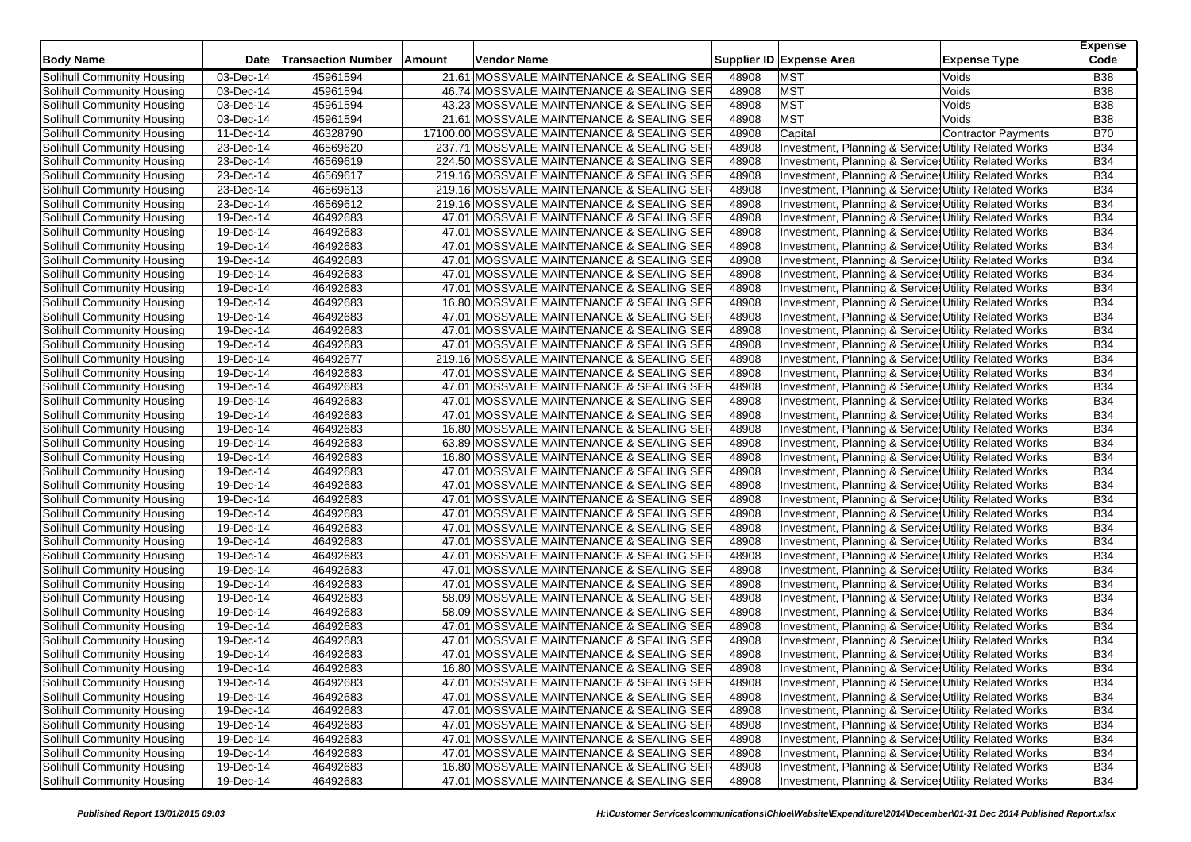| Body Name | Date | Transaction Number | Amount | Vendor Name | Supplier ID | Expense Area | Expense Type | Expense Code |
|---|---|---|---|---|---|---|---|---|
| Solihull Community Housing | 03-Dec-14 | 45961594 | 21.61 | MOSSVALE MAINTENANCE & SEALING SER | 48908 | MST | Voids | B38 |
| Solihull Community Housing | 03-Dec-14 | 45961594 | 46.74 | MOSSVALE MAINTENANCE & SEALING SER | 48908 | MST | Voids | B38 |
| Solihull Community Housing | 03-Dec-14 | 45961594 | 43.23 | MOSSVALE MAINTENANCE & SEALING SER | 48908 | MST | Voids | B38 |
| Solihull Community Housing | 03-Dec-14 | 45961594 | 21.61 | MOSSVALE MAINTENANCE & SEALING SER | 48908 | MST | Voids | B38 |
| Solihull Community Housing | 11-Dec-14 | 46328790 | 17100.00 | MOSSVALE MAINTENANCE & SEALING SER | 48908 | Capital | Contractor Payments | B70 |
| Solihull Community Housing | 23-Dec-14 | 46569620 | 237.71 | MOSSVALE MAINTENANCE & SEALING SER | 48908 | Investment, Planning & Service | Utility Related Works | B34 |
| Solihull Community Housing | 23-Dec-14 | 46569619 | 224.50 | MOSSVALE MAINTENANCE & SEALING SER | 48908 | Investment, Planning & Service | Utility Related Works | B34 |
| Solihull Community Housing | 23-Dec-14 | 46569617 | 219.16 | MOSSVALE MAINTENANCE & SEALING SER | 48908 | Investment, Planning & Service | Utility Related Works | B34 |
| Solihull Community Housing | 23-Dec-14 | 46569613 | 219.16 | MOSSVALE MAINTENANCE & SEALING SER | 48908 | Investment, Planning & Service | Utility Related Works | B34 |
| Solihull Community Housing | 23-Dec-14 | 46569612 | 219.16 | MOSSVALE MAINTENANCE & SEALING SER | 48908 | Investment, Planning & Service | Utility Related Works | B34 |
| Solihull Community Housing | 19-Dec-14 | 46492683 | 47.01 | MOSSVALE MAINTENANCE & SEALING SER | 48908 | Investment, Planning & Service | Utility Related Works | B34 |
| Solihull Community Housing | 19-Dec-14 | 46492683 | 47.01 | MOSSVALE MAINTENANCE & SEALING SER | 48908 | Investment, Planning & Service | Utility Related Works | B34 |
| Solihull Community Housing | 19-Dec-14 | 46492683 | 47.01 | MOSSVALE MAINTENANCE & SEALING SER | 48908 | Investment, Planning & Service | Utility Related Works | B34 |
| Solihull Community Housing | 19-Dec-14 | 46492683 | 47.01 | MOSSVALE MAINTENANCE & SEALING SER | 48908 | Investment, Planning & Service | Utility Related Works | B34 |
| Solihull Community Housing | 19-Dec-14 | 46492683 | 47.01 | MOSSVALE MAINTENANCE & SEALING SER | 48908 | Investment, Planning & Service | Utility Related Works | B34 |
| Solihull Community Housing | 19-Dec-14 | 46492683 | 47.01 | MOSSVALE MAINTENANCE & SEALING SER | 48908 | Investment, Planning & Service | Utility Related Works | B34 |
| Solihull Community Housing | 19-Dec-14 | 46492683 | 16.80 | MOSSVALE MAINTENANCE & SEALING SER | 48908 | Investment, Planning & Service | Utility Related Works | B34 |
| Solihull Community Housing | 19-Dec-14 | 46492683 | 47.01 | MOSSVALE MAINTENANCE & SEALING SER | 48908 | Investment, Planning & Service | Utility Related Works | B34 |
| Solihull Community Housing | 19-Dec-14 | 46492683 | 47.01 | MOSSVALE MAINTENANCE & SEALING SER | 48908 | Investment, Planning & Service | Utility Related Works | B34 |
| Solihull Community Housing | 19-Dec-14 | 46492683 | 47.01 | MOSSVALE MAINTENANCE & SEALING SER | 48908 | Investment, Planning & Service | Utility Related Works | B34 |
| Solihull Community Housing | 19-Dec-14 | 46492677 | 219.16 | MOSSVALE MAINTENANCE & SEALING SER | 48908 | Investment, Planning & Service | Utility Related Works | B34 |
| Solihull Community Housing | 19-Dec-14 | 46492683 | 47.01 | MOSSVALE MAINTENANCE & SEALING SER | 48908 | Investment, Planning & Service | Utility Related Works | B34 |
| Solihull Community Housing | 19-Dec-14 | 46492683 | 47.01 | MOSSVALE MAINTENANCE & SEALING SER | 48908 | Investment, Planning & Service | Utility Related Works | B34 |
| Solihull Community Housing | 19-Dec-14 | 46492683 | 47.01 | MOSSVALE MAINTENANCE & SEALING SER | 48908 | Investment, Planning & Service | Utility Related Works | B34 |
| Solihull Community Housing | 19-Dec-14 | 46492683 | 47.01 | MOSSVALE MAINTENANCE & SEALING SER | 48908 | Investment, Planning & Service | Utility Related Works | B34 |
| Solihull Community Housing | 19-Dec-14 | 46492683 | 16.80 | MOSSVALE MAINTENANCE & SEALING SER | 48908 | Investment, Planning & Service | Utility Related Works | B34 |
| Solihull Community Housing | 19-Dec-14 | 46492683 | 63.89 | MOSSVALE MAINTENANCE & SEALING SER | 48908 | Investment, Planning & Service | Utility Related Works | B34 |
| Solihull Community Housing | 19-Dec-14 | 46492683 | 16.80 | MOSSVALE MAINTENANCE & SEALING SER | 48908 | Investment, Planning & Service | Utility Related Works | B34 |
| Solihull Community Housing | 19-Dec-14 | 46492683 | 47.01 | MOSSVALE MAINTENANCE & SEALING SER | 48908 | Investment, Planning & Service | Utility Related Works | B34 |
| Solihull Community Housing | 19-Dec-14 | 46492683 | 47.01 | MOSSVALE MAINTENANCE & SEALING SER | 48908 | Investment, Planning & Service | Utility Related Works | B34 |
| Solihull Community Housing | 19-Dec-14 | 46492683 | 47.01 | MOSSVALE MAINTENANCE & SEALING SER | 48908 | Investment, Planning & Service | Utility Related Works | B34 |
| Solihull Community Housing | 19-Dec-14 | 46492683 | 47.01 | MOSSVALE MAINTENANCE & SEALING SER | 48908 | Investment, Planning & Service | Utility Related Works | B34 |
| Solihull Community Housing | 19-Dec-14 | 46492683 | 47.01 | MOSSVALE MAINTENANCE & SEALING SER | 48908 | Investment, Planning & Service | Utility Related Works | B34 |
| Solihull Community Housing | 19-Dec-14 | 46492683 | 47.01 | MOSSVALE MAINTENANCE & SEALING SER | 48908 | Investment, Planning & Service | Utility Related Works | B34 |
| Solihull Community Housing | 19-Dec-14 | 46492683 | 47.01 | MOSSVALE MAINTENANCE & SEALING SER | 48908 | Investment, Planning & Service | Utility Related Works | B34 |
| Solihull Community Housing | 19-Dec-14 | 46492683 | 47.01 | MOSSVALE MAINTENANCE & SEALING SER | 48908 | Investment, Planning & Service | Utility Related Works | B34 |
| Solihull Community Housing | 19-Dec-14 | 46492683 | 58.09 | MOSSVALE MAINTENANCE & SEALING SER | 48908 | Investment, Planning & Service | Utility Related Works | B34 |
| Solihull Community Housing | 19-Dec-14 | 46492683 | 58.09 | MOSSVALE MAINTENANCE & SEALING SER | 48908 | Investment, Planning & Service | Utility Related Works | B34 |
| Solihull Community Housing | 19-Dec-14 | 46492683 | 47.01 | MOSSVALE MAINTENANCE & SEALING SER | 48908 | Investment, Planning & Service | Utility Related Works | B34 |
| Solihull Community Housing | 19-Dec-14 | 46492683 | 47.01 | MOSSVALE MAINTENANCE & SEALING SER | 48908 | Investment, Planning & Service | Utility Related Works | B34 |
| Solihull Community Housing | 19-Dec-14 | 46492683 | 47.01 | MOSSVALE MAINTENANCE & SEALING SER | 48908 | Investment, Planning & Service | Utility Related Works | B34 |
| Solihull Community Housing | 19-Dec-14 | 46492683 | 16.80 | MOSSVALE MAINTENANCE & SEALING SER | 48908 | Investment, Planning & Service | Utility Related Works | B34 |
| Solihull Community Housing | 19-Dec-14 | 46492683 | 47.01 | MOSSVALE MAINTENANCE & SEALING SER | 48908 | Investment, Planning & Service | Utility Related Works | B34 |
| Solihull Community Housing | 19-Dec-14 | 46492683 | 47.01 | MOSSVALE MAINTENANCE & SEALING SER | 48908 | Investment, Planning & Service | Utility Related Works | B34 |
| Solihull Community Housing | 19-Dec-14 | 46492683 | 47.01 | MOSSVALE MAINTENANCE & SEALING SER | 48908 | Investment, Planning & Service | Utility Related Works | B34 |
| Solihull Community Housing | 19-Dec-14 | 46492683 | 47.01 | MOSSVALE MAINTENANCE & SEALING SER | 48908 | Investment, Planning & Service | Utility Related Works | B34 |
| Solihull Community Housing | 19-Dec-14 | 46492683 | 47.01 | MOSSVALE MAINTENANCE & SEALING SER | 48908 | Investment, Planning & Service | Utility Related Works | B34 |
| Solihull Community Housing | 19-Dec-14 | 46492683 | 47.01 | MOSSVALE MAINTENANCE & SEALING SER | 48908 | Investment, Planning & Service | Utility Related Works | B34 |
| Solihull Community Housing | 19-Dec-14 | 46492683 | 16.80 | MOSSVALE MAINTENANCE & SEALING SER | 48908 | Investment, Planning & Service | Utility Related Works | B34 |
| Solihull Community Housing | 19-Dec-14 | 46492683 | 47.01 | MOSSVALE MAINTENANCE & SEALING SER | 48908 | Investment, Planning & Service | Utility Related Works | B34 |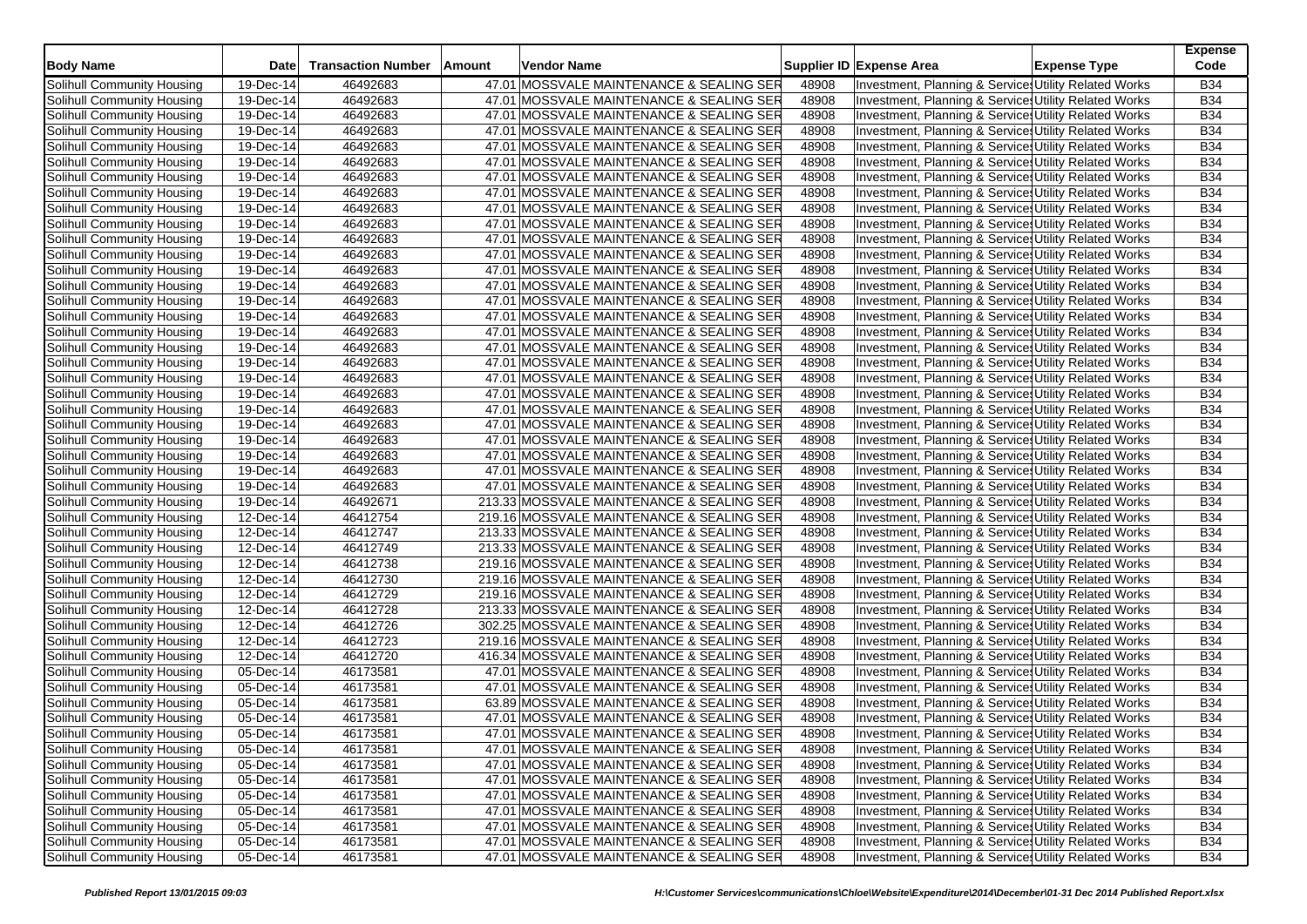| Body Name | Date | Transaction Number | Amount | Vendor Name | Supplier ID | Expense Area | Expense Type | Expense Code |
|---|---|---|---|---|---|---|---|---|
| Solihull Community Housing | 19-Dec-14 | 46492683 | 47.01 | MOSSVALE MAINTENANCE & SEALING SER | 48908 | Investment, Planning & Service | Utility Related Works | B34 |
| Solihull Community Housing | 19-Dec-14 | 46492683 | 47.01 | MOSSVALE MAINTENANCE & SEALING SER | 48908 | Investment, Planning & Service | Utility Related Works | B34 |
| Solihull Community Housing | 19-Dec-14 | 46492683 | 47.01 | MOSSVALE MAINTENANCE & SEALING SER | 48908 | Investment, Planning & Service | Utility Related Works | B34 |
| Solihull Community Housing | 19-Dec-14 | 46492683 | 47.01 | MOSSVALE MAINTENANCE & SEALING SER | 48908 | Investment, Planning & Service | Utility Related Works | B34 |
| Solihull Community Housing | 19-Dec-14 | 46492683 | 47.01 | MOSSVALE MAINTENANCE & SEALING SER | 48908 | Investment, Planning & Service | Utility Related Works | B34 |
| Solihull Community Housing | 19-Dec-14 | 46492683 | 47.01 | MOSSVALE MAINTENANCE & SEALING SER | 48908 | Investment, Planning & Service | Utility Related Works | B34 |
| Solihull Community Housing | 19-Dec-14 | 46492683 | 47.01 | MOSSVALE MAINTENANCE & SEALING SER | 48908 | Investment, Planning & Service | Utility Related Works | B34 |
| Solihull Community Housing | 19-Dec-14 | 46492683 | 47.01 | MOSSVALE MAINTENANCE & SEALING SER | 48908 | Investment, Planning & Service | Utility Related Works | B34 |
| Solihull Community Housing | 19-Dec-14 | 46492683 | 47.01 | MOSSVALE MAINTENANCE & SEALING SER | 48908 | Investment, Planning & Service | Utility Related Works | B34 |
| Solihull Community Housing | 19-Dec-14 | 46492683 | 47.01 | MOSSVALE MAINTENANCE & SEALING SER | 48908 | Investment, Planning & Service | Utility Related Works | B34 |
| Solihull Community Housing | 19-Dec-14 | 46492683 | 47.01 | MOSSVALE MAINTENANCE & SEALING SER | 48908 | Investment, Planning & Service | Utility Related Works | B34 |
| Solihull Community Housing | 19-Dec-14 | 46492683 | 47.01 | MOSSVALE MAINTENANCE & SEALING SER | 48908 | Investment, Planning & Service | Utility Related Works | B34 |
| Solihull Community Housing | 19-Dec-14 | 46492683 | 47.01 | MOSSVALE MAINTENANCE & SEALING SER | 48908 | Investment, Planning & Service | Utility Related Works | B34 |
| Solihull Community Housing | 19-Dec-14 | 46492683 | 47.01 | MOSSVALE MAINTENANCE & SEALING SER | 48908 | Investment, Planning & Service | Utility Related Works | B34 |
| Solihull Community Housing | 19-Dec-14 | 46492683 | 47.01 | MOSSVALE MAINTENANCE & SEALING SER | 48908 | Investment, Planning & Service | Utility Related Works | B34 |
| Solihull Community Housing | 19-Dec-14 | 46492683 | 47.01 | MOSSVALE MAINTENANCE & SEALING SER | 48908 | Investment, Planning & Service | Utility Related Works | B34 |
| Solihull Community Housing | 19-Dec-14 | 46492683 | 47.01 | MOSSVALE MAINTENANCE & SEALING SER | 48908 | Investment, Planning & Service | Utility Related Works | B34 |
| Solihull Community Housing | 19-Dec-14 | 46492683 | 47.01 | MOSSVALE MAINTENANCE & SEALING SER | 48908 | Investment, Planning & Service | Utility Related Works | B34 |
| Solihull Community Housing | 19-Dec-14 | 46492683 | 47.01 | MOSSVALE MAINTENANCE & SEALING SER | 48908 | Investment, Planning & Service | Utility Related Works | B34 |
| Solihull Community Housing | 19-Dec-14 | 46492683 | 47.01 | MOSSVALE MAINTENANCE & SEALING SER | 48908 | Investment, Planning & Service | Utility Related Works | B34 |
| Solihull Community Housing | 19-Dec-14 | 46492683 | 47.01 | MOSSVALE MAINTENANCE & SEALING SER | 48908 | Investment, Planning & Service | Utility Related Works | B34 |
| Solihull Community Housing | 19-Dec-14 | 46492683 | 47.01 | MOSSVALE MAINTENANCE & SEALING SER | 48908 | Investment, Planning & Service | Utility Related Works | B34 |
| Solihull Community Housing | 19-Dec-14 | 46492683 | 47.01 | MOSSVALE MAINTENANCE & SEALING SER | 48908 | Investment, Planning & Service | Utility Related Works | B34 |
| Solihull Community Housing | 19-Dec-14 | 46492683 | 47.01 | MOSSVALE MAINTENANCE & SEALING SER | 48908 | Investment, Planning & Service | Utility Related Works | B34 |
| Solihull Community Housing | 19-Dec-14 | 46492683 | 47.01 | MOSSVALE MAINTENANCE & SEALING SER | 48908 | Investment, Planning & Service | Utility Related Works | B34 |
| Solihull Community Housing | 19-Dec-14 | 46492683 | 47.01 | MOSSVALE MAINTENANCE & SEALING SER | 48908 | Investment, Planning & Service | Utility Related Works | B34 |
| Solihull Community Housing | 19-Dec-14 | 46492683 | 47.01 | MOSSVALE MAINTENANCE & SEALING SER | 48908 | Investment, Planning & Service | Utility Related Works | B34 |
| Solihull Community Housing | 19-Dec-14 | 46492671 | 213.33 | MOSSVALE MAINTENANCE & SEALING SER | 48908 | Investment, Planning & Service | Utility Related Works | B34 |
| Solihull Community Housing | 12-Dec-14 | 46412754 | 219.16 | MOSSVALE MAINTENANCE & SEALING SER | 48908 | Investment, Planning & Service | Utility Related Works | B34 |
| Solihull Community Housing | 12-Dec-14 | 46412747 | 213.33 | MOSSVALE MAINTENANCE & SEALING SER | 48908 | Investment, Planning & Service | Utility Related Works | B34 |
| Solihull Community Housing | 12-Dec-14 | 46412749 | 213.33 | MOSSVALE MAINTENANCE & SEALING SER | 48908 | Investment, Planning & Service | Utility Related Works | B34 |
| Solihull Community Housing | 12-Dec-14 | 46412738 | 219.16 | MOSSVALE MAINTENANCE & SEALING SER | 48908 | Investment, Planning & Service | Utility Related Works | B34 |
| Solihull Community Housing | 12-Dec-14 | 46412730 | 219.16 | MOSSVALE MAINTENANCE & SEALING SER | 48908 | Investment, Planning & Service | Utility Related Works | B34 |
| Solihull Community Housing | 12-Dec-14 | 46412729 | 219.16 | MOSSVALE MAINTENANCE & SEALING SER | 48908 | Investment, Planning & Service | Utility Related Works | B34 |
| Solihull Community Housing | 12-Dec-14 | 46412728 | 213.33 | MOSSVALE MAINTENANCE & SEALING SER | 48908 | Investment, Planning & Service | Utility Related Works | B34 |
| Solihull Community Housing | 12-Dec-14 | 46412726 | 302.25 | MOSSVALE MAINTENANCE & SEALING SER | 48908 | Investment, Planning & Service | Utility Related Works | B34 |
| Solihull Community Housing | 12-Dec-14 | 46412723 | 219.16 | MOSSVALE MAINTENANCE & SEALING SER | 48908 | Investment, Planning & Service | Utility Related Works | B34 |
| Solihull Community Housing | 12-Dec-14 | 46412720 | 416.34 | MOSSVALE MAINTENANCE & SEALING SER | 48908 | Investment, Planning & Service | Utility Related Works | B34 |
| Solihull Community Housing | 05-Dec-14 | 46173581 | 47.01 | MOSSVALE MAINTENANCE & SEALING SER | 48908 | Investment, Planning & Service | Utility Related Works | B34 |
| Solihull Community Housing | 05-Dec-14 | 46173581 | 47.01 | MOSSVALE MAINTENANCE & SEALING SER | 48908 | Investment, Planning & Service | Utility Related Works | B34 |
| Solihull Community Housing | 05-Dec-14 | 46173581 | 63.89 | MOSSVALE MAINTENANCE & SEALING SER | 48908 | Investment, Planning & Service | Utility Related Works | B34 |
| Solihull Community Housing | 05-Dec-14 | 46173581 | 47.01 | MOSSVALE MAINTENANCE & SEALING SER | 48908 | Investment, Planning & Service | Utility Related Works | B34 |
| Solihull Community Housing | 05-Dec-14 | 46173581 | 47.01 | MOSSVALE MAINTENANCE & SEALING SER | 48908 | Investment, Planning & Service | Utility Related Works | B34 |
| Solihull Community Housing | 05-Dec-14 | 46173581 | 47.01 | MOSSVALE MAINTENANCE & SEALING SER | 48908 | Investment, Planning & Service | Utility Related Works | B34 |
| Solihull Community Housing | 05-Dec-14 | 46173581 | 47.01 | MOSSVALE MAINTENANCE & SEALING SER | 48908 | Investment, Planning & Service | Utility Related Works | B34 |
| Solihull Community Housing | 05-Dec-14 | 46173581 | 47.01 | MOSSVALE MAINTENANCE & SEALING SER | 48908 | Investment, Planning & Service | Utility Related Works | B34 |
| Solihull Community Housing | 05-Dec-14 | 46173581 | 47.01 | MOSSVALE MAINTENANCE & SEALING SER | 48908 | Investment, Planning & Service | Utility Related Works | B34 |
| Solihull Community Housing | 05-Dec-14 | 46173581 | 47.01 | MOSSVALE MAINTENANCE & SEALING SER | 48908 | Investment, Planning & Service | Utility Related Works | B34 |
| Solihull Community Housing | 05-Dec-14 | 46173581 | 47.01 | MOSSVALE MAINTENANCE & SEALING SER | 48908 | Investment, Planning & Service | Utility Related Works | B34 |
| Solihull Community Housing | 05-Dec-14 | 46173581 | 47.01 | MOSSVALE MAINTENANCE & SEALING SER | 48908 | Investment, Planning & Service | Utility Related Works | B34 |
| Solihull Community Housing | 05-Dec-14 | 46173581 | 47.01 | MOSSVALE MAINTENANCE & SEALING SER | 48908 | Investment, Planning & Service | Utility Related Works | B34 |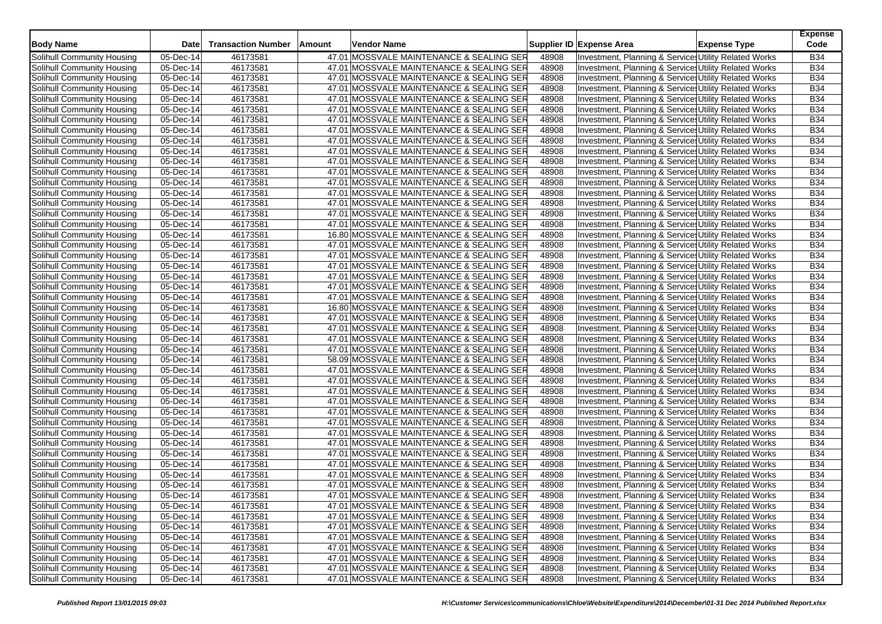| Body Name | Date | Transaction Number | Amount | Vendor Name | Supplier ID | Expense Area | Expense Type | Expense Code |
|---|---|---|---|---|---|---|---|---|
| Solihull Community Housing | 05-Dec-14 | 46173581 | 47.01 | MOSSVALE MAINTENANCE & SEALING SER | 48908 | Investment, Planning & Service | Utility Related Works | B34 |
| Solihull Community Housing | 05-Dec-14 | 46173581 | 47.01 | MOSSVALE MAINTENANCE & SEALING SER | 48908 | Investment, Planning & Service | Utility Related Works | B34 |
| Solihull Community Housing | 05-Dec-14 | 46173581 | 47.01 | MOSSVALE MAINTENANCE & SEALING SER | 48908 | Investment, Planning & Service | Utility Related Works | B34 |
| Solihull Community Housing | 05-Dec-14 | 46173581 | 47.01 | MOSSVALE MAINTENANCE & SEALING SER | 48908 | Investment, Planning & Service | Utility Related Works | B34 |
| Solihull Community Housing | 05-Dec-14 | 46173581 | 47.01 | MOSSVALE MAINTENANCE & SEALING SER | 48908 | Investment, Planning & Service | Utility Related Works | B34 |
| Solihull Community Housing | 05-Dec-14 | 46173581 | 47.01 | MOSSVALE MAINTENANCE & SEALING SER | 48908 | Investment, Planning & Service | Utility Related Works | B34 |
| Solihull Community Housing | 05-Dec-14 | 46173581 | 47.01 | MOSSVALE MAINTENANCE & SEALING SER | 48908 | Investment, Planning & Service | Utility Related Works | B34 |
| Solihull Community Housing | 05-Dec-14 | 46173581 | 47.01 | MOSSVALE MAINTENANCE & SEALING SER | 48908 | Investment, Planning & Service | Utility Related Works | B34 |
| Solihull Community Housing | 05-Dec-14 | 46173581 | 47.01 | MOSSVALE MAINTENANCE & SEALING SER | 48908 | Investment, Planning & Service | Utility Related Works | B34 |
| Solihull Community Housing | 05-Dec-14 | 46173581 | 47.01 | MOSSVALE MAINTENANCE & SEALING SER | 48908 | Investment, Planning & Service | Utility Related Works | B34 |
| Solihull Community Housing | 05-Dec-14 | 46173581 | 47.01 | MOSSVALE MAINTENANCE & SEALING SER | 48908 | Investment, Planning & Service | Utility Related Works | B34 |
| Solihull Community Housing | 05-Dec-14 | 46173581 | 47.01 | MOSSVALE MAINTENANCE & SEALING SER | 48908 | Investment, Planning & Service | Utility Related Works | B34 |
| Solihull Community Housing | 05-Dec-14 | 46173581 | 47.01 | MOSSVALE MAINTENANCE & SEALING SER | 48908 | Investment, Planning & Service | Utility Related Works | B34 |
| Solihull Community Housing | 05-Dec-14 | 46173581 | 47.01 | MOSSVALE MAINTENANCE & SEALING SER | 48908 | Investment, Planning & Service | Utility Related Works | B34 |
| Solihull Community Housing | 05-Dec-14 | 46173581 | 47.01 | MOSSVALE MAINTENANCE & SEALING SER | 48908 | Investment, Planning & Service | Utility Related Works | B34 |
| Solihull Community Housing | 05-Dec-14 | 46173581 | 47.01 | MOSSVALE MAINTENANCE & SEALING SER | 48908 | Investment, Planning & Service | Utility Related Works | B34 |
| Solihull Community Housing | 05-Dec-14 | 46173581 | 47.01 | MOSSVALE MAINTENANCE & SEALING SER | 48908 | Investment, Planning & Service | Utility Related Works | B34 |
| Solihull Community Housing | 05-Dec-14 | 46173581 | 16.80 | MOSSVALE MAINTENANCE & SEALING SER | 48908 | Investment, Planning & Service | Utility Related Works | B34 |
| Solihull Community Housing | 05-Dec-14 | 46173581 | 47.01 | MOSSVALE MAINTENANCE & SEALING SER | 48908 | Investment, Planning & Service | Utility Related Works | B34 |
| Solihull Community Housing | 05-Dec-14 | 46173581 | 47.01 | MOSSVALE MAINTENANCE & SEALING SER | 48908 | Investment, Planning & Service | Utility Related Works | B34 |
| Solihull Community Housing | 05-Dec-14 | 46173581 | 47.01 | MOSSVALE MAINTENANCE & SEALING SER | 48908 | Investment, Planning & Service | Utility Related Works | B34 |
| Solihull Community Housing | 05-Dec-14 | 46173581 | 47.01 | MOSSVALE MAINTENANCE & SEALING SER | 48908 | Investment, Planning & Service | Utility Related Works | B34 |
| Solihull Community Housing | 05-Dec-14 | 46173581 | 47.01 | MOSSVALE MAINTENANCE & SEALING SER | 48908 | Investment, Planning & Service | Utility Related Works | B34 |
| Solihull Community Housing | 05-Dec-14 | 46173581 | 16.80 | MOSSVALE MAINTENANCE & SEALING SER | 48908 | Investment, Planning & Service | Utility Related Works | B34 |
| Solihull Community Housing | 05-Dec-14 | 46173581 | 47.01 | MOSSVALE MAINTENANCE & SEALING SER | 48908 | Investment, Planning & Service | Utility Related Works | B34 |
| Solihull Community Housing | 05-Dec-14 | 46173581 | 47.01 | MOSSVALE MAINTENANCE & SEALING SER | 48908 | Investment, Planning & Service | Utility Related Works | B34 |
| Solihull Community Housing | 05-Dec-14 | 46173581 | 47.01 | MOSSVALE MAINTENANCE & SEALING SER | 48908 | Investment, Planning & Service | Utility Related Works | B34 |
| Solihull Community Housing | 05-Dec-14 | 46173581 | 47.01 | MOSSVALE MAINTENANCE & SEALING SER | 48908 | Investment, Planning & Service | Utility Related Works | B34 |
| Solihull Community Housing | 05-Dec-14 | 46173581 | 58.09 | MOSSVALE MAINTENANCE & SEALING SER | 48908 | Investment, Planning & Service | Utility Related Works | B34 |
| Solihull Community Housing | 05-Dec-14 | 46173581 | 47.01 | MOSSVALE MAINTENANCE & SEALING SER | 48908 | Investment, Planning & Service | Utility Related Works | B34 |
| Solihull Community Housing | 05-Dec-14 | 46173581 | 47.01 | MOSSVALE MAINTENANCE & SEALING SER | 48908 | Investment, Planning & Service | Utility Related Works | B34 |
| Solihull Community Housing | 05-Dec-14 | 46173581 | 47.01 | MOSSVALE MAINTENANCE & SEALING SER | 48908 | Investment, Planning & Service | Utility Related Works | B34 |
| Solihull Community Housing | 05-Dec-14 | 46173581 | 47.01 | MOSSVALE MAINTENANCE & SEALING SER | 48908 | Investment, Planning & Service | Utility Related Works | B34 |
| Solihull Community Housing | 05-Dec-14 | 46173581 | 47.01 | MOSSVALE MAINTENANCE & SEALING SER | 48908 | Investment, Planning & Service | Utility Related Works | B34 |
| Solihull Community Housing | 05-Dec-14 | 46173581 | 47.01 | MOSSVALE MAINTENANCE & SEALING SER | 48908 | Investment, Planning & Service | Utility Related Works | B34 |
| Solihull Community Housing | 05-Dec-14 | 46173581 | 47.01 | MOSSVALE MAINTENANCE & SEALING SER | 48908 | Investment, Planning & Service | Utility Related Works | B34 |
| Solihull Community Housing | 05-Dec-14 | 46173581 | 47.01 | MOSSVALE MAINTENANCE & SEALING SER | 48908 | Investment, Planning & Service | Utility Related Works | B34 |
| Solihull Community Housing | 05-Dec-14 | 46173581 | 47.01 | MOSSVALE MAINTENANCE & SEALING SER | 48908 | Investment, Planning & Service | Utility Related Works | B34 |
| Solihull Community Housing | 05-Dec-14 | 46173581 | 47.01 | MOSSVALE MAINTENANCE & SEALING SER | 48908 | Investment, Planning & Service | Utility Related Works | B34 |
| Solihull Community Housing | 05-Dec-14 | 46173581 | 47.01 | MOSSVALE MAINTENANCE & SEALING SER | 48908 | Investment, Planning & Service | Utility Related Works | B34 |
| Solihull Community Housing | 05-Dec-14 | 46173581 | 47.01 | MOSSVALE MAINTENANCE & SEALING SER | 48908 | Investment, Planning & Service | Utility Related Works | B34 |
| Solihull Community Housing | 05-Dec-14 | 46173581 | 47.01 | MOSSVALE MAINTENANCE & SEALING SER | 48908 | Investment, Planning & Service | Utility Related Works | B34 |
| Solihull Community Housing | 05-Dec-14 | 46173581 | 47.01 | MOSSVALE MAINTENANCE & SEALING SER | 48908 | Investment, Planning & Service | Utility Related Works | B34 |
| Solihull Community Housing | 05-Dec-14 | 46173581 | 47.01 | MOSSVALE MAINTENANCE & SEALING SER | 48908 | Investment, Planning & Service | Utility Related Works | B34 |
| Solihull Community Housing | 05-Dec-14 | 46173581 | 47.01 | MOSSVALE MAINTENANCE & SEALING SER | 48908 | Investment, Planning & Service | Utility Related Works | B34 |
| Solihull Community Housing | 05-Dec-14 | 46173581 | 47.01 | MOSSVALE MAINTENANCE & SEALING SER | 48908 | Investment, Planning & Service | Utility Related Works | B34 |
| Solihull Community Housing | 05-Dec-14 | 46173581 | 47.01 | MOSSVALE MAINTENANCE & SEALING SER | 48908 | Investment, Planning & Service | Utility Related Works | B34 |
| Solihull Community Housing | 05-Dec-14 | 46173581 | 47.01 | MOSSVALE MAINTENANCE & SEALING SER | 48908 | Investment, Planning & Service | Utility Related Works | B34 |
| Solihull Community Housing | 05-Dec-14 | 46173581 | 47.01 | MOSSVALE MAINTENANCE & SEALING SER | 48908 | Investment, Planning & Service | Utility Related Works | B34 |
| Solihull Community Housing | 05-Dec-14 | 46173581 | 47.01 | MOSSVALE MAINTENANCE & SEALING SER | 48908 | Investment, Planning & Service | Utility Related Works | B34 |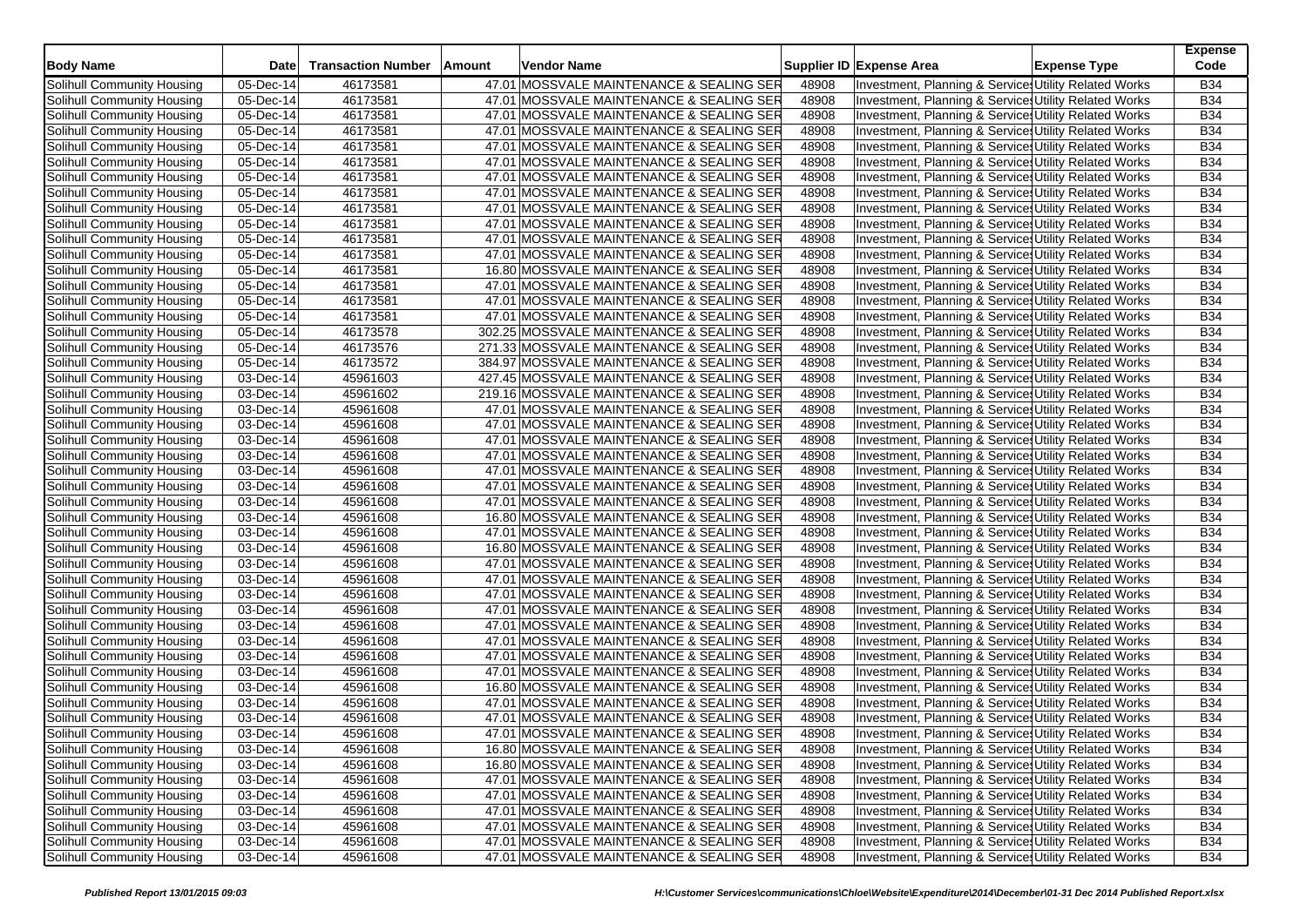| Body Name | Date | Transaction Number | Amount | Vendor Name | Supplier ID | Expense Area | Expense Type | Expense Code |
|---|---|---|---|---|---|---|---|---|
| Solihull Community Housing | 05-Dec-14 | 46173581 | 47.01 | MOSSVALE MAINTENANCE & SEALING SER | 48908 | Investment, Planning & Service | Utility Related Works | B34 |
| Solihull Community Housing | 05-Dec-14 | 46173581 | 47.01 | MOSSVALE MAINTENANCE & SEALING SER | 48908 | Investment, Planning & Service | Utility Related Works | B34 |
| Solihull Community Housing | 05-Dec-14 | 46173581 | 47.01 | MOSSVALE MAINTENANCE & SEALING SER | 48908 | Investment, Planning & Service | Utility Related Works | B34 |
| Solihull Community Housing | 05-Dec-14 | 46173581 | 47.01 | MOSSVALE MAINTENANCE & SEALING SER | 48908 | Investment, Planning & Service | Utility Related Works | B34 |
| Solihull Community Housing | 05-Dec-14 | 46173581 | 47.01 | MOSSVALE MAINTENANCE & SEALING SER | 48908 | Investment, Planning & Service | Utility Related Works | B34 |
| Solihull Community Housing | 05-Dec-14 | 46173581 | 47.01 | MOSSVALE MAINTENANCE & SEALING SER | 48908 | Investment, Planning & Service | Utility Related Works | B34 |
| Solihull Community Housing | 05-Dec-14 | 46173581 | 47.01 | MOSSVALE MAINTENANCE & SEALING SER | 48908 | Investment, Planning & Service | Utility Related Works | B34 |
| Solihull Community Housing | 05-Dec-14 | 46173581 | 47.01 | MOSSVALE MAINTENANCE & SEALING SER | 48908 | Investment, Planning & Service | Utility Related Works | B34 |
| Solihull Community Housing | 05-Dec-14 | 46173581 | 47.01 | MOSSVALE MAINTENANCE & SEALING SER | 48908 | Investment, Planning & Service | Utility Related Works | B34 |
| Solihull Community Housing | 05-Dec-14 | 46173581 | 47.01 | MOSSVALE MAINTENANCE & SEALING SER | 48908 | Investment, Planning & Service | Utility Related Works | B34 |
| Solihull Community Housing | 05-Dec-14 | 46173581 | 47.01 | MOSSVALE MAINTENANCE & SEALING SER | 48908 | Investment, Planning & Service | Utility Related Works | B34 |
| Solihull Community Housing | 05-Dec-14 | 46173581 | 47.01 | MOSSVALE MAINTENANCE & SEALING SER | 48908 | Investment, Planning & Service | Utility Related Works | B34 |
| Solihull Community Housing | 05-Dec-14 | 46173581 | 16.80 | MOSSVALE MAINTENANCE & SEALING SER | 48908 | Investment, Planning & Service | Utility Related Works | B34 |
| Solihull Community Housing | 05-Dec-14 | 46173581 | 47.01 | MOSSVALE MAINTENANCE & SEALING SER | 48908 | Investment, Planning & Service | Utility Related Works | B34 |
| Solihull Community Housing | 05-Dec-14 | 46173581 | 47.01 | MOSSVALE MAINTENANCE & SEALING SER | 48908 | Investment, Planning & Service | Utility Related Works | B34 |
| Solihull Community Housing | 05-Dec-14 | 46173581 | 47.01 | MOSSVALE MAINTENANCE & SEALING SER | 48908 | Investment, Planning & Service | Utility Related Works | B34 |
| Solihull Community Housing | 05-Dec-14 | 46173578 | 302.25 | MOSSVALE MAINTENANCE & SEALING SER | 48908 | Investment, Planning & Service | Utility Related Works | B34 |
| Solihull Community Housing | 05-Dec-14 | 46173576 | 271.33 | MOSSVALE MAINTENANCE & SEALING SER | 48908 | Investment, Planning & Service | Utility Related Works | B34 |
| Solihull Community Housing | 05-Dec-14 | 46173572 | 384.97 | MOSSVALE MAINTENANCE & SEALING SER | 48908 | Investment, Planning & Service | Utility Related Works | B34 |
| Solihull Community Housing | 03-Dec-14 | 45961603 | 427.45 | MOSSVALE MAINTENANCE & SEALING SER | 48908 | Investment, Planning & Service | Utility Related Works | B34 |
| Solihull Community Housing | 03-Dec-14 | 45961602 | 219.16 | MOSSVALE MAINTENANCE & SEALING SER | 48908 | Investment, Planning & Service | Utility Related Works | B34 |
| Solihull Community Housing | 03-Dec-14 | 45961608 | 47.01 | MOSSVALE MAINTENANCE & SEALING SER | 48908 | Investment, Planning & Service | Utility Related Works | B34 |
| Solihull Community Housing | 03-Dec-14 | 45961608 | 47.01 | MOSSVALE MAINTENANCE & SEALING SER | 48908 | Investment, Planning & Service | Utility Related Works | B34 |
| Solihull Community Housing | 03-Dec-14 | 45961608 | 47.01 | MOSSVALE MAINTENANCE & SEALING SER | 48908 | Investment, Planning & Service | Utility Related Works | B34 |
| Solihull Community Housing | 03-Dec-14 | 45961608 | 47.01 | MOSSVALE MAINTENANCE & SEALING SER | 48908 | Investment, Planning & Service | Utility Related Works | B34 |
| Solihull Community Housing | 03-Dec-14 | 45961608 | 47.01 | MOSSVALE MAINTENANCE & SEALING SER | 48908 | Investment, Planning & Service | Utility Related Works | B34 |
| Solihull Community Housing | 03-Dec-14 | 45961608 | 47.01 | MOSSVALE MAINTENANCE & SEALING SER | 48908 | Investment, Planning & Service | Utility Related Works | B34 |
| Solihull Community Housing | 03-Dec-14 | 45961608 | 47.01 | MOSSVALE MAINTENANCE & SEALING SER | 48908 | Investment, Planning & Service | Utility Related Works | B34 |
| Solihull Community Housing | 03-Dec-14 | 45961608 | 16.80 | MOSSVALE MAINTENANCE & SEALING SER | 48908 | Investment, Planning & Service | Utility Related Works | B34 |
| Solihull Community Housing | 03-Dec-14 | 45961608 | 47.01 | MOSSVALE MAINTENANCE & SEALING SER | 48908 | Investment, Planning & Service | Utility Related Works | B34 |
| Solihull Community Housing | 03-Dec-14 | 45961608 | 16.80 | MOSSVALE MAINTENANCE & SEALING SER | 48908 | Investment, Planning & Service | Utility Related Works | B34 |
| Solihull Community Housing | 03-Dec-14 | 45961608 | 47.01 | MOSSVALE MAINTENANCE & SEALING SER | 48908 | Investment, Planning & Service | Utility Related Works | B34 |
| Solihull Community Housing | 03-Dec-14 | 45961608 | 47.01 | MOSSVALE MAINTENANCE & SEALING SER | 48908 | Investment, Planning & Service | Utility Related Works | B34 |
| Solihull Community Housing | 03-Dec-14 | 45961608 | 47.01 | MOSSVALE MAINTENANCE & SEALING SER | 48908 | Investment, Planning & Service | Utility Related Works | B34 |
| Solihull Community Housing | 03-Dec-14 | 45961608 | 47.01 | MOSSVALE MAINTENANCE & SEALING SER | 48908 | Investment, Planning & Service | Utility Related Works | B34 |
| Solihull Community Housing | 03-Dec-14 | 45961608 | 47.01 | MOSSVALE MAINTENANCE & SEALING SER | 48908 | Investment, Planning & Service | Utility Related Works | B34 |
| Solihull Community Housing | 03-Dec-14 | 45961608 | 47.01 | MOSSVALE MAINTENANCE & SEALING SER | 48908 | Investment, Planning & Service | Utility Related Works | B34 |
| Solihull Community Housing | 03-Dec-14 | 45961608 | 47.01 | MOSSVALE MAINTENANCE & SEALING SER | 48908 | Investment, Planning & Service | Utility Related Works | B34 |
| Solihull Community Housing | 03-Dec-14 | 45961608 | 47.01 | MOSSVALE MAINTENANCE & SEALING SER | 48908 | Investment, Planning & Service | Utility Related Works | B34 |
| Solihull Community Housing | 03-Dec-14 | 45961608 | 16.80 | MOSSVALE MAINTENANCE & SEALING SER | 48908 | Investment, Planning & Service | Utility Related Works | B34 |
| Solihull Community Housing | 03-Dec-14 | 45961608 | 47.01 | MOSSVALE MAINTENANCE & SEALING SER | 48908 | Investment, Planning & Service | Utility Related Works | B34 |
| Solihull Community Housing | 03-Dec-14 | 45961608 | 47.01 | MOSSVALE MAINTENANCE & SEALING SER | 48908 | Investment, Planning & Service | Utility Related Works | B34 |
| Solihull Community Housing | 03-Dec-14 | 45961608 | 47.01 | MOSSVALE MAINTENANCE & SEALING SER | 48908 | Investment, Planning & Service | Utility Related Works | B34 |
| Solihull Community Housing | 03-Dec-14 | 45961608 | 16.80 | MOSSVALE MAINTENANCE & SEALING SER | 48908 | Investment, Planning & Service | Utility Related Works | B34 |
| Solihull Community Housing | 03-Dec-14 | 45961608 | 16.80 | MOSSVALE MAINTENANCE & SEALING SER | 48908 | Investment, Planning & Service | Utility Related Works | B34 |
| Solihull Community Housing | 03-Dec-14 | 45961608 | 47.01 | MOSSVALE MAINTENANCE & SEALING SER | 48908 | Investment, Planning & Service | Utility Related Works | B34 |
| Solihull Community Housing | 03-Dec-14 | 45961608 | 47.01 | MOSSVALE MAINTENANCE & SEALING SER | 48908 | Investment, Planning & Service | Utility Related Works | B34 |
| Solihull Community Housing | 03-Dec-14 | 45961608 | 47.01 | MOSSVALE MAINTENANCE & SEALING SER | 48908 | Investment, Planning & Service | Utility Related Works | B34 |
| Solihull Community Housing | 03-Dec-14 | 45961608 | 47.01 | MOSSVALE MAINTENANCE & SEALING SER | 48908 | Investment, Planning & Service | Utility Related Works | B34 |
| Solihull Community Housing | 03-Dec-14 | 45961608 | 47.01 | MOSSVALE MAINTENANCE & SEALING SER | 48908 | Investment, Planning & Service | Utility Related Works | B34 |
| Solihull Community Housing | 03-Dec-14 | 45961608 | 47.01 | MOSSVALE MAINTENANCE & SEALING SER | 48908 | Investment, Planning & Service | Utility Related Works | B34 |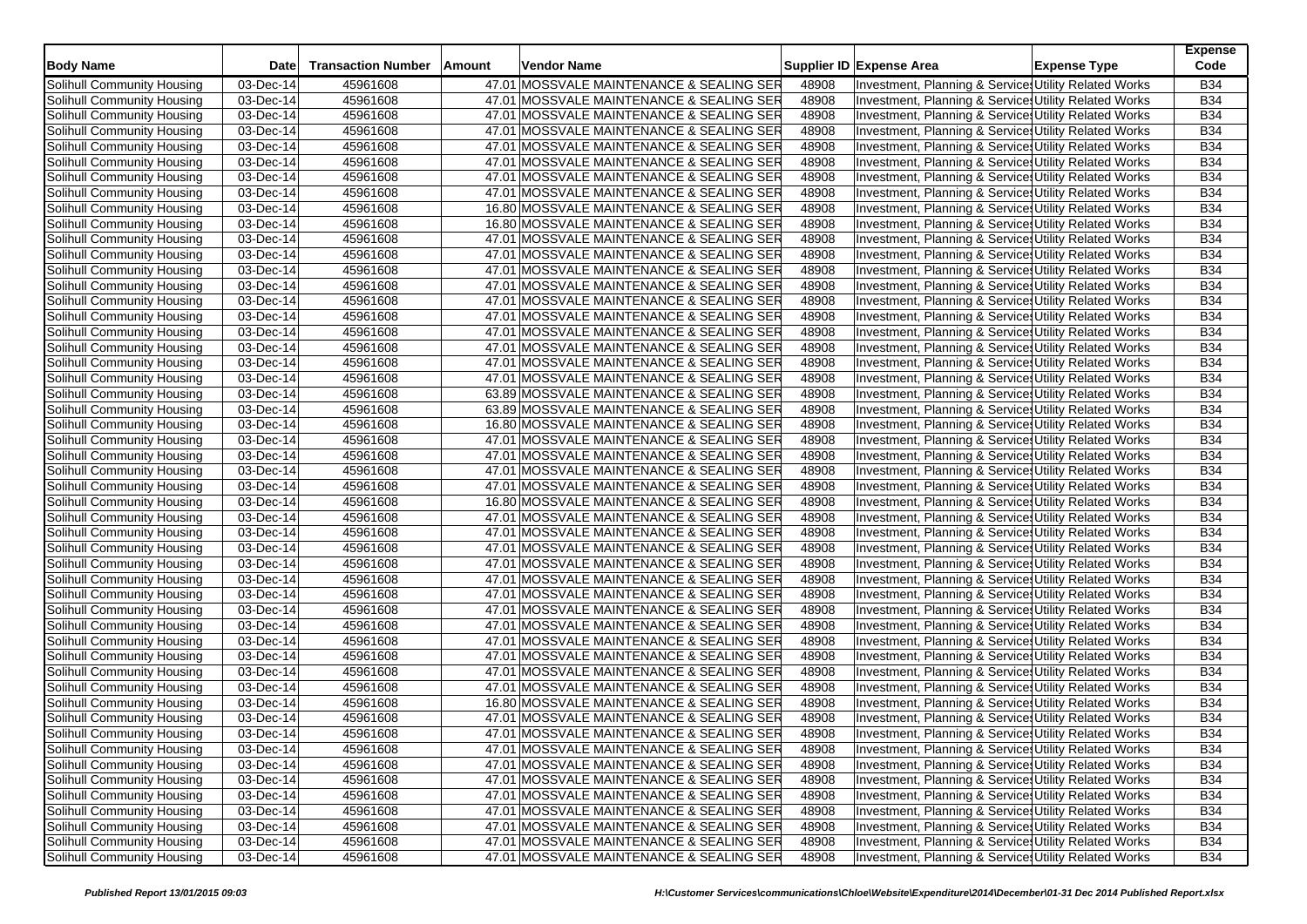| Body Name | Date | Transaction Number | Amount | Vendor Name | Supplier ID | Expense Area | Expense Type | Expense Code |
|---|---|---|---|---|---|---|---|---|
| Solihull Community Housing | 03-Dec-14 | 45961608 | 47.01 | MOSSVALE MAINTENANCE & SEALING SER | 48908 | Investment, Planning & Service | Utility Related Works | B34 |
| Solihull Community Housing | 03-Dec-14 | 45961608 | 47.01 | MOSSVALE MAINTENANCE & SEALING SER | 48908 | Investment, Planning & Service | Utility Related Works | B34 |
| Solihull Community Housing | 03-Dec-14 | 45961608 | 47.01 | MOSSVALE MAINTENANCE & SEALING SER | 48908 | Investment, Planning & Service | Utility Related Works | B34 |
| Solihull Community Housing | 03-Dec-14 | 45961608 | 47.01 | MOSSVALE MAINTENANCE & SEALING SER | 48908 | Investment, Planning & Service | Utility Related Works | B34 |
| Solihull Community Housing | 03-Dec-14 | 45961608 | 47.01 | MOSSVALE MAINTENANCE & SEALING SER | 48908 | Investment, Planning & Service | Utility Related Works | B34 |
| Solihull Community Housing | 03-Dec-14 | 45961608 | 47.01 | MOSSVALE MAINTENANCE & SEALING SER | 48908 | Investment, Planning & Service | Utility Related Works | B34 |
| Solihull Community Housing | 03-Dec-14 | 45961608 | 47.01 | MOSSVALE MAINTENANCE & SEALING SER | 48908 | Investment, Planning & Service | Utility Related Works | B34 |
| Solihull Community Housing | 03-Dec-14 | 45961608 | 47.01 | MOSSVALE MAINTENANCE & SEALING SER | 48908 | Investment, Planning & Service | Utility Related Works | B34 |
| Solihull Community Housing | 03-Dec-14 | 45961608 | 16.80 | MOSSVALE MAINTENANCE & SEALING SER | 48908 | Investment, Planning & Service | Utility Related Works | B34 |
| Solihull Community Housing | 03-Dec-14 | 45961608 | 16.80 | MOSSVALE MAINTENANCE & SEALING SER | 48908 | Investment, Planning & Service | Utility Related Works | B34 |
| Solihull Community Housing | 03-Dec-14 | 45961608 | 47.01 | MOSSVALE MAINTENANCE & SEALING SER | 48908 | Investment, Planning & Service | Utility Related Works | B34 |
| Solihull Community Housing | 03-Dec-14 | 45961608 | 47.01 | MOSSVALE MAINTENANCE & SEALING SER | 48908 | Investment, Planning & Service | Utility Related Works | B34 |
| Solihull Community Housing | 03-Dec-14 | 45961608 | 47.01 | MOSSVALE MAINTENANCE & SEALING SER | 48908 | Investment, Planning & Service | Utility Related Works | B34 |
| Solihull Community Housing | 03-Dec-14 | 45961608 | 47.01 | MOSSVALE MAINTENANCE & SEALING SER | 48908 | Investment, Planning & Service | Utility Related Works | B34 |
| Solihull Community Housing | 03-Dec-14 | 45961608 | 47.01 | MOSSVALE MAINTENANCE & SEALING SER | 48908 | Investment, Planning & Service | Utility Related Works | B34 |
| Solihull Community Housing | 03-Dec-14 | 45961608 | 47.01 | MOSSVALE MAINTENANCE & SEALING SER | 48908 | Investment, Planning & Service | Utility Related Works | B34 |
| Solihull Community Housing | 03-Dec-14 | 45961608 | 47.01 | MOSSVALE MAINTENANCE & SEALING SER | 48908 | Investment, Planning & Service | Utility Related Works | B34 |
| Solihull Community Housing | 03-Dec-14 | 45961608 | 47.01 | MOSSVALE MAINTENANCE & SEALING SER | 48908 | Investment, Planning & Service | Utility Related Works | B34 |
| Solihull Community Housing | 03-Dec-14 | 45961608 | 47.01 | MOSSVALE MAINTENANCE & SEALING SER | 48908 | Investment, Planning & Service | Utility Related Works | B34 |
| Solihull Community Housing | 03-Dec-14 | 45961608 | 47.01 | MOSSVALE MAINTENANCE & SEALING SER | 48908 | Investment, Planning & Service | Utility Related Works | B34 |
| Solihull Community Housing | 03-Dec-14 | 45961608 | 63.89 | MOSSVALE MAINTENANCE & SEALING SER | 48908 | Investment, Planning & Service | Utility Related Works | B34 |
| Solihull Community Housing | 03-Dec-14 | 45961608 | 63.89 | MOSSVALE MAINTENANCE & SEALING SER | 48908 | Investment, Planning & Service | Utility Related Works | B34 |
| Solihull Community Housing | 03-Dec-14 | 45961608 | 16.80 | MOSSVALE MAINTENANCE & SEALING SER | 48908 | Investment, Planning & Service | Utility Related Works | B34 |
| Solihull Community Housing | 03-Dec-14 | 45961608 | 47.01 | MOSSVALE MAINTENANCE & SEALING SER | 48908 | Investment, Planning & Service | Utility Related Works | B34 |
| Solihull Community Housing | 03-Dec-14 | 45961608 | 47.01 | MOSSVALE MAINTENANCE & SEALING SER | 48908 | Investment, Planning & Service | Utility Related Works | B34 |
| Solihull Community Housing | 03-Dec-14 | 45961608 | 47.01 | MOSSVALE MAINTENANCE & SEALING SER | 48908 | Investment, Planning & Service | Utility Related Works | B34 |
| Solihull Community Housing | 03-Dec-14 | 45961608 | 47.01 | MOSSVALE MAINTENANCE & SEALING SER | 48908 | Investment, Planning & Service | Utility Related Works | B34 |
| Solihull Community Housing | 03-Dec-14 | 45961608 | 16.80 | MOSSVALE MAINTENANCE & SEALING SER | 48908 | Investment, Planning & Service | Utility Related Works | B34 |
| Solihull Community Housing | 03-Dec-14 | 45961608 | 47.01 | MOSSVALE MAINTENANCE & SEALING SER | 48908 | Investment, Planning & Service | Utility Related Works | B34 |
| Solihull Community Housing | 03-Dec-14 | 45961608 | 47.01 | MOSSVALE MAINTENANCE & SEALING SER | 48908 | Investment, Planning & Service | Utility Related Works | B34 |
| Solihull Community Housing | 03-Dec-14 | 45961608 | 47.01 | MOSSVALE MAINTENANCE & SEALING SER | 48908 | Investment, Planning & Service | Utility Related Works | B34 |
| Solihull Community Housing | 03-Dec-14 | 45961608 | 47.01 | MOSSVALE MAINTENANCE & SEALING SER | 48908 | Investment, Planning & Service | Utility Related Works | B34 |
| Solihull Community Housing | 03-Dec-14 | 45961608 | 47.01 | MOSSVALE MAINTENANCE & SEALING SER | 48908 | Investment, Planning & Service | Utility Related Works | B34 |
| Solihull Community Housing | 03-Dec-14 | 45961608 | 47.01 | MOSSVALE MAINTENANCE & SEALING SER | 48908 | Investment, Planning & Service | Utility Related Works | B34 |
| Solihull Community Housing | 03-Dec-14 | 45961608 | 47.01 | MOSSVALE MAINTENANCE & SEALING SER | 48908 | Investment, Planning & Service | Utility Related Works | B34 |
| Solihull Community Housing | 03-Dec-14 | 45961608 | 47.01 | MOSSVALE MAINTENANCE & SEALING SER | 48908 | Investment, Planning & Service | Utility Related Works | B34 |
| Solihull Community Housing | 03-Dec-14 | 45961608 | 47.01 | MOSSVALE MAINTENANCE & SEALING SER | 48908 | Investment, Planning & Service | Utility Related Works | B34 |
| Solihull Community Housing | 03-Dec-14 | 45961608 | 47.01 | MOSSVALE MAINTENANCE & SEALING SER | 48908 | Investment, Planning & Service | Utility Related Works | B34 |
| Solihull Community Housing | 03-Dec-14 | 45961608 | 47.01 | MOSSVALE MAINTENANCE & SEALING SER | 48908 | Investment, Planning & Service | Utility Related Works | B34 |
| Solihull Community Housing | 03-Dec-14 | 45961608 | 16.80 | MOSSVALE MAINTENANCE & SEALING SER | 48908 | Investment, Planning & Service | Utility Related Works | B34 |
| Solihull Community Housing | 03-Dec-14 | 45961608 | 47.01 | MOSSVALE MAINTENANCE & SEALING SER | 48908 | Investment, Planning & Service | Utility Related Works | B34 |
| Solihull Community Housing | 03-Dec-14 | 45961608 | 47.01 | MOSSVALE MAINTENANCE & SEALING SER | 48908 | Investment, Planning & Service | Utility Related Works | B34 |
| Solihull Community Housing | 03-Dec-14 | 45961608 | 47.01 | MOSSVALE MAINTENANCE & SEALING SER | 48908 | Investment, Planning & Service | Utility Related Works | B34 |
| Solihull Community Housing | 03-Dec-14 | 45961608 | 47.01 | MOSSVALE MAINTENANCE & SEALING SER | 48908 | Investment, Planning & Service | Utility Related Works | B34 |
| Solihull Community Housing | 03-Dec-14 | 45961608 | 47.01 | MOSSVALE MAINTENANCE & SEALING SER | 48908 | Investment, Planning & Service | Utility Related Works | B34 |
| Solihull Community Housing | 03-Dec-14 | 45961608 | 47.01 | MOSSVALE MAINTENANCE & SEALING SER | 48908 | Investment, Planning & Service | Utility Related Works | B34 |
| Solihull Community Housing | 03-Dec-14 | 45961608 | 47.01 | MOSSVALE MAINTENANCE & SEALING SER | 48908 | Investment, Planning & Service | Utility Related Works | B34 |
| Solihull Community Housing | 03-Dec-14 | 45961608 | 47.01 | MOSSVALE MAINTENANCE & SEALING SER | 48908 | Investment, Planning & Service | Utility Related Works | B34 |
| Solihull Community Housing | 03-Dec-14 | 45961608 | 47.01 | MOSSVALE MAINTENANCE & SEALING SER | 48908 | Investment, Planning & Service | Utility Related Works | B34 |
| Solihull Community Housing | 03-Dec-14 | 45961608 | 47.01 | MOSSVALE MAINTENANCE & SEALING SER | 48908 | Investment, Planning & Service | Utility Related Works | B34 |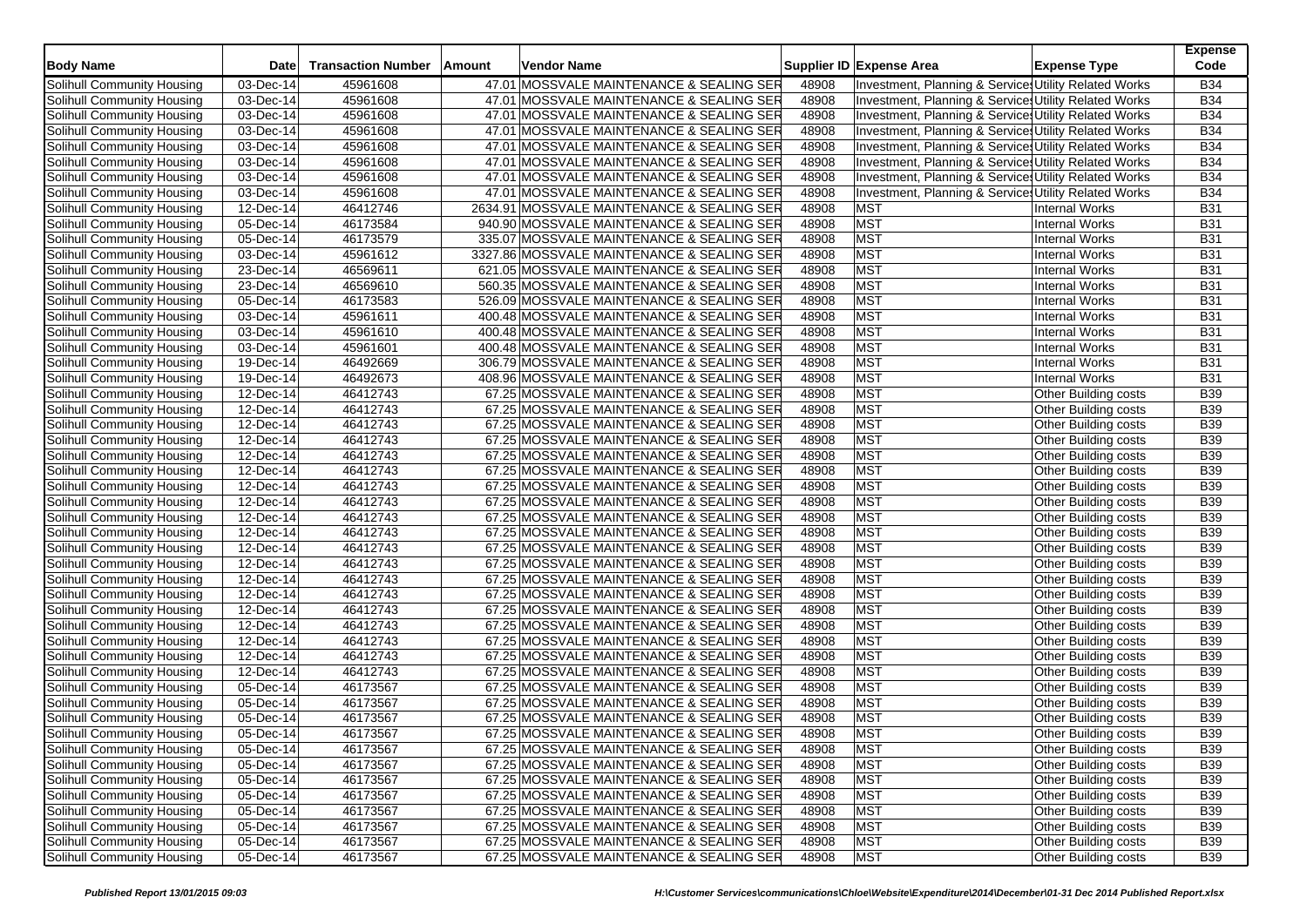| Body Name | Date | Transaction Number | Amount | Vendor Name | Supplier ID | Expense Area | Expense Type | Expense Code |
|---|---|---|---|---|---|---|---|---|
| Solihull Community Housing | 03-Dec-14 | 45961608 | 47.01 | MOSSVALE MAINTENANCE & SEALING SER | 48908 | Investment, Planning & Services | Utility Related Works | B34 |
| Solihull Community Housing | 03-Dec-14 | 45961608 | 47.01 | MOSSVALE MAINTENANCE & SEALING SER | 48908 | Investment, Planning & Services | Utility Related Works | B34 |
| Solihull Community Housing | 03-Dec-14 | 45961608 | 47.01 | MOSSVALE MAINTENANCE & SEALING SER | 48908 | Investment, Planning & Services | Utility Related Works | B34 |
| Solihull Community Housing | 03-Dec-14 | 45961608 | 47.01 | MOSSVALE MAINTENANCE & SEALING SER | 48908 | Investment, Planning & Services | Utility Related Works | B34 |
| Solihull Community Housing | 03-Dec-14 | 45961608 | 47.01 | MOSSVALE MAINTENANCE & SEALING SER | 48908 | Investment, Planning & Services | Utility Related Works | B34 |
| Solihull Community Housing | 03-Dec-14 | 45961608 | 47.01 | MOSSVALE MAINTENANCE & SEALING SER | 48908 | Investment, Planning & Services | Utility Related Works | B34 |
| Solihull Community Housing | 03-Dec-14 | 45961608 | 47.01 | MOSSVALE MAINTENANCE & SEALING SER | 48908 | Investment, Planning & Services | Utility Related Works | B34 |
| Solihull Community Housing | 03-Dec-14 | 45961608 | 47.01 | MOSSVALE MAINTENANCE & SEALING SER | 48908 | Investment, Planning & Services | Utility Related Works | B34 |
| Solihull Community Housing | 12-Dec-14 | 46412746 | 2634.91 | MOSSVALE MAINTENANCE & SEALING SER | 48908 | MST | Internal Works | B31 |
| Solihull Community Housing | 05-Dec-14 | 46173584 | 940.90 | MOSSVALE MAINTENANCE & SEALING SER | 48908 | MST | Internal Works | B31 |
| Solihull Community Housing | 05-Dec-14 | 46173579 | 335.07 | MOSSVALE MAINTENANCE & SEALING SER | 48908 | MST | Internal Works | B31 |
| Solihull Community Housing | 03-Dec-14 | 45961612 | 3327.86 | MOSSVALE MAINTENANCE & SEALING SER | 48908 | MST | Internal Works | B31 |
| Solihull Community Housing | 23-Dec-14 | 46569611 | 621.05 | MOSSVALE MAINTENANCE & SEALING SER | 48908 | MST | Internal Works | B31 |
| Solihull Community Housing | 23-Dec-14 | 46569610 | 560.35 | MOSSVALE MAINTENANCE & SEALING SER | 48908 | MST | Internal Works | B31 |
| Solihull Community Housing | 05-Dec-14 | 46173583 | 526.09 | MOSSVALE MAINTENANCE & SEALING SER | 48908 | MST | Internal Works | B31 |
| Solihull Community Housing | 03-Dec-14 | 45961611 | 400.48 | MOSSVALE MAINTENANCE & SEALING SER | 48908 | MST | Internal Works | B31 |
| Solihull Community Housing | 03-Dec-14 | 45961610 | 400.48 | MOSSVALE MAINTENANCE & SEALING SER | 48908 | MST | Internal Works | B31 |
| Solihull Community Housing | 03-Dec-14 | 45961601 | 400.48 | MOSSVALE MAINTENANCE & SEALING SER | 48908 | MST | Internal Works | B31 |
| Solihull Community Housing | 19-Dec-14 | 46492669 | 306.79 | MOSSVALE MAINTENANCE & SEALING SER | 48908 | MST | Internal Works | B31 |
| Solihull Community Housing | 19-Dec-14 | 46492673 | 408.96 | MOSSVALE MAINTENANCE & SEALING SER | 48908 | MST | Internal Works | B31 |
| Solihull Community Housing | 12-Dec-14 | 46412743 | 67.25 | MOSSVALE MAINTENANCE & SEALING SER | 48908 | MST | Other Building costs | B39 |
| Solihull Community Housing | 12-Dec-14 | 46412743 | 67.25 | MOSSVALE MAINTENANCE & SEALING SER | 48908 | MST | Other Building costs | B39 |
| Solihull Community Housing | 12-Dec-14 | 46412743 | 67.25 | MOSSVALE MAINTENANCE & SEALING SER | 48908 | MST | Other Building costs | B39 |
| Solihull Community Housing | 12-Dec-14 | 46412743 | 67.25 | MOSSVALE MAINTENANCE & SEALING SER | 48908 | MST | Other Building costs | B39 |
| Solihull Community Housing | 12-Dec-14 | 46412743 | 67.25 | MOSSVALE MAINTENANCE & SEALING SER | 48908 | MST | Other Building costs | B39 |
| Solihull Community Housing | 12-Dec-14 | 46412743 | 67.25 | MOSSVALE MAINTENANCE & SEALING SER | 48908 | MST | Other Building costs | B39 |
| Solihull Community Housing | 12-Dec-14 | 46412743 | 67.25 | MOSSVALE MAINTENANCE & SEALING SER | 48908 | MST | Other Building costs | B39 |
| Solihull Community Housing | 12-Dec-14 | 46412743 | 67.25 | MOSSVALE MAINTENANCE & SEALING SER | 48908 | MST | Other Building costs | B39 |
| Solihull Community Housing | 12-Dec-14 | 46412743 | 67.25 | MOSSVALE MAINTENANCE & SEALING SER | 48908 | MST | Other Building costs | B39 |
| Solihull Community Housing | 12-Dec-14 | 46412743 | 67.25 | MOSSVALE MAINTENANCE & SEALING SER | 48908 | MST | Other Building costs | B39 |
| Solihull Community Housing | 12-Dec-14 | 46412743 | 67.25 | MOSSVALE MAINTENANCE & SEALING SER | 48908 | MST | Other Building costs | B39 |
| Solihull Community Housing | 12-Dec-14 | 46412743 | 67.25 | MOSSVALE MAINTENANCE & SEALING SER | 48908 | MST | Other Building costs | B39 |
| Solihull Community Housing | 12-Dec-14 | 46412743 | 67.25 | MOSSVALE MAINTENANCE & SEALING SER | 48908 | MST | Other Building costs | B39 |
| Solihull Community Housing | 12-Dec-14 | 46412743 | 67.25 | MOSSVALE MAINTENANCE & SEALING SER | 48908 | MST | Other Building costs | B39 |
| Solihull Community Housing | 12-Dec-14 | 46412743 | 67.25 | MOSSVALE MAINTENANCE & SEALING SER | 48908 | MST | Other Building costs | B39 |
| Solihull Community Housing | 12-Dec-14 | 46412743 | 67.25 | MOSSVALE MAINTENANCE & SEALING SER | 48908 | MST | Other Building costs | B39 |
| Solihull Community Housing | 12-Dec-14 | 46412743 | 67.25 | MOSSVALE MAINTENANCE & SEALING SER | 48908 | MST | Other Building costs | B39 |
| Solihull Community Housing | 12-Dec-14 | 46412743 | 67.25 | MOSSVALE MAINTENANCE & SEALING SER | 48908 | MST | Other Building costs | B39 |
| Solihull Community Housing | 12-Dec-14 | 46412743 | 67.25 | MOSSVALE MAINTENANCE & SEALING SER | 48908 | MST | Other Building costs | B39 |
| Solihull Community Housing | 05-Dec-14 | 46173567 | 67.25 | MOSSVALE MAINTENANCE & SEALING SER | 48908 | MST | Other Building costs | B39 |
| Solihull Community Housing | 05-Dec-14 | 46173567 | 67.25 | MOSSVALE MAINTENANCE & SEALING SER | 48908 | MST | Other Building costs | B39 |
| Solihull Community Housing | 05-Dec-14 | 46173567 | 67.25 | MOSSVALE MAINTENANCE & SEALING SER | 48908 | MST | Other Building costs | B39 |
| Solihull Community Housing | 05-Dec-14 | 46173567 | 67.25 | MOSSVALE MAINTENANCE & SEALING SER | 48908 | MST | Other Building costs | B39 |
| Solihull Community Housing | 05-Dec-14 | 46173567 | 67.25 | MOSSVALE MAINTENANCE & SEALING SER | 48908 | MST | Other Building costs | B39 |
| Solihull Community Housing | 05-Dec-14 | 46173567 | 67.25 | MOSSVALE MAINTENANCE & SEALING SER | 48908 | MST | Other Building costs | B39 |
| Solihull Community Housing | 05-Dec-14 | 46173567 | 67.25 | MOSSVALE MAINTENANCE & SEALING SER | 48908 | MST | Other Building costs | B39 |
| Solihull Community Housing | 05-Dec-14 | 46173567 | 67.25 | MOSSVALE MAINTENANCE & SEALING SER | 48908 | MST | Other Building costs | B39 |
| Solihull Community Housing | 05-Dec-14 | 46173567 | 67.25 | MOSSVALE MAINTENANCE & SEALING SER | 48908 | MST | Other Building costs | B39 |
| Solihull Community Housing | 05-Dec-14 | 46173567 | 67.25 | MOSSVALE MAINTENANCE & SEALING SER | 48908 | MST | Other Building costs | B39 |
| Solihull Community Housing | 05-Dec-14 | 46173567 | 67.25 | MOSSVALE MAINTENANCE & SEALING SER | 48908 | MST | Other Building costs | B39 |
| Solihull Community Housing | 05-Dec-14 | 46173567 | 67.25 | MOSSVALE MAINTENANCE & SEALING SER | 48908 | MST | Other Building costs | B39 |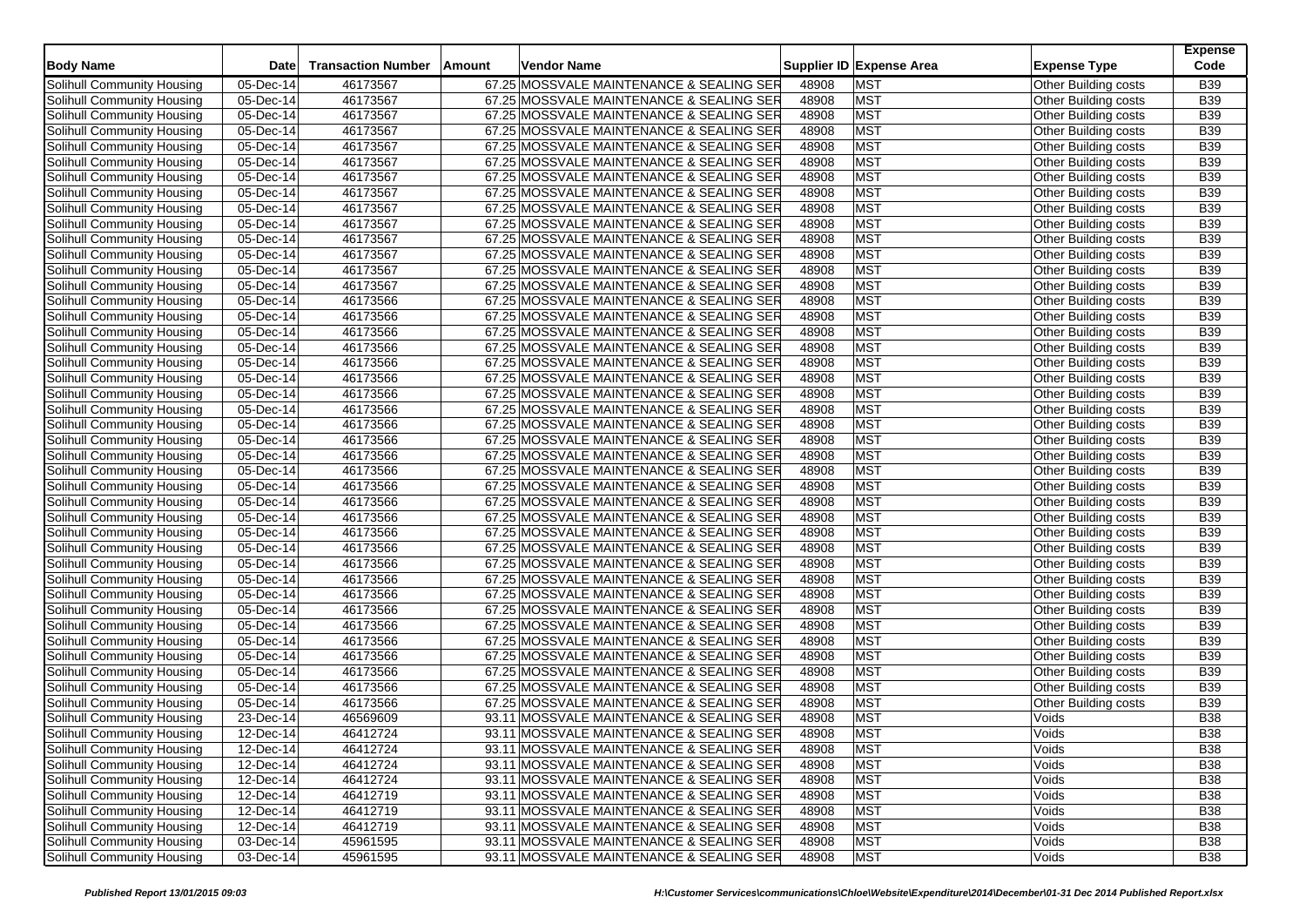| Body Name | Date | Transaction Number | Amount | Vendor Name | Supplier ID | Expense Area | Expense Type | Expense Code |
|---|---|---|---|---|---|---|---|---|
| Solihull Community Housing | 05-Dec-14 | 46173567 | 67.25 | MOSSVALE MAINTENANCE & SEALING SER | 48908 | MST | Other Building costs | B39 |
| Solihull Community Housing | 05-Dec-14 | 46173567 | 67.25 | MOSSVALE MAINTENANCE & SEALING SER | 48908 | MST | Other Building costs | B39 |
| Solihull Community Housing | 05-Dec-14 | 46173567 | 67.25 | MOSSVALE MAINTENANCE & SEALING SER | 48908 | MST | Other Building costs | B39 |
| Solihull Community Housing | 05-Dec-14 | 46173567 | 67.25 | MOSSVALE MAINTENANCE & SEALING SER | 48908 | MST | Other Building costs | B39 |
| Solihull Community Housing | 05-Dec-14 | 46173567 | 67.25 | MOSSVALE MAINTENANCE & SEALING SER | 48908 | MST | Other Building costs | B39 |
| Solihull Community Housing | 05-Dec-14 | 46173567 | 67.25 | MOSSVALE MAINTENANCE & SEALING SER | 48908 | MST | Other Building costs | B39 |
| Solihull Community Housing | 05-Dec-14 | 46173567 | 67.25 | MOSSVALE MAINTENANCE & SEALING SER | 48908 | MST | Other Building costs | B39 |
| Solihull Community Housing | 05-Dec-14 | 46173567 | 67.25 | MOSSVALE MAINTENANCE & SEALING SER | 48908 | MST | Other Building costs | B39 |
| Solihull Community Housing | 05-Dec-14 | 46173567 | 67.25 | MOSSVALE MAINTENANCE & SEALING SER | 48908 | MST | Other Building costs | B39 |
| Solihull Community Housing | 05-Dec-14 | 46173567 | 67.25 | MOSSVALE MAINTENANCE & SEALING SER | 48908 | MST | Other Building costs | B39 |
| Solihull Community Housing | 05-Dec-14 | 46173567 | 67.25 | MOSSVALE MAINTENANCE & SEALING SER | 48908 | MST | Other Building costs | B39 |
| Solihull Community Housing | 05-Dec-14 | 46173567 | 67.25 | MOSSVALE MAINTENANCE & SEALING SER | 48908 | MST | Other Building costs | B39 |
| Solihull Community Housing | 05-Dec-14 | 46173567 | 67.25 | MOSSVALE MAINTENANCE & SEALING SER | 48908 | MST | Other Building costs | B39 |
| Solihull Community Housing | 05-Dec-14 | 46173567 | 67.25 | MOSSVALE MAINTENANCE & SEALING SER | 48908 | MST | Other Building costs | B39 |
| Solihull Community Housing | 05-Dec-14 | 46173566 | 67.25 | MOSSVALE MAINTENANCE & SEALING SER | 48908 | MST | Other Building costs | B39 |
| Solihull Community Housing | 05-Dec-14 | 46173566 | 67.25 | MOSSVALE MAINTENANCE & SEALING SER | 48908 | MST | Other Building costs | B39 |
| Solihull Community Housing | 05-Dec-14 | 46173566 | 67.25 | MOSSVALE MAINTENANCE & SEALING SER | 48908 | MST | Other Building costs | B39 |
| Solihull Community Housing | 05-Dec-14 | 46173566 | 67.25 | MOSSVALE MAINTENANCE & SEALING SER | 48908 | MST | Other Building costs | B39 |
| Solihull Community Housing | 05-Dec-14 | 46173566 | 67.25 | MOSSVALE MAINTENANCE & SEALING SER | 48908 | MST | Other Building costs | B39 |
| Solihull Community Housing | 05-Dec-14 | 46173566 | 67.25 | MOSSVALE MAINTENANCE & SEALING SER | 48908 | MST | Other Building costs | B39 |
| Solihull Community Housing | 05-Dec-14 | 46173566 | 67.25 | MOSSVALE MAINTENANCE & SEALING SER | 48908 | MST | Other Building costs | B39 |
| Solihull Community Housing | 05-Dec-14 | 46173566 | 67.25 | MOSSVALE MAINTENANCE & SEALING SER | 48908 | MST | Other Building costs | B39 |
| Solihull Community Housing | 05-Dec-14 | 46173566 | 67.25 | MOSSVALE MAINTENANCE & SEALING SER | 48908 | MST | Other Building costs | B39 |
| Solihull Community Housing | 05-Dec-14 | 46173566 | 67.25 | MOSSVALE MAINTENANCE & SEALING SER | 48908 | MST | Other Building costs | B39 |
| Solihull Community Housing | 05-Dec-14 | 46173566 | 67.25 | MOSSVALE MAINTENANCE & SEALING SER | 48908 | MST | Other Building costs | B39 |
| Solihull Community Housing | 05-Dec-14 | 46173566 | 67.25 | MOSSVALE MAINTENANCE & SEALING SER | 48908 | MST | Other Building costs | B39 |
| Solihull Community Housing | 05-Dec-14 | 46173566 | 67.25 | MOSSVALE MAINTENANCE & SEALING SER | 48908 | MST | Other Building costs | B39 |
| Solihull Community Housing | 05-Dec-14 | 46173566 | 67.25 | MOSSVALE MAINTENANCE & SEALING SER | 48908 | MST | Other Building costs | B39 |
| Solihull Community Housing | 05-Dec-14 | 46173566 | 67.25 | MOSSVALE MAINTENANCE & SEALING SER | 48908 | MST | Other Building costs | B39 |
| Solihull Community Housing | 05-Dec-14 | 46173566 | 67.25 | MOSSVALE MAINTENANCE & SEALING SER | 48908 | MST | Other Building costs | B39 |
| Solihull Community Housing | 05-Dec-14 | 46173566 | 67.25 | MOSSVALE MAINTENANCE & SEALING SER | 48908 | MST | Other Building costs | B39 |
| Solihull Community Housing | 05-Dec-14 | 46173566 | 67.25 | MOSSVALE MAINTENANCE & SEALING SER | 48908 | MST | Other Building costs | B39 |
| Solihull Community Housing | 05-Dec-14 | 46173566 | 67.25 | MOSSVALE MAINTENANCE & SEALING SER | 48908 | MST | Other Building costs | B39 |
| Solihull Community Housing | 05-Dec-14 | 46173566 | 67.25 | MOSSVALE MAINTENANCE & SEALING SER | 48908 | MST | Other Building costs | B39 |
| Solihull Community Housing | 05-Dec-14 | 46173566 | 67.25 | MOSSVALE MAINTENANCE & SEALING SER | 48908 | MST | Other Building costs | B39 |
| Solihull Community Housing | 05-Dec-14 | 46173566 | 67.25 | MOSSVALE MAINTENANCE & SEALING SER | 48908 | MST | Other Building costs | B39 |
| Solihull Community Housing | 05-Dec-14 | 46173566 | 67.25 | MOSSVALE MAINTENANCE & SEALING SER | 48908 | MST | Other Building costs | B39 |
| Solihull Community Housing | 05-Dec-14 | 46173566 | 67.25 | MOSSVALE MAINTENANCE & SEALING SER | 48908 | MST | Other Building costs | B39 |
| Solihull Community Housing | 05-Dec-14 | 46173566 | 67.25 | MOSSVALE MAINTENANCE & SEALING SER | 48908 | MST | Other Building costs | B39 |
| Solihull Community Housing | 05-Dec-14 | 46173566 | 67.25 | MOSSVALE MAINTENANCE & SEALING SER | 48908 | MST | Other Building costs | B39 |
| Solihull Community Housing | 05-Dec-14 | 46173566 | 67.25 | MOSSVALE MAINTENANCE & SEALING SER | 48908 | MST | Other Building costs | B39 |
| Solihull Community Housing | 23-Dec-14 | 46569609 | 93.11 | MOSSVALE MAINTENANCE & SEALING SER | 48908 | MST | Voids | B38 |
| Solihull Community Housing | 12-Dec-14 | 46412724 | 93.11 | MOSSVALE MAINTENANCE & SEALING SER | 48908 | MST | Voids | B38 |
| Solihull Community Housing | 12-Dec-14 | 46412724 | 93.11 | MOSSVALE MAINTENANCE & SEALING SER | 48908 | MST | Voids | B38 |
| Solihull Community Housing | 12-Dec-14 | 46412724 | 93.11 | MOSSVALE MAINTENANCE & SEALING SER | 48908 | MST | Voids | B38 |
| Solihull Community Housing | 12-Dec-14 | 46412724 | 93.11 | MOSSVALE MAINTENANCE & SEALING SER | 48908 | MST | Voids | B38 |
| Solihull Community Housing | 12-Dec-14 | 46412719 | 93.11 | MOSSVALE MAINTENANCE & SEALING SER | 48908 | MST | Voids | B38 |
| Solihull Community Housing | 12-Dec-14 | 46412719 | 93.11 | MOSSVALE MAINTENANCE & SEALING SER | 48908 | MST | Voids | B38 |
| Solihull Community Housing | 12-Dec-14 | 46412719 | 93.11 | MOSSVALE MAINTENANCE & SEALING SER | 48908 | MST | Voids | B38 |
| Solihull Community Housing | 03-Dec-14 | 45961595 | 93.11 | MOSSVALE MAINTENANCE & SEALING SER | 48908 | MST | Voids | B38 |
| Solihull Community Housing | 03-Dec-14 | 45961595 | 93.11 | MOSSVALE MAINTENANCE & SEALING SER | 48908 | MST | Voids | B38 |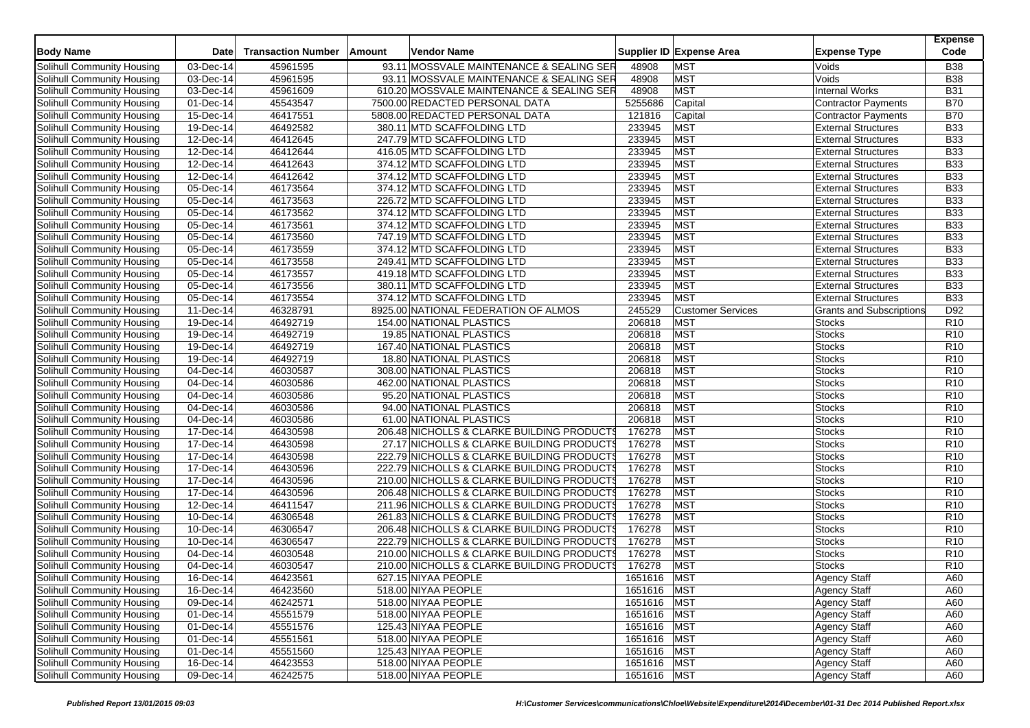| Body Name | Date | Transaction Number | Amount | Vendor Name | Supplier ID | Expense Area | Expense Type | Expense Code |
|---|---|---|---|---|---|---|---|---|
| Solihull Community Housing | 03-Dec-14 | 45961595 | 93.11 | MOSSVALE MAINTENANCE & SEALING SER | 48908 | MST | Voids | B38 |
| Solihull Community Housing | 03-Dec-14 | 45961595 | 93.11 | MOSSVALE MAINTENANCE & SEALING SER | 48908 | MST | Voids | B38 |
| Solihull Community Housing | 03-Dec-14 | 45961609 | 610.20 | MOSSVALE MAINTENANCE & SEALING SER | 48908 | MST | Internal Works | B31 |
| Solihull Community Housing | 01-Dec-14 | 45543547 | 7500.00 | REDACTED PERSONAL DATA | 5255686 | Capital | Contractor Payments | B70 |
| Solihull Community Housing | 15-Dec-14 | 46417551 | 5808.00 | REDACTED PERSONAL DATA | 121816 | Capital | Contractor Payments | B70 |
| Solihull Community Housing | 19-Dec-14 | 46492582 | 380.11 | MTD SCAFFOLDING LTD | 233945 | MST | External Structures | B33 |
| Solihull Community Housing | 12-Dec-14 | 46412645 | 247.79 | MTD SCAFFOLDING LTD | 233945 | MST | External Structures | B33 |
| Solihull Community Housing | 12-Dec-14 | 46412644 | 416.05 | MTD SCAFFOLDING LTD | 233945 | MST | External Structures | B33 |
| Solihull Community Housing | 12-Dec-14 | 46412643 | 374.12 | MTD SCAFFOLDING LTD | 233945 | MST | External Structures | B33 |
| Solihull Community Housing | 12-Dec-14 | 46412642 | 374.12 | MTD SCAFFOLDING LTD | 233945 | MST | External Structures | B33 |
| Solihull Community Housing | 05-Dec-14 | 46173564 | 374.12 | MTD SCAFFOLDING LTD | 233945 | MST | External Structures | B33 |
| Solihull Community Housing | 05-Dec-14 | 46173563 | 226.72 | MTD SCAFFOLDING LTD | 233945 | MST | External Structures | B33 |
| Solihull Community Housing | 05-Dec-14 | 46173562 | 374.12 | MTD SCAFFOLDING LTD | 233945 | MST | External Structures | B33 |
| Solihull Community Housing | 05-Dec-14 | 46173561 | 374.12 | MTD SCAFFOLDING LTD | 233945 | MST | External Structures | B33 |
| Solihull Community Housing | 05-Dec-14 | 46173560 | 747.19 | MTD SCAFFOLDING LTD | 233945 | MST | External Structures | B33 |
| Solihull Community Housing | 05-Dec-14 | 46173559 | 374.12 | MTD SCAFFOLDING LTD | 233945 | MST | External Structures | B33 |
| Solihull Community Housing | 05-Dec-14 | 46173558 | 249.41 | MTD SCAFFOLDING LTD | 233945 | MST | External Structures | B33 |
| Solihull Community Housing | 05-Dec-14 | 46173557 | 419.18 | MTD SCAFFOLDING LTD | 233945 | MST | External Structures | B33 |
| Solihull Community Housing | 05-Dec-14 | 46173556 | 380.11 | MTD SCAFFOLDING LTD | 233945 | MST | External Structures | B33 |
| Solihull Community Housing | 05-Dec-14 | 46173554 | 374.12 | MTD SCAFFOLDING LTD | 233945 | MST | External Structures | B33 |
| Solihull Community Housing | 11-Dec-14 | 46328791 | 8925.00 | NATIONAL FEDERATION OF ALMOS | 245529 | Customer Services | Grants and Subscriptions | D92 |
| Solihull Community Housing | 19-Dec-14 | 46492719 | 154.00 | NATIONAL PLASTICS | 206818 | MST | Stocks | R10 |
| Solihull Community Housing | 19-Dec-14 | 46492719 | 19.85 | NATIONAL PLASTICS | 206818 | MST | Stocks | R10 |
| Solihull Community Housing | 19-Dec-14 | 46492719 | 167.40 | NATIONAL PLASTICS | 206818 | MST | Stocks | R10 |
| Solihull Community Housing | 19-Dec-14 | 46492719 | 18.80 | NATIONAL PLASTICS | 206818 | MST | Stocks | R10 |
| Solihull Community Housing | 04-Dec-14 | 46030587 | 308.00 | NATIONAL PLASTICS | 206818 | MST | Stocks | R10 |
| Solihull Community Housing | 04-Dec-14 | 46030586 | 462.00 | NATIONAL PLASTICS | 206818 | MST | Stocks | R10 |
| Solihull Community Housing | 04-Dec-14 | 46030586 | 95.20 | NATIONAL PLASTICS | 206818 | MST | Stocks | R10 |
| Solihull Community Housing | 04-Dec-14 | 46030586 | 94.00 | NATIONAL PLASTICS | 206818 | MST | Stocks | R10 |
| Solihull Community Housing | 04-Dec-14 | 46030586 | 61.00 | NATIONAL PLASTICS | 206818 | MST | Stocks | R10 |
| Solihull Community Housing | 17-Dec-14 | 46430598 | 206.48 | NICHOLLS & CLARKE BUILDING PRODUCTS | 176278 | MST | Stocks | R10 |
| Solihull Community Housing | 17-Dec-14 | 46430598 | 27.17 | NICHOLLS & CLARKE BUILDING PRODUCTS | 176278 | MST | Stocks | R10 |
| Solihull Community Housing | 17-Dec-14 | 46430598 | 222.79 | NICHOLLS & CLARKE BUILDING PRODUCTS | 176278 | MST | Stocks | R10 |
| Solihull Community Housing | 17-Dec-14 | 46430596 | 222.79 | NICHOLLS & CLARKE BUILDING PRODUCTS | 176278 | MST | Stocks | R10 |
| Solihull Community Housing | 17-Dec-14 | 46430596 | 210.00 | NICHOLLS & CLARKE BUILDING PRODUCTS | 176278 | MST | Stocks | R10 |
| Solihull Community Housing | 17-Dec-14 | 46430596 | 206.48 | NICHOLLS & CLARKE BUILDING PRODUCTS | 176278 | MST | Stocks | R10 |
| Solihull Community Housing | 12-Dec-14 | 46411547 | 211.96 | NICHOLLS & CLARKE BUILDING PRODUCTS | 176278 | MST | Stocks | R10 |
| Solihull Community Housing | 10-Dec-14 | 46306548 | 261.83 | NICHOLLS & CLARKE BUILDING PRODUCTS | 176278 | MST | Stocks | R10 |
| Solihull Community Housing | 10-Dec-14 | 46306547 | 206.48 | NICHOLLS & CLARKE BUILDING PRODUCTS | 176278 | MST | Stocks | R10 |
| Solihull Community Housing | 10-Dec-14 | 46306547 | 222.79 | NICHOLLS & CLARKE BUILDING PRODUCTS | 176278 | MST | Stocks | R10 |
| Solihull Community Housing | 04-Dec-14 | 46030548 | 210.00 | NICHOLLS & CLARKE BUILDING PRODUCTS | 176278 | MST | Stocks | R10 |
| Solihull Community Housing | 04-Dec-14 | 46030547 | 210.00 | NICHOLLS & CLARKE BUILDING PRODUCTS | 176278 | MST | Stocks | R10 |
| Solihull Community Housing | 16-Dec-14 | 46423561 | 627.15 | NIYAA PEOPLE | 1651616 | MST | Agency Staff | A60 |
| Solihull Community Housing | 16-Dec-14 | 46423560 | 518.00 | NIYAA PEOPLE | 1651616 | MST | Agency Staff | A60 |
| Solihull Community Housing | 09-Dec-14 | 46242571 | 518.00 | NIYAA PEOPLE | 1651616 | MST | Agency Staff | A60 |
| Solihull Community Housing | 01-Dec-14 | 45551579 | 518.00 | NIYAA PEOPLE | 1651616 | MST | Agency Staff | A60 |
| Solihull Community Housing | 01-Dec-14 | 45551576 | 125.43 | NIYAA PEOPLE | 1651616 | MST | Agency Staff | A60 |
| Solihull Community Housing | 01-Dec-14 | 45551561 | 518.00 | NIYAA PEOPLE | 1651616 | MST | Agency Staff | A60 |
| Solihull Community Housing | 01-Dec-14 | 45551560 | 125.43 | NIYAA PEOPLE | 1651616 | MST | Agency Staff | A60 |
| Solihull Community Housing | 16-Dec-14 | 46423553 | 518.00 | NIYAA PEOPLE | 1651616 | MST | Agency Staff | A60 |
| Solihull Community Housing | 09-Dec-14 | 46242575 | 518.00 | NIYAA PEOPLE | 1651616 | MST | Agency Staff | A60 |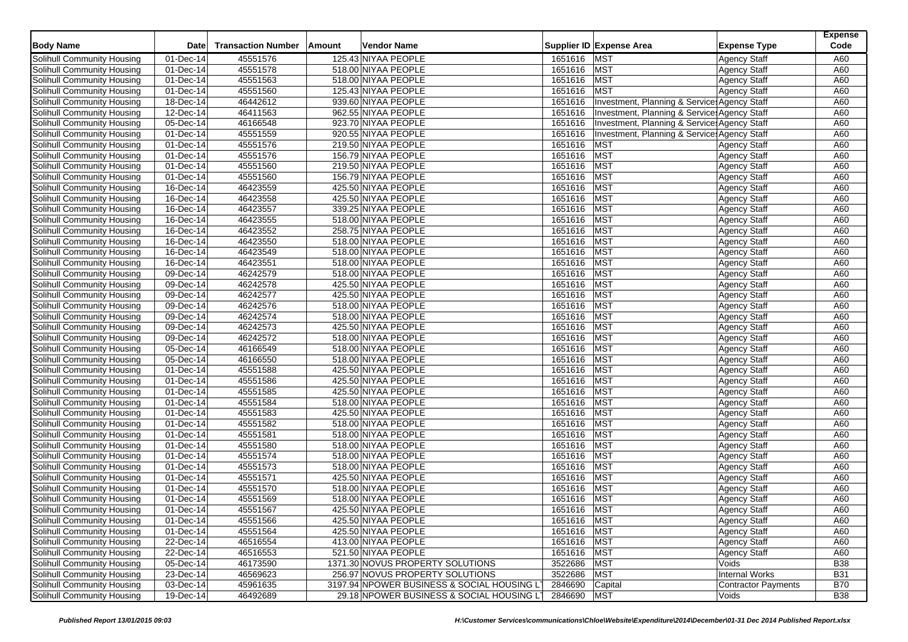| Body Name | Date | Transaction Number | Amount | Vendor Name | Supplier ID | Expense Area | Expense Type | Expense Code |
|---|---|---|---|---|---|---|---|---|
| Solihull Community Housing | 01-Dec-14 | 45551576 | 125.43 | NIYAA PEOPLE | 1651616 | MST | Agency Staff | A60 |
| Solihull Community Housing | 01-Dec-14 | 45551578 | 518.00 | NIYAA PEOPLE | 1651616 | MST | Agency Staff | A60 |
| Solihull Community Housing | 01-Dec-14 | 45551563 | 518.00 | NIYAA PEOPLE | 1651616 | MST | Agency Staff | A60 |
| Solihull Community Housing | 01-Dec-14 | 45551560 | 125.43 | NIYAA PEOPLE | 1651616 | MST | Agency Staff | A60 |
| Solihull Community Housing | 18-Dec-14 | 46442612 | 939.60 | NIYAA PEOPLE | 1651616 | Investment, Planning & Service | Agency Staff | A60 |
| Solihull Community Housing | 12-Dec-14 | 46411563 | 962.55 | NIYAA PEOPLE | 1651616 | Investment, Planning & Service | Agency Staff | A60 |
| Solihull Community Housing | 05-Dec-14 | 46166548 | 923.70 | NIYAA PEOPLE | 1651616 | Investment, Planning & Service | Agency Staff | A60 |
| Solihull Community Housing | 01-Dec-14 | 45551559 | 920.55 | NIYAA PEOPLE | 1651616 | Investment, Planning & Service | Agency Staff | A60 |
| Solihull Community Housing | 01-Dec-14 | 45551576 | 219.50 | NIYAA PEOPLE | 1651616 | MST | Agency Staff | A60 |
| Solihull Community Housing | 01-Dec-14 | 45551576 | 156.79 | NIYAA PEOPLE | 1651616 | MST | Agency Staff | A60 |
| Solihull Community Housing | 01-Dec-14 | 45551560 | 219.50 | NIYAA PEOPLE | 1651616 | MST | Agency Staff | A60 |
| Solihull Community Housing | 01-Dec-14 | 45551560 | 156.79 | NIYAA PEOPLE | 1651616 | MST | Agency Staff | A60 |
| Solihull Community Housing | 16-Dec-14 | 46423559 | 425.50 | NIYAA PEOPLE | 1651616 | MST | Agency Staff | A60 |
| Solihull Community Housing | 16-Dec-14 | 46423558 | 425.50 | NIYAA PEOPLE | 1651616 | MST | Agency Staff | A60 |
| Solihull Community Housing | 16-Dec-14 | 46423557 | 339.25 | NIYAA PEOPLE | 1651616 | MST | Agency Staff | A60 |
| Solihull Community Housing | 16-Dec-14 | 46423555 | 518.00 | NIYAA PEOPLE | 1651616 | MST | Agency Staff | A60 |
| Solihull Community Housing | 16-Dec-14 | 46423552 | 258.75 | NIYAA PEOPLE | 1651616 | MST | Agency Staff | A60 |
| Solihull Community Housing | 16-Dec-14 | 46423550 | 518.00 | NIYAA PEOPLE | 1651616 | MST | Agency Staff | A60 |
| Solihull Community Housing | 16-Dec-14 | 46423549 | 518.00 | NIYAA PEOPLE | 1651616 | MST | Agency Staff | A60 |
| Solihull Community Housing | 16-Dec-14 | 46423551 | 518.00 | NIYAA PEOPLE | 1651616 | MST | Agency Staff | A60 |
| Solihull Community Housing | 09-Dec-14 | 46242579 | 518.00 | NIYAA PEOPLE | 1651616 | MST | Agency Staff | A60 |
| Solihull Community Housing | 09-Dec-14 | 46242578 | 425.50 | NIYAA PEOPLE | 1651616 | MST | Agency Staff | A60 |
| Solihull Community Housing | 09-Dec-14 | 46242577 | 425.50 | NIYAA PEOPLE | 1651616 | MST | Agency Staff | A60 |
| Solihull Community Housing | 09-Dec-14 | 46242576 | 518.00 | NIYAA PEOPLE | 1651616 | MST | Agency Staff | A60 |
| Solihull Community Housing | 09-Dec-14 | 46242574 | 518.00 | NIYAA PEOPLE | 1651616 | MST | Agency Staff | A60 |
| Solihull Community Housing | 09-Dec-14 | 46242573 | 425.50 | NIYAA PEOPLE | 1651616 | MST | Agency Staff | A60 |
| Solihull Community Housing | 09-Dec-14 | 46242572 | 518.00 | NIYAA PEOPLE | 1651616 | MST | Agency Staff | A60 |
| Solihull Community Housing | 05-Dec-14 | 46166549 | 518.00 | NIYAA PEOPLE | 1651616 | MST | Agency Staff | A60 |
| Solihull Community Housing | 05-Dec-14 | 46166550 | 518.00 | NIYAA PEOPLE | 1651616 | MST | Agency Staff | A60 |
| Solihull Community Housing | 01-Dec-14 | 45551588 | 425.50 | NIYAA PEOPLE | 1651616 | MST | Agency Staff | A60 |
| Solihull Community Housing | 01-Dec-14 | 45551586 | 425.50 | NIYAA PEOPLE | 1651616 | MST | Agency Staff | A60 |
| Solihull Community Housing | 01-Dec-14 | 45551585 | 425.50 | NIYAA PEOPLE | 1651616 | MST | Agency Staff | A60 |
| Solihull Community Housing | 01-Dec-14 | 45551584 | 518.00 | NIYAA PEOPLE | 1651616 | MST | Agency Staff | A60 |
| Solihull Community Housing | 01-Dec-14 | 45551583 | 425.50 | NIYAA PEOPLE | 1651616 | MST | Agency Staff | A60 |
| Solihull Community Housing | 01-Dec-14 | 45551582 | 518.00 | NIYAA PEOPLE | 1651616 | MST | Agency Staff | A60 |
| Solihull Community Housing | 01-Dec-14 | 45551581 | 518.00 | NIYAA PEOPLE | 1651616 | MST | Agency Staff | A60 |
| Solihull Community Housing | 01-Dec-14 | 45551580 | 518.00 | NIYAA PEOPLE | 1651616 | MST | Agency Staff | A60 |
| Solihull Community Housing | 01-Dec-14 | 45551574 | 518.00 | NIYAA PEOPLE | 1651616 | MST | Agency Staff | A60 |
| Solihull Community Housing | 01-Dec-14 | 45551573 | 518.00 | NIYAA PEOPLE | 1651616 | MST | Agency Staff | A60 |
| Solihull Community Housing | 01-Dec-14 | 45551571 | 425.50 | NIYAA PEOPLE | 1651616 | MST | Agency Staff | A60 |
| Solihull Community Housing | 01-Dec-14 | 45551570 | 518.00 | NIYAA PEOPLE | 1651616 | MST | Agency Staff | A60 |
| Solihull Community Housing | 01-Dec-14 | 45551569 | 518.00 | NIYAA PEOPLE | 1651616 | MST | Agency Staff | A60 |
| Solihull Community Housing | 01-Dec-14 | 45551567 | 425.50 | NIYAA PEOPLE | 1651616 | MST | Agency Staff | A60 |
| Solihull Community Housing | 01-Dec-14 | 45551566 | 425.50 | NIYAA PEOPLE | 1651616 | MST | Agency Staff | A60 |
| Solihull Community Housing | 01-Dec-14 | 45551564 | 425.50 | NIYAA PEOPLE | 1651616 | MST | Agency Staff | A60 |
| Solihull Community Housing | 22-Dec-14 | 46516554 | 413.00 | NIYAA PEOPLE | 1651616 | MST | Agency Staff | A60 |
| Solihull Community Housing | 22-Dec-14 | 46516553 | 521.50 | NIYAA PEOPLE | 1651616 | MST | Agency Staff | A60 |
| Solihull Community Housing | 05-Dec-14 | 46173590 | 1371.30 | NOVUS PROPERTY SOLUTIONS | 3522686 | MST | Voids | B38 |
| Solihull Community Housing | 23-Dec-14 | 46569623 | 256.97 | NOVUS PROPERTY SOLUTIONS | 3522686 | MST | Internal Works | B31 |
| Solihull Community Housing | 03-Dec-14 | 45961635 | 3197.94 | NPOWER BUSINESS & SOCIAL HOUSING L | 2846690 | Capital | Contractor Payments | B70 |
| Solihull Community Housing | 19-Dec-14 | 46492689 | 29.18 | NPOWER BUSINESS & SOCIAL HOUSING L | 2846690 | MST | Voids | B38 |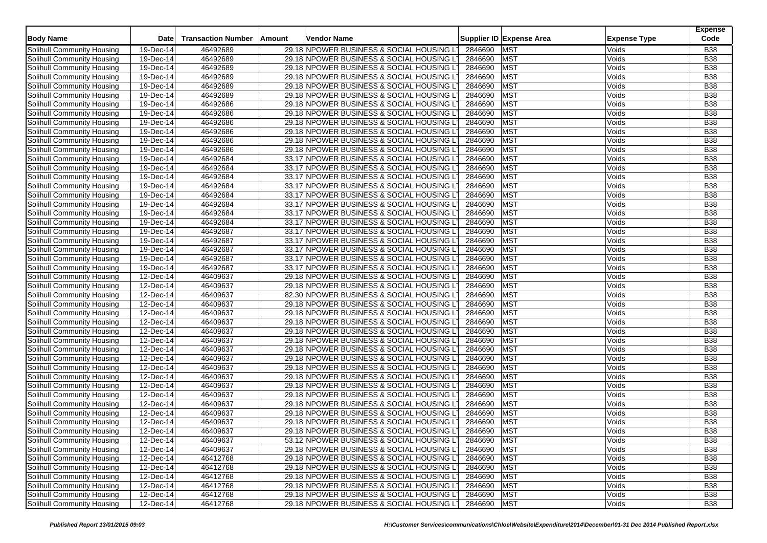| Body Name | Date | Transaction Number | Amount | Vendor Name | Supplier ID | Expense Area | Expense Type | Expense Code |
|---|---|---|---|---|---|---|---|---|
| Solihull Community Housing | 19-Dec-14 | 46492689 | 29.18 | NPOWER BUSINESS & SOCIAL HOUSING L | 2846690 | MST | Voids | B38 |
| Solihull Community Housing | 19-Dec-14 | 46492689 | 29.18 | NPOWER BUSINESS & SOCIAL HOUSING L | 2846690 | MST | Voids | B38 |
| Solihull Community Housing | 19-Dec-14 | 46492689 | 29.18 | NPOWER BUSINESS & SOCIAL HOUSING L | 2846690 | MST | Voids | B38 |
| Solihull Community Housing | 19-Dec-14 | 46492689 | 29.18 | NPOWER BUSINESS & SOCIAL HOUSING L | 2846690 | MST | Voids | B38 |
| Solihull Community Housing | 19-Dec-14 | 46492689 | 29.18 | NPOWER BUSINESS & SOCIAL HOUSING L | 2846690 | MST | Voids | B38 |
| Solihull Community Housing | 19-Dec-14 | 46492689 | 29.18 | NPOWER BUSINESS & SOCIAL HOUSING L | 2846690 | MST | Voids | B38 |
| Solihull Community Housing | 19-Dec-14 | 46492686 | 29.18 | NPOWER BUSINESS & SOCIAL HOUSING L | 2846690 | MST | Voids | B38 |
| Solihull Community Housing | 19-Dec-14 | 46492686 | 29.18 | NPOWER BUSINESS & SOCIAL HOUSING L | 2846690 | MST | Voids | B38 |
| Solihull Community Housing | 19-Dec-14 | 46492686 | 29.18 | NPOWER BUSINESS & SOCIAL HOUSING L | 2846690 | MST | Voids | B38 |
| Solihull Community Housing | 19-Dec-14 | 46492686 | 29.18 | NPOWER BUSINESS & SOCIAL HOUSING L | 2846690 | MST | Voids | B38 |
| Solihull Community Housing | 19-Dec-14 | 46492686 | 29.18 | NPOWER BUSINESS & SOCIAL HOUSING L | 2846690 | MST | Voids | B38 |
| Solihull Community Housing | 19-Dec-14 | 46492686 | 29.18 | NPOWER BUSINESS & SOCIAL HOUSING L | 2846690 | MST | Voids | B38 |
| Solihull Community Housing | 19-Dec-14 | 46492684 | 33.17 | NPOWER BUSINESS & SOCIAL HOUSING L | 2846690 | MST | Voids | B38 |
| Solihull Community Housing | 19-Dec-14 | 46492684 | 33.17 | NPOWER BUSINESS & SOCIAL HOUSING L | 2846690 | MST | Voids | B38 |
| Solihull Community Housing | 19-Dec-14 | 46492684 | 33.17 | NPOWER BUSINESS & SOCIAL HOUSING L | 2846690 | MST | Voids | B38 |
| Solihull Community Housing | 19-Dec-14 | 46492684 | 33.17 | NPOWER BUSINESS & SOCIAL HOUSING L | 2846690 | MST | Voids | B38 |
| Solihull Community Housing | 19-Dec-14 | 46492684 | 33.17 | NPOWER BUSINESS & SOCIAL HOUSING L | 2846690 | MST | Voids | B38 |
| Solihull Community Housing | 19-Dec-14 | 46492684 | 33.17 | NPOWER BUSINESS & SOCIAL HOUSING L | 2846690 | MST | Voids | B38 |
| Solihull Community Housing | 19-Dec-14 | 46492684 | 33.17 | NPOWER BUSINESS & SOCIAL HOUSING L | 2846690 | MST | Voids | B38 |
| Solihull Community Housing | 19-Dec-14 | 46492684 | 33.17 | NPOWER BUSINESS & SOCIAL HOUSING L | 2846690 | MST | Voids | B38 |
| Solihull Community Housing | 19-Dec-14 | 46492687 | 33.17 | NPOWER BUSINESS & SOCIAL HOUSING L | 2846690 | MST | Voids | B38 |
| Solihull Community Housing | 19-Dec-14 | 46492687 | 33.17 | NPOWER BUSINESS & SOCIAL HOUSING L | 2846690 | MST | Voids | B38 |
| Solihull Community Housing | 19-Dec-14 | 46492687 | 33.17 | NPOWER BUSINESS & SOCIAL HOUSING L | 2846690 | MST | Voids | B38 |
| Solihull Community Housing | 19-Dec-14 | 46492687 | 33.17 | NPOWER BUSINESS & SOCIAL HOUSING L | 2846690 | MST | Voids | B38 |
| Solihull Community Housing | 19-Dec-14 | 46492687 | 33.17 | NPOWER BUSINESS & SOCIAL HOUSING L | 2846690 | MST | Voids | B38 |
| Solihull Community Housing | 12-Dec-14 | 46409637 | 29.18 | NPOWER BUSINESS & SOCIAL HOUSING L | 2846690 | MST | Voids | B38 |
| Solihull Community Housing | 12-Dec-14 | 46409637 | 29.18 | NPOWER BUSINESS & SOCIAL HOUSING L | 2846690 | MST | Voids | B38 |
| Solihull Community Housing | 12-Dec-14 | 46409637 | 82.30 | NPOWER BUSINESS & SOCIAL HOUSING L | 2846690 | MST | Voids | B38 |
| Solihull Community Housing | 12-Dec-14 | 46409637 | 29.18 | NPOWER BUSINESS & SOCIAL HOUSING L | 2846690 | MST | Voids | B38 |
| Solihull Community Housing | 12-Dec-14 | 46409637 | 29.18 | NPOWER BUSINESS & SOCIAL HOUSING L | 2846690 | MST | Voids | B38 |
| Solihull Community Housing | 12-Dec-14 | 46409637 | 29.18 | NPOWER BUSINESS & SOCIAL HOUSING L | 2846690 | MST | Voids | B38 |
| Solihull Community Housing | 12-Dec-14 | 46409637 | 29.18 | NPOWER BUSINESS & SOCIAL HOUSING L | 2846690 | MST | Voids | B38 |
| Solihull Community Housing | 12-Dec-14 | 46409637 | 29.18 | NPOWER BUSINESS & SOCIAL HOUSING L | 2846690 | MST | Voids | B38 |
| Solihull Community Housing | 12-Dec-14 | 46409637 | 29.18 | NPOWER BUSINESS & SOCIAL HOUSING L | 2846690 | MST | Voids | B38 |
| Solihull Community Housing | 12-Dec-14 | 46409637 | 29.18 | NPOWER BUSINESS & SOCIAL HOUSING L | 2846690 | MST | Voids | B38 |
| Solihull Community Housing | 12-Dec-14 | 46409637 | 29.18 | NPOWER BUSINESS & SOCIAL HOUSING L | 2846690 | MST | Voids | B38 |
| Solihull Community Housing | 12-Dec-14 | 46409637 | 29.18 | NPOWER BUSINESS & SOCIAL HOUSING L | 2846690 | MST | Voids | B38 |
| Solihull Community Housing | 12-Dec-14 | 46409637 | 29.18 | NPOWER BUSINESS & SOCIAL HOUSING L | 2846690 | MST | Voids | B38 |
| Solihull Community Housing | 12-Dec-14 | 46409637 | 29.18 | NPOWER BUSINESS & SOCIAL HOUSING L | 2846690 | MST | Voids | B38 |
| Solihull Community Housing | 12-Dec-14 | 46409637 | 29.18 | NPOWER BUSINESS & SOCIAL HOUSING L | 2846690 | MST | Voids | B38 |
| Solihull Community Housing | 12-Dec-14 | 46409637 | 29.18 | NPOWER BUSINESS & SOCIAL HOUSING L | 2846690 | MST | Voids | B38 |
| Solihull Community Housing | 12-Dec-14 | 46409637 | 29.18 | NPOWER BUSINESS & SOCIAL HOUSING L | 2846690 | MST | Voids | B38 |
| Solihull Community Housing | 12-Dec-14 | 46409637 | 53.12 | NPOWER BUSINESS & SOCIAL HOUSING L | 2846690 | MST | Voids | B38 |
| Solihull Community Housing | 12-Dec-14 | 46409637 | 29.18 | NPOWER BUSINESS & SOCIAL HOUSING L | 2846690 | MST | Voids | B38 |
| Solihull Community Housing | 12-Dec-14 | 46412768 | 29.18 | NPOWER BUSINESS & SOCIAL HOUSING L | 2846690 | MST | Voids | B38 |
| Solihull Community Housing | 12-Dec-14 | 46412768 | 29.18 | NPOWER BUSINESS & SOCIAL HOUSING L | 2846690 | MST | Voids | B38 |
| Solihull Community Housing | 12-Dec-14 | 46412768 | 29.18 | NPOWER BUSINESS & SOCIAL HOUSING L | 2846690 | MST | Voids | B38 |
| Solihull Community Housing | 12-Dec-14 | 46412768 | 29.18 | NPOWER BUSINESS & SOCIAL HOUSING L | 2846690 | MST | Voids | B38 |
| Solihull Community Housing | 12-Dec-14 | 46412768 | 29.18 | NPOWER BUSINESS & SOCIAL HOUSING L | 2846690 | MST | Voids | B38 |
| Solihull Community Housing | 12-Dec-14 | 46412768 | 29.18 | NPOWER BUSINESS & SOCIAL HOUSING L | 2846690 | MST | Voids | B38 |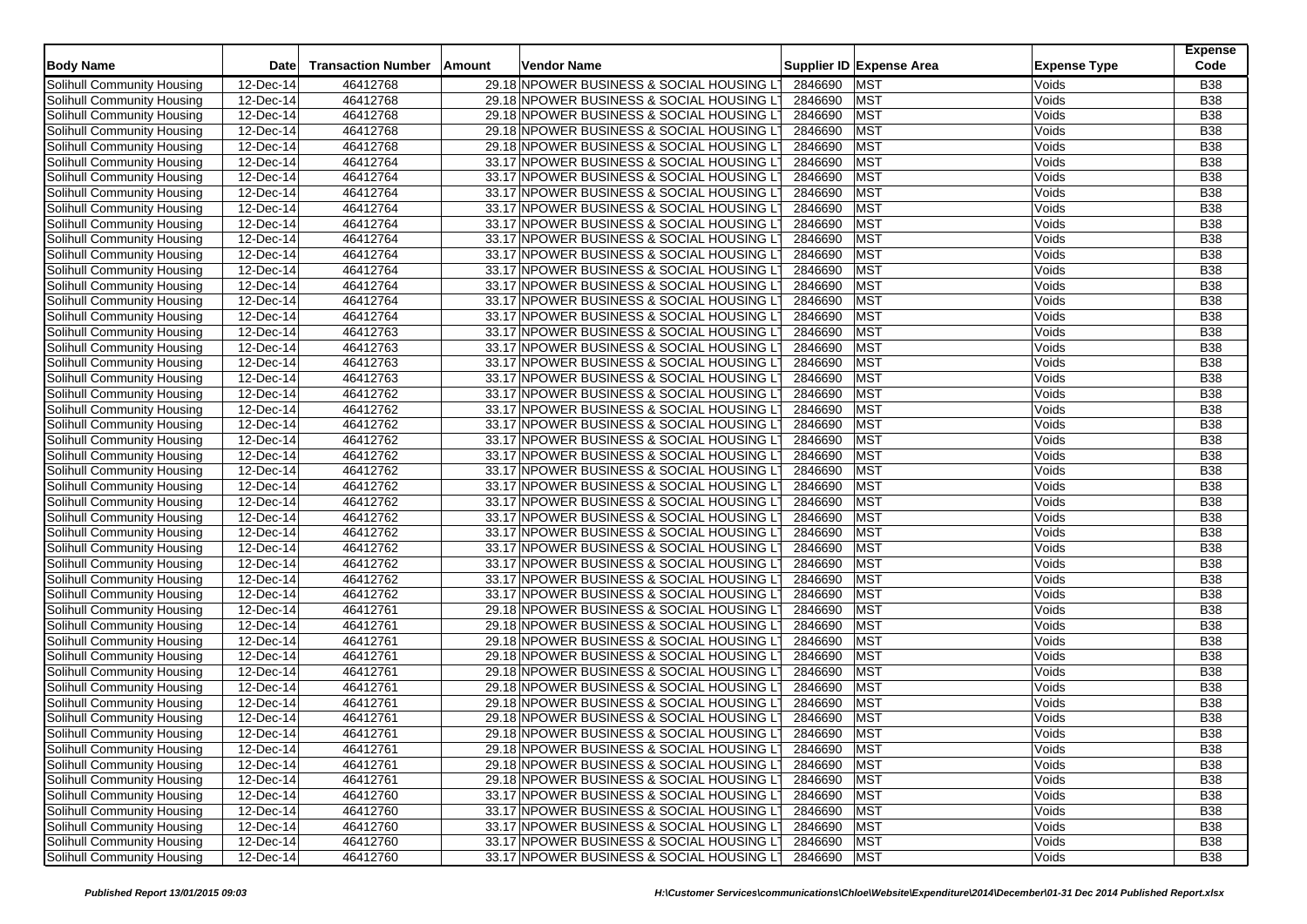| Body Name | Date | Transaction Number | Amount | Vendor Name | Supplier ID | Expense Area | Expense Type | Expense Code |
|---|---|---|---|---|---|---|---|---|
| Solihull Community Housing | 12-Dec-14 | 46412768 | 29.18 | NPOWER BUSINESS & SOCIAL HOUSING LT | 2846690 | MST | Voids | B38 |
| Solihull Community Housing | 12-Dec-14 | 46412768 | 29.18 | NPOWER BUSINESS & SOCIAL HOUSING LT | 2846690 | MST | Voids | B38 |
| Solihull Community Housing | 12-Dec-14 | 46412768 | 29.18 | NPOWER BUSINESS & SOCIAL HOUSING LT | 2846690 | MST | Voids | B38 |
| Solihull Community Housing | 12-Dec-14 | 46412768 | 29.18 | NPOWER BUSINESS & SOCIAL HOUSING LT | 2846690 | MST | Voids | B38 |
| Solihull Community Housing | 12-Dec-14 | 46412768 | 29.18 | NPOWER BUSINESS & SOCIAL HOUSING LT | 2846690 | MST | Voids | B38 |
| Solihull Community Housing | 12-Dec-14 | 46412764 | 33.17 | NPOWER BUSINESS & SOCIAL HOUSING LT | 2846690 | MST | Voids | B38 |
| Solihull Community Housing | 12-Dec-14 | 46412764 | 33.17 | NPOWER BUSINESS & SOCIAL HOUSING LT | 2846690 | MST | Voids | B38 |
| Solihull Community Housing | 12-Dec-14 | 46412764 | 33.17 | NPOWER BUSINESS & SOCIAL HOUSING LT | 2846690 | MST | Voids | B38 |
| Solihull Community Housing | 12-Dec-14 | 46412764 | 33.17 | NPOWER BUSINESS & SOCIAL HOUSING LT | 2846690 | MST | Voids | B38 |
| Solihull Community Housing | 12-Dec-14 | 46412764 | 33.17 | NPOWER BUSINESS & SOCIAL HOUSING LT | 2846690 | MST | Voids | B38 |
| Solihull Community Housing | 12-Dec-14 | 46412764 | 33.17 | NPOWER BUSINESS & SOCIAL HOUSING LT | 2846690 | MST | Voids | B38 |
| Solihull Community Housing | 12-Dec-14 | 46412764 | 33.17 | NPOWER BUSINESS & SOCIAL HOUSING LT | 2846690 | MST | Voids | B38 |
| Solihull Community Housing | 12-Dec-14 | 46412764 | 33.17 | NPOWER BUSINESS & SOCIAL HOUSING LT | 2846690 | MST | Voids | B38 |
| Solihull Community Housing | 12-Dec-14 | 46412764 | 33.17 | NPOWER BUSINESS & SOCIAL HOUSING LT | 2846690 | MST | Voids | B38 |
| Solihull Community Housing | 12-Dec-14 | 46412764 | 33.17 | NPOWER BUSINESS & SOCIAL HOUSING LT | 2846690 | MST | Voids | B38 |
| Solihull Community Housing | 12-Dec-14 | 46412764 | 33.17 | NPOWER BUSINESS & SOCIAL HOUSING LT | 2846690 | MST | Voids | B38 |
| Solihull Community Housing | 12-Dec-14 | 46412763 | 33.17 | NPOWER BUSINESS & SOCIAL HOUSING LT | 2846690 | MST | Voids | B38 |
| Solihull Community Housing | 12-Dec-14 | 46412763 | 33.17 | NPOWER BUSINESS & SOCIAL HOUSING LT | 2846690 | MST | Voids | B38 |
| Solihull Community Housing | 12-Dec-14 | 46412763 | 33.17 | NPOWER BUSINESS & SOCIAL HOUSING LT | 2846690 | MST | Voids | B38 |
| Solihull Community Housing | 12-Dec-14 | 46412763 | 33.17 | NPOWER BUSINESS & SOCIAL HOUSING LT | 2846690 | MST | Voids | B38 |
| Solihull Community Housing | 12-Dec-14 | 46412762 | 33.17 | NPOWER BUSINESS & SOCIAL HOUSING LT | 2846690 | MST | Voids | B38 |
| Solihull Community Housing | 12-Dec-14 | 46412762 | 33.17 | NPOWER BUSINESS & SOCIAL HOUSING LT | 2846690 | MST | Voids | B38 |
| Solihull Community Housing | 12-Dec-14 | 46412762 | 33.17 | NPOWER BUSINESS & SOCIAL HOUSING LT | 2846690 | MST | Voids | B38 |
| Solihull Community Housing | 12-Dec-14 | 46412762 | 33.17 | NPOWER BUSINESS & SOCIAL HOUSING LT | 2846690 | MST | Voids | B38 |
| Solihull Community Housing | 12-Dec-14 | 46412762 | 33.17 | NPOWER BUSINESS & SOCIAL HOUSING LT | 2846690 | MST | Voids | B38 |
| Solihull Community Housing | 12-Dec-14 | 46412762 | 33.17 | NPOWER BUSINESS & SOCIAL HOUSING LT | 2846690 | MST | Voids | B38 |
| Solihull Community Housing | 12-Dec-14 | 46412762 | 33.17 | NPOWER BUSINESS & SOCIAL HOUSING LT | 2846690 | MST | Voids | B38 |
| Solihull Community Housing | 12-Dec-14 | 46412762 | 33.17 | NPOWER BUSINESS & SOCIAL HOUSING LT | 2846690 | MST | Voids | B38 |
| Solihull Community Housing | 12-Dec-14 | 46412762 | 33.17 | NPOWER BUSINESS & SOCIAL HOUSING LT | 2846690 | MST | Voids | B38 |
| Solihull Community Housing | 12-Dec-14 | 46412762 | 33.17 | NPOWER BUSINESS & SOCIAL HOUSING LT | 2846690 | MST | Voids | B38 |
| Solihull Community Housing | 12-Dec-14 | 46412762 | 33.17 | NPOWER BUSINESS & SOCIAL HOUSING LT | 2846690 | MST | Voids | B38 |
| Solihull Community Housing | 12-Dec-14 | 46412762 | 33.17 | NPOWER BUSINESS & SOCIAL HOUSING LT | 2846690 | MST | Voids | B38 |
| Solihull Community Housing | 12-Dec-14 | 46412762 | 33.17 | NPOWER BUSINESS & SOCIAL HOUSING LT | 2846690 | MST | Voids | B38 |
| Solihull Community Housing | 12-Dec-14 | 46412762 | 33.17 | NPOWER BUSINESS & SOCIAL HOUSING LT | 2846690 | MST | Voids | B38 |
| Solihull Community Housing | 12-Dec-14 | 46412761 | 29.18 | NPOWER BUSINESS & SOCIAL HOUSING LT | 2846690 | MST | Voids | B38 |
| Solihull Community Housing | 12-Dec-14 | 46412761 | 29.18 | NPOWER BUSINESS & SOCIAL HOUSING LT | 2846690 | MST | Voids | B38 |
| Solihull Community Housing | 12-Dec-14 | 46412761 | 29.18 | NPOWER BUSINESS & SOCIAL HOUSING LT | 2846690 | MST | Voids | B38 |
| Solihull Community Housing | 12-Dec-14 | 46412761 | 29.18 | NPOWER BUSINESS & SOCIAL HOUSING LT | 2846690 | MST | Voids | B38 |
| Solihull Community Housing | 12-Dec-14 | 46412761 | 29.18 | NPOWER BUSINESS & SOCIAL HOUSING LT | 2846690 | MST | Voids | B38 |
| Solihull Community Housing | 12-Dec-14 | 46412761 | 29.18 | NPOWER BUSINESS & SOCIAL HOUSING LT | 2846690 | MST | Voids | B38 |
| Solihull Community Housing | 12-Dec-14 | 46412761 | 29.18 | NPOWER BUSINESS & SOCIAL HOUSING LT | 2846690 | MST | Voids | B38 |
| Solihull Community Housing | 12-Dec-14 | 46412761 | 29.18 | NPOWER BUSINESS & SOCIAL HOUSING LT | 2846690 | MST | Voids | B38 |
| Solihull Community Housing | 12-Dec-14 | 46412761 | 29.18 | NPOWER BUSINESS & SOCIAL HOUSING LT | 2846690 | MST | Voids | B38 |
| Solihull Community Housing | 12-Dec-14 | 46412761 | 29.18 | NPOWER BUSINESS & SOCIAL HOUSING LT | 2846690 | MST | Voids | B38 |
| Solihull Community Housing | 12-Dec-14 | 46412761 | 29.18 | NPOWER BUSINESS & SOCIAL HOUSING LT | 2846690 | MST | Voids | B38 |
| Solihull Community Housing | 12-Dec-14 | 46412761 | 29.18 | NPOWER BUSINESS & SOCIAL HOUSING LT | 2846690 | MST | Voids | B38 |
| Solihull Community Housing | 12-Dec-14 | 46412760 | 33.17 | NPOWER BUSINESS & SOCIAL HOUSING LT | 2846690 | MST | Voids | B38 |
| Solihull Community Housing | 12-Dec-14 | 46412760 | 33.17 | NPOWER BUSINESS & SOCIAL HOUSING LT | 2846690 | MST | Voids | B38 |
| Solihull Community Housing | 12-Dec-14 | 46412760 | 33.17 | NPOWER BUSINESS & SOCIAL HOUSING LT | 2846690 | MST | Voids | B38 |
| Solihull Community Housing | 12-Dec-14 | 46412760 | 33.17 | NPOWER BUSINESS & SOCIAL HOUSING LT | 2846690 | MST | Voids | B38 |
| Solihull Community Housing | 12-Dec-14 | 46412760 | 33.17 | NPOWER BUSINESS & SOCIAL HOUSING LT | 2846690 | MST | Voids | B38 |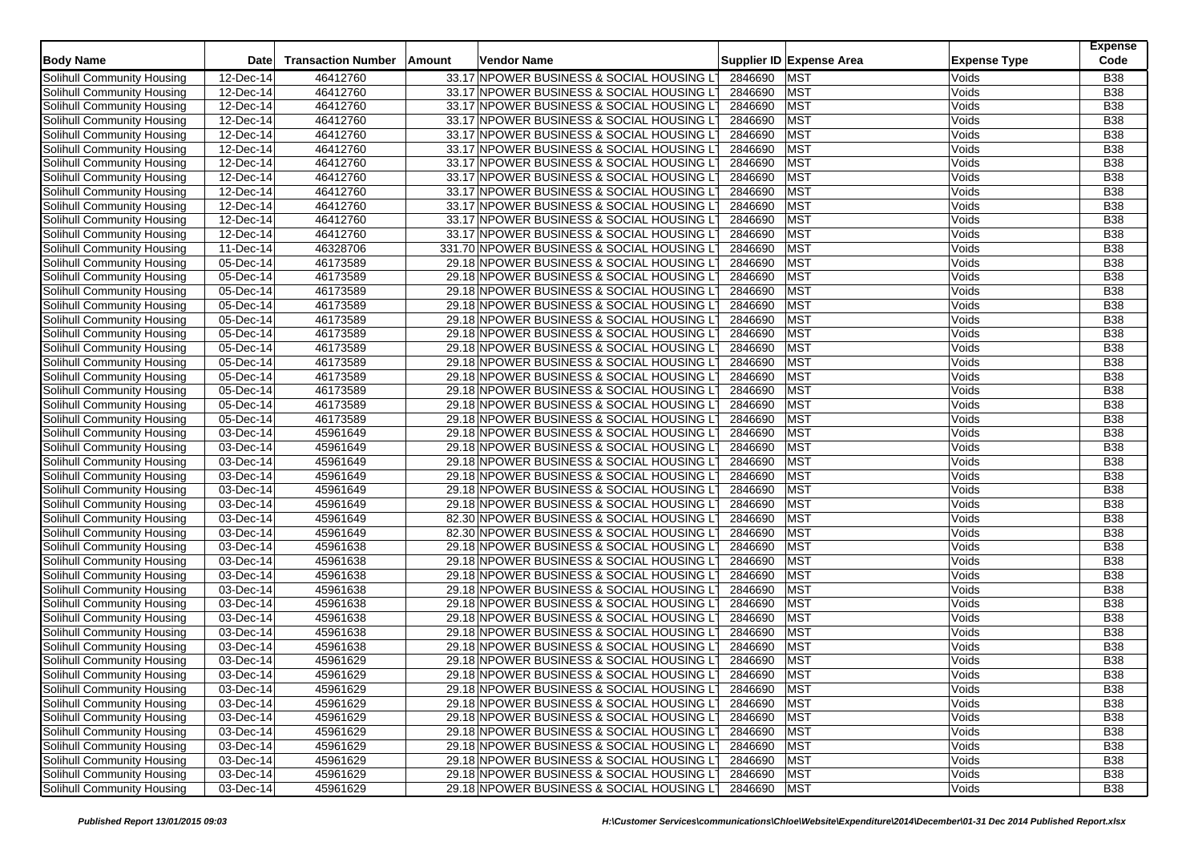| Body Name | Date | Transaction Number | Amount | Vendor Name | Supplier ID | Expense Area | Expense Type | Expense Code |
|---|---|---|---|---|---|---|---|---|
| Solihull Community Housing | 12-Dec-14 | 46412760 | 33.17 | NPOWER BUSINESS & SOCIAL HOUSING L | 2846690 | MST | Voids | B38 |
| Solihull Community Housing | 12-Dec-14 | 46412760 | 33.17 | NPOWER BUSINESS & SOCIAL HOUSING L | 2846690 | MST | Voids | B38 |
| Solihull Community Housing | 12-Dec-14 | 46412760 | 33.17 | NPOWER BUSINESS & SOCIAL HOUSING L | 2846690 | MST | Voids | B38 |
| Solihull Community Housing | 12-Dec-14 | 46412760 | 33.17 | NPOWER BUSINESS & SOCIAL HOUSING L | 2846690 | MST | Voids | B38 |
| Solihull Community Housing | 12-Dec-14 | 46412760 | 33.17 | NPOWER BUSINESS & SOCIAL HOUSING L | 2846690 | MST | Voids | B38 |
| Solihull Community Housing | 12-Dec-14 | 46412760 | 33.17 | NPOWER BUSINESS & SOCIAL HOUSING L | 2846690 | MST | Voids | B38 |
| Solihull Community Housing | 12-Dec-14 | 46412760 | 33.17 | NPOWER BUSINESS & SOCIAL HOUSING L | 2846690 | MST | Voids | B38 |
| Solihull Community Housing | 12-Dec-14 | 46412760 | 33.17 | NPOWER BUSINESS & SOCIAL HOUSING L | 2846690 | MST | Voids | B38 |
| Solihull Community Housing | 12-Dec-14 | 46412760 | 33.17 | NPOWER BUSINESS & SOCIAL HOUSING L | 2846690 | MST | Voids | B38 |
| Solihull Community Housing | 12-Dec-14 | 46412760 | 33.17 | NPOWER BUSINESS & SOCIAL HOUSING L | 2846690 | MST | Voids | B38 |
| Solihull Community Housing | 12-Dec-14 | 46412760 | 33.17 | NPOWER BUSINESS & SOCIAL HOUSING L | 2846690 | MST | Voids | B38 |
| Solihull Community Housing | 12-Dec-14 | 46412760 | 33.17 | NPOWER BUSINESS & SOCIAL HOUSING L | 2846690 | MST | Voids | B38 |
| Solihull Community Housing | 11-Dec-14 | 46328706 | 331.70 | NPOWER BUSINESS & SOCIAL HOUSING L | 2846690 | MST | Voids | B38 |
| Solihull Community Housing | 05-Dec-14 | 46173589 | 29.18 | NPOWER BUSINESS & SOCIAL HOUSING L | 2846690 | MST | Voids | B38 |
| Solihull Community Housing | 05-Dec-14 | 46173589 | 29.18 | NPOWER BUSINESS & SOCIAL HOUSING L | 2846690 | MST | Voids | B38 |
| Solihull Community Housing | 05-Dec-14 | 46173589 | 29.18 | NPOWER BUSINESS & SOCIAL HOUSING L | 2846690 | MST | Voids | B38 |
| Solihull Community Housing | 05-Dec-14 | 46173589 | 29.18 | NPOWER BUSINESS & SOCIAL HOUSING L | 2846690 | MST | Voids | B38 |
| Solihull Community Housing | 05-Dec-14 | 46173589 | 29.18 | NPOWER BUSINESS & SOCIAL HOUSING L | 2846690 | MST | Voids | B38 |
| Solihull Community Housing | 05-Dec-14 | 46173589 | 29.18 | NPOWER BUSINESS & SOCIAL HOUSING L | 2846690 | MST | Voids | B38 |
| Solihull Community Housing | 05-Dec-14 | 46173589 | 29.18 | NPOWER BUSINESS & SOCIAL HOUSING L | 2846690 | MST | Voids | B38 |
| Solihull Community Housing | 05-Dec-14 | 46173589 | 29.18 | NPOWER BUSINESS & SOCIAL HOUSING L | 2846690 | MST | Voids | B38 |
| Solihull Community Housing | 05-Dec-14 | 46173589 | 29.18 | NPOWER BUSINESS & SOCIAL HOUSING L | 2846690 | MST | Voids | B38 |
| Solihull Community Housing | 05-Dec-14 | 46173589 | 29.18 | NPOWER BUSINESS & SOCIAL HOUSING L | 2846690 | MST | Voids | B38 |
| Solihull Community Housing | 05-Dec-14 | 46173589 | 29.18 | NPOWER BUSINESS & SOCIAL HOUSING L | 2846690 | MST | Voids | B38 |
| Solihull Community Housing | 05-Dec-14 | 46173589 | 29.18 | NPOWER BUSINESS & SOCIAL HOUSING L | 2846690 | MST | Voids | B38 |
| Solihull Community Housing | 03-Dec-14 | 45961649 | 29.18 | NPOWER BUSINESS & SOCIAL HOUSING L | 2846690 | MST | Voids | B38 |
| Solihull Community Housing | 03-Dec-14 | 45961649 | 29.18 | NPOWER BUSINESS & SOCIAL HOUSING L | 2846690 | MST | Voids | B38 |
| Solihull Community Housing | 03-Dec-14 | 45961649 | 29.18 | NPOWER BUSINESS & SOCIAL HOUSING L | 2846690 | MST | Voids | B38 |
| Solihull Community Housing | 03-Dec-14 | 45961649 | 29.18 | NPOWER BUSINESS & SOCIAL HOUSING L | 2846690 | MST | Voids | B38 |
| Solihull Community Housing | 03-Dec-14 | 45961649 | 29.18 | NPOWER BUSINESS & SOCIAL HOUSING L | 2846690 | MST | Voids | B38 |
| Solihull Community Housing | 03-Dec-14 | 45961649 | 29.18 | NPOWER BUSINESS & SOCIAL HOUSING L | 2846690 | MST | Voids | B38 |
| Solihull Community Housing | 03-Dec-14 | 45961649 | 82.30 | NPOWER BUSINESS & SOCIAL HOUSING L | 2846690 | MST | Voids | B38 |
| Solihull Community Housing | 03-Dec-14 | 45961649 | 82.30 | NPOWER BUSINESS & SOCIAL HOUSING L | 2846690 | MST | Voids | B38 |
| Solihull Community Housing | 03-Dec-14 | 45961638 | 29.18 | NPOWER BUSINESS & SOCIAL HOUSING L | 2846690 | MST | Voids | B38 |
| Solihull Community Housing | 03-Dec-14 | 45961638 | 29.18 | NPOWER BUSINESS & SOCIAL HOUSING L | 2846690 | MST | Voids | B38 |
| Solihull Community Housing | 03-Dec-14 | 45961638 | 29.18 | NPOWER BUSINESS & SOCIAL HOUSING L | 2846690 | MST | Voids | B38 |
| Solihull Community Housing | 03-Dec-14 | 45961638 | 29.18 | NPOWER BUSINESS & SOCIAL HOUSING L | 2846690 | MST | Voids | B38 |
| Solihull Community Housing | 03-Dec-14 | 45961638 | 29.18 | NPOWER BUSINESS & SOCIAL HOUSING L | 2846690 | MST | Voids | B38 |
| Solihull Community Housing | 03-Dec-14 | 45961638 | 29.18 | NPOWER BUSINESS & SOCIAL HOUSING L | 2846690 | MST | Voids | B38 |
| Solihull Community Housing | 03-Dec-14 | 45961638 | 29.18 | NPOWER BUSINESS & SOCIAL HOUSING L | 2846690 | MST | Voids | B38 |
| Solihull Community Housing | 03-Dec-14 | 45961638 | 29.18 | NPOWER BUSINESS & SOCIAL HOUSING L | 2846690 | MST | Voids | B38 |
| Solihull Community Housing | 03-Dec-14 | 45961629 | 29.18 | NPOWER BUSINESS & SOCIAL HOUSING L | 2846690 | MST | Voids | B38 |
| Solihull Community Housing | 03-Dec-14 | 45961629 | 29.18 | NPOWER BUSINESS & SOCIAL HOUSING L | 2846690 | MST | Voids | B38 |
| Solihull Community Housing | 03-Dec-14 | 45961629 | 29.18 | NPOWER BUSINESS & SOCIAL HOUSING L | 2846690 | MST | Voids | B38 |
| Solihull Community Housing | 03-Dec-14 | 45961629 | 29.18 | NPOWER BUSINESS & SOCIAL HOUSING L | 2846690 | MST | Voids | B38 |
| Solihull Community Housing | 03-Dec-14 | 45961629 | 29.18 | NPOWER BUSINESS & SOCIAL HOUSING L | 2846690 | MST | Voids | B38 |
| Solihull Community Housing | 03-Dec-14 | 45961629 | 29.18 | NPOWER BUSINESS & SOCIAL HOUSING L | 2846690 | MST | Voids | B38 |
| Solihull Community Housing | 03-Dec-14 | 45961629 | 29.18 | NPOWER BUSINESS & SOCIAL HOUSING L | 2846690 | MST | Voids | B38 |
| Solihull Community Housing | 03-Dec-14 | 45961629 | 29.18 | NPOWER BUSINESS & SOCIAL HOUSING L | 2846690 | MST | Voids | B38 |
| Solihull Community Housing | 03-Dec-14 | 45961629 | 29.18 | NPOWER BUSINESS & SOCIAL HOUSING L | 2846690 | MST | Voids | B38 |
| Solihull Community Housing | 03-Dec-14 | 45961629 | 29.18 | NPOWER BUSINESS & SOCIAL HOUSING L | 2846690 | MST | Voids | B38 |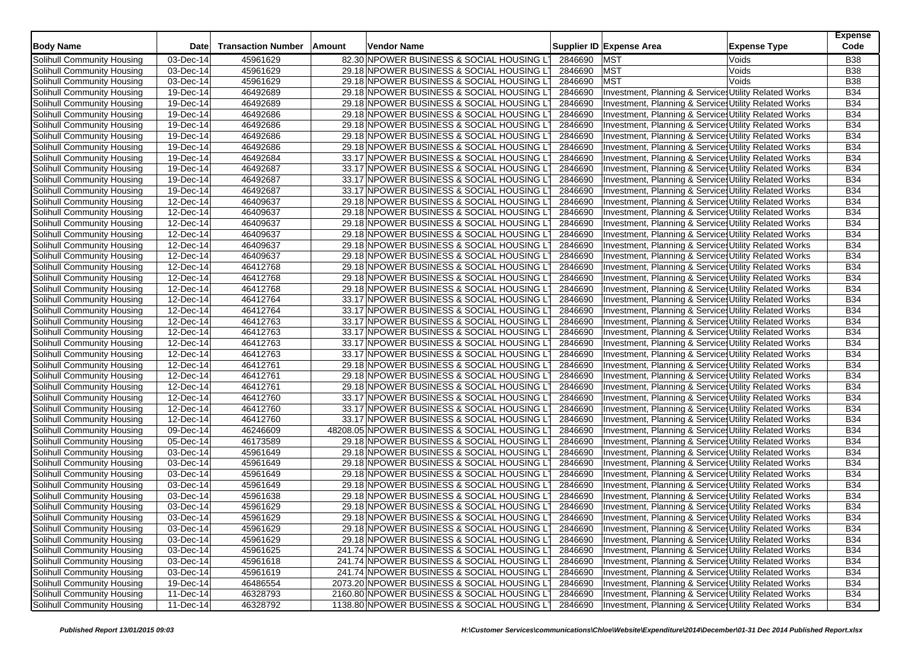| Body Name | Date | Transaction Number | Amount | Vendor Name | Supplier ID | Expense Area | Expense Type | Expense Code |
|---|---|---|---|---|---|---|---|---|
| Solihull Community Housing | 03-Dec-14 | 45961629 | 82.30 | NPOWER BUSINESS & SOCIAL HOUSING L | 2846690 | MST | Voids | B38 |
| Solihull Community Housing | 03-Dec-14 | 45961629 | 29.18 | NPOWER BUSINESS & SOCIAL HOUSING L | 2846690 | MST | Voids | B38 |
| Solihull Community Housing | 03-Dec-14 | 45961629 | 29.18 | NPOWER BUSINESS & SOCIAL HOUSING L | 2846690 | MST | Voids | B38 |
| Solihull Community Housing | 19-Dec-14 | 46492689 | 29.18 | NPOWER BUSINESS & SOCIAL HOUSING L | 2846690 | Investment, Planning & Services | Utility Related Works | B34 |
| Solihull Community Housing | 19-Dec-14 | 46492689 | 29.18 | NPOWER BUSINESS & SOCIAL HOUSING L | 2846690 | Investment, Planning & Services | Utility Related Works | B34 |
| Solihull Community Housing | 19-Dec-14 | 46492686 | 29.18 | NPOWER BUSINESS & SOCIAL HOUSING L | 2846690 | Investment, Planning & Services | Utility Related Works | B34 |
| Solihull Community Housing | 19-Dec-14 | 46492686 | 29.18 | NPOWER BUSINESS & SOCIAL HOUSING L | 2846690 | Investment, Planning & Services | Utility Related Works | B34 |
| Solihull Community Housing | 19-Dec-14 | 46492686 | 29.18 | NPOWER BUSINESS & SOCIAL HOUSING L | 2846690 | Investment, Planning & Services | Utility Related Works | B34 |
| Solihull Community Housing | 19-Dec-14 | 46492686 | 29.18 | NPOWER BUSINESS & SOCIAL HOUSING L | 2846690 | Investment, Planning & Services | Utility Related Works | B34 |
| Solihull Community Housing | 19-Dec-14 | 46492684 | 33.17 | NPOWER BUSINESS & SOCIAL HOUSING L | 2846690 | Investment, Planning & Services | Utility Related Works | B34 |
| Solihull Community Housing | 19-Dec-14 | 46492687 | 33.17 | NPOWER BUSINESS & SOCIAL HOUSING L | 2846690 | Investment, Planning & Services | Utility Related Works | B34 |
| Solihull Community Housing | 19-Dec-14 | 46492687 | 33.17 | NPOWER BUSINESS & SOCIAL HOUSING L | 2846690 | Investment, Planning & Services | Utility Related Works | B34 |
| Solihull Community Housing | 19-Dec-14 | 46492687 | 33.17 | NPOWER BUSINESS & SOCIAL HOUSING L | 2846690 | Investment, Planning & Services | Utility Related Works | B34 |
| Solihull Community Housing | 12-Dec-14 | 46409637 | 29.18 | NPOWER BUSINESS & SOCIAL HOUSING L | 2846690 | Investment, Planning & Services | Utility Related Works | B34 |
| Solihull Community Housing | 12-Dec-14 | 46409637 | 29.18 | NPOWER BUSINESS & SOCIAL HOUSING L | 2846690 | Investment, Planning & Services | Utility Related Works | B34 |
| Solihull Community Housing | 12-Dec-14 | 46409637 | 29.18 | NPOWER BUSINESS & SOCIAL HOUSING L | 2846690 | Investment, Planning & Services | Utility Related Works | B34 |
| Solihull Community Housing | 12-Dec-14 | 46409637 | 29.18 | NPOWER BUSINESS & SOCIAL HOUSING L | 2846690 | Investment, Planning & Services | Utility Related Works | B34 |
| Solihull Community Housing | 12-Dec-14 | 46409637 | 29.18 | NPOWER BUSINESS & SOCIAL HOUSING L | 2846690 | Investment, Planning & Services | Utility Related Works | B34 |
| Solihull Community Housing | 12-Dec-14 | 46409637 | 29.18 | NPOWER BUSINESS & SOCIAL HOUSING L | 2846690 | Investment, Planning & Services | Utility Related Works | B34 |
| Solihull Community Housing | 12-Dec-14 | 46412768 | 29.18 | NPOWER BUSINESS & SOCIAL HOUSING L | 2846690 | Investment, Planning & Services | Utility Related Works | B34 |
| Solihull Community Housing | 12-Dec-14 | 46412768 | 29.18 | NPOWER BUSINESS & SOCIAL HOUSING L | 2846690 | Investment, Planning & Services | Utility Related Works | B34 |
| Solihull Community Housing | 12-Dec-14 | 46412768 | 29.18 | NPOWER BUSINESS & SOCIAL HOUSING L | 2846690 | Investment, Planning & Services | Utility Related Works | B34 |
| Solihull Community Housing | 12-Dec-14 | 46412764 | 33.17 | NPOWER BUSINESS & SOCIAL HOUSING L | 2846690 | Investment, Planning & Services | Utility Related Works | B34 |
| Solihull Community Housing | 12-Dec-14 | 46412764 | 33.17 | NPOWER BUSINESS & SOCIAL HOUSING L | 2846690 | Investment, Planning & Services | Utility Related Works | B34 |
| Solihull Community Housing | 12-Dec-14 | 46412763 | 33.17 | NPOWER BUSINESS & SOCIAL HOUSING L | 2846690 | Investment, Planning & Services | Utility Related Works | B34 |
| Solihull Community Housing | 12-Dec-14 | 46412763 | 33.17 | NPOWER BUSINESS & SOCIAL HOUSING L | 2846690 | Investment, Planning & Services | Utility Related Works | B34 |
| Solihull Community Housing | 12-Dec-14 | 46412763 | 33.17 | NPOWER BUSINESS & SOCIAL HOUSING L | 2846690 | Investment, Planning & Services | Utility Related Works | B34 |
| Solihull Community Housing | 12-Dec-14 | 46412763 | 33.17 | NPOWER BUSINESS & SOCIAL HOUSING L | 2846690 | Investment, Planning & Services | Utility Related Works | B34 |
| Solihull Community Housing | 12-Dec-14 | 46412761 | 29.18 | NPOWER BUSINESS & SOCIAL HOUSING L | 2846690 | Investment, Planning & Services | Utility Related Works | B34 |
| Solihull Community Housing | 12-Dec-14 | 46412761 | 29.18 | NPOWER BUSINESS & SOCIAL HOUSING L | 2846690 | Investment, Planning & Services | Utility Related Works | B34 |
| Solihull Community Housing | 12-Dec-14 | 46412761 | 29.18 | NPOWER BUSINESS & SOCIAL HOUSING L | 2846690 | Investment, Planning & Services | Utility Related Works | B34 |
| Solihull Community Housing | 12-Dec-14 | 46412760 | 33.17 | NPOWER BUSINESS & SOCIAL HOUSING L | 2846690 | Investment, Planning & Services | Utility Related Works | B34 |
| Solihull Community Housing | 12-Dec-14 | 46412760 | 33.17 | NPOWER BUSINESS & SOCIAL HOUSING L | 2846690 | Investment, Planning & Services | Utility Related Works | B34 |
| Solihull Community Housing | 12-Dec-14 | 46412760 | 33.17 | NPOWER BUSINESS & SOCIAL HOUSING L | 2846690 | Investment, Planning & Services | Utility Related Works | B34 |
| Solihull Community Housing | 09-Dec-14 | 46246609 | 48208.05 | NPOWER BUSINESS & SOCIAL HOUSING L | 2846690 | Investment, Planning & Services | Utility Related Works | B34 |
| Solihull Community Housing | 05-Dec-14 | 46173589 | 29.18 | NPOWER BUSINESS & SOCIAL HOUSING L | 2846690 | Investment, Planning & Services | Utility Related Works | B34 |
| Solihull Community Housing | 03-Dec-14 | 45961649 | 29.18 | NPOWER BUSINESS & SOCIAL HOUSING L | 2846690 | Investment, Planning & Services | Utility Related Works | B34 |
| Solihull Community Housing | 03-Dec-14 | 45961649 | 29.18 | NPOWER BUSINESS & SOCIAL HOUSING L | 2846690 | Investment, Planning & Services | Utility Related Works | B34 |
| Solihull Community Housing | 03-Dec-14 | 45961649 | 29.18 | NPOWER BUSINESS & SOCIAL HOUSING L | 2846690 | Investment, Planning & Services | Utility Related Works | B34 |
| Solihull Community Housing | 03-Dec-14 | 45961649 | 29.18 | NPOWER BUSINESS & SOCIAL HOUSING L | 2846690 | Investment, Planning & Services | Utility Related Works | B34 |
| Solihull Community Housing | 03-Dec-14 | 45961638 | 29.18 | NPOWER BUSINESS & SOCIAL HOUSING L | 2846690 | Investment, Planning & Services | Utility Related Works | B34 |
| Solihull Community Housing | 03-Dec-14 | 45961629 | 29.18 | NPOWER BUSINESS & SOCIAL HOUSING L | 2846690 | Investment, Planning & Services | Utility Related Works | B34 |
| Solihull Community Housing | 03-Dec-14 | 45961629 | 29.18 | NPOWER BUSINESS & SOCIAL HOUSING L | 2846690 | Investment, Planning & Services | Utility Related Works | B34 |
| Solihull Community Housing | 03-Dec-14 | 45961629 | 29.18 | NPOWER BUSINESS & SOCIAL HOUSING L | 2846690 | Investment, Planning & Services | Utility Related Works | B34 |
| Solihull Community Housing | 03-Dec-14 | 45961629 | 29.18 | NPOWER BUSINESS & SOCIAL HOUSING L | 2846690 | Investment, Planning & Services | Utility Related Works | B34 |
| Solihull Community Housing | 03-Dec-14 | 45961625 | 241.74 | NPOWER BUSINESS & SOCIAL HOUSING L | 2846690 | Investment, Planning & Services | Utility Related Works | B34 |
| Solihull Community Housing | 03-Dec-14 | 45961618 | 241.74 | NPOWER BUSINESS & SOCIAL HOUSING L | 2846690 | Investment, Planning & Services | Utility Related Works | B34 |
| Solihull Community Housing | 03-Dec-14 | 45961619 | 241.74 | NPOWER BUSINESS & SOCIAL HOUSING L | 2846690 | Investment, Planning & Services | Utility Related Works | B34 |
| Solihull Community Housing | 19-Dec-14 | 46486554 | 2073.20 | NPOWER BUSINESS & SOCIAL HOUSING L | 2846690 | Investment, Planning & Services | Utility Related Works | B34 |
| Solihull Community Housing | 11-Dec-14 | 46328793 | 2160.80 | NPOWER BUSINESS & SOCIAL HOUSING L | 2846690 | Investment, Planning & Services | Utility Related Works | B34 |
| Solihull Community Housing | 11-Dec-14 | 46328792 | 1138.80 | NPOWER BUSINESS & SOCIAL HOUSING L | 2846690 | Investment, Planning & Services | Utility Related Works | B34 |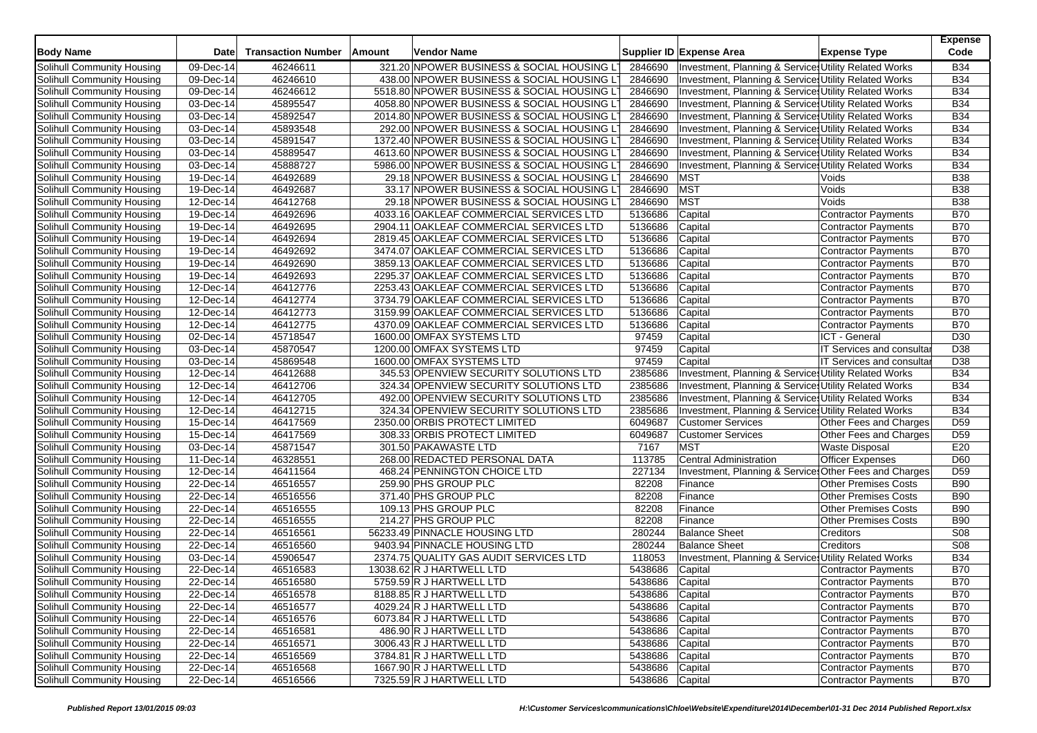| Body Name | Date | Transaction Number | Amount | Vendor Name | Supplier ID | Expense Area | Expense Type | Expense Code |
|---|---|---|---|---|---|---|---|---|
| Solihull Community Housing | 09-Dec-14 | 46246611 | 321.20 | NPOWER BUSINESS & SOCIAL HOUSING LT | 2846690 | Investment, Planning & Services | Utility Related Works | B34 |
| Solihull Community Housing | 09-Dec-14 | 46246610 | 438.00 | NPOWER BUSINESS & SOCIAL HOUSING LT | 2846690 | Investment, Planning & Services | Utility Related Works | B34 |
| Solihull Community Housing | 09-Dec-14 | 46246612 | 5518.80 | NPOWER BUSINESS & SOCIAL HOUSING LT | 2846690 | Investment, Planning & Services | Utility Related Works | B34 |
| Solihull Community Housing | 03-Dec-14 | 45895547 | 4058.80 | NPOWER BUSINESS & SOCIAL HOUSING LT | 2846690 | Investment, Planning & Services | Utility Related Works | B34 |
| Solihull Community Housing | 03-Dec-14 | 45892547 | 2014.80 | NPOWER BUSINESS & SOCIAL HOUSING LT | 2846690 | Investment, Planning & Services | Utility Related Works | B34 |
| Solihull Community Housing | 03-Dec-14 | 45893548 | 292.00 | NPOWER BUSINESS & SOCIAL HOUSING LT | 2846690 | Investment, Planning & Services | Utility Related Works | B34 |
| Solihull Community Housing | 03-Dec-14 | 45891547 | 1372.40 | NPOWER BUSINESS & SOCIAL HOUSING LT | 2846690 | Investment, Planning & Services | Utility Related Works | B34 |
| Solihull Community Housing | 03-Dec-14 | 45889547 | 4613.60 | NPOWER BUSINESS & SOCIAL HOUSING LT | 2846690 | Investment, Planning & Services | Utility Related Works | B34 |
| Solihull Community Housing | 03-Dec-14 | 45888727 | 5986.00 | NPOWER BUSINESS & SOCIAL HOUSING LT | 2846690 | Investment, Planning & Services | Utility Related Works | B34 |
| Solihull Community Housing | 19-Dec-14 | 46492689 | 29.18 | NPOWER BUSINESS & SOCIAL HOUSING LT | 2846690 | MST | Voids | B38 |
| Solihull Community Housing | 19-Dec-14 | 46492687 | 33.17 | NPOWER BUSINESS & SOCIAL HOUSING LT | 2846690 | MST | Voids | B38 |
| Solihull Community Housing | 12-Dec-14 | 46412768 | 29.18 | NPOWER BUSINESS & SOCIAL HOUSING LT | 2846690 | MST | Voids | B38 |
| Solihull Community Housing | 19-Dec-14 | 46492696 | 4033.16 | OAKLEAF COMMERCIAL SERVICES LTD | 5136686 | Capital | Contractor Payments | B70 |
| Solihull Community Housing | 19-Dec-14 | 46492695 | 2904.11 | OAKLEAF COMMERCIAL SERVICES LTD | 5136686 | Capital | Contractor Payments | B70 |
| Solihull Community Housing | 19-Dec-14 | 46492694 | 2819.45 | OAKLEAF COMMERCIAL SERVICES LTD | 5136686 | Capital | Contractor Payments | B70 |
| Solihull Community Housing | 19-Dec-14 | 46492692 | 3474.07 | OAKLEAF COMMERCIAL SERVICES LTD | 5136686 | Capital | Contractor Payments | B70 |
| Solihull Community Housing | 19-Dec-14 | 46492690 | 3859.13 | OAKLEAF COMMERCIAL SERVICES LTD | 5136686 | Capital | Contractor Payments | B70 |
| Solihull Community Housing | 19-Dec-14 | 46492693 | 2295.37 | OAKLEAF COMMERCIAL SERVICES LTD | 5136686 | Capital | Contractor Payments | B70 |
| Solihull Community Housing | 12-Dec-14 | 46412776 | 2253.43 | OAKLEAF COMMERCIAL SERVICES LTD | 5136686 | Capital | Contractor Payments | B70 |
| Solihull Community Housing | 12-Dec-14 | 46412774 | 3734.79 | OAKLEAF COMMERCIAL SERVICES LTD | 5136686 | Capital | Contractor Payments | B70 |
| Solihull Community Housing | 12-Dec-14 | 46412773 | 3159.99 | OAKLEAF COMMERCIAL SERVICES LTD | 5136686 | Capital | Contractor Payments | B70 |
| Solihull Community Housing | 12-Dec-14 | 46412775 | 4370.09 | OAKLEAF COMMERCIAL SERVICES LTD | 5136686 | Capital | Contractor Payments | B70 |
| Solihull Community Housing | 02-Dec-14 | 45718547 | 1600.00 | OMFAX SYSTEMS LTD | 97459 | Capital | ICT - General | D30 |
| Solihull Community Housing | 03-Dec-14 | 45870547 | 1200.00 | OMFAX SYSTEMS LTD | 97459 | Capital | IT Services and consultar | D38 |
| Solihull Community Housing | 03-Dec-14 | 45869548 | 1600.00 | OMFAX SYSTEMS LTD | 97459 | Capital | IT Services and consultar | D38 |
| Solihull Community Housing | 12-Dec-14 | 46412688 | 345.53 | OPENVIEW SECURITY SOLUTIONS LTD | 2385686 | Investment, Planning & Services | Utility Related Works | B34 |
| Solihull Community Housing | 12-Dec-14 | 46412706 | 324.34 | OPENVIEW SECURITY SOLUTIONS LTD | 2385686 | Investment, Planning & Services | Utility Related Works | B34 |
| Solihull Community Housing | 12-Dec-14 | 46412705 | 492.00 | OPENVIEW SECURITY SOLUTIONS LTD | 2385686 | Investment, Planning & Services | Utility Related Works | B34 |
| Solihull Community Housing | 12-Dec-14 | 46412715 | 324.34 | OPENVIEW SECURITY SOLUTIONS LTD | 2385686 | Investment, Planning & Services | Utility Related Works | B34 |
| Solihull Community Housing | 15-Dec-14 | 46417569 | 2350.00 | ORBIS PROTECT LIMITED | 6049687 | Customer Services | Other Fees and Charges | D59 |
| Solihull Community Housing | 15-Dec-14 | 46417569 | 308.33 | ORBIS PROTECT LIMITED | 6049687 | Customer Services | Other Fees and Charges | D59 |
| Solihull Community Housing | 03-Dec-14 | 45871547 | 301.50 | PAKAWASTE LTD | 7167 | MST | Waste Disposal | E20 |
| Solihull Community Housing | 11-Dec-14 | 46328551 | 268.00 | REDACTED PERSONAL DATA | 113785 | Central Administration | Officer Expenses | D60 |
| Solihull Community Housing | 12-Dec-14 | 46411564 | 468.24 | PENNINGTON CHOICE LTD | 227134 | Investment, Planning & Services | Other Fees and Charges | D59 |
| Solihull Community Housing | 22-Dec-14 | 46516557 | 259.90 | PHS GROUP PLC | 82208 | Finance | Other Premises Costs | B90 |
| Solihull Community Housing | 22-Dec-14 | 46516556 | 371.40 | PHS GROUP PLC | 82208 | Finance | Other Premises Costs | B90 |
| Solihull Community Housing | 22-Dec-14 | 46516555 | 109.13 | PHS GROUP PLC | 82208 | Finance | Other Premises Costs | B90 |
| Solihull Community Housing | 22-Dec-14 | 46516555 | 214.27 | PHS GROUP PLC | 82208 | Finance | Other Premises Costs | B90 |
| Solihull Community Housing | 22-Dec-14 | 46516561 | 56233.49 | PINNACLE HOUSING LTD | 280244 | Balance Sheet | Creditors | S08 |
| Solihull Community Housing | 22-Dec-14 | 46516560 | 9403.94 | PINNACLE HOUSING LTD | 280244 | Balance Sheet | Creditors | S08 |
| Solihull Community Housing | 03-Dec-14 | 45906547 | 2374.75 | QUALITY GAS AUDIT SERVICES LTD | 118053 | Investment, Planning & Services | Utility Related Works | B34 |
| Solihull Community Housing | 22-Dec-14 | 46516583 | 13038.62 | R J HARTWELL LTD | 5438686 | Capital | Contractor Payments | B70 |
| Solihull Community Housing | 22-Dec-14 | 46516580 | 5759.59 | R J HARTWELL LTD | 5438686 | Capital | Contractor Payments | B70 |
| Solihull Community Housing | 22-Dec-14 | 46516578 | 8188.85 | R J HARTWELL LTD | 5438686 | Capital | Contractor Payments | B70 |
| Solihull Community Housing | 22-Dec-14 | 46516577 | 4029.24 | R J HARTWELL LTD | 5438686 | Capital | Contractor Payments | B70 |
| Solihull Community Housing | 22-Dec-14 | 46516576 | 6073.84 | R J HARTWELL LTD | 5438686 | Capital | Contractor Payments | B70 |
| Solihull Community Housing | 22-Dec-14 | 46516581 | 486.90 | R J HARTWELL LTD | 5438686 | Capital | Contractor Payments | B70 |
| Solihull Community Housing | 22-Dec-14 | 46516571 | 3006.43 | R J HARTWELL LTD | 5438686 | Capital | Contractor Payments | B70 |
| Solihull Community Housing | 22-Dec-14 | 46516569 | 3784.81 | R J HARTWELL LTD | 5438686 | Capital | Contractor Payments | B70 |
| Solihull Community Housing | 22-Dec-14 | 46516568 | 1667.90 | R J HARTWELL LTD | 5438686 | Capital | Contractor Payments | B70 |
| Solihull Community Housing | 22-Dec-14 | 46516566 | 7325.59 | R J HARTWELL LTD | 5438686 | Capital | Contractor Payments | B70 |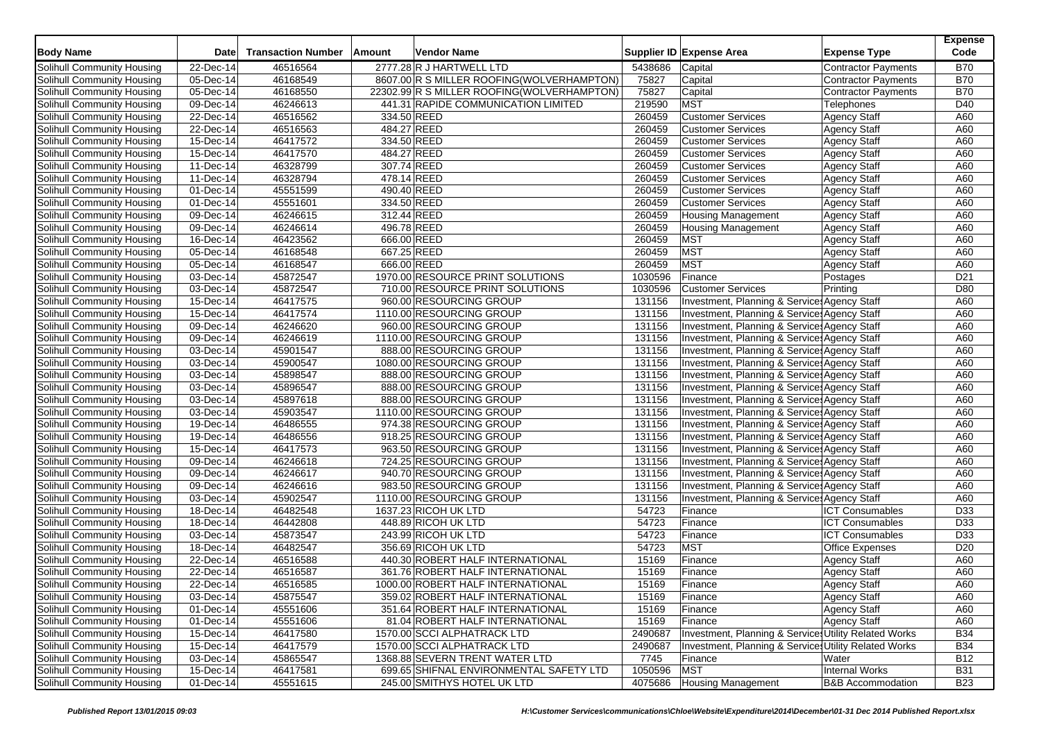| Body Name | Date | Transaction Number | Amount | Vendor Name | Supplier ID | Expense Area | Expense Type | Expense Code |
|---|---|---|---|---|---|---|---|---|
| Solihull Community Housing | 22-Dec-14 | 46516564 | 2777.28 | R J HARTWELL LTD | 5438686 | Capital | Contractor Payments | B70 |
| Solihull Community Housing | 05-Dec-14 | 46168549 | 8607.00 | R S MILLER ROOFING(WOLVERHAMPTON) | 75827 | Capital | Contractor Payments | B70 |
| Solihull Community Housing | 05-Dec-14 | 46168550 | 22302.99 | R S MILLER ROOFING(WOLVERHAMPTON) | 75827 | Capital | Contractor Payments | B70 |
| Solihull Community Housing | 09-Dec-14 | 46246613 | 441.31 | RAPIDE COMMUNICATION LIMITED | 219590 | MST | Telephones | D40 |
| Solihull Community Housing | 22-Dec-14 | 46516562 | 334.50 | REED | 260459 | Customer Services | Agency Staff | A60 |
| Solihull Community Housing | 22-Dec-14 | 46516563 | 484.27 | REED | 260459 | Customer Services | Agency Staff | A60 |
| Solihull Community Housing | 15-Dec-14 | 46417572 | 334.50 | REED | 260459 | Customer Services | Agency Staff | A60 |
| Solihull Community Housing | 15-Dec-14 | 46417570 | 484.27 | REED | 260459 | Customer Services | Agency Staff | A60 |
| Solihull Community Housing | 11-Dec-14 | 46328799 | 307.74 | REED | 260459 | Customer Services | Agency Staff | A60 |
| Solihull Community Housing | 11-Dec-14 | 46328794 | 478.14 | REED | 260459 | Customer Services | Agency Staff | A60 |
| Solihull Community Housing | 01-Dec-14 | 45551599 | 490.40 | REED | 260459 | Customer Services | Agency Staff | A60 |
| Solihull Community Housing | 01-Dec-14 | 45551601 | 334.50 | REED | 260459 | Customer Services | Agency Staff | A60 |
| Solihull Community Housing | 09-Dec-14 | 46246615 | 312.44 | REED | 260459 | Housing Management | Agency Staff | A60 |
| Solihull Community Housing | 09-Dec-14 | 46246614 | 496.78 | REED | 260459 | Housing Management | Agency Staff | A60 |
| Solihull Community Housing | 16-Dec-14 | 46423562 | 666.00 | REED | 260459 | MST | Agency Staff | A60 |
| Solihull Community Housing | 05-Dec-14 | 46168548 | 667.25 | REED | 260459 | MST | Agency Staff | A60 |
| Solihull Community Housing | 05-Dec-14 | 46168547 | 666.00 | REED | 260459 | MST | Agency Staff | A60 |
| Solihull Community Housing | 03-Dec-14 | 45872547 | 1970.00 | RESOURCE PRINT SOLUTIONS | 1030596 | Finance | Postages | D21 |
| Solihull Community Housing | 03-Dec-14 | 45872547 | 710.00 | RESOURCE PRINT SOLUTIONS | 1030596 | Customer Services | Printing | D80 |
| Solihull Community Housing | 15-Dec-14 | 46417575 | 960.00 | RESOURCING GROUP | 131156 | Investment, Planning & Services | Agency Staff | A60 |
| Solihull Community Housing | 15-Dec-14 | 46417574 | 1110.00 | RESOURCING GROUP | 131156 | Investment, Planning & Services | Agency Staff | A60 |
| Solihull Community Housing | 09-Dec-14 | 46246620 | 960.00 | RESOURCING GROUP | 131156 | Investment, Planning & Services | Agency Staff | A60 |
| Solihull Community Housing | 09-Dec-14 | 46246619 | 1110.00 | RESOURCING GROUP | 131156 | Investment, Planning & Services | Agency Staff | A60 |
| Solihull Community Housing | 03-Dec-14 | 45901547 | 888.00 | RESOURCING GROUP | 131156 | Investment, Planning & Services | Agency Staff | A60 |
| Solihull Community Housing | 03-Dec-14 | 45900547 | 1080.00 | RESOURCING GROUP | 131156 | Investment, Planning & Services | Agency Staff | A60 |
| Solihull Community Housing | 03-Dec-14 | 45898547 | 888.00 | RESOURCING GROUP | 131156 | Investment, Planning & Services | Agency Staff | A60 |
| Solihull Community Housing | 03-Dec-14 | 45896547 | 888.00 | RESOURCING GROUP | 131156 | Investment, Planning & Services | Agency Staff | A60 |
| Solihull Community Housing | 03-Dec-14 | 45897618 | 888.00 | RESOURCING GROUP | 131156 | Investment, Planning & Services | Agency Staff | A60 |
| Solihull Community Housing | 03-Dec-14 | 45903547 | 1110.00 | RESOURCING GROUP | 131156 | Investment, Planning & Services | Agency Staff | A60 |
| Solihull Community Housing | 19-Dec-14 | 46486555 | 974.38 | RESOURCING GROUP | 131156 | Investment, Planning & Services | Agency Staff | A60 |
| Solihull Community Housing | 19-Dec-14 | 46486556 | 918.25 | RESOURCING GROUP | 131156 | Investment, Planning & Services | Agency Staff | A60 |
| Solihull Community Housing | 15-Dec-14 | 46417573 | 963.50 | RESOURCING GROUP | 131156 | Investment, Planning & Services | Agency Staff | A60 |
| Solihull Community Housing | 09-Dec-14 | 46246618 | 724.25 | RESOURCING GROUP | 131156 | Investment, Planning & Services | Agency Staff | A60 |
| Solihull Community Housing | 09-Dec-14 | 46246617 | 940.70 | RESOURCING GROUP | 131156 | Investment, Planning & Services | Agency Staff | A60 |
| Solihull Community Housing | 09-Dec-14 | 46246616 | 983.50 | RESOURCING GROUP | 131156 | Investment, Planning & Services | Agency Staff | A60 |
| Solihull Community Housing | 03-Dec-14 | 45902547 | 1110.00 | RESOURCING GROUP | 131156 | Investment, Planning & Services | Agency Staff | A60 |
| Solihull Community Housing | 18-Dec-14 | 46482548 | 1637.23 | RICOH UK LTD | 54723 | Finance | ICT Consumables | D33 |
| Solihull Community Housing | 18-Dec-14 | 46442808 | 448.89 | RICOH UK LTD | 54723 | Finance | ICT Consumables | D33 |
| Solihull Community Housing | 03-Dec-14 | 45873547 | 243.99 | RICOH UK LTD | 54723 | Finance | ICT Consumables | D33 |
| Solihull Community Housing | 18-Dec-14 | 46482547 | 356.69 | RICOH UK LTD | 54723 | MST | Office Expenses | D20 |
| Solihull Community Housing | 22-Dec-14 | 46516588 | 440.30 | ROBERT HALF INTERNATIONAL | 15169 | Finance | Agency Staff | A60 |
| Solihull Community Housing | 22-Dec-14 | 46516587 | 361.76 | ROBERT HALF INTERNATIONAL | 15169 | Finance | Agency Staff | A60 |
| Solihull Community Housing | 22-Dec-14 | 46516585 | 1000.00 | ROBERT HALF INTERNATIONAL | 15169 | Finance | Agency Staff | A60 |
| Solihull Community Housing | 03-Dec-14 | 45875547 | 359.02 | ROBERT HALF INTERNATIONAL | 15169 | Finance | Agency Staff | A60 |
| Solihull Community Housing | 01-Dec-14 | 45551606 | 351.64 | ROBERT HALF INTERNATIONAL | 15169 | Finance | Agency Staff | A60 |
| Solihull Community Housing | 01-Dec-14 | 45551606 | 81.04 | ROBERT HALF INTERNATIONAL | 15169 | Finance | Agency Staff | A60 |
| Solihull Community Housing | 15-Dec-14 | 46417580 | 1570.00 | SCCI ALPHATRACK LTD | 2490687 | Investment, Planning & Services | Utility Related Works | B34 |
| Solihull Community Housing | 15-Dec-14 | 46417579 | 1570.00 | SCCI ALPHATRACK LTD | 2490687 | Investment, Planning & Services | Utility Related Works | B34 |
| Solihull Community Housing | 03-Dec-14 | 45865547 | 1368.88 | SEVERN TRENT WATER LTD | 7745 | Finance | Water | B12 |
| Solihull Community Housing | 15-Dec-14 | 46417581 | 699.65 | SHIFNAL ENVIRONMENTAL SAFETY LTD | 1050596 | MST | Internal Works | B31 |
| Solihull Community Housing | 01-Dec-14 | 45551615 | 245.00 | SMITHYS HOTEL UK LTD | 4075686 | Housing Management | B&B Accommodation | B23 |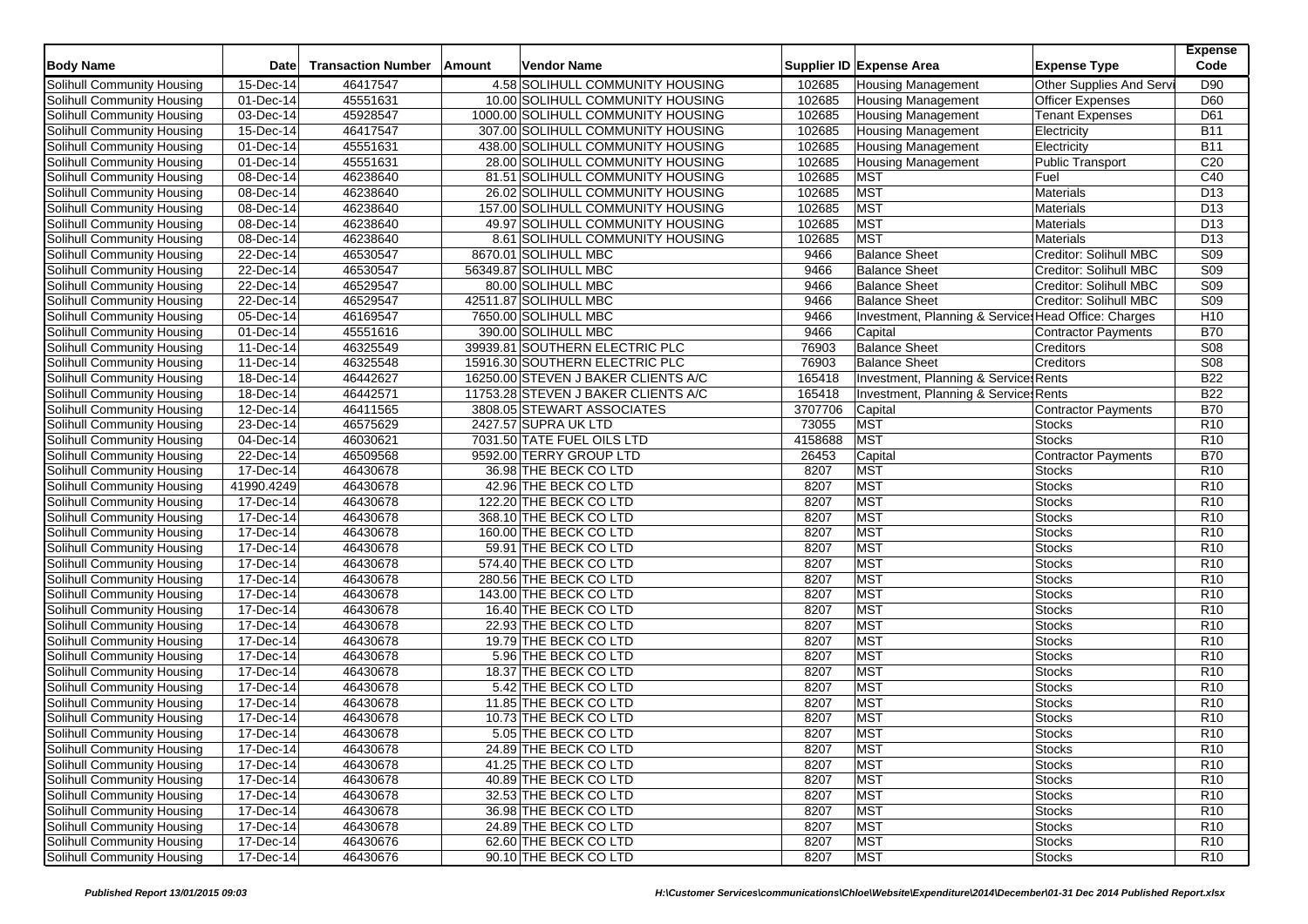| Body Name | Date | Transaction Number | Amount | Vendor Name | Supplier ID | Expense Area | Expense Type | Expense Code |
|---|---|---|---|---|---|---|---|---|
| Solihull Community Housing | 15-Dec-14 | 46417547 | 4.58 | SOLIHULL COMMUNITY HOUSING | 102685 | Housing Management | Other Supplies And Servi | D90 |
| Solihull Community Housing | 01-Dec-14 | 45551631 | 10.00 | SOLIHULL COMMUNITY HOUSING | 102685 | Housing Management | Officer Expenses | D60 |
| Solihull Community Housing | 03-Dec-14 | 45928547 | 1000.00 | SOLIHULL COMMUNITY HOUSING | 102685 | Housing Management | Tenant Expenses | D61 |
| Solihull Community Housing | 15-Dec-14 | 46417547 | 307.00 | SOLIHULL COMMUNITY HOUSING | 102685 | Housing Management | Electricity | B11 |
| Solihull Community Housing | 01-Dec-14 | 45551631 | 438.00 | SOLIHULL COMMUNITY HOUSING | 102685 | Housing Management | Electricity | B11 |
| Solihull Community Housing | 01-Dec-14 | 45551631 | 28.00 | SOLIHULL COMMUNITY HOUSING | 102685 | Housing Management | Public Transport | C20 |
| Solihull Community Housing | 08-Dec-14 | 46238640 | 81.51 | SOLIHULL COMMUNITY HOUSING | 102685 | MST | Fuel | C40 |
| Solihull Community Housing | 08-Dec-14 | 46238640 | 26.02 | SOLIHULL COMMUNITY HOUSING | 102685 | MST | Materials | D13 |
| Solihull Community Housing | 08-Dec-14 | 46238640 | 157.00 | SOLIHULL COMMUNITY HOUSING | 102685 | MST | Materials | D13 |
| Solihull Community Housing | 08-Dec-14 | 46238640 | 49.97 | SOLIHULL COMMUNITY HOUSING | 102685 | MST | Materials | D13 |
| Solihull Community Housing | 08-Dec-14 | 46238640 | 8.61 | SOLIHULL COMMUNITY HOUSING | 102685 | MST | Materials | D13 |
| Solihull Community Housing | 22-Dec-14 | 46530547 | 8670.01 | SOLIHULL MBC | 9466 | Balance Sheet | Creditor: Solihull MBC | S09 |
| Solihull Community Housing | 22-Dec-14 | 46530547 | 56349.87 | SOLIHULL MBC | 9466 | Balance Sheet | Creditor: Solihull MBC | S09 |
| Solihull Community Housing | 22-Dec-14 | 46529547 | 80.00 | SOLIHULL MBC | 9466 | Balance Sheet | Creditor: Solihull MBC | S09 |
| Solihull Community Housing | 22-Dec-14 | 46529547 | 42511.87 | SOLIHULL MBC | 9466 | Balance Sheet | Creditor: Solihull MBC | S09 |
| Solihull Community Housing | 05-Dec-14 | 46169547 | 7650.00 | SOLIHULL MBC | 9466 | Investment, Planning & Services | Head Office: Charges | H10 |
| Solihull Community Housing | 01-Dec-14 | 45551616 | 390.00 | SOLIHULL MBC | 9466 | Capital | Contractor Payments | B70 |
| Solihull Community Housing | 11-Dec-14 | 46325549 | 39939.81 | SOUTHERN ELECTRIC PLC | 76903 | Balance Sheet | Creditors | S08 |
| Solihull Community Housing | 11-Dec-14 | 46325548 | 15916.30 | SOUTHERN ELECTRIC PLC | 76903 | Balance Sheet | Creditors | S08 |
| Solihull Community Housing | 18-Dec-14 | 46442627 | 16250.00 | STEVEN J BAKER CLIENTS A/C | 165418 | Investment, Planning & Services | Rents | B22 |
| Solihull Community Housing | 18-Dec-14 | 46442571 | 11753.28 | STEVEN J BAKER CLIENTS A/C | 165418 | Investment, Planning & Services | Rents | B22 |
| Solihull Community Housing | 12-Dec-14 | 46411565 | 3808.05 | STEWART ASSOCIATES | 3707706 | Capital | Contractor Payments | B70 |
| Solihull Community Housing | 23-Dec-14 | 46575629 | 2427.57 | SUPRA UK LTD | 73055 | MST | Stocks | R10 |
| Solihull Community Housing | 04-Dec-14 | 46030621 | 7031.50 | TATE FUEL OILS LTD | 4158688 | MST | Stocks | R10 |
| Solihull Community Housing | 22-Dec-14 | 46509568 | 9592.00 | TERRY GROUP LTD | 26453 | Capital | Contractor Payments | B70 |
| Solihull Community Housing | 17-Dec-14 | 46430678 | 36.98 | THE BECK CO LTD | 8207 | MST | Stocks | R10 |
| Solihull Community Housing | 41990.4249 | 46430678 | 42.96 | THE BECK CO LTD | 8207 | MST | Stocks | R10 |
| Solihull Community Housing | 17-Dec-14 | 46430678 | 122.20 | THE BECK CO LTD | 8207 | MST | Stocks | R10 |
| Solihull Community Housing | 17-Dec-14 | 46430678 | 368.10 | THE BECK CO LTD | 8207 | MST | Stocks | R10 |
| Solihull Community Housing | 17-Dec-14 | 46430678 | 160.00 | THE BECK CO LTD | 8207 | MST | Stocks | R10 |
| Solihull Community Housing | 17-Dec-14 | 46430678 | 59.91 | THE BECK CO LTD | 8207 | MST | Stocks | R10 |
| Solihull Community Housing | 17-Dec-14 | 46430678 | 574.40 | THE BECK CO LTD | 8207 | MST | Stocks | R10 |
| Solihull Community Housing | 17-Dec-14 | 46430678 | 280.56 | THE BECK CO LTD | 8207 | MST | Stocks | R10 |
| Solihull Community Housing | 17-Dec-14 | 46430678 | 143.00 | THE BECK CO LTD | 8207 | MST | Stocks | R10 |
| Solihull Community Housing | 17-Dec-14 | 46430678 | 16.40 | THE BECK CO LTD | 8207 | MST | Stocks | R10 |
| Solihull Community Housing | 17-Dec-14 | 46430678 | 22.93 | THE BECK CO LTD | 8207 | MST | Stocks | R10 |
| Solihull Community Housing | 17-Dec-14 | 46430678 | 19.79 | THE BECK CO LTD | 8207 | MST | Stocks | R10 |
| Solihull Community Housing | 17-Dec-14 | 46430678 | 5.96 | THE BECK CO LTD | 8207 | MST | Stocks | R10 |
| Solihull Community Housing | 17-Dec-14 | 46430678 | 18.37 | THE BECK CO LTD | 8207 | MST | Stocks | R10 |
| Solihull Community Housing | 17-Dec-14 | 46430678 | 5.42 | THE BECK CO LTD | 8207 | MST | Stocks | R10 |
| Solihull Community Housing | 17-Dec-14 | 46430678 | 11.85 | THE BECK CO LTD | 8207 | MST | Stocks | R10 |
| Solihull Community Housing | 17-Dec-14 | 46430678 | 10.73 | THE BECK CO LTD | 8207 | MST | Stocks | R10 |
| Solihull Community Housing | 17-Dec-14 | 46430678 | 5.05 | THE BECK CO LTD | 8207 | MST | Stocks | R10 |
| Solihull Community Housing | 17-Dec-14 | 46430678 | 24.89 | THE BECK CO LTD | 8207 | MST | Stocks | R10 |
| Solihull Community Housing | 17-Dec-14 | 46430678 | 41.25 | THE BECK CO LTD | 8207 | MST | Stocks | R10 |
| Solihull Community Housing | 17-Dec-14 | 46430678 | 40.89 | THE BECK CO LTD | 8207 | MST | Stocks | R10 |
| Solihull Community Housing | 17-Dec-14 | 46430678 | 32.53 | THE BECK CO LTD | 8207 | MST | Stocks | R10 |
| Solihull Community Housing | 17-Dec-14 | 46430678 | 36.98 | THE BECK CO LTD | 8207 | MST | Stocks | R10 |
| Solihull Community Housing | 17-Dec-14 | 46430678 | 24.89 | THE BECK CO LTD | 8207 | MST | Stocks | R10 |
| Solihull Community Housing | 17-Dec-14 | 46430676 | 62.60 | THE BECK CO LTD | 8207 | MST | Stocks | R10 |
| Solihull Community Housing | 17-Dec-14 | 46430676 | 90.10 | THE BECK CO LTD | 8207 | MST | Stocks | R10 |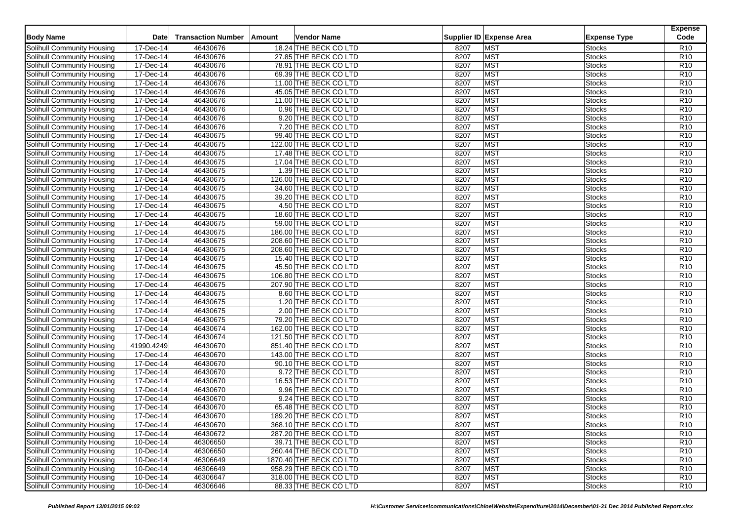| Body Name | Date | Transaction Number | Amount | Vendor Name | Supplier ID | Expense Area | Expense Type | Expense Code |
|---|---|---|---|---|---|---|---|---|
| Solihull Community Housing | 17-Dec-14 | 46430676 | 18.24 | THE BECK CO LTD | 8207 | MST | Stocks | R10 |
| Solihull Community Housing | 17-Dec-14 | 46430676 | 27.85 | THE BECK CO LTD | 8207 | MST | Stocks | R10 |
| Solihull Community Housing | 17-Dec-14 | 46430676 | 78.91 | THE BECK CO LTD | 8207 | MST | Stocks | R10 |
| Solihull Community Housing | 17-Dec-14 | 46430676 | 69.39 | THE BECK CO LTD | 8207 | MST | Stocks | R10 |
| Solihull Community Housing | 17-Dec-14 | 46430676 | 11.00 | THE BECK CO LTD | 8207 | MST | Stocks | R10 |
| Solihull Community Housing | 17-Dec-14 | 46430676 | 45.05 | THE BECK CO LTD | 8207 | MST | Stocks | R10 |
| Solihull Community Housing | 17-Dec-14 | 46430676 | 11.00 | THE BECK CO LTD | 8207 | MST | Stocks | R10 |
| Solihull Community Housing | 17-Dec-14 | 46430676 | 0.96 | THE BECK CO LTD | 8207 | MST | Stocks | R10 |
| Solihull Community Housing | 17-Dec-14 | 46430676 | 9.20 | THE BECK CO LTD | 8207 | MST | Stocks | R10 |
| Solihull Community Housing | 17-Dec-14 | 46430676 | 7.20 | THE BECK CO LTD | 8207 | MST | Stocks | R10 |
| Solihull Community Housing | 17-Dec-14 | 46430675 | 99.40 | THE BECK CO LTD | 8207 | MST | Stocks | R10 |
| Solihull Community Housing | 17-Dec-14 | 46430675 | 122.00 | THE BECK CO LTD | 8207 | MST | Stocks | R10 |
| Solihull Community Housing | 17-Dec-14 | 46430675 | 17.48 | THE BECK CO LTD | 8207 | MST | Stocks | R10 |
| Solihull Community Housing | 17-Dec-14 | 46430675 | 17.04 | THE BECK CO LTD | 8207 | MST | Stocks | R10 |
| Solihull Community Housing | 17-Dec-14 | 46430675 | 1.39 | THE BECK CO LTD | 8207 | MST | Stocks | R10 |
| Solihull Community Housing | 17-Dec-14 | 46430675 | 126.00 | THE BECK CO LTD | 8207 | MST | Stocks | R10 |
| Solihull Community Housing | 17-Dec-14 | 46430675 | 34.60 | THE BECK CO LTD | 8207 | MST | Stocks | R10 |
| Solihull Community Housing | 17-Dec-14 | 46430675 | 39.20 | THE BECK CO LTD | 8207 | MST | Stocks | R10 |
| Solihull Community Housing | 17-Dec-14 | 46430675 | 4.50 | THE BECK CO LTD | 8207 | MST | Stocks | R10 |
| Solihull Community Housing | 17-Dec-14 | 46430675 | 18.60 | THE BECK CO LTD | 8207 | MST | Stocks | R10 |
| Solihull Community Housing | 17-Dec-14 | 46430675 | 59.00 | THE BECK CO LTD | 8207 | MST | Stocks | R10 |
| Solihull Community Housing | 17-Dec-14 | 46430675 | 186.00 | THE BECK CO LTD | 8207 | MST | Stocks | R10 |
| Solihull Community Housing | 17-Dec-14 | 46430675 | 208.60 | THE BECK CO LTD | 8207 | MST | Stocks | R10 |
| Solihull Community Housing | 17-Dec-14 | 46430675 | 208.60 | THE BECK CO LTD | 8207 | MST | Stocks | R10 |
| Solihull Community Housing | 17-Dec-14 | 46430675 | 15.40 | THE BECK CO LTD | 8207 | MST | Stocks | R10 |
| Solihull Community Housing | 17-Dec-14 | 46430675 | 45.50 | THE BECK CO LTD | 8207 | MST | Stocks | R10 |
| Solihull Community Housing | 17-Dec-14 | 46430675 | 106.80 | THE BECK CO LTD | 8207 | MST | Stocks | R10 |
| Solihull Community Housing | 17-Dec-14 | 46430675 | 207.90 | THE BECK CO LTD | 8207 | MST | Stocks | R10 |
| Solihull Community Housing | 17-Dec-14 | 46430675 | 8.60 | THE BECK CO LTD | 8207 | MST | Stocks | R10 |
| Solihull Community Housing | 17-Dec-14 | 46430675 | 1.20 | THE BECK CO LTD | 8207 | MST | Stocks | R10 |
| Solihull Community Housing | 17-Dec-14 | 46430675 | 2.00 | THE BECK CO LTD | 8207 | MST | Stocks | R10 |
| Solihull Community Housing | 17-Dec-14 | 46430675 | 79.20 | THE BECK CO LTD | 8207 | MST | Stocks | R10 |
| Solihull Community Housing | 17-Dec-14 | 46430674 | 162.00 | THE BECK CO LTD | 8207 | MST | Stocks | R10 |
| Solihull Community Housing | 17-Dec-14 | 46430674 | 121.50 | THE BECK CO LTD | 8207 | MST | Stocks | R10 |
| Solihull Community Housing | 41990.4249 | 46430670 | 851.40 | THE BECK CO LTD | 8207 | MST | Stocks | R10 |
| Solihull Community Housing | 17-Dec-14 | 46430670 | 143.00 | THE BECK CO LTD | 8207 | MST | Stocks | R10 |
| Solihull Community Housing | 17-Dec-14 | 46430670 | 90.10 | THE BECK CO LTD | 8207 | MST | Stocks | R10 |
| Solihull Community Housing | 17-Dec-14 | 46430670 | 9.72 | THE BECK CO LTD | 8207 | MST | Stocks | R10 |
| Solihull Community Housing | 17-Dec-14 | 46430670 | 16.53 | THE BECK CO LTD | 8207 | MST | Stocks | R10 |
| Solihull Community Housing | 17-Dec-14 | 46430670 | 9.96 | THE BECK CO LTD | 8207 | MST | Stocks | R10 |
| Solihull Community Housing | 17-Dec-14 | 46430670 | 9.24 | THE BECK CO LTD | 8207 | MST | Stocks | R10 |
| Solihull Community Housing | 17-Dec-14 | 46430670 | 65.48 | THE BECK CO LTD | 8207 | MST | Stocks | R10 |
| Solihull Community Housing | 17-Dec-14 | 46430670 | 189.20 | THE BECK CO LTD | 8207 | MST | Stocks | R10 |
| Solihull Community Housing | 17-Dec-14 | 46430670 | 368.10 | THE BECK CO LTD | 8207 | MST | Stocks | R10 |
| Solihull Community Housing | 17-Dec-14 | 46430672 | 287.20 | THE BECK CO LTD | 8207 | MST | Stocks | R10 |
| Solihull Community Housing | 10-Dec-14 | 46306650 | 39.71 | THE BECK CO LTD | 8207 | MST | Stocks | R10 |
| Solihull Community Housing | 10-Dec-14 | 46306650 | 260.44 | THE BECK CO LTD | 8207 | MST | Stocks | R10 |
| Solihull Community Housing | 10-Dec-14 | 46306649 | 1870.40 | THE BECK CO LTD | 8207 | MST | Stocks | R10 |
| Solihull Community Housing | 10-Dec-14 | 46306649 | 958.29 | THE BECK CO LTD | 8207 | MST | Stocks | R10 |
| Solihull Community Housing | 10-Dec-14 | 46306647 | 318.00 | THE BECK CO LTD | 8207 | MST | Stocks | R10 |
| Solihull Community Housing | 10-Dec-14 | 46306646 | 88.33 | THE BECK CO LTD | 8207 | MST | Stocks | R10 |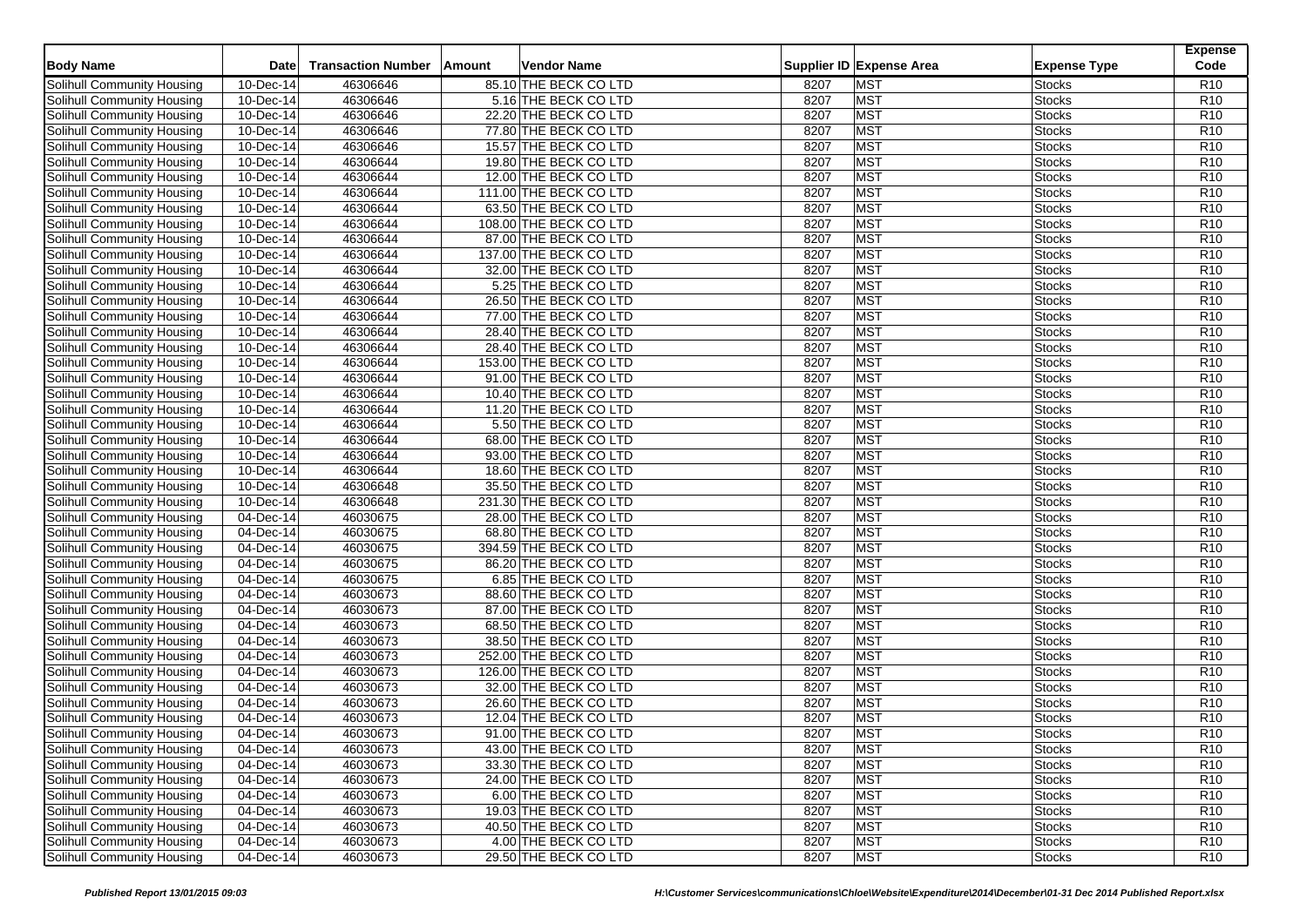| Body Name | Date | Transaction Number | Amount | Vendor Name | Supplier ID | Expense Area | Expense Type | Expense Code |
|---|---|---|---|---|---|---|---|---|
| Solihull Community Housing | 10-Dec-14 | 46306646 | 85.10 | THE BECK CO LTD | 8207 | MST | Stocks | R10 |
| Solihull Community Housing | 10-Dec-14 | 46306646 | 5.16 | THE BECK CO LTD | 8207 | MST | Stocks | R10 |
| Solihull Community Housing | 10-Dec-14 | 46306646 | 22.20 | THE BECK CO LTD | 8207 | MST | Stocks | R10 |
| Solihull Community Housing | 10-Dec-14 | 46306646 | 77.80 | THE BECK CO LTD | 8207 | MST | Stocks | R10 |
| Solihull Community Housing | 10-Dec-14 | 46306646 | 15.57 | THE BECK CO LTD | 8207 | MST | Stocks | R10 |
| Solihull Community Housing | 10-Dec-14 | 46306644 | 19.80 | THE BECK CO LTD | 8207 | MST | Stocks | R10 |
| Solihull Community Housing | 10-Dec-14 | 46306644 | 12.00 | THE BECK CO LTD | 8207 | MST | Stocks | R10 |
| Solihull Community Housing | 10-Dec-14 | 46306644 | 111.00 | THE BECK CO LTD | 8207 | MST | Stocks | R10 |
| Solihull Community Housing | 10-Dec-14 | 46306644 | 63.50 | THE BECK CO LTD | 8207 | MST | Stocks | R10 |
| Solihull Community Housing | 10-Dec-14 | 46306644 | 108.00 | THE BECK CO LTD | 8207 | MST | Stocks | R10 |
| Solihull Community Housing | 10-Dec-14 | 46306644 | 87.00 | THE BECK CO LTD | 8207 | MST | Stocks | R10 |
| Solihull Community Housing | 10-Dec-14 | 46306644 | 137.00 | THE BECK CO LTD | 8207 | MST | Stocks | R10 |
| Solihull Community Housing | 10-Dec-14 | 46306644 | 32.00 | THE BECK CO LTD | 8207 | MST | Stocks | R10 |
| Solihull Community Housing | 10-Dec-14 | 46306644 | 5.25 | THE BECK CO LTD | 8207 | MST | Stocks | R10 |
| Solihull Community Housing | 10-Dec-14 | 46306644 | 26.50 | THE BECK CO LTD | 8207 | MST | Stocks | R10 |
| Solihull Community Housing | 10-Dec-14 | 46306644 | 77.00 | THE BECK CO LTD | 8207 | MST | Stocks | R10 |
| Solihull Community Housing | 10-Dec-14 | 46306644 | 28.40 | THE BECK CO LTD | 8207 | MST | Stocks | R10 |
| Solihull Community Housing | 10-Dec-14 | 46306644 | 28.40 | THE BECK CO LTD | 8207 | MST | Stocks | R10 |
| Solihull Community Housing | 10-Dec-14 | 46306644 | 153.00 | THE BECK CO LTD | 8207 | MST | Stocks | R10 |
| Solihull Community Housing | 10-Dec-14 | 46306644 | 91.00 | THE BECK CO LTD | 8207 | MST | Stocks | R10 |
| Solihull Community Housing | 10-Dec-14 | 46306644 | 10.40 | THE BECK CO LTD | 8207 | MST | Stocks | R10 |
| Solihull Community Housing | 10-Dec-14 | 46306644 | 11.20 | THE BECK CO LTD | 8207 | MST | Stocks | R10 |
| Solihull Community Housing | 10-Dec-14 | 46306644 | 5.50 | THE BECK CO LTD | 8207 | MST | Stocks | R10 |
| Solihull Community Housing | 10-Dec-14 | 46306644 | 68.00 | THE BECK CO LTD | 8207 | MST | Stocks | R10 |
| Solihull Community Housing | 10-Dec-14 | 46306644 | 93.00 | THE BECK CO LTD | 8207 | MST | Stocks | R10 |
| Solihull Community Housing | 10-Dec-14 | 46306644 | 18.60 | THE BECK CO LTD | 8207 | MST | Stocks | R10 |
| Solihull Community Housing | 10-Dec-14 | 46306648 | 35.50 | THE BECK CO LTD | 8207 | MST | Stocks | R10 |
| Solihull Community Housing | 10-Dec-14 | 46306648 | 231.30 | THE BECK CO LTD | 8207 | MST | Stocks | R10 |
| Solihull Community Housing | 04-Dec-14 | 46030675 | 28.00 | THE BECK CO LTD | 8207 | MST | Stocks | R10 |
| Solihull Community Housing | 04-Dec-14 | 46030675 | 68.80 | THE BECK CO LTD | 8207 | MST | Stocks | R10 |
| Solihull Community Housing | 04-Dec-14 | 46030675 | 394.59 | THE BECK CO LTD | 8207 | MST | Stocks | R10 |
| Solihull Community Housing | 04-Dec-14 | 46030675 | 86.20 | THE BECK CO LTD | 8207 | MST | Stocks | R10 |
| Solihull Community Housing | 04-Dec-14 | 46030675 | 6.85 | THE BECK CO LTD | 8207 | MST | Stocks | R10 |
| Solihull Community Housing | 04-Dec-14 | 46030673 | 88.60 | THE BECK CO LTD | 8207 | MST | Stocks | R10 |
| Solihull Community Housing | 04-Dec-14 | 46030673 | 87.00 | THE BECK CO LTD | 8207 | MST | Stocks | R10 |
| Solihull Community Housing | 04-Dec-14 | 46030673 | 68.50 | THE BECK CO LTD | 8207 | MST | Stocks | R10 |
| Solihull Community Housing | 04-Dec-14 | 46030673 | 38.50 | THE BECK CO LTD | 8207 | MST | Stocks | R10 |
| Solihull Community Housing | 04-Dec-14 | 46030673 | 252.00 | THE BECK CO LTD | 8207 | MST | Stocks | R10 |
| Solihull Community Housing | 04-Dec-14 | 46030673 | 126.00 | THE BECK CO LTD | 8207 | MST | Stocks | R10 |
| Solihull Community Housing | 04-Dec-14 | 46030673 | 32.00 | THE BECK CO LTD | 8207 | MST | Stocks | R10 |
| Solihull Community Housing | 04-Dec-14 | 46030673 | 26.60 | THE BECK CO LTD | 8207 | MST | Stocks | R10 |
| Solihull Community Housing | 04-Dec-14 | 46030673 | 12.04 | THE BECK CO LTD | 8207 | MST | Stocks | R10 |
| Solihull Community Housing | 04-Dec-14 | 46030673 | 91.00 | THE BECK CO LTD | 8207 | MST | Stocks | R10 |
| Solihull Community Housing | 04-Dec-14 | 46030673 | 43.00 | THE BECK CO LTD | 8207 | MST | Stocks | R10 |
| Solihull Community Housing | 04-Dec-14 | 46030673 | 33.30 | THE BECK CO LTD | 8207 | MST | Stocks | R10 |
| Solihull Community Housing | 04-Dec-14 | 46030673 | 24.00 | THE BECK CO LTD | 8207 | MST | Stocks | R10 |
| Solihull Community Housing | 04-Dec-14 | 46030673 | 6.00 | THE BECK CO LTD | 8207 | MST | Stocks | R10 |
| Solihull Community Housing | 04-Dec-14 | 46030673 | 19.03 | THE BECK CO LTD | 8207 | MST | Stocks | R10 |
| Solihull Community Housing | 04-Dec-14 | 46030673 | 40.50 | THE BECK CO LTD | 8207 | MST | Stocks | R10 |
| Solihull Community Housing | 04-Dec-14 | 46030673 | 4.00 | THE BECK CO LTD | 8207 | MST | Stocks | R10 |
| Solihull Community Housing | 04-Dec-14 | 46030673 | 29.50 | THE BECK CO LTD | 8207 | MST | Stocks | R10 |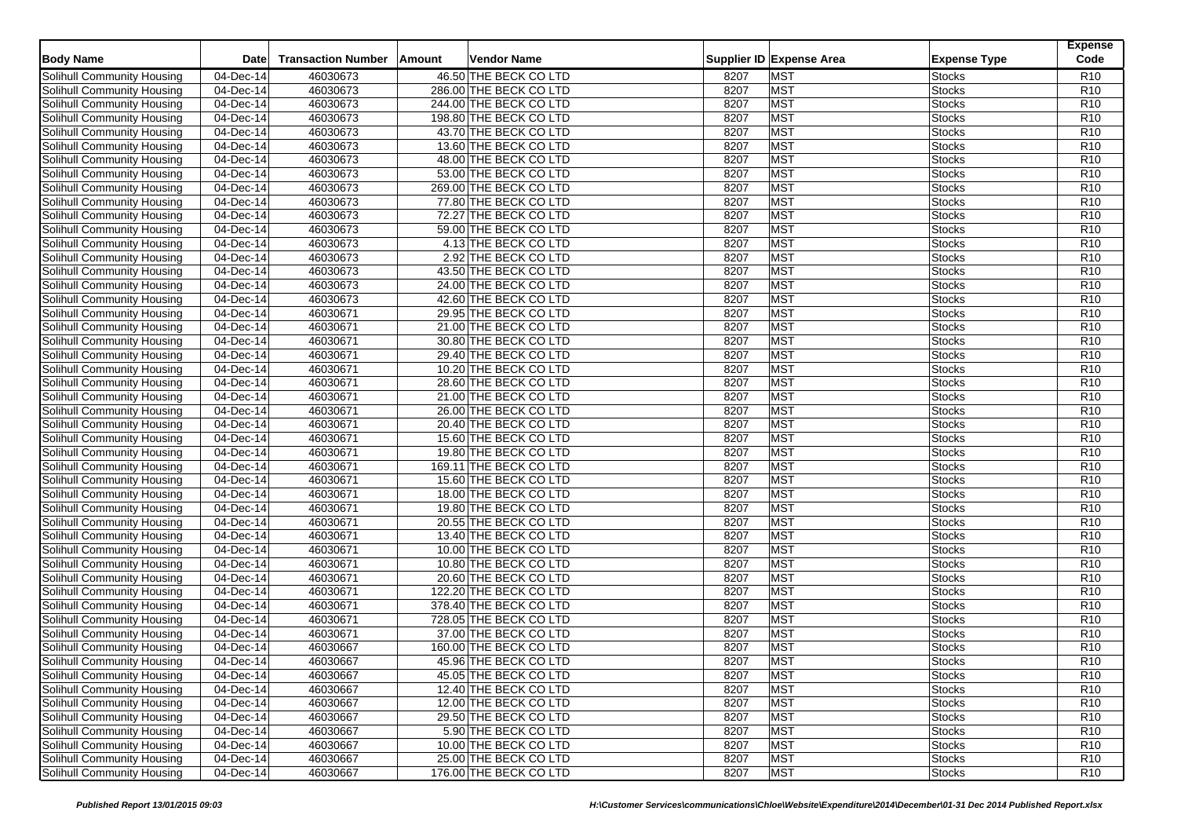| Body Name | Date | Transaction Number | Amount | Vendor Name | Supplier ID | Expense Area | Expense Type | Expense Code |
|---|---|---|---|---|---|---|---|---|
| Solihull Community Housing | 04-Dec-14 | 46030673 | 46.50 | THE BECK CO LTD | 8207 | MST | Stocks | R10 |
| Solihull Community Housing | 04-Dec-14 | 46030673 | 286.00 | THE BECK CO LTD | 8207 | MST | Stocks | R10 |
| Solihull Community Housing | 04-Dec-14 | 46030673 | 244.00 | THE BECK CO LTD | 8207 | MST | Stocks | R10 |
| Solihull Community Housing | 04-Dec-14 | 46030673 | 198.80 | THE BECK CO LTD | 8207 | MST | Stocks | R10 |
| Solihull Community Housing | 04-Dec-14 | 46030673 | 43.70 | THE BECK CO LTD | 8207 | MST | Stocks | R10 |
| Solihull Community Housing | 04-Dec-14 | 46030673 | 13.60 | THE BECK CO LTD | 8207 | MST | Stocks | R10 |
| Solihull Community Housing | 04-Dec-14 | 46030673 | 48.00 | THE BECK CO LTD | 8207 | MST | Stocks | R10 |
| Solihull Community Housing | 04-Dec-14 | 46030673 | 53.00 | THE BECK CO LTD | 8207 | MST | Stocks | R10 |
| Solihull Community Housing | 04-Dec-14 | 46030673 | 269.00 | THE BECK CO LTD | 8207 | MST | Stocks | R10 |
| Solihull Community Housing | 04-Dec-14 | 46030673 | 77.80 | THE BECK CO LTD | 8207 | MST | Stocks | R10 |
| Solihull Community Housing | 04-Dec-14 | 46030673 | 72.27 | THE BECK CO LTD | 8207 | MST | Stocks | R10 |
| Solihull Community Housing | 04-Dec-14 | 46030673 | 59.00 | THE BECK CO LTD | 8207 | MST | Stocks | R10 |
| Solihull Community Housing | 04-Dec-14 | 46030673 | 4.13 | THE BECK CO LTD | 8207 | MST | Stocks | R10 |
| Solihull Community Housing | 04-Dec-14 | 46030673 | 2.92 | THE BECK CO LTD | 8207 | MST | Stocks | R10 |
| Solihull Community Housing | 04-Dec-14 | 46030673 | 43.50 | THE BECK CO LTD | 8207 | MST | Stocks | R10 |
| Solihull Community Housing | 04-Dec-14 | 46030673 | 24.00 | THE BECK CO LTD | 8207 | MST | Stocks | R10 |
| Solihull Community Housing | 04-Dec-14 | 46030673 | 42.60 | THE BECK CO LTD | 8207 | MST | Stocks | R10 |
| Solihull Community Housing | 04-Dec-14 | 46030671 | 29.95 | THE BECK CO LTD | 8207 | MST | Stocks | R10 |
| Solihull Community Housing | 04-Dec-14 | 46030671 | 21.00 | THE BECK CO LTD | 8207 | MST | Stocks | R10 |
| Solihull Community Housing | 04-Dec-14 | 46030671 | 30.80 | THE BECK CO LTD | 8207 | MST | Stocks | R10 |
| Solihull Community Housing | 04-Dec-14 | 46030671 | 29.40 | THE BECK CO LTD | 8207 | MST | Stocks | R10 |
| Solihull Community Housing | 04-Dec-14 | 46030671 | 10.20 | THE BECK CO LTD | 8207 | MST | Stocks | R10 |
| Solihull Community Housing | 04-Dec-14 | 46030671 | 28.60 | THE BECK CO LTD | 8207 | MST | Stocks | R10 |
| Solihull Community Housing | 04-Dec-14 | 46030671 | 21.00 | THE BECK CO LTD | 8207 | MST | Stocks | R10 |
| Solihull Community Housing | 04-Dec-14 | 46030671 | 26.00 | THE BECK CO LTD | 8207 | MST | Stocks | R10 |
| Solihull Community Housing | 04-Dec-14 | 46030671 | 20.40 | THE BECK CO LTD | 8207 | MST | Stocks | R10 |
| Solihull Community Housing | 04-Dec-14 | 46030671 | 15.60 | THE BECK CO LTD | 8207 | MST | Stocks | R10 |
| Solihull Community Housing | 04-Dec-14 | 46030671 | 19.80 | THE BECK CO LTD | 8207 | MST | Stocks | R10 |
| Solihull Community Housing | 04-Dec-14 | 46030671 | 169.11 | THE BECK CO LTD | 8207 | MST | Stocks | R10 |
| Solihull Community Housing | 04-Dec-14 | 46030671 | 15.60 | THE BECK CO LTD | 8207 | MST | Stocks | R10 |
| Solihull Community Housing | 04-Dec-14 | 46030671 | 18.00 | THE BECK CO LTD | 8207 | MST | Stocks | R10 |
| Solihull Community Housing | 04-Dec-14 | 46030671 | 19.80 | THE BECK CO LTD | 8207 | MST | Stocks | R10 |
| Solihull Community Housing | 04-Dec-14 | 46030671 | 20.55 | THE BECK CO LTD | 8207 | MST | Stocks | R10 |
| Solihull Community Housing | 04-Dec-14 | 46030671 | 13.40 | THE BECK CO LTD | 8207 | MST | Stocks | R10 |
| Solihull Community Housing | 04-Dec-14 | 46030671 | 10.00 | THE BECK CO LTD | 8207 | MST | Stocks | R10 |
| Solihull Community Housing | 04-Dec-14 | 46030671 | 10.80 | THE BECK CO LTD | 8207 | MST | Stocks | R10 |
| Solihull Community Housing | 04-Dec-14 | 46030671 | 20.60 | THE BECK CO LTD | 8207 | MST | Stocks | R10 |
| Solihull Community Housing | 04-Dec-14 | 46030671 | 122.20 | THE BECK CO LTD | 8207 | MST | Stocks | R10 |
| Solihull Community Housing | 04-Dec-14 | 46030671 | 378.40 | THE BECK CO LTD | 8207 | MST | Stocks | R10 |
| Solihull Community Housing | 04-Dec-14 | 46030671 | 728.05 | THE BECK CO LTD | 8207 | MST | Stocks | R10 |
| Solihull Community Housing | 04-Dec-14 | 46030671 | 37.00 | THE BECK CO LTD | 8207 | MST | Stocks | R10 |
| Solihull Community Housing | 04-Dec-14 | 46030667 | 160.00 | THE BECK CO LTD | 8207 | MST | Stocks | R10 |
| Solihull Community Housing | 04-Dec-14 | 46030667 | 45.96 | THE BECK CO LTD | 8207 | MST | Stocks | R10 |
| Solihull Community Housing | 04-Dec-14 | 46030667 | 45.05 | THE BECK CO LTD | 8207 | MST | Stocks | R10 |
| Solihull Community Housing | 04-Dec-14 | 46030667 | 12.40 | THE BECK CO LTD | 8207 | MST | Stocks | R10 |
| Solihull Community Housing | 04-Dec-14 | 46030667 | 12.00 | THE BECK CO LTD | 8207 | MST | Stocks | R10 |
| Solihull Community Housing | 04-Dec-14 | 46030667 | 29.50 | THE BECK CO LTD | 8207 | MST | Stocks | R10 |
| Solihull Community Housing | 04-Dec-14 | 46030667 | 5.90 | THE BECK CO LTD | 8207 | MST | Stocks | R10 |
| Solihull Community Housing | 04-Dec-14 | 46030667 | 10.00 | THE BECK CO LTD | 8207 | MST | Stocks | R10 |
| Solihull Community Housing | 04-Dec-14 | 46030667 | 25.00 | THE BECK CO LTD | 8207 | MST | Stocks | R10 |
| Solihull Community Housing | 04-Dec-14 | 46030667 | 176.00 | THE BECK CO LTD | 8207 | MST | Stocks | R10 |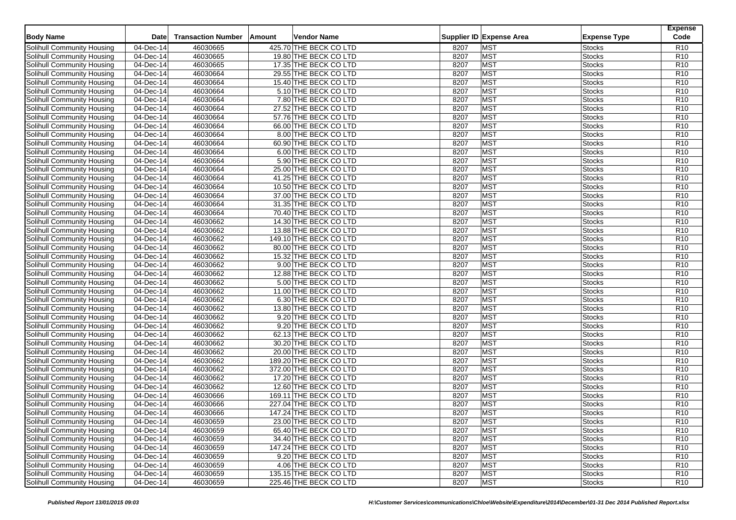| Body Name | Date | Transaction Number | Amount | Vendor Name | Supplier ID | Expense Area | Expense Type | Expense Code |
|---|---|---|---|---|---|---|---|---|
| Solihull Community Housing | 04-Dec-14 | 46030665 | 425.70 | THE BECK CO LTD | 8207 | MST | Stocks | R10 |
| Solihull Community Housing | 04-Dec-14 | 46030665 | 19.80 | THE BECK CO LTD | 8207 | MST | Stocks | R10 |
| Solihull Community Housing | 04-Dec-14 | 46030665 | 17.35 | THE BECK CO LTD | 8207 | MST | Stocks | R10 |
| Solihull Community Housing | 04-Dec-14 | 46030664 | 29.55 | THE BECK CO LTD | 8207 | MST | Stocks | R10 |
| Solihull Community Housing | 04-Dec-14 | 46030664 | 15.40 | THE BECK CO LTD | 8207 | MST | Stocks | R10 |
| Solihull Community Housing | 04-Dec-14 | 46030664 | 5.10 | THE BECK CO LTD | 8207 | MST | Stocks | R10 |
| Solihull Community Housing | 04-Dec-14 | 46030664 | 7.80 | THE BECK CO LTD | 8207 | MST | Stocks | R10 |
| Solihull Community Housing | 04-Dec-14 | 46030664 | 27.52 | THE BECK CO LTD | 8207 | MST | Stocks | R10 |
| Solihull Community Housing | 04-Dec-14 | 46030664 | 57.76 | THE BECK CO LTD | 8207 | MST | Stocks | R10 |
| Solihull Community Housing | 04-Dec-14 | 46030664 | 66.00 | THE BECK CO LTD | 8207 | MST | Stocks | R10 |
| Solihull Community Housing | 04-Dec-14 | 46030664 | 8.00 | THE BECK CO LTD | 8207 | MST | Stocks | R10 |
| Solihull Community Housing | 04-Dec-14 | 46030664 | 60.90 | THE BECK CO LTD | 8207 | MST | Stocks | R10 |
| Solihull Community Housing | 04-Dec-14 | 46030664 | 6.00 | THE BECK CO LTD | 8207 | MST | Stocks | R10 |
| Solihull Community Housing | 04-Dec-14 | 46030664 | 5.90 | THE BECK CO LTD | 8207 | MST | Stocks | R10 |
| Solihull Community Housing | 04-Dec-14 | 46030664 | 25.00 | THE BECK CO LTD | 8207 | MST | Stocks | R10 |
| Solihull Community Housing | 04-Dec-14 | 46030664 | 41.25 | THE BECK CO LTD | 8207 | MST | Stocks | R10 |
| Solihull Community Housing | 04-Dec-14 | 46030664 | 10.50 | THE BECK CO LTD | 8207 | MST | Stocks | R10 |
| Solihull Community Housing | 04-Dec-14 | 46030664 | 37.00 | THE BECK CO LTD | 8207 | MST | Stocks | R10 |
| Solihull Community Housing | 04-Dec-14 | 46030664 | 31.35 | THE BECK CO LTD | 8207 | MST | Stocks | R10 |
| Solihull Community Housing | 04-Dec-14 | 46030664 | 70.40 | THE BECK CO LTD | 8207 | MST | Stocks | R10 |
| Solihull Community Housing | 04-Dec-14 | 46030662 | 14.30 | THE BECK CO LTD | 8207 | MST | Stocks | R10 |
| Solihull Community Housing | 04-Dec-14 | 46030662 | 13.88 | THE BECK CO LTD | 8207 | MST | Stocks | R10 |
| Solihull Community Housing | 04-Dec-14 | 46030662 | 149.10 | THE BECK CO LTD | 8207 | MST | Stocks | R10 |
| Solihull Community Housing | 04-Dec-14 | 46030662 | 80.00 | THE BECK CO LTD | 8207 | MST | Stocks | R10 |
| Solihull Community Housing | 04-Dec-14 | 46030662 | 15.32 | THE BECK CO LTD | 8207 | MST | Stocks | R10 |
| Solihull Community Housing | 04-Dec-14 | 46030662 | 9.00 | THE BECK CO LTD | 8207 | MST | Stocks | R10 |
| Solihull Community Housing | 04-Dec-14 | 46030662 | 12.88 | THE BECK CO LTD | 8207 | MST | Stocks | R10 |
| Solihull Community Housing | 04-Dec-14 | 46030662 | 5.00 | THE BECK CO LTD | 8207 | MST | Stocks | R10 |
| Solihull Community Housing | 04-Dec-14 | 46030662 | 11.00 | THE BECK CO LTD | 8207 | MST | Stocks | R10 |
| Solihull Community Housing | 04-Dec-14 | 46030662 | 6.30 | THE BECK CO LTD | 8207 | MST | Stocks | R10 |
| Solihull Community Housing | 04-Dec-14 | 46030662 | 13.80 | THE BECK CO LTD | 8207 | MST | Stocks | R10 |
| Solihull Community Housing | 04-Dec-14 | 46030662 | 9.20 | THE BECK CO LTD | 8207 | MST | Stocks | R10 |
| Solihull Community Housing | 04-Dec-14 | 46030662 | 9.20 | THE BECK CO LTD | 8207 | MST | Stocks | R10 |
| Solihull Community Housing | 04-Dec-14 | 46030662 | 62.13 | THE BECK CO LTD | 8207 | MST | Stocks | R10 |
| Solihull Community Housing | 04-Dec-14 | 46030662 | 30.20 | THE BECK CO LTD | 8207 | MST | Stocks | R10 |
| Solihull Community Housing | 04-Dec-14 | 46030662 | 20.00 | THE BECK CO LTD | 8207 | MST | Stocks | R10 |
| Solihull Community Housing | 04-Dec-14 | 46030662 | 189.20 | THE BECK CO LTD | 8207 | MST | Stocks | R10 |
| Solihull Community Housing | 04-Dec-14 | 46030662 | 372.00 | THE BECK CO LTD | 8207 | MST | Stocks | R10 |
| Solihull Community Housing | 04-Dec-14 | 46030662 | 17.20 | THE BECK CO LTD | 8207 | MST | Stocks | R10 |
| Solihull Community Housing | 04-Dec-14 | 46030662 | 12.60 | THE BECK CO LTD | 8207 | MST | Stocks | R10 |
| Solihull Community Housing | 04-Dec-14 | 46030666 | 169.11 | THE BECK CO LTD | 8207 | MST | Stocks | R10 |
| Solihull Community Housing | 04-Dec-14 | 46030666 | 227.04 | THE BECK CO LTD | 8207 | MST | Stocks | R10 |
| Solihull Community Housing | 04-Dec-14 | 46030666 | 147.24 | THE BECK CO LTD | 8207 | MST | Stocks | R10 |
| Solihull Community Housing | 04-Dec-14 | 46030659 | 23.00 | THE BECK CO LTD | 8207 | MST | Stocks | R10 |
| Solihull Community Housing | 04-Dec-14 | 46030659 | 65.40 | THE BECK CO LTD | 8207 | MST | Stocks | R10 |
| Solihull Community Housing | 04-Dec-14 | 46030659 | 34.40 | THE BECK CO LTD | 8207 | MST | Stocks | R10 |
| Solihull Community Housing | 04-Dec-14 | 46030659 | 147.24 | THE BECK CO LTD | 8207 | MST | Stocks | R10 |
| Solihull Community Housing | 04-Dec-14 | 46030659 | 9.20 | THE BECK CO LTD | 8207 | MST | Stocks | R10 |
| Solihull Community Housing | 04-Dec-14 | 46030659 | 4.06 | THE BECK CO LTD | 8207 | MST | Stocks | R10 |
| Solihull Community Housing | 04-Dec-14 | 46030659 | 135.15 | THE BECK CO LTD | 8207 | MST | Stocks | R10 |
| Solihull Community Housing | 04-Dec-14 | 46030659 | 225.46 | THE BECK CO LTD | 8207 | MST | Stocks | R10 |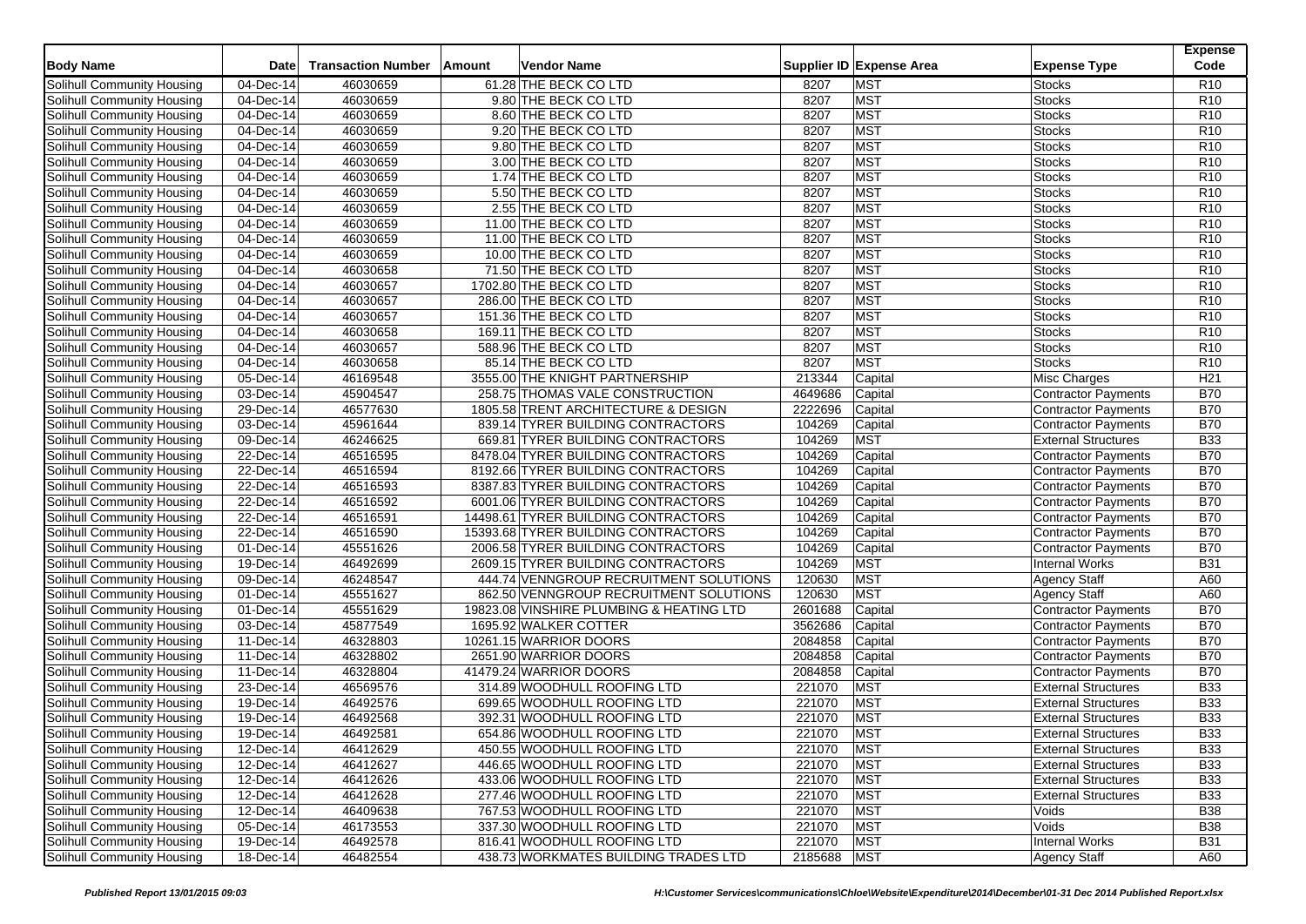| Body Name | Date | Transaction Number | Amount | Vendor Name | Supplier ID | Expense Area | Expense Type | Expense Code |
|---|---|---|---|---|---|---|---|---|
| Solihull Community Housing | 04-Dec-14 | 46030659 | 61.28 | THE BECK CO LTD | 8207 | MST | Stocks | R10 |
| Solihull Community Housing | 04-Dec-14 | 46030659 | 9.80 | THE BECK CO LTD | 8207 | MST | Stocks | R10 |
| Solihull Community Housing | 04-Dec-14 | 46030659 | 8.60 | THE BECK CO LTD | 8207 | MST | Stocks | R10 |
| Solihull Community Housing | 04-Dec-14 | 46030659 | 9.20 | THE BECK CO LTD | 8207 | MST | Stocks | R10 |
| Solihull Community Housing | 04-Dec-14 | 46030659 | 9.80 | THE BECK CO LTD | 8207 | MST | Stocks | R10 |
| Solihull Community Housing | 04-Dec-14 | 46030659 | 3.00 | THE BECK CO LTD | 8207 | MST | Stocks | R10 |
| Solihull Community Housing | 04-Dec-14 | 46030659 | 1.74 | THE BECK CO LTD | 8207 | MST | Stocks | R10 |
| Solihull Community Housing | 04-Dec-14 | 46030659 | 5.50 | THE BECK CO LTD | 8207 | MST | Stocks | R10 |
| Solihull Community Housing | 04-Dec-14 | 46030659 | 2.55 | THE BECK CO LTD | 8207 | MST | Stocks | R10 |
| Solihull Community Housing | 04-Dec-14 | 46030659 | 11.00 | THE BECK CO LTD | 8207 | MST | Stocks | R10 |
| Solihull Community Housing | 04-Dec-14 | 46030659 | 11.00 | THE BECK CO LTD | 8207 | MST | Stocks | R10 |
| Solihull Community Housing | 04-Dec-14 | 46030659 | 10.00 | THE BECK CO LTD | 8207 | MST | Stocks | R10 |
| Solihull Community Housing | 04-Dec-14 | 46030658 | 71.50 | THE BECK CO LTD | 8207 | MST | Stocks | R10 |
| Solihull Community Housing | 04-Dec-14 | 46030657 | 1702.80 | THE BECK CO LTD | 8207 | MST | Stocks | R10 |
| Solihull Community Housing | 04-Dec-14 | 46030657 | 286.00 | THE BECK CO LTD | 8207 | MST | Stocks | R10 |
| Solihull Community Housing | 04-Dec-14 | 46030657 | 151.36 | THE BECK CO LTD | 8207 | MST | Stocks | R10 |
| Solihull Community Housing | 04-Dec-14 | 46030658 | 169.11 | THE BECK CO LTD | 8207 | MST | Stocks | R10 |
| Solihull Community Housing | 04-Dec-14 | 46030657 | 588.96 | THE BECK CO LTD | 8207 | MST | Stocks | R10 |
| Solihull Community Housing | 04-Dec-14 | 46030658 | 85.14 | THE BECK CO LTD | 8207 | MST | Stocks | R10 |
| Solihull Community Housing | 05-Dec-14 | 46169548 | 3555.00 | THE KNIGHT PARTNERSHIP | 213344 | Capital | Misc Charges | H21 |
| Solihull Community Housing | 03-Dec-14 | 45904547 | 258.75 | THOMAS VALE CONSTRUCTION | 4649686 | Capital | Contractor Payments | B70 |
| Solihull Community Housing | 29-Dec-14 | 46577630 | 1805.58 | TRENT ARCHITECTURE & DESIGN | 2222696 | Capital | Contractor Payments | B70 |
| Solihull Community Housing | 03-Dec-14 | 45961644 | 839.14 | TYRER BUILDING CONTRACTORS | 104269 | Capital | Contractor Payments | B70 |
| Solihull Community Housing | 09-Dec-14 | 46246625 | 669.81 | TYRER BUILDING CONTRACTORS | 104269 | MST | External Structures | B33 |
| Solihull Community Housing | 22-Dec-14 | 46516595 | 8478.04 | TYRER BUILDING CONTRACTORS | 104269 | Capital | Contractor Payments | B70 |
| Solihull Community Housing | 22-Dec-14 | 46516594 | 8192.66 | TYRER BUILDING CONTRACTORS | 104269 | Capital | Contractor Payments | B70 |
| Solihull Community Housing | 22-Dec-14 | 46516593 | 8387.83 | TYRER BUILDING CONTRACTORS | 104269 | Capital | Contractor Payments | B70 |
| Solihull Community Housing | 22-Dec-14 | 46516592 | 6001.06 | TYRER BUILDING CONTRACTORS | 104269 | Capital | Contractor Payments | B70 |
| Solihull Community Housing | 22-Dec-14 | 46516591 | 14498.61 | TYRER BUILDING CONTRACTORS | 104269 | Capital | Contractor Payments | B70 |
| Solihull Community Housing | 22-Dec-14 | 46516590 | 15393.68 | TYRER BUILDING CONTRACTORS | 104269 | Capital | Contractor Payments | B70 |
| Solihull Community Housing | 01-Dec-14 | 45551626 | 2006.58 | TYRER BUILDING CONTRACTORS | 104269 | Capital | Contractor Payments | B70 |
| Solihull Community Housing | 19-Dec-14 | 46492699 | 2609.15 | TYRER BUILDING CONTRACTORS | 104269 | MST | Internal Works | B31 |
| Solihull Community Housing | 09-Dec-14 | 46248547 | 444.74 | VENNGROUP RECRUITMENT SOLUTIONS | 120630 | MST | Agency Staff | A60 |
| Solihull Community Housing | 01-Dec-14 | 45551627 | 862.50 | VENNGROUP RECRUITMENT SOLUTIONS | 120630 | MST | Agency Staff | A60 |
| Solihull Community Housing | 01-Dec-14 | 45551629 | 19823.08 | VINSHIRE PLUMBING & HEATING LTD | 2601688 | Capital | Contractor Payments | B70 |
| Solihull Community Housing | 03-Dec-14 | 45877549 | 1695.92 | WALKER COTTER | 3562686 | Capital | Contractor Payments | B70 |
| Solihull Community Housing | 11-Dec-14 | 46328803 | 10261.15 | WARRIOR DOORS | 2084858 | Capital | Contractor Payments | B70 |
| Solihull Community Housing | 11-Dec-14 | 46328802 | 2651.90 | WARRIOR DOORS | 2084858 | Capital | Contractor Payments | B70 |
| Solihull Community Housing | 11-Dec-14 | 46328804 | 41479.24 | WARRIOR DOORS | 2084858 | Capital | Contractor Payments | B70 |
| Solihull Community Housing | 23-Dec-14 | 46569576 | 314.89 | WOODHULL ROOFING LTD | 221070 | MST | External Structures | B33 |
| Solihull Community Housing | 19-Dec-14 | 46492576 | 699.65 | WOODHULL ROOFING LTD | 221070 | MST | External Structures | B33 |
| Solihull Community Housing | 19-Dec-14 | 46492568 | 392.31 | WOODHULL ROOFING LTD | 221070 | MST | External Structures | B33 |
| Solihull Community Housing | 19-Dec-14 | 46492581 | 654.86 | WOODHULL ROOFING LTD | 221070 | MST | External Structures | B33 |
| Solihull Community Housing | 12-Dec-14 | 46412629 | 450.55 | WOODHULL ROOFING LTD | 221070 | MST | External Structures | B33 |
| Solihull Community Housing | 12-Dec-14 | 46412627 | 446.65 | WOODHULL ROOFING LTD | 221070 | MST | External Structures | B33 |
| Solihull Community Housing | 12-Dec-14 | 46412626 | 433.06 | WOODHULL ROOFING LTD | 221070 | MST | External Structures | B33 |
| Solihull Community Housing | 12-Dec-14 | 46412628 | 277.46 | WOODHULL ROOFING LTD | 221070 | MST | External Structures | B33 |
| Solihull Community Housing | 12-Dec-14 | 46409638 | 767.53 | WOODHULL ROOFING LTD | 221070 | MST | Voids | B38 |
| Solihull Community Housing | 05-Dec-14 | 46173553 | 337.30 | WOODHULL ROOFING LTD | 221070 | MST | Voids | B38 |
| Solihull Community Housing | 19-Dec-14 | 46492578 | 816.41 | WOODHULL ROOFING LTD | 221070 | MST | Internal Works | B31 |
| Solihull Community Housing | 18-Dec-14 | 46482554 | 438.73 | WORKMATES BUILDING TRADES LTD | 2185688 | MST | Agency Staff | A60 |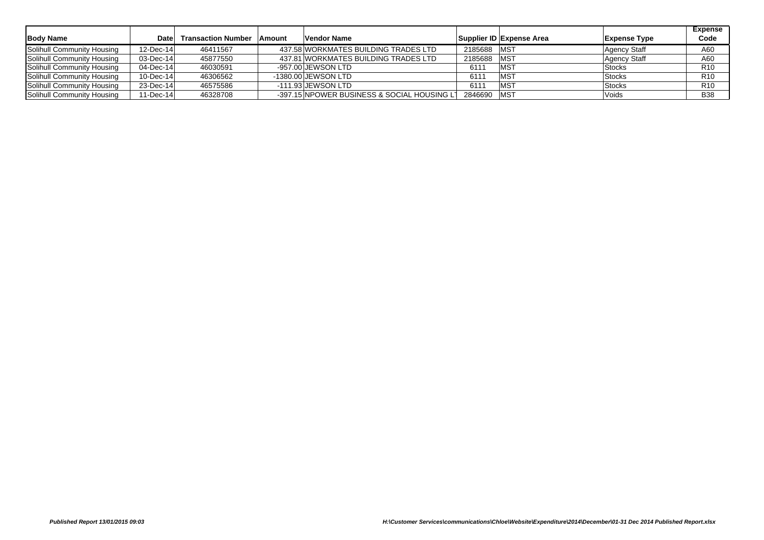| Body Name | Date | Transaction Number | Amount | Vendor Name | Supplier ID | Expense Area | Expense Type | Expense Code |
|---|---|---|---|---|---|---|---|---|
| Solihull Community Housing | 12-Dec-14 | 46411567 | 437.58 | WORKMATES BUILDING TRADES LTD | 2185688 | MST | Agency Staff | A60 |
| Solihull Community Housing | 03-Dec-14 | 45877550 | 437.81 | WORKMATES BUILDING TRADES LTD | 2185688 | MST | Agency Staff | A60 |
| Solihull Community Housing | 04-Dec-14 | 46030591 | -957.00 | JEWSON LTD | 6111 | MST | Stocks | R10 |
| Solihull Community Housing | 10-Dec-14 | 46306562 | -1380.00 | JEWSON LTD | 6111 | MST | Stocks | R10 |
| Solihull Community Housing | 23-Dec-14 | 46575586 | -111.93 | JEWSON LTD | 6111 | MST | Stocks | R10 |
| Solihull Community Housing | 11-Dec-14 | 46328708 | -397.15 | NPOWER BUSINESS & SOCIAL HOUSING LT | 2846690 | MST | Voids | B38 |

*Published Report 13/01/2015 09:03*

*H:\Customer Services\communications\Chloe\Website\Expenditure\2014\December\01-31 Dec 2014 Published Report.xlsx*